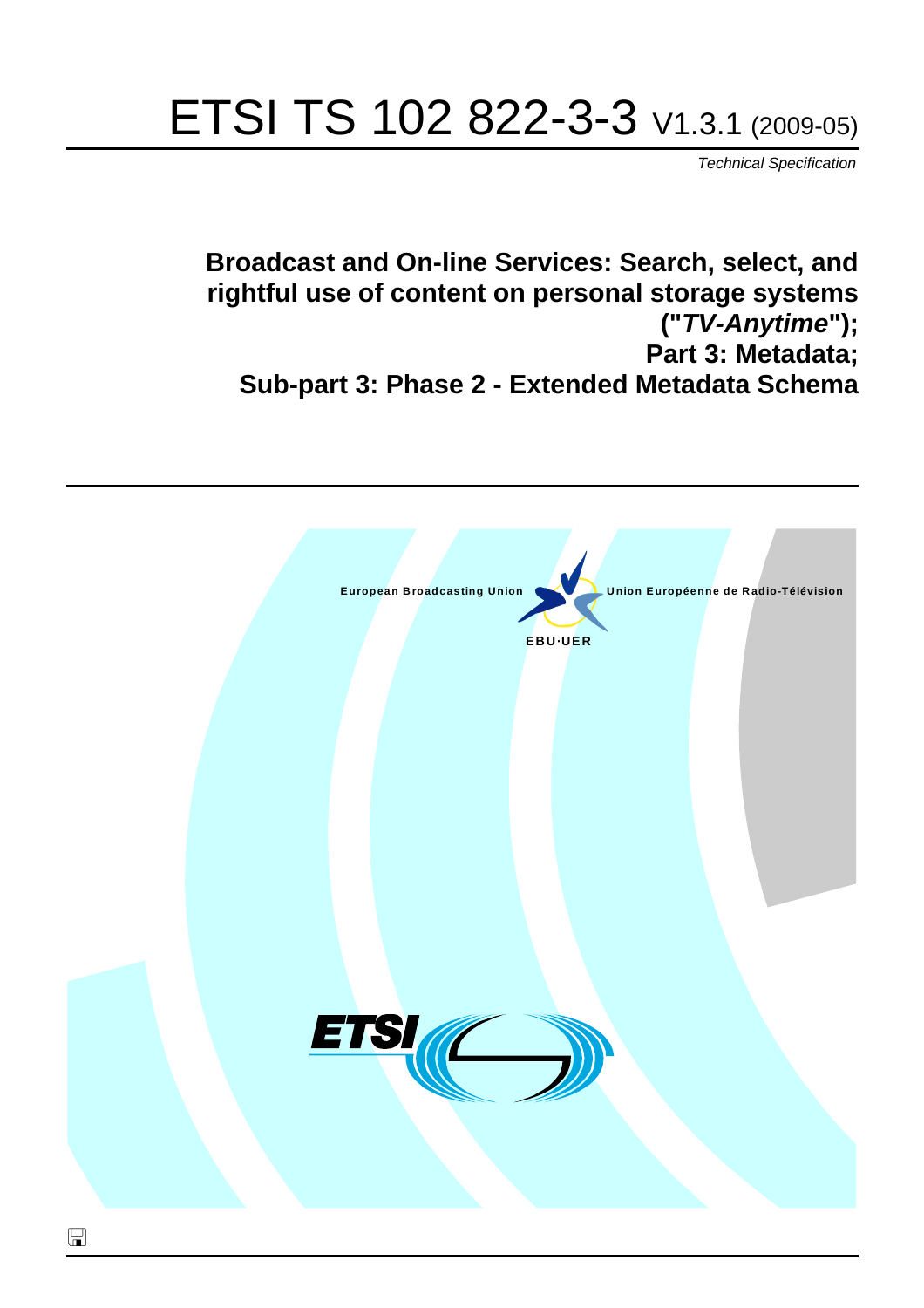# ETSI TS 102 822-3-3 V1.3.1 (2009-05)

*Technical Specification*

## Broadcast and On-line Services: Search, select, and rightful use of content on personal storage systems ("*TV-Anytime*"); Part 3: Metadata; Sub-part 3: Phase 2 - Extended Metadata Schema

European Broadcasting Union Union Européenne de Radio-Télévision

EBU·UER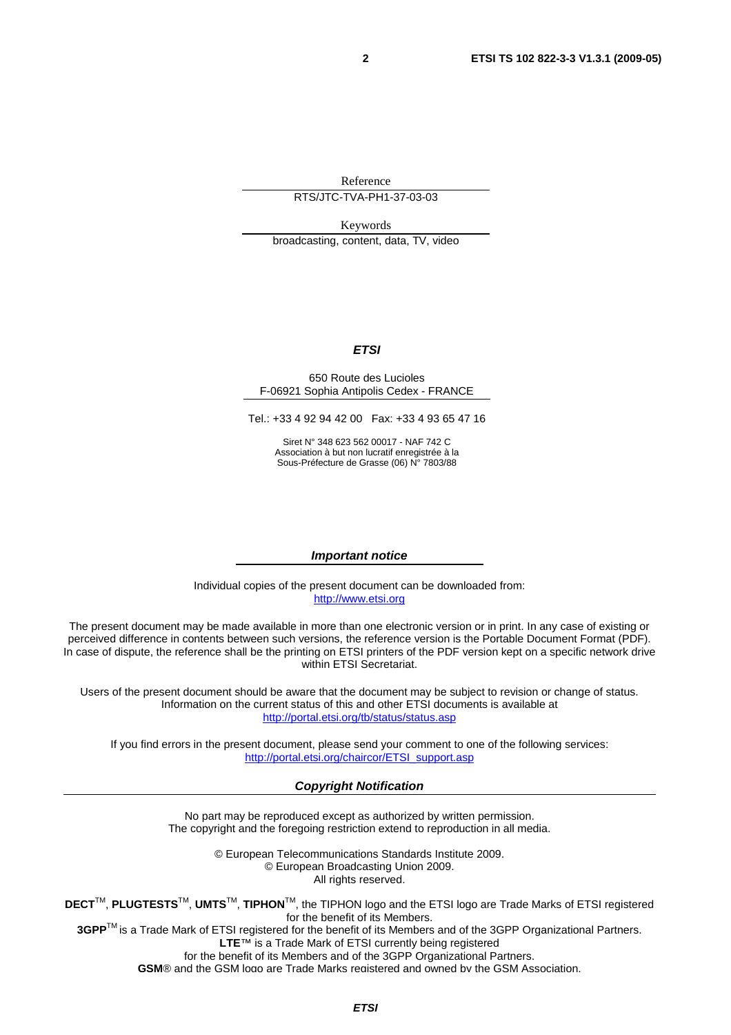Reference

RTS/JTC-TVA-PH1-37-03-03

Keywords

broadcasting, content, data, TV, video

***ETSI***

650 Route des Lucioles
F-06921 Sophia Antipolis Cedex - FRANCE

Tel.: +33 4 92 94 42 00 Fax: +33 4 93 65 47 16

Siret N° 348 623 562 00017 - NAF 742 C
Association à but non lucratif enregistrée à la
Sous-Préfecture de Grasse (06) N° 7803/88

***Important notice***

Individual copies of the present document can be downloaded from:
http://www.etsi.org

The present document may be made available in more than one electronic version or in print. In any case of existing or perceived difference in contents between such versions, the reference version is the Portable Document Format (PDF). In case of dispute, the reference shall be the printing on ETSI printers of the PDF version kept on a specific network drive within ETSI Secretariat.

Users of the present document should be aware that the document may be subject to revision or change of status. Information on the current status of this and other ETSI documents is available at
http://portal.etsi.org/tb/status/status.asp

If you find errors in the present document, please send your comment to one of the following services:
http://portal.etsi.org/chaircor/ETSI_support.asp

***Copyright Notification***

No part may be reproduced except as authorized by written permission.
The copyright and the foregoing restriction extend to reproduction in all media.

© European Telecommunications Standards Institute 2009.
© European Broadcasting Union 2009.
All rights reserved.

**DECT**™, **PLUGTESTS**™, **UMTS**™, **TIPHON**™, the TIPHON logo and the ETSI logo are Trade Marks of ETSI registered for the benefit of its Members.
**3GPP**™ is a Trade Mark of ETSI registered for the benefit of its Members and of the 3GPP Organizational Partners.
**LTE**™ is a Trade Mark of ETSI currently being registered
for the benefit of its Members and of the 3GPP Organizational Partners.
**GSM**® and the GSM logo are Trade Marks registered and owned by the GSM Association.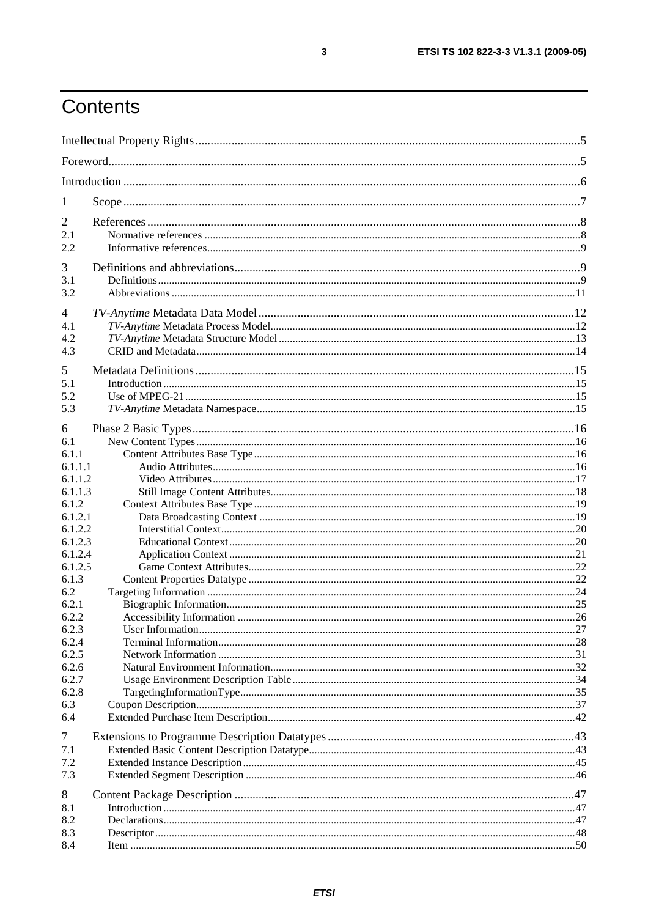# Contents

Intellectual Property Rights ....... 5

Foreword ....... 5

Introduction ....... 6

1 Scope ....... 7

2 References ....... 8
- 2.1 Normative references ....... 8
- 2.2 Informative references ....... 9

3 Definitions and abbreviations ....... 9
- 3.1 Definitions ....... 9
- 3.2 Abbreviations ....... 11

4 *TV-Anytime* Metadata Data Model ....... 12
- 4.1 *TV-Anytime* Metadata Process Model ....... 12
- 4.2 *TV-Anytime* Metadata Structure Model ....... 13
- 4.3 CRID and Metadata ....... 14

5 Metadata Definitions ....... 15
- 5.1 Introduction ....... 15
- 5.2 Use of MPEG-21 ....... 15
- 5.3 *TV-Anytime* Metadata Namespace ....... 15

6 Phase 2 Basic Types ....... 16
- 6.1 New Content Types ....... 16
- 6.1.1 Content Attributes Base Type ....... 16
- 6.1.1.1 Audio Attributes ....... 16
- 6.1.1.2 Video Attributes ....... 17
- 6.1.1.3 Still Image Content Attributes ....... 18
- 6.1.2 Context Attributes Base Type ....... 19
- 6.1.2.1 Data Broadcasting Context ....... 19
- 6.1.2.2 Interstitial Context ....... 20
- 6.1.2.3 Educational Context ....... 20
- 6.1.2.4 Application Context ....... 21
- 6.1.2.5 Game Context Attributes ....... 22
- 6.1.3 Content Properties Datatype ....... 22
- 6.2 Targeting Information ....... 24
- 6.2.1 Biographic Information ....... 25
- 6.2.2 Accessibility Information ....... 26
- 6.2.3 User Information ....... 27
- 6.2.4 Terminal Information ....... 28
- 6.2.5 Network Information ....... 31
- 6.2.6 Natural Environment Information ....... 32
- 6.2.7 Usage Environment Description Table ....... 34
- 6.2.8 TargetingInformationType ....... 35
- 6.3 Coupon Description ....... 37
- 6.4 Extended Purchase Item Description ....... 42

7 Extensions to Programme Description Datatypes ....... 43
- 7.1 Extended Basic Content Description Datatype ....... 43
- 7.2 Extended Instance Description ....... 45
- 7.3 Extended Segment Description ....... 46

8 Content Package Description ....... 47
- 8.1 Introduction ....... 47
- 8.2 Declarations ....... 47
- 8.3 Descriptor ....... 48
- 8.4 Item ....... 50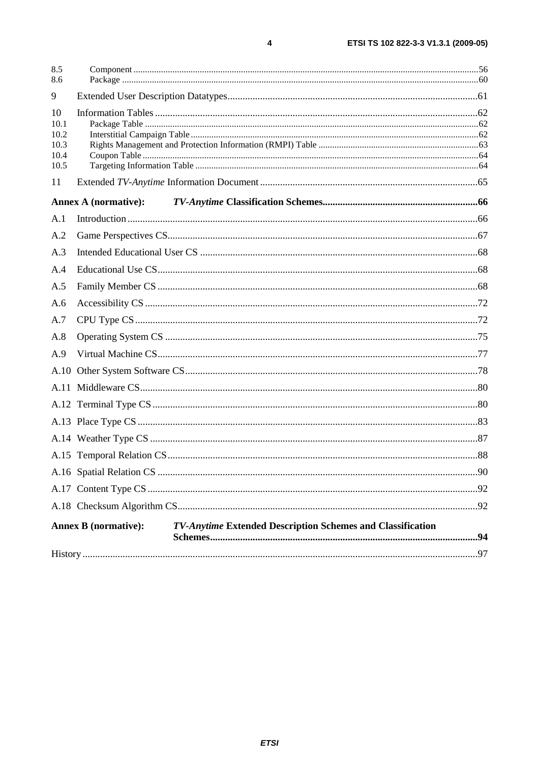8.5 Component ....................................................................................................................................................56
8.6 Package ........................................................................................................................................................60

9 Extended User Description Datatypes...................................................................................................61

10 Information Tables ................................................................................................................................62
10.1 Package Table ...............................................................................................................................................62
10.2 Interstitial Campaign Table ...........................................................................................................................62
10.3 Rights Management and Protection Information (RMPI) Table ......................................................................63
10.4 Coupon Table ................................................................................................................................................64
10.5 Targeting Information Table ..........................................................................................................................64

11 Extended *TV-Anytime* Information Document .......................................................................................65

**Annex A (normative): *TV-Anytime* Classification Schemes.............................................................66**

A.1 Introduction ...........................................................................................................................................66

A.2 Game Perspectives CS...........................................................................................................................67

A.3 Intended Educational User CS ..............................................................................................................68

A.4 Educational Use CS...............................................................................................................................68

A.5 Family Member CS ...............................................................................................................................68

A.6 Accessibility CS ....................................................................................................................................72

A.7 CPU Type CS ........................................................................................................................................72

A.8 Operating System CS ............................................................................................................................75

A.9 Virtual Machine CS...............................................................................................................................77

A.10 Other System Software CS....................................................................................................................78

A.11 Middleware CS......................................................................................................................................80

A.12 Terminal Type CS .................................................................................................................................80

A.13 Place Type CS .......................................................................................................................................83

A.14 Weather Type CS ..................................................................................................................................87

A.15 Temporal Relation CS...........................................................................................................................88

A.16 Spatial Relation CS ...............................................................................................................................90

A.17 Content Type CS ...................................................................................................................................92

A.18 Checksum Algorithm CS.......................................................................................................................92

**Annex B (normative): *TV-Anytime* Extended Description Schemes and Classification Schemes..........................................................................................................94**

History ............................................................................................................................................................97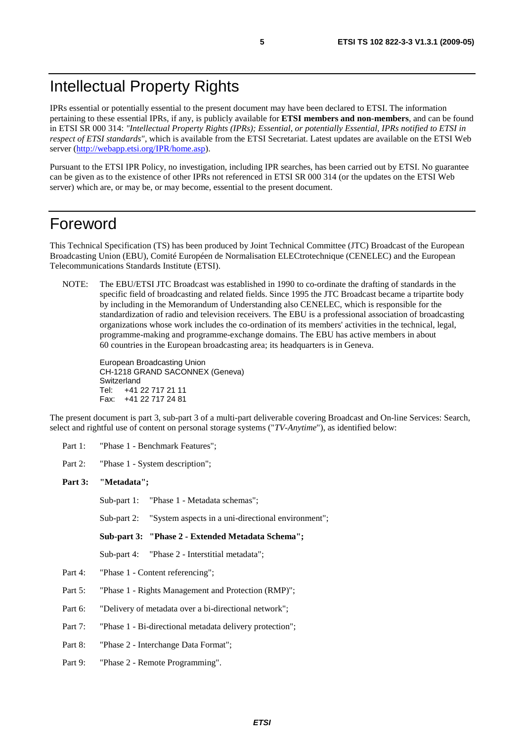# Intellectual Property Rights

IPRs essential or potentially essential to the present document may have been declared to ETSI. The information pertaining to these essential IPRs, if any, is publicly available for **ETSI members and non-members**, and can be found in ETSI SR 000 314: *"Intellectual Property Rights (IPRs); Essential, or potentially Essential, IPRs notified to ETSI in respect of ETSI standards"*, which is available from the ETSI Secretariat. Latest updates are available on the ETSI Web server (http://webapp.etsi.org/IPR/home.asp).

Pursuant to the ETSI IPR Policy, no investigation, including IPR searches, has been carried out by ETSI. No guarantee can be given as to the existence of other IPRs not referenced in ETSI SR 000 314 (or the updates on the ETSI Web server) which are, or may be, or may become, essential to the present document.

# Foreword

This Technical Specification (TS) has been produced by Joint Technical Committee (JTC) Broadcast of the European Broadcasting Union (EBU), Comité Européen de Normalisation ELECtrotechnique (CENELEC) and the European Telecommunications Standards Institute (ETSI).

NOTE: The EBU/ETSI JTC Broadcast was established in 1990 to co-ordinate the drafting of standards in the specific field of broadcasting and related fields. Since 1995 the JTC Broadcast became a tripartite body by including in the Memorandum of Understanding also CENELEC, which is responsible for the standardization of radio and television receivers. The EBU is a professional association of broadcasting organizations whose work includes the co-ordination of its members' activities in the technical, legal, programme-making and programme-exchange domains. The EBU has active members in about 60 countries in the European broadcasting area; its headquarters is in Geneva.

European Broadcasting Union
CH-1218 GRAND SACONNEX (Geneva)
Switzerland
Tel: +41 22 717 21 11
Fax: +41 22 717 24 81

The present document is part 3, sub-part 3 of a multi-part deliverable covering Broadcast and On-line Services: Search, select and rightful use of content on personal storage systems ("*TV-Anytime*"), as identified below:

Part 1: "Phase 1 - Benchmark Features";

Part 2: "Phase 1 - System description";

**Part 3: "Metadata";**

Sub-part 1: "Phase 1 - Metadata schemas";

Sub-part 2: "System aspects in a uni-directional environment";

**Sub-part 3: "Phase 2 - Extended Metadata Schema";**

Sub-part 4: "Phase 2 - Interstitial metadata";

Part 4: "Phase 1 - Content referencing";

Part 5: "Phase 1 - Rights Management and Protection (RMP)";

Part 6: "Delivery of metadata over a bi-directional network";

Part 7: "Phase 1 - Bi-directional metadata delivery protection";

Part 8: "Phase 2 - Interchange Data Format";

Part 9: "Phase 2 - Remote Programming".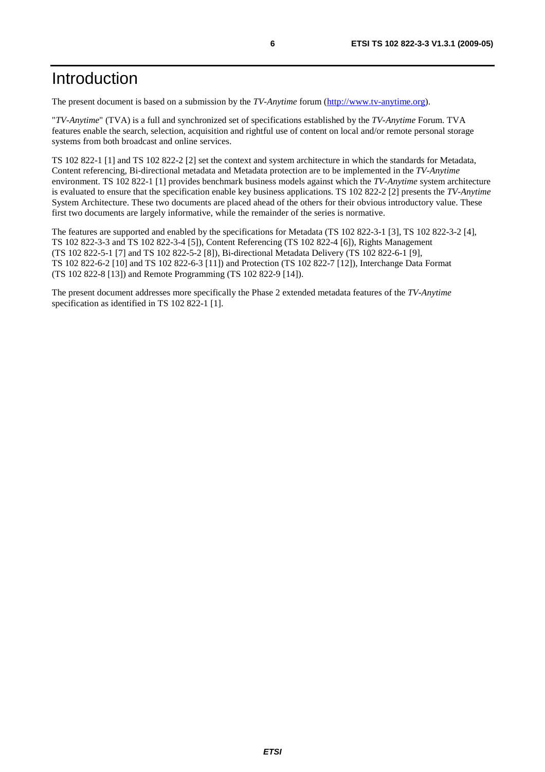# Introduction

The present document is based on a submission by the *TV-Anytime* forum (http://www.tv-anytime.org).

"*TV-Anytime*" (TVA) is a full and synchronized set of specifications established by the *TV-Anytime* Forum. TVA features enable the search, selection, acquisition and rightful use of content on local and/or remote personal storage systems from both broadcast and online services.

TS 102 822-1 [1] and TS 102 822-2 [2] set the context and system architecture in which the standards for Metadata, Content referencing, Bi-directional metadata and Metadata protection are to be implemented in the *TV-Anytime* environment. TS 102 822-1 [1] provides benchmark business models against which the *TV-Anytime* system architecture is evaluated to ensure that the specification enable key business applications. TS 102 822-2 [2] presents the *TV-Anytime* System Architecture. These two documents are placed ahead of the others for their obvious introductory value. These first two documents are largely informative, while the remainder of the series is normative.

The features are supported and enabled by the specifications for Metadata (TS 102 822-3-1 [3], TS 102 822-3-2 [4], TS 102 822-3-3 and TS 102 822-3-4 [5]), Content Referencing (TS 102 822-4 [6]), Rights Management (TS 102 822-5-1 [7] and TS 102 822-5-2 [8]), Bi-directional Metadata Delivery (TS 102 822-6-1 [9], TS 102 822-6-2 [10] and TS 102 822-6-3 [11]) and Protection (TS 102 822-7 [12]), Interchange Data Format (TS 102 822-8 [13]) and Remote Programming (TS 102 822-9 [14]).

The present document addresses more specifically the Phase 2 extended metadata features of the *TV-Anytime* specification as identified in TS 102 822-1 [1].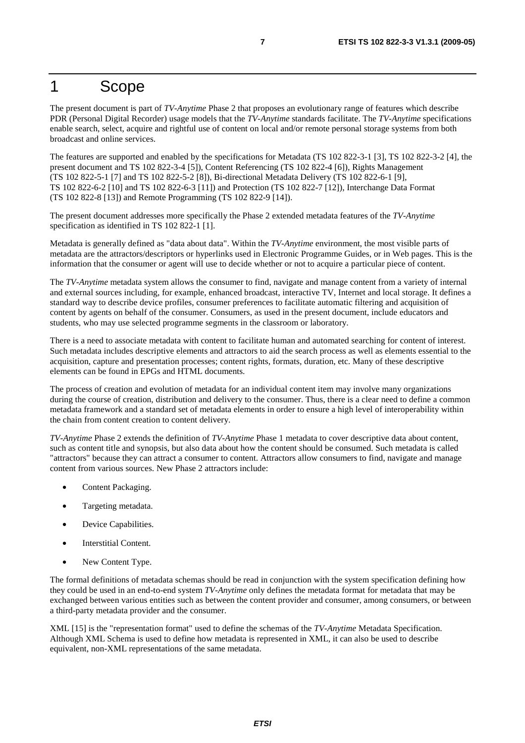# 1 Scope

The present document is part of *TV-Anytime* Phase 2 that proposes an evolutionary range of features which describe PDR (Personal Digital Recorder) usage models that the *TV-Anytime* standards facilitate. The *TV-Anytime* specifications enable search, select, acquire and rightful use of content on local and/or remote personal storage systems from both broadcast and online services.

The features are supported and enabled by the specifications for Metadata (TS 102 822-3-1 [3], TS 102 822-3-2 [4], the present document and TS 102 822-3-4 [5]), Content Referencing (TS 102 822-4 [6]), Rights Management (TS 102 822-5-1 [7] and TS 102 822-5-2 [8]), Bi-directional Metadata Delivery (TS 102 822-6-1 [9], TS 102 822-6-2 [10] and TS 102 822-6-3 [11]) and Protection (TS 102 822-7 [12]), Interchange Data Format (TS 102 822-8 [13]) and Remote Programming (TS 102 822-9 [14]).

The present document addresses more specifically the Phase 2 extended metadata features of the *TV-Anytime* specification as identified in TS 102 822-1 [1].

Metadata is generally defined as "data about data". Within the *TV-Anytime* environment, the most visible parts of metadata are the attractors/descriptors or hyperlinks used in Electronic Programme Guides, or in Web pages. This is the information that the consumer or agent will use to decide whether or not to acquire a particular piece of content.

The *TV-Anytime* metadata system allows the consumer to find, navigate and manage content from a variety of internal and external sources including, for example, enhanced broadcast, interactive TV, Internet and local storage. It defines a standard way to describe device profiles, consumer preferences to facilitate automatic filtering and acquisition of content by agents on behalf of the consumer. Consumers, as used in the present document, include educators and students, who may use selected programme segments in the classroom or laboratory.

There is a need to associate metadata with content to facilitate human and automated searching for content of interest. Such metadata includes descriptive elements and attractors to aid the search process as well as elements essential to the acquisition, capture and presentation processes; content rights, formats, duration, etc. Many of these descriptive elements can be found in EPGs and HTML documents.

The process of creation and evolution of metadata for an individual content item may involve many organizations during the course of creation, distribution and delivery to the consumer. Thus, there is a clear need to define a common metadata framework and a standard set of metadata elements in order to ensure a high level of interoperability within the chain from content creation to content delivery.

*TV-Anytime* Phase 2 extends the definition of *TV-Anytime* Phase 1 metadata to cover descriptive data about content, such as content title and synopsis, but also data about how the content should be consumed. Such metadata is called "attractors" because they can attract a consumer to content. Attractors allow consumers to find, navigate and manage content from various sources. New Phase 2 attractors include:

- Content Packaging.
- Targeting metadata.
- Device Capabilities.
- Interstitial Content.
- New Content Type.

The formal definitions of metadata schemas should be read in conjunction with the system specification defining how they could be used in an end-to-end system *TV-Anytime* only defines the metadata format for metadata that may be exchanged between various entities such as between the content provider and consumer, among consumers, or between a third-party metadata provider and the consumer.

XML [15] is the "representation format" used to define the schemas of the *TV-Anytime* Metadata Specification. Although XML Schema is used to define how metadata is represented in XML, it can also be used to describe equivalent, non-XML representations of the same metadata.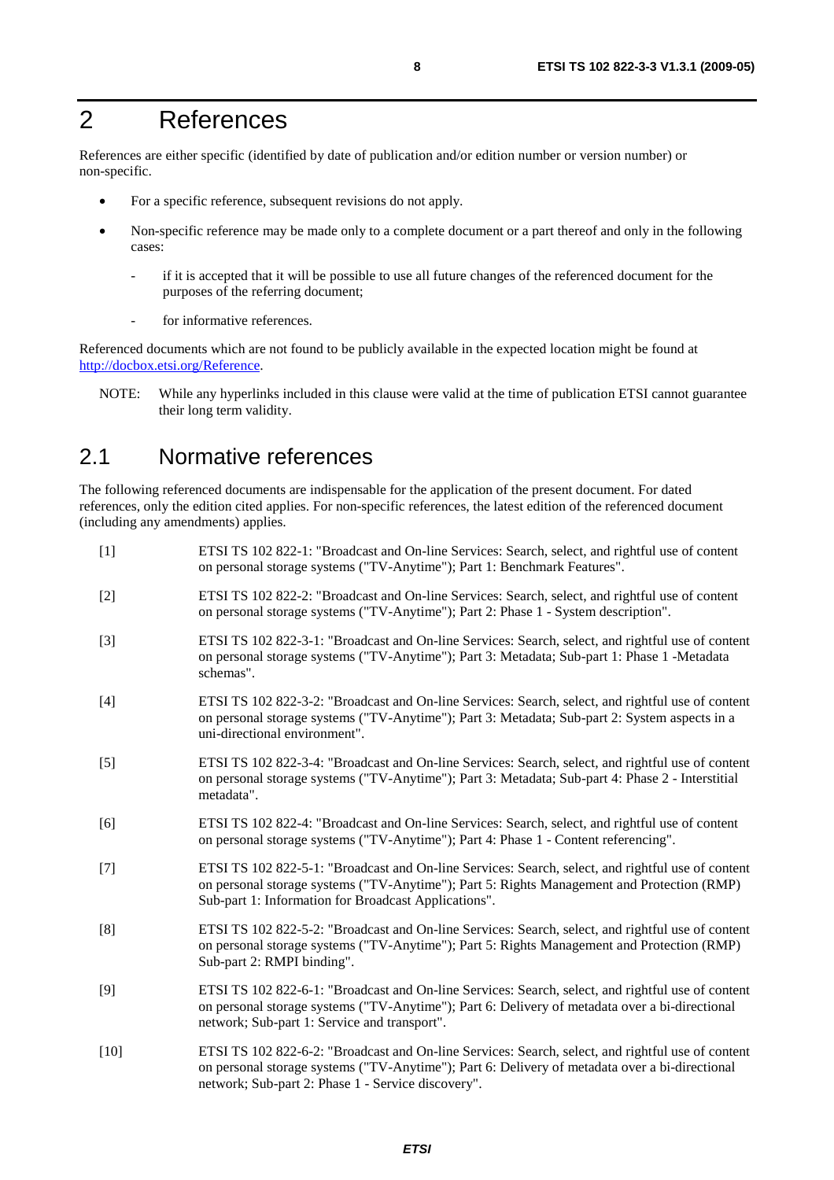# 2 References

References are either specific (identified by date of publication and/or edition number or version number) or non-specific.

- For a specific reference, subsequent revisions do not apply.
- Non-specific reference may be made only to a complete document or a part thereof and only in the following cases:
  - if it is accepted that it will be possible to use all future changes of the referenced document for the purposes of the referring document;
  - for informative references.

Referenced documents which are not found to be publicly available in the expected location might be found at http://docbox.etsi.org/Reference.

NOTE: While any hyperlinks included in this clause were valid at the time of publication ETSI cannot guarantee their long term validity.

## 2.1 Normative references

The following referenced documents are indispensable for the application of the present document. For dated references, only the edition cited applies. For non-specific references, the latest edition of the referenced document (including any amendments) applies.

[1] ETSI TS 102 822-1: "Broadcast and On-line Services: Search, select, and rightful use of content on personal storage systems ("TV-Anytime"); Part 1: Benchmark Features".

[2] ETSI TS 102 822-2: "Broadcast and On-line Services: Search, select, and rightful use of content on personal storage systems ("TV-Anytime"); Part 2: Phase 1 - System description".

[3] ETSI TS 102 822-3-1: "Broadcast and On-line Services: Search, select, and rightful use of content on personal storage systems ("TV-Anytime"); Part 3: Metadata; Sub-part 1: Phase 1 -Metadata schemas".

[4] ETSI TS 102 822-3-2: "Broadcast and On-line Services: Search, select, and rightful use of content on personal storage systems ("TV-Anytime"); Part 3: Metadata; Sub-part 2: System aspects in a uni-directional environment".

[5] ETSI TS 102 822-3-4: "Broadcast and On-line Services: Search, select, and rightful use of content on personal storage systems ("TV-Anytime"); Part 3: Metadata; Sub-part 4: Phase 2 - Interstitial metadata".

[6] ETSI TS 102 822-4: "Broadcast and On-line Services: Search, select, and rightful use of content on personal storage systems ("TV-Anytime"); Part 4: Phase 1 - Content referencing".

[7] ETSI TS 102 822-5-1: "Broadcast and On-line Services: Search, select, and rightful use of content on personal storage systems ("TV-Anytime"); Part 5: Rights Management and Protection (RMP) Sub-part 1: Information for Broadcast Applications".

[8] ETSI TS 102 822-5-2: "Broadcast and On-line Services: Search, select, and rightful use of content on personal storage systems ("TV-Anytime"); Part 5: Rights Management and Protection (RMP) Sub-part 2: RMPI binding".

[9] ETSI TS 102 822-6-1: "Broadcast and On-line Services: Search, select, and rightful use of content on personal storage systems ("TV-Anytime"); Part 6: Delivery of metadata over a bi-directional network; Sub-part 1: Service and transport".

[10] ETSI TS 102 822-6-2: "Broadcast and On-line Services: Search, select, and rightful use of content on personal storage systems ("TV-Anytime"); Part 6: Delivery of metadata over a bi-directional network; Sub-part 2: Phase 1 - Service discovery".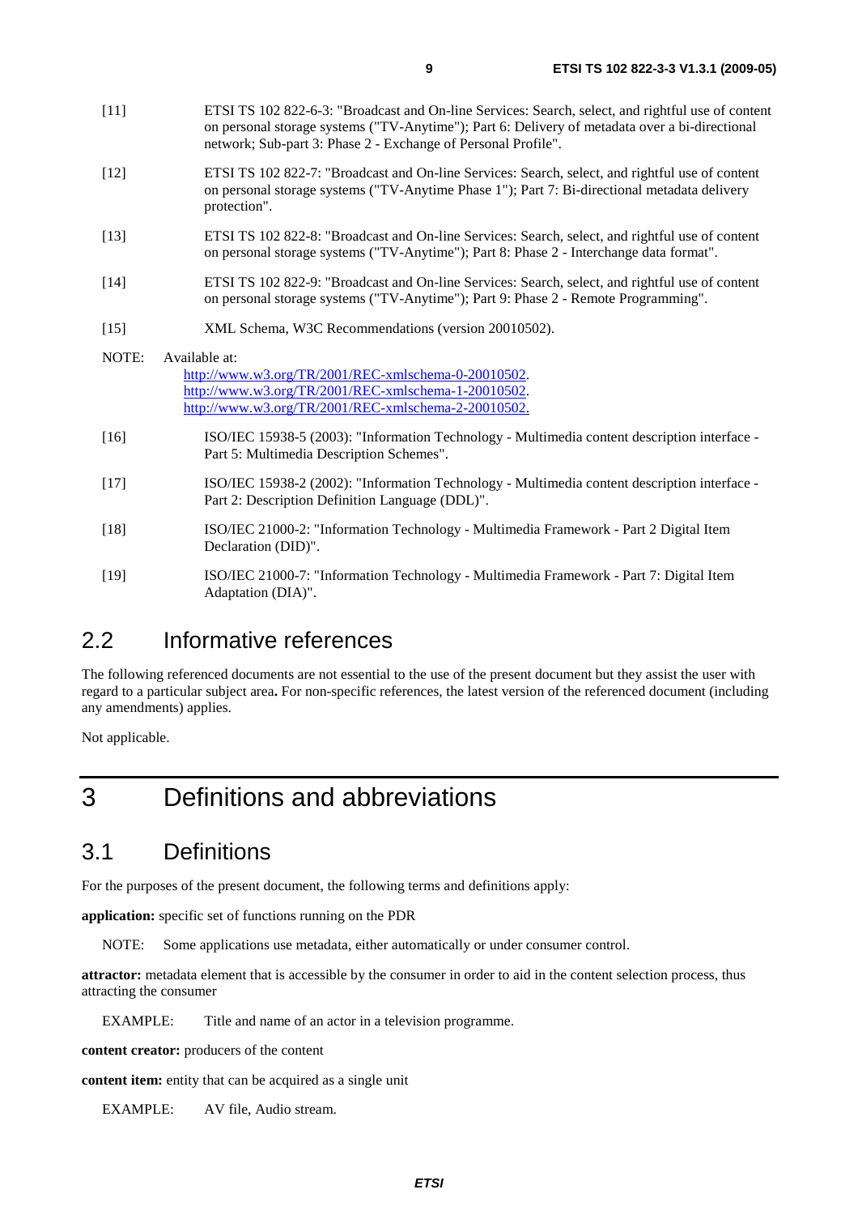[11] ETSI TS 102 822-6-3: "Broadcast and On-line Services: Search, select, and rightful use of content on personal storage systems ("TV-Anytime"); Part 6: Delivery of metadata over a bi-directional network; Sub-part 3: Phase 2 - Exchange of Personal Profile".

[12] ETSI TS 102 822-7: "Broadcast and On-line Services: Search, select, and rightful use of content on personal storage systems ("TV-Anytime Phase 1"); Part 7: Bi-directional metadata delivery protection".

[13] ETSI TS 102 822-8: "Broadcast and On-line Services: Search, select, and rightful use of content on personal storage systems ("TV-Anytime"); Part 8: Phase 2 - Interchange data format".

[14] ETSI TS 102 822-9: "Broadcast and On-line Services: Search, select, and rightful use of content on personal storage systems ("TV-Anytime"); Part 9: Phase 2 - Remote Programming".

[15] XML Schema, W3C Recommendations (version 20010502).

NOTE: Available at:
http://www.w3.org/TR/2001/REC-xmlschema-0-20010502.
http://www.w3.org/TR/2001/REC-xmlschema-1-20010502.
http://www.w3.org/TR/2001/REC-xmlschema-2-20010502.

[16] ISO/IEC 15938-5 (2003): "Information Technology - Multimedia content description interface - Part 5: Multimedia Description Schemes".

[17] ISO/IEC 15938-2 (2002): "Information Technology - Multimedia content description interface - Part 2: Description Definition Language (DDL)".

[18] ISO/IEC 21000-2: "Information Technology - Multimedia Framework - Part 2 Digital Item Declaration (DID)".

[19] ISO/IEC 21000-7: "Information Technology - Multimedia Framework - Part 7: Digital Item Adaptation (DIA)".

## 2.2 Informative references

The following referenced documents are not essential to the use of the present document but they assist the user with regard to a particular subject area**.** For non-specific references, the latest version of the referenced document (including any amendments) applies.

Not applicable.

# 3 Definitions and abbreviations

## 3.1 Definitions

For the purposes of the present document, the following terms and definitions apply:

**application:** specific set of functions running on the PDR

NOTE: Some applications use metadata, either automatically or under consumer control.

**attractor:** metadata element that is accessible by the consumer in order to aid in the content selection process, thus attracting the consumer

EXAMPLE: Title and name of an actor in a television programme.

**content creator:** producers of the content

**content item:** entity that can be acquired as a single unit

EXAMPLE: AV file, Audio stream.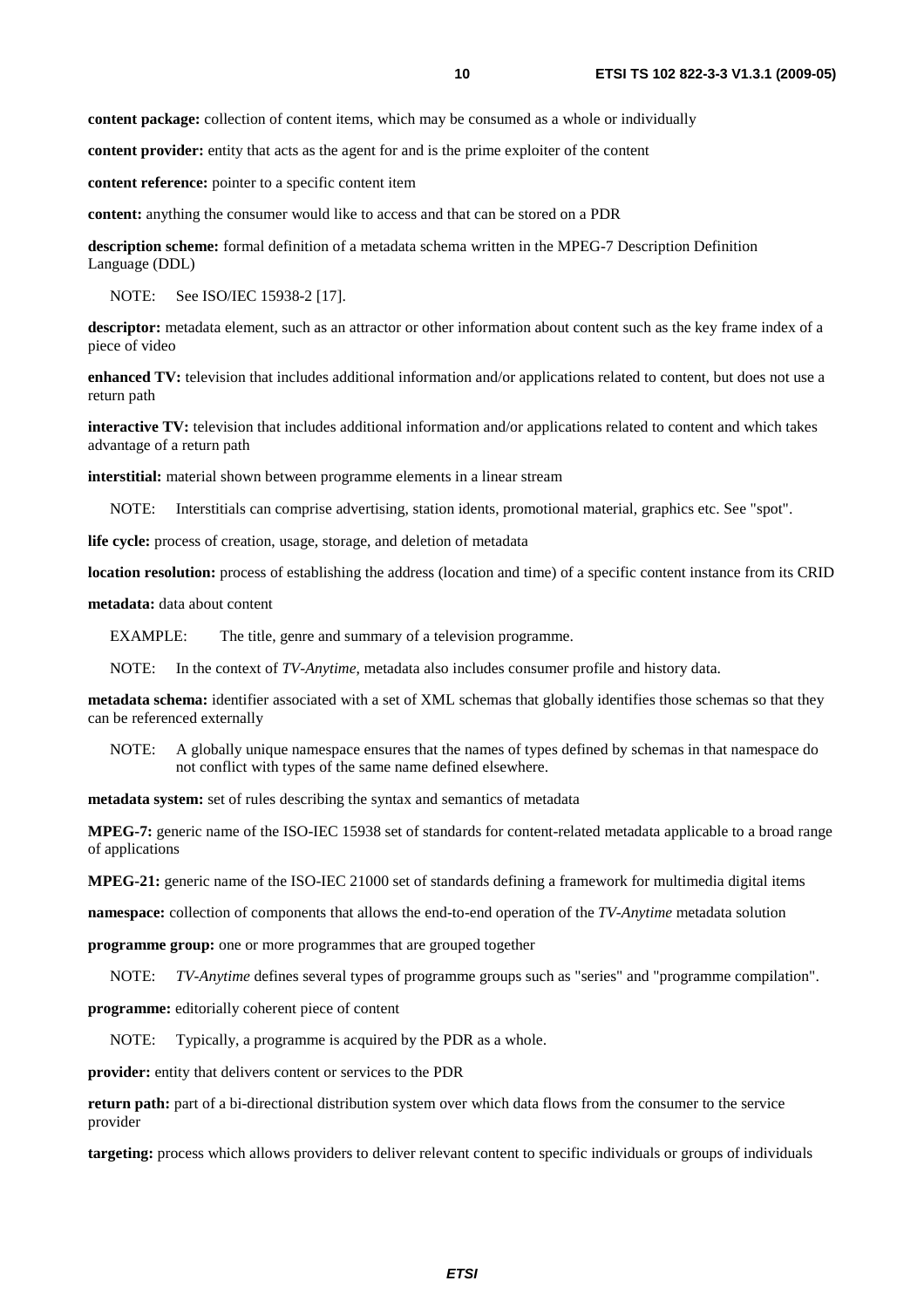**content package:** collection of content items, which may be consumed as a whole or individually

**content provider:** entity that acts as the agent for and is the prime exploiter of the content

**content reference:** pointer to a specific content item

**content:** anything the consumer would like to access and that can be stored on a PDR

**description scheme:** formal definition of a metadata schema written in the MPEG-7 Description Definition Language (DDL)

NOTE: See ISO/IEC 15938-2 [17].

**descriptor:** metadata element, such as an attractor or other information about content such as the key frame index of a piece of video

**enhanced TV:** television that includes additional information and/or applications related to content, but does not use a return path

**interactive TV:** television that includes additional information and/or applications related to content and which takes advantage of a return path

**interstitial:** material shown between programme elements in a linear stream

NOTE: Interstitials can comprise advertising, station idents, promotional material, graphics etc. See "spot".

**life cycle:** process of creation, usage, storage, and deletion of metadata

**location resolution:** process of establishing the address (location and time) of a specific content instance from its CRID

**metadata:** data about content

EXAMPLE: The title, genre and summary of a television programme.

NOTE: In the context of *TV-Anytime*, metadata also includes consumer profile and history data.

**metadata schema:** identifier associated with a set of XML schemas that globally identifies those schemas so that they can be referenced externally

NOTE: A globally unique namespace ensures that the names of types defined by schemas in that namespace do not conflict with types of the same name defined elsewhere.

**metadata system:** set of rules describing the syntax and semantics of metadata

**MPEG-7:** generic name of the ISO-IEC 15938 set of standards for content-related metadata applicable to a broad range of applications

**MPEG-21:** generic name of the ISO-IEC 21000 set of standards defining a framework for multimedia digital items

**namespace:** collection of components that allows the end-to-end operation of the *TV-Anytime* metadata solution

**programme group:** one or more programmes that are grouped together

NOTE: *TV-Anytime* defines several types of programme groups such as "series" and "programme compilation".

**programme:** editorially coherent piece of content

NOTE: Typically, a programme is acquired by the PDR as a whole.

**provider:** entity that delivers content or services to the PDR

**return path:** part of a bi-directional distribution system over which data flows from the consumer to the service provider

**targeting:** process which allows providers to deliver relevant content to specific individuals or groups of individuals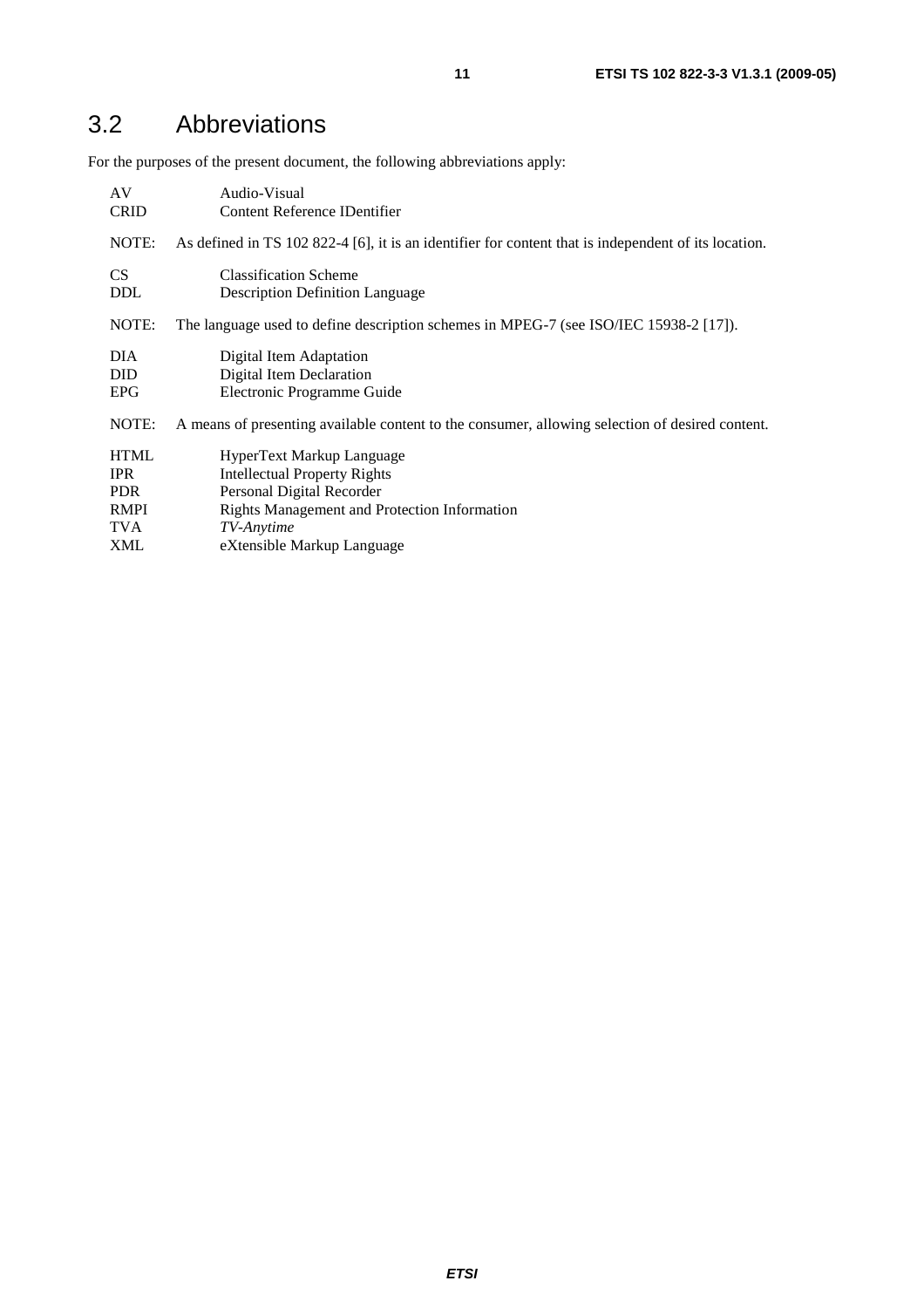## 3.2 Abbreviations

For the purposes of the present document, the following abbreviations apply:

AV Audio-Visual
CRID Content Reference IDentifier

NOTE: As defined in TS 102 822-4 [6], it is an identifier for content that is independent of its location.

CS Classification Scheme
DDL Description Definition Language

NOTE: The language used to define description schemes in MPEG-7 (see ISO/IEC 15938-2 [17]).

DIA Digital Item Adaptation
DID Digital Item Declaration
EPG Electronic Programme Guide

NOTE: A means of presenting available content to the consumer, allowing selection of desired content.

HTML HyperText Markup Language
IPR Intellectual Property Rights
PDR Personal Digital Recorder
RMPI Rights Management and Protection Information
TVA *TV-Anytime*
XML eXtensible Markup Language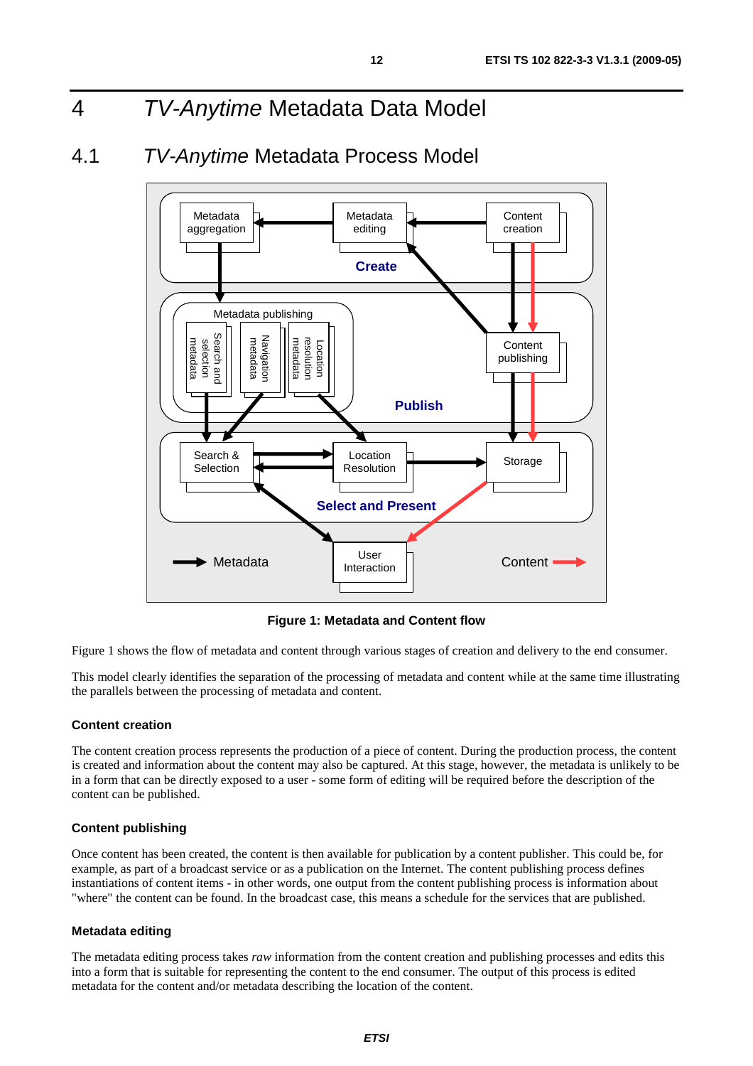# 4 *TV-Anytime* Metadata Data Model

## 4.1 *TV-Anytime* Metadata Process Model

**Figure 1: Metadata and Content flow**

Figure 1 shows the flow of metadata and content through various stages of creation and delivery to the end consumer.

This model clearly identifies the separation of the processing of metadata and content while at the same time illustrating the parallels between the processing of metadata and content.

#### Content creation

The content creation process represents the production of a piece of content. During the production process, the content is created and information about the content may also be captured. At this stage, however, the metadata is unlikely to be in a form that can be directly exposed to a user - some form of editing will be required before the description of the content can be published.

#### Content publishing

Once content has been created, the content is then available for publication by a content publisher. This could be, for example, as part of a broadcast service or as a publication on the Internet. The content publishing process defines instantiations of content items - in other words, one output from the content publishing process is information about "where" the content can be found. In the broadcast case, this means a schedule for the services that are published.

#### Metadata editing

The metadata editing process takes *raw* information from the content creation and publishing processes and edits this into a form that is suitable for representing the content to the end consumer. The output of this process is edited metadata for the content and/or metadata describing the location of the content.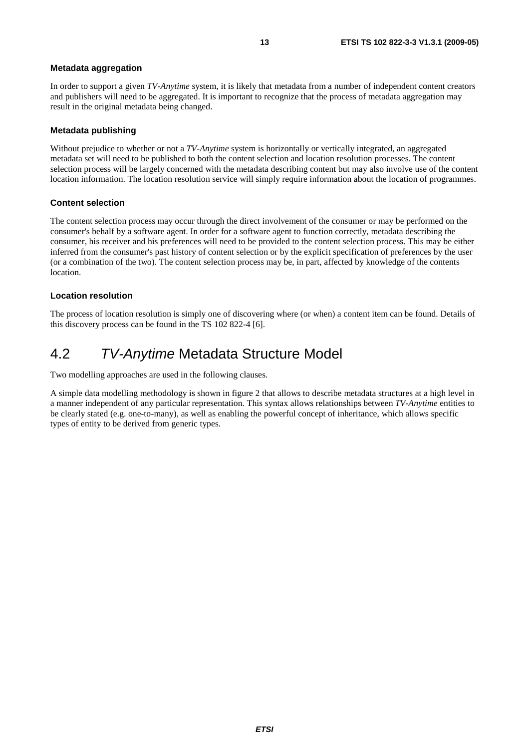#### Metadata aggregation

In order to support a given *TV-Anytime* system, it is likely that metadata from a number of independent content creators and publishers will need to be aggregated. It is important to recognize that the process of metadata aggregation may result in the original metadata being changed.

#### Metadata publishing

Without prejudice to whether or not a *TV-Anytime* system is horizontally or vertically integrated, an aggregated metadata set will need to be published to both the content selection and location resolution processes. The content selection process will be largely concerned with the metadata describing content but may also involve use of the content location information. The location resolution service will simply require information about the location of programmes.

#### Content selection

The content selection process may occur through the direct involvement of the consumer or may be performed on the consumer's behalf by a software agent. In order for a software agent to function correctly, metadata describing the consumer, his receiver and his preferences will need to be provided to the content selection process. This may be either inferred from the consumer's past history of content selection or by the explicit specification of preferences by the user (or a combination of the two). The content selection process may be, in part, affected by knowledge of the contents location.

#### Location resolution

The process of location resolution is simply one of discovering where (or when) a content item can be found. Details of this discovery process can be found in the TS 102 822-4 [6].

## 4.2 *TV-Anytime* Metadata Structure Model

Two modelling approaches are used in the following clauses.

A simple data modelling methodology is shown in figure 2 that allows to describe metadata structures at a high level in a manner independent of any particular representation. This syntax allows relationships between *TV-Anytime* entities to be clearly stated (e.g. one-to-many), as well as enabling the powerful concept of inheritance, which allows specific types of entity to be derived from generic types.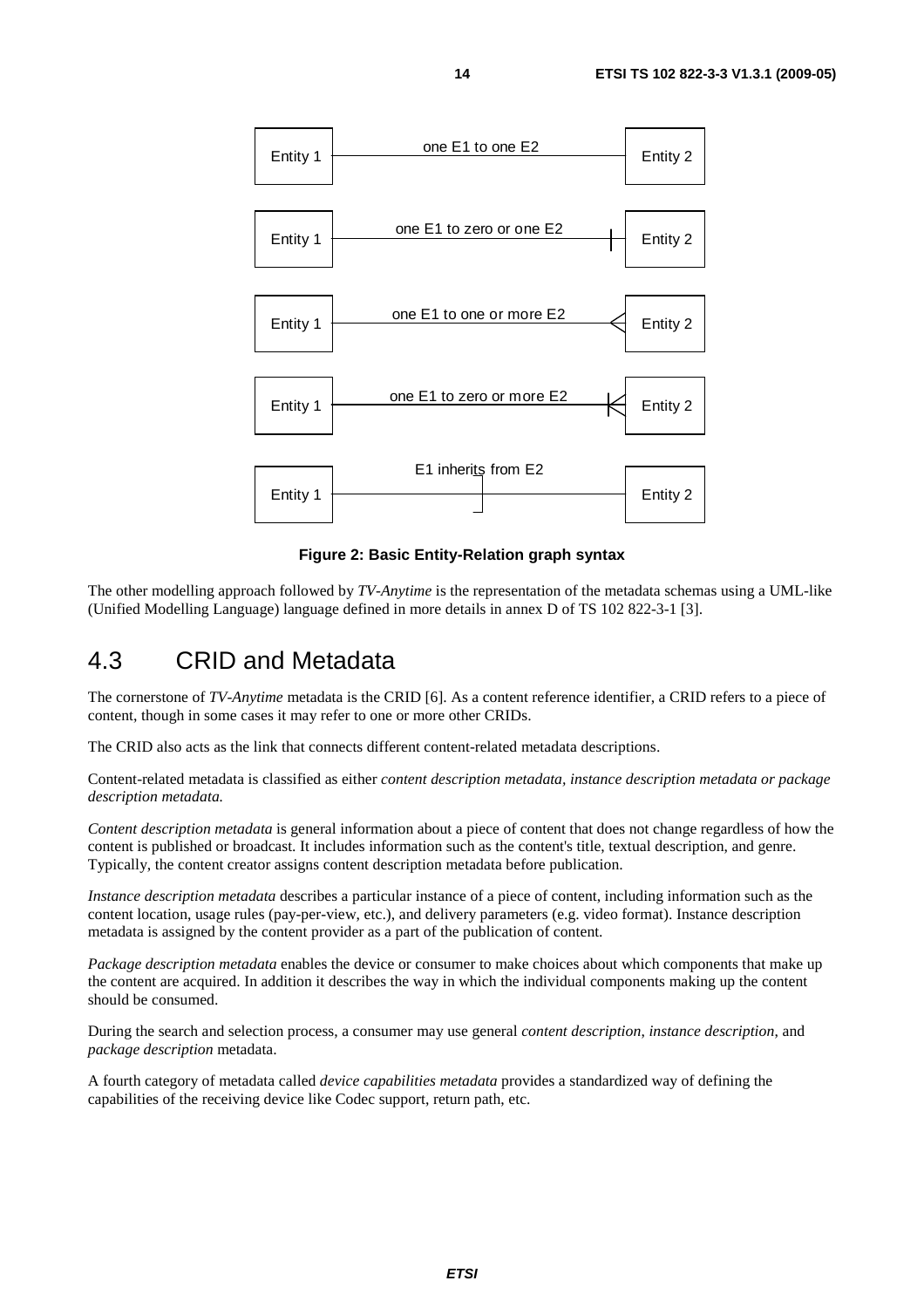| Entity 1 | one E1 to one E2 | Entity 2 |
| --- | --- | --- |
| Entity 1 | one E1 to zero or one E2 | Entity 2 |
| Entity 1 | one E1 to one or more E2 | Entity 2 |
| Entity 1 | one E1 to zero or more E2 | Entity 2 |
| Entity 1 | E1 inherits from E2 | Entity 2 |

**Figure 2: Basic Entity-Relation graph syntax**

The other modelling approach followed by *TV-Anytime* is the representation of the metadata schemas using a UML-like (Unified Modelling Language) language defined in more details in annex D of TS 102 822-3-1 [3].

## 4.3 CRID and Metadata

The cornerstone of *TV-Anytime* metadata is the CRID [6]. As a content reference identifier, a CRID refers to a piece of content, though in some cases it may refer to one or more other CRIDs.

The CRID also acts as the link that connects different content-related metadata descriptions.

Content-related metadata is classified as either *content description metadata, instance description metadata or package description metadata.*

*Content description metadata* is general information about a piece of content that does not change regardless of how the content is published or broadcast. It includes information such as the content's title, textual description, and genre. Typically, the content creator assigns content description metadata before publication.

*Instance description metadata* describes a particular instance of a piece of content, including information such as the content location, usage rules (pay-per-view, etc.), and delivery parameters (e.g. video format). Instance description metadata is assigned by the content provider as a part of the publication of content.

*Package description metadata* enables the device or consumer to make choices about which components that make up the content are acquired. In addition it describes the way in which the individual components making up the content should be consumed.

During the search and selection process, a consumer may use general *content description*, *instance description*, and *package description* metadata.

A fourth category of metadata called *device capabilities metadata* provides a standardized way of defining the capabilities of the receiving device like Codec support, return path, etc.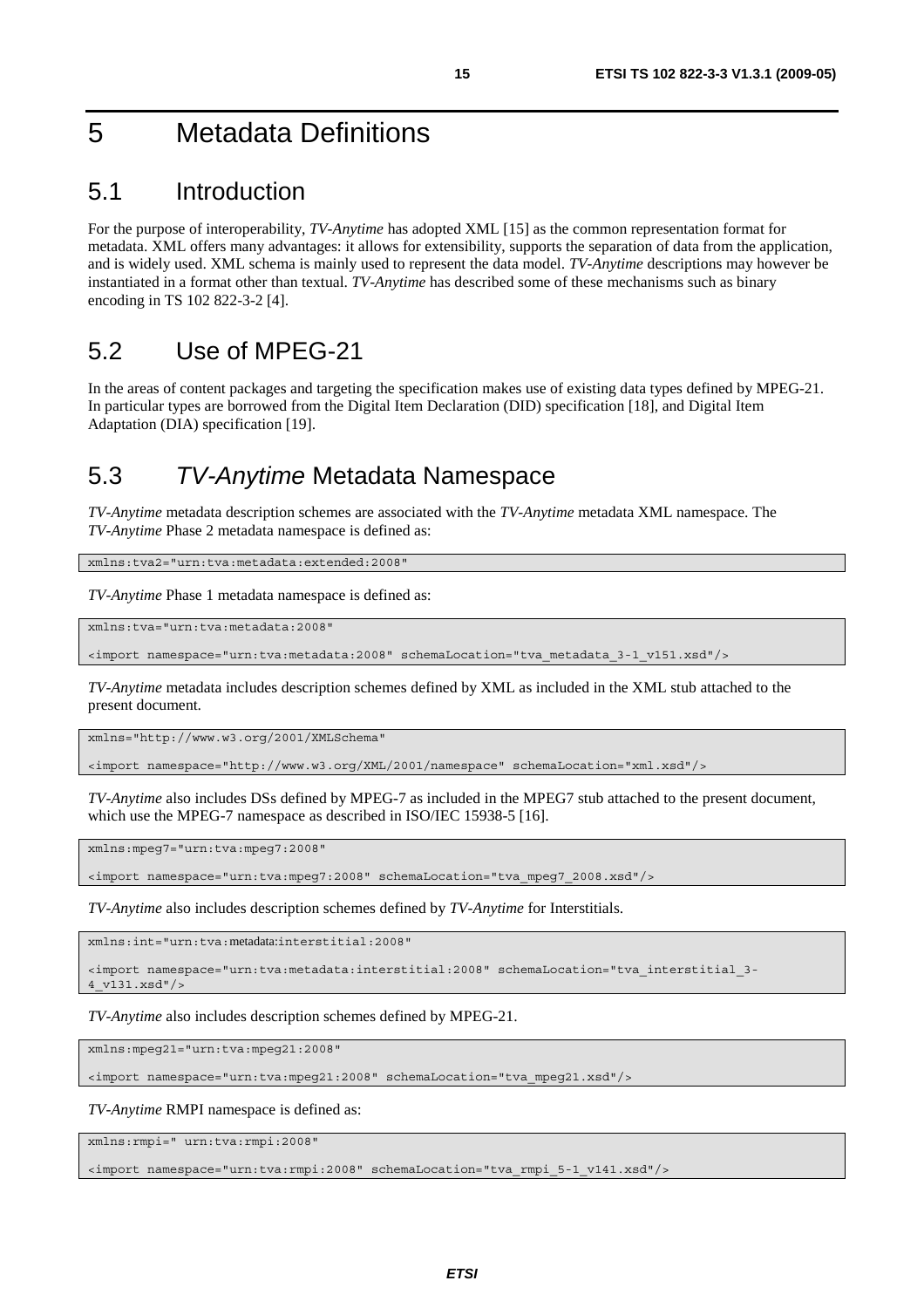# 5 Metadata Definitions

## 5.1 Introduction

For the purpose of interoperability, *TV-Anytime* has adopted XML [15] as the common representation format for metadata. XML offers many advantages: it allows for extensibility, supports the separation of data from the application, and is widely used. XML schema is mainly used to represent the data model. *TV-Anytime* descriptions may however be instantiated in a format other than textual. *TV-Anytime* has described some of these mechanisms such as binary encoding in TS 102 822-3-2 [4].

## 5.2 Use of MPEG-21

In the areas of content packages and targeting the specification makes use of existing data types defined by MPEG-21. In particular types are borrowed from the Digital Item Declaration (DID) specification [18], and Digital Item Adaptation (DIA) specification [19].

## 5.3 *TV-Anytime* Metadata Namespace

*TV-Anytime* metadata description schemes are associated with the *TV-Anytime* metadata XML namespace. The *TV-Anytime* Phase 2 metadata namespace is defined as:

```
xmlns:tva2="urn:tva:metadata:extended:2008"
```

*TV-Anytime* Phase 1 metadata namespace is defined as:

```
xmlns:tva="urn:tva:metadata:2008"

<import namespace="urn:tva:metadata:2008" schemaLocation="tva_metadata_3-1_v151.xsd"/>
```

*TV-Anytime* metadata includes description schemes defined by XML as included in the XML stub attached to the present document.

```
xmlns="http://www.w3.org/2001/XMLSchema"

<import namespace="http://www.w3.org/XML/2001/namespace" schemaLocation="xml.xsd"/>
```

*TV-Anytime* also includes DSs defined by MPEG-7 as included in the MPEG7 stub attached to the present document, which use the MPEG-7 namespace as described in ISO/IEC 15938-5 [16].

```
xmlns:mpeg7="urn:tva:mpeg7:2008"

<import namespace="urn:tva:mpeg7:2008" schemaLocation="tva_mpeg7_2008.xsd"/>
```

*TV-Anytime* also includes description schemes defined by *TV-Anytime* for Interstitials.

```
xmlns:int="urn:tva:metadata:interstitial:2008"

<import namespace="urn:tva:metadata:interstitial:2008" schemaLocation="tva_interstitial_3-
4_v131.xsd"/>
```

*TV-Anytime* also includes description schemes defined by MPEG-21.

```
xmlns:mpeg21="urn:tva:mpeg21:2008"

<import namespace="urn:tva:mpeg21:2008" schemaLocation="tva_mpeg21.xsd"/>
```

*TV-Anytime* RMPI namespace is defined as:

```
xmlns:rmpi=" urn:tva:rmpi:2008"

<import namespace="urn:tva:rmpi:2008" schemaLocation="tva_rmpi_5-1_v141.xsd"/>
```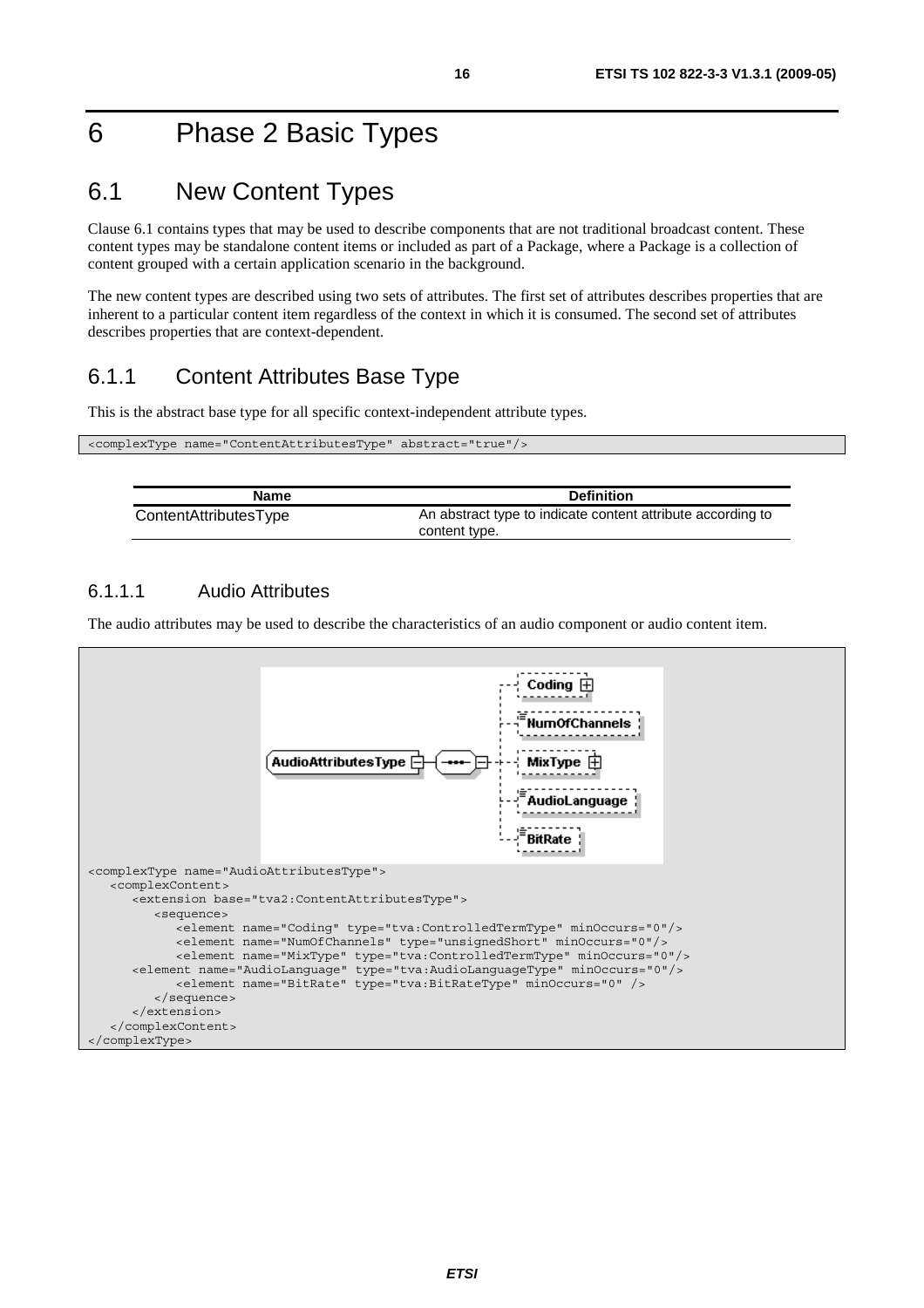# 6 Phase 2 Basic Types

## 6.1 New Content Types

Clause 6.1 contains types that may be used to describe components that are not traditional broadcast content. These content types may be standalone content items or included as part of a Package, where a Package is a collection of content grouped with a certain application scenario in the background.

The new content types are described using two sets of attributes. The first set of attributes describes properties that are inherent to a particular content item regardless of the context in which it is consumed. The second set of attributes describes properties that are context-dependent.

### 6.1.1 Content Attributes Base Type

This is the abstract base type for all specific context-independent attribute types.

```
<complexType name="ContentAttributesType" abstract="true"/>
```

| Name | Definition |
|---|---|
| ContentAttributesType | An abstract type to indicate content attribute according to content type. |

#### 6.1.1.1 Audio Attributes

The audio attributes may be used to describe the characteristics of an audio component or audio content item.

```
<complexType name="AudioAttributesType">
   <complexContent>
      <extension base="tva2:ContentAttributesType">
         <sequence>
            <element name="Coding" type="tva:ControlledTermType" minOccurs="0"/>
            <element name="NumOfChannels" type="unsignedShort" minOccurs="0"/>
            <element name="MixType" type="tva:ControlledTermType" minOccurs="0"/>
      <element name="AudioLanguage" type="tva:AudioLanguageType" minOccurs="0"/>
            <element name="BitRate" type="tva:BitRateType" minOccurs="0" />
         </sequence>
      </extension>
   </complexContent>
</complexType>
```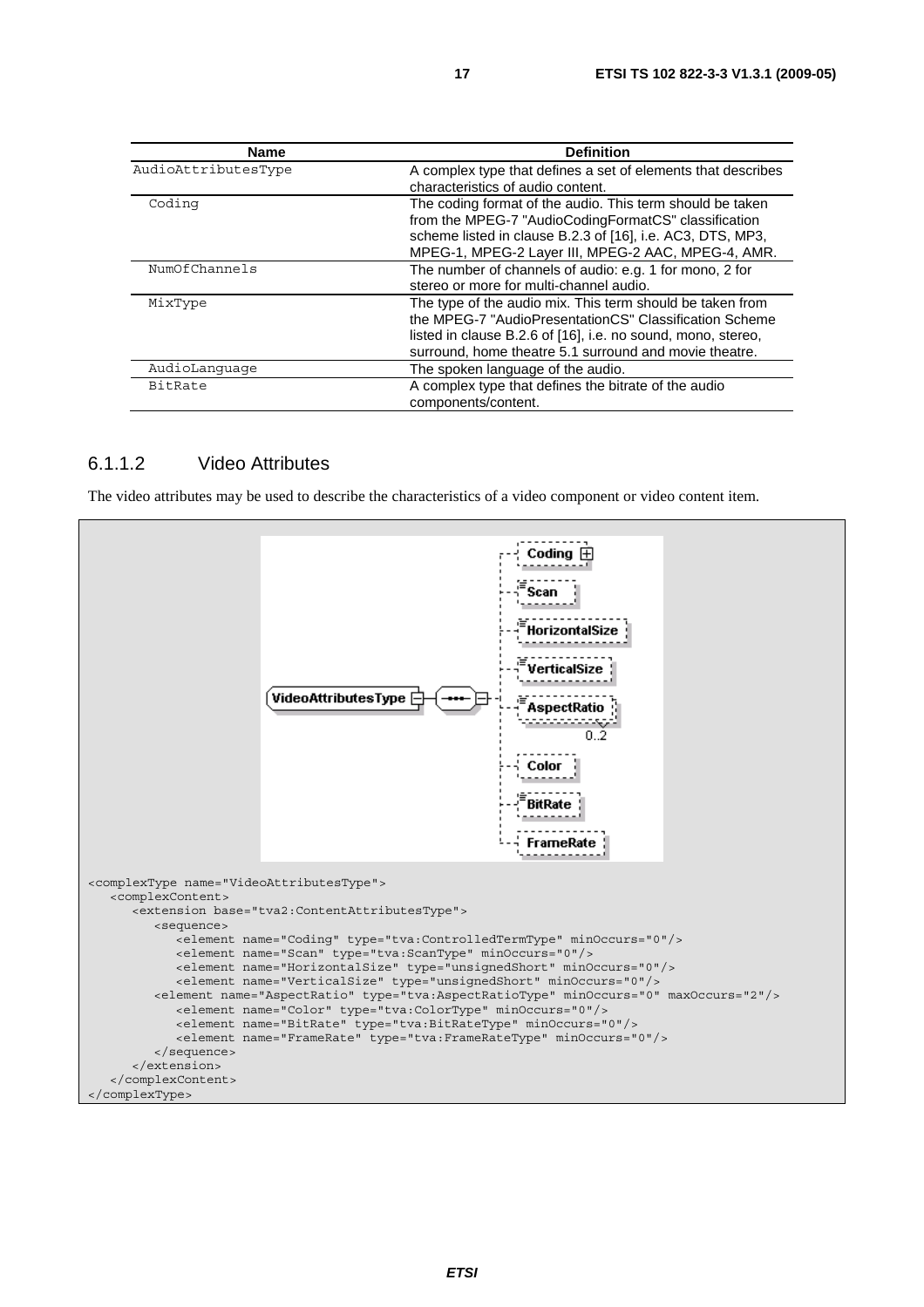| Name | Definition |
|---|---|
| AudioAttributesType | A complex type that defines a set of elements that describes characteristics of audio content. |
| Coding | The coding format of the audio. This term should be taken from the MPEG-7 "AudioCodingFormatCS" classification scheme listed in clause B.2.3 of [16], i.e. AC3, DTS, MP3, MPEG-1, MPEG-2 Layer III, MPEG-2 AAC, MPEG-4, AMR. |
| NumOfChannels | The number of channels of audio: e.g. 1 for mono, 2 for stereo or more for multi-channel audio. |
| MixType | The type of the audio mix. This term should be taken from the MPEG-7 "AudioPresentationCS" Classification Scheme listed in clause B.2.6 of [16], i.e. no sound, mono, stereo, surround, home theatre 5.1 surround and movie theatre. |
| AudioLanguage | The spoken language of the audio. |
| BitRate | A complex type that defines the bitrate of the audio components/content. |

### 6.1.1.2 Video Attributes

The video attributes may be used to describe the characteristics of a video component or video content item.

```
<complexType name="VideoAttributesType">
   <complexContent>
      <extension base="tva2:ContentAttributesType">
         <sequence>
            <element name="Coding" type="tva:ControlledTermType" minOccurs="0"/>
            <element name="Scan" type="tva:ScanType" minOccurs="0"/>
            <element name="HorizontalSize" type="unsignedShort" minOccurs="0"/>
            <element name="VerticalSize" type="unsignedShort" minOccurs="0"/>
         <element name="AspectRatio" type="tva:AspectRatioType" minOccurs="0" maxOccurs="2"/>
            <element name="Color" type="tva:ColorType" minOccurs="0"/>
            <element name="BitRate" type="tva:BitRateType" minOccurs="0"/>
            <element name="FrameRate" type="tva:FrameRateType" minOccurs="0"/>
         </sequence>
      </extension>
   </complexContent>
</complexType>
```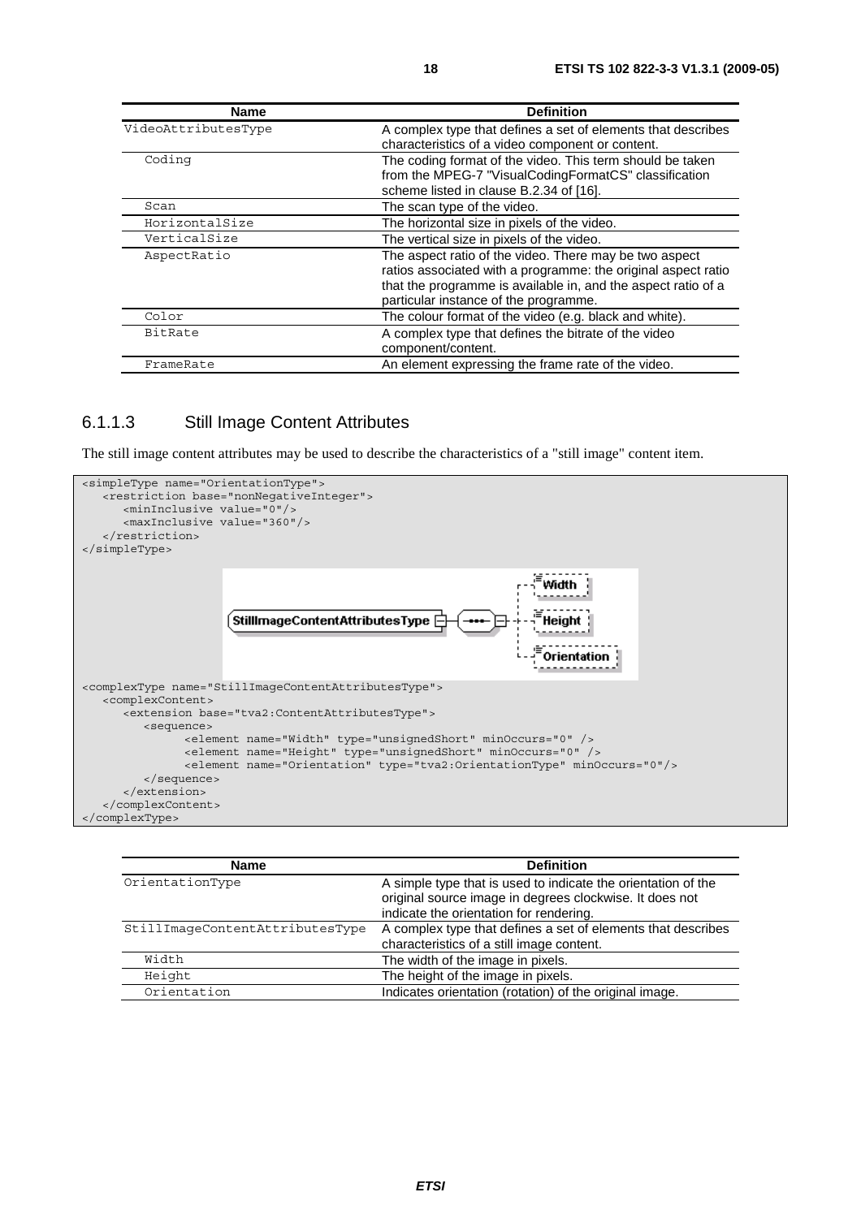| Name | Definition |
| --- | --- |
| VideoAttributesType | A complex type that defines a set of elements that describes characteristics of a video component or content. |
| Coding | The coding format of the video. This term should be taken from the MPEG-7 "VisualCodingFormatCS" classification scheme listed in clause B.2.34 of [16]. |
| Scan | The scan type of the video. |
| HorizontalSize | The horizontal size in pixels of the video. |
| VerticalSize | The vertical size in pixels of the video. |
| AspectRatio | The aspect ratio of the video. There may be two aspect ratios associated with a programme: the original aspect ratio that the programme is available in, and the aspect ratio of a particular instance of the programme. |
| Color | The colour format of the video (e.g. black and white). |
| BitRate | A complex type that defines the bitrate of the video component/content. |
| FrameRate | An element expressing the frame rate of the video. |

### 6.1.1.3 Still Image Content Attributes

The still image content attributes may be used to describe the characteristics of a "still image" content item.

```
<simpleType name="OrientationType">
   <restriction base="nonNegativeInteger">
      <minInclusive value="0"/>
      <maxInclusive value="360"/>
   </restriction>
</simpleType>
```

```
<complexType name="StillImageContentAttributesType">
   <complexContent>
      <extension base="tva2:ContentAttributesType">
         <sequence>
               <element name="Width" type="unsignedShort" minOccurs="0" />
               <element name="Height" type="unsignedShort" minOccurs="0" />
               <element name="Orientation" type="tva2:OrientationType" minOccurs="0"/>
         </sequence>
      </extension>
   </complexContent>
</complexType>
```

| Name | Definition |
| --- | --- |
| OrientationType | A simple type that is used to indicate the orientation of the original source image in degrees clockwise. It does not indicate the orientation for rendering. |
| StillImageContentAttributesType | A complex type that defines a set of elements that describes characteristics of a still image content. |
| Width | The width of the image in pixels. |
| Height | The height of the image in pixels. |
| Orientation | Indicates orientation (rotation) of the original image. |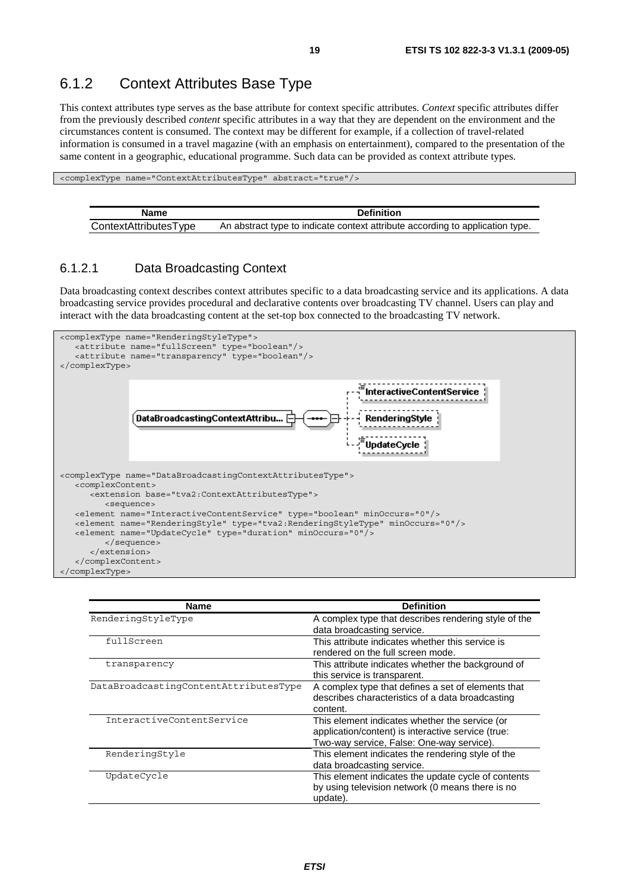### 6.1.2 Context Attributes Base Type

This context attributes type serves as the base attribute for context specific attributes. *Context* specific attributes differ from the previously described *content* specific attributes in a way that they are dependent on the environment and the circumstances content is consumed. The context may be different for example, if a collection of travel-related information is consumed in a travel magazine (with an emphasis on entertainment), compared to the presentation of the same content in a geographic, educational programme. Such data can be provided as context attribute types.

```
<complexType name="ContextAttributesType" abstract="true"/>
```

| Name | Definition |
| --- | --- |
| ContextAttributesType | An abstract type to indicate context attribute according to application type. |

#### 6.1.2.1 Data Broadcasting Context

Data broadcasting context describes context attributes specific to a data broadcasting service and its applications. A data broadcasting service provides procedural and declarative contents over broadcasting TV channel. Users can play and interact with the data broadcasting content at the set-top box connected to the broadcasting TV network.

```
<complexType name="RenderingStyleType">
   <attribute name="fullScreen" type="boolean"/>
   <attribute name="transparency" type="boolean"/>
</complexType>
```

```
<complexType name="DataBroadcastingContextAttributesType">
   <complexContent>
      <extension base="tva2:ContextAttributesType">
         <sequence>
   <element name="InteractiveContentService" type="boolean" minOccurs="0"/>
   <element name="RenderingStyle" type="tva2:RenderingStyleType" minOccurs="0"/>
   <element name="UpdateCycle" type="duration" minOccurs="0"/>
         </sequence>
      </extension>
   </complexContent>
</complexType>
```

| Name | Definition |
| --- | --- |
| RenderingStyleType | A complex type that describes rendering style of the data broadcasting service. |
| fullScreen | This attribute indicates whether this service is rendered on the full screen mode. |
| transparency | This attribute indicates whether the background of this service is transparent. |
| DataBroadcastingContentAttributesType | A complex type that defines a set of elements that describes characteristics of a data broadcasting content. |
| InteractiveContentService | This element indicates whether the service (or application/content) is interactive service (true: Two-way service, False: One-way service). |
| RenderingStyle | This element indicates the rendering style of the data broadcasting service. |
| UpdateCycle | This element indicates the update cycle of contents by using television network (0 means there is no update). |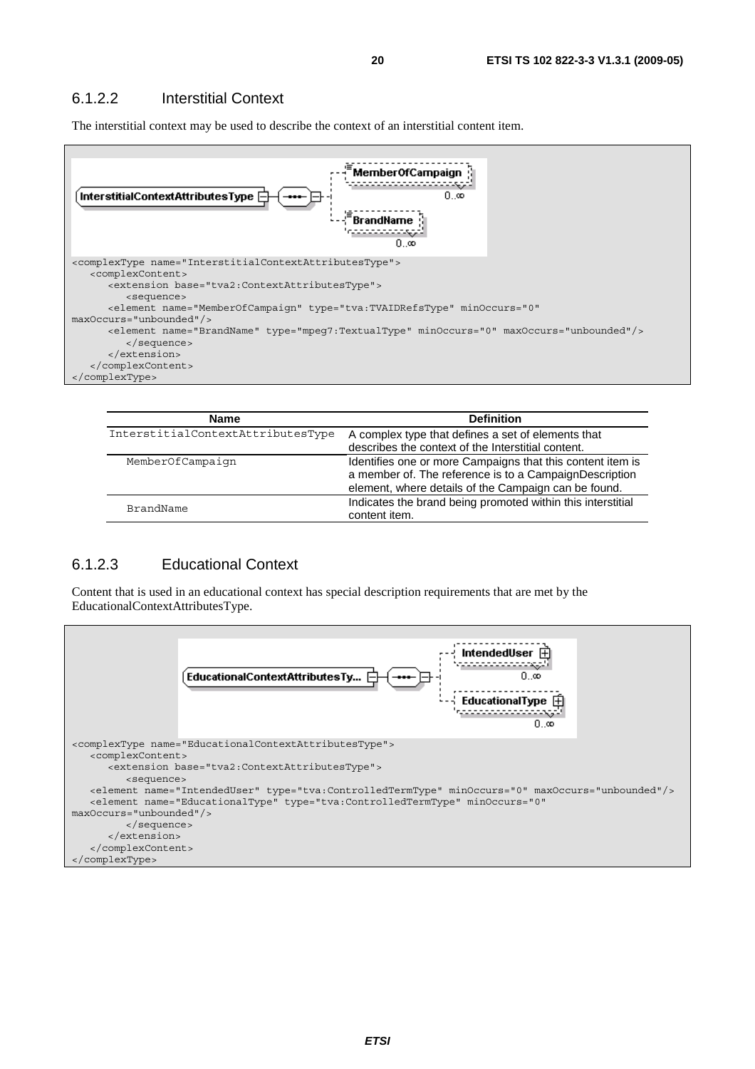### 6.1.2.2 Interstitial Context

The interstitial context may be used to describe the context of an interstitial content item.

```
<complexType name="InterstitialContextAttributesType">
   <complexContent>
      <extension base="tva2:ContextAttributesType">
         <sequence>
      <element name="MemberOfCampaign" type="tva:TVAIDRefsType" minOccurs="0"
maxOccurs="unbounded"/>
      <element name="BrandName" type="mpeg7:TextualType" minOccurs="0" maxOccurs="unbounded"/>
         </sequence>
      </extension>
   </complexContent>
</complexType>
```

| Name | Definition |
|---|---|
| InterstitialContextAttributesType | A complex type that defines a set of elements that describes the context of the Interstitial content. |
| MemberOfCampaign | Identifies one or more Campaigns that this content item is a member of. The reference is to a CampaignDescription element, where details of the Campaign can be found. |
| BrandName | Indicates the brand being promoted within this interstitial content item. |

### 6.1.2.3 Educational Context

Content that is used in an educational context has special description requirements that are met by the EducationalContextAttributesType.

```
<complexType name="EducationalContextAttributesType">
   <complexContent>
      <extension base="tva2:ContextAttributesType">
         <sequence>
   <element name="IntendedUser" type="tva:ControlledTermType" minOccurs="0" maxOccurs="unbounded"/>
   <element name="EducationalType" type="tva:ControlledTermType" minOccurs="0"
maxOccurs="unbounded"/>
         </sequence>
      </extension>
   </complexContent>
</complexType>
```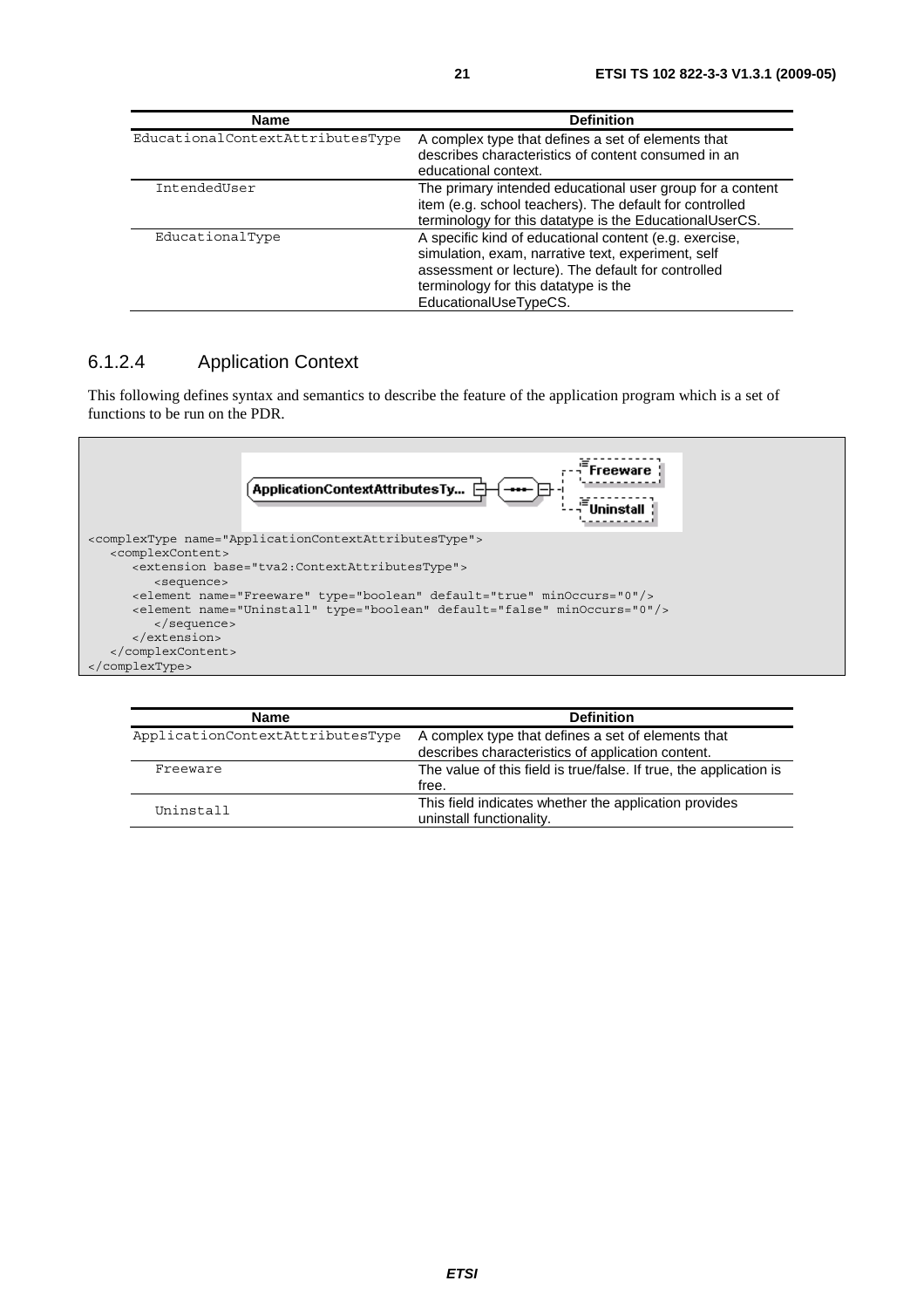| Name | Definition |
| --- | --- |
| EducationalContextAttributesType | A complex type that defines a set of elements that describes characteristics of content consumed in an educational context. |
| IntendedUser | The primary intended educational user group for a content item (e.g. school teachers). The default for controlled terminology for this datatype is the EducationalUserCS. |
| EducationalType | A specific kind of educational content (e.g. exercise, simulation, exam, narrative text, experiment, self assessment or lecture). The default for controlled terminology for this datatype is the EducationalUseTypeCS. |

### 6.1.2.4 Application Context

This following defines syntax and semantics to describe the feature of the application program which is a set of functions to be run on the PDR.

```
<complexType name="ApplicationContextAttributesType">
   <complexContent>
      <extension base="tva2:ContextAttributesType">
         <sequence>
      <element name="Freeware" type="boolean" default="true" minOccurs="0"/>
      <element name="Uninstall" type="boolean" default="false" minOccurs="0"/>
         </sequence>
      </extension>
   </complexContent>
</complexType>
```

| Name | Definition |
| --- | --- |
| ApplicationContextAttributesType | A complex type that defines a set of elements that describes characteristics of application content. |
| Freeware | The value of this field is true/false. If true, the application is free. |
| Uninstall | This field indicates whether the application provides uninstall functionality. |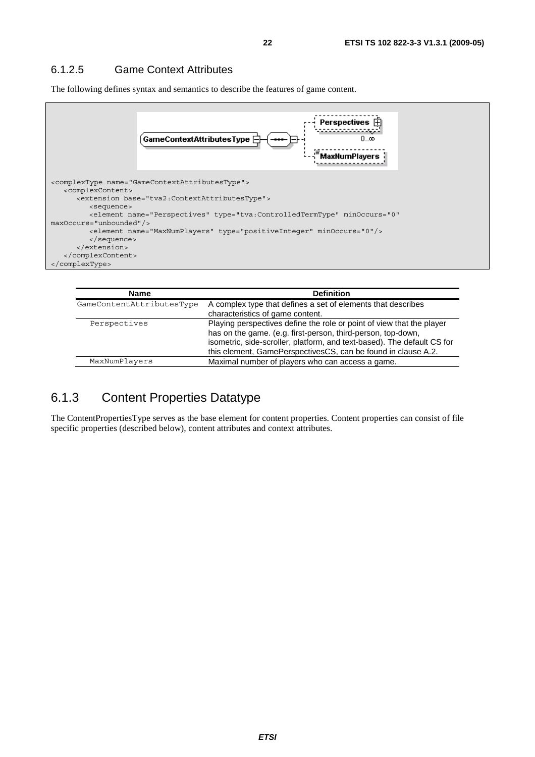### 6.1.2.5 Game Context Attributes

The following defines syntax and semantics to describe the features of game content.

```
<complexType name="GameContextAttributesType">
   <complexContent>
      <extension base="tva2:ContextAttributesType">
         <sequence>
         <element name="Perspectives" type="tva:ControlledTermType" minOccurs="0"
maxOccurs="unbounded"/>
         <element name="MaxNumPlayers" type="positiveInteger" minOccurs="0"/>
         </sequence>
      </extension>
   </complexContent>
</complexType>
```

| Name | Definition |
|---|---|
| GameContentAttributesType | A complex type that defines a set of elements that describes characteristics of game content. |
| Perspectives | Playing perspectives define the role or point of view that the player has on the game. (e.g. first-person, third-person, top-down, isometric, side-scroller, platform, and text-based). The default CS for this element, GamePerspectivesCS, can be found in clause A.2. |
| MaxNumPlayers | Maximal number of players who can access a game. |

## 6.1.3 Content Properties Datatype

The ContentPropertiesType serves as the base element for content properties. Content properties can consist of file specific properties (described below), content attributes and context attributes.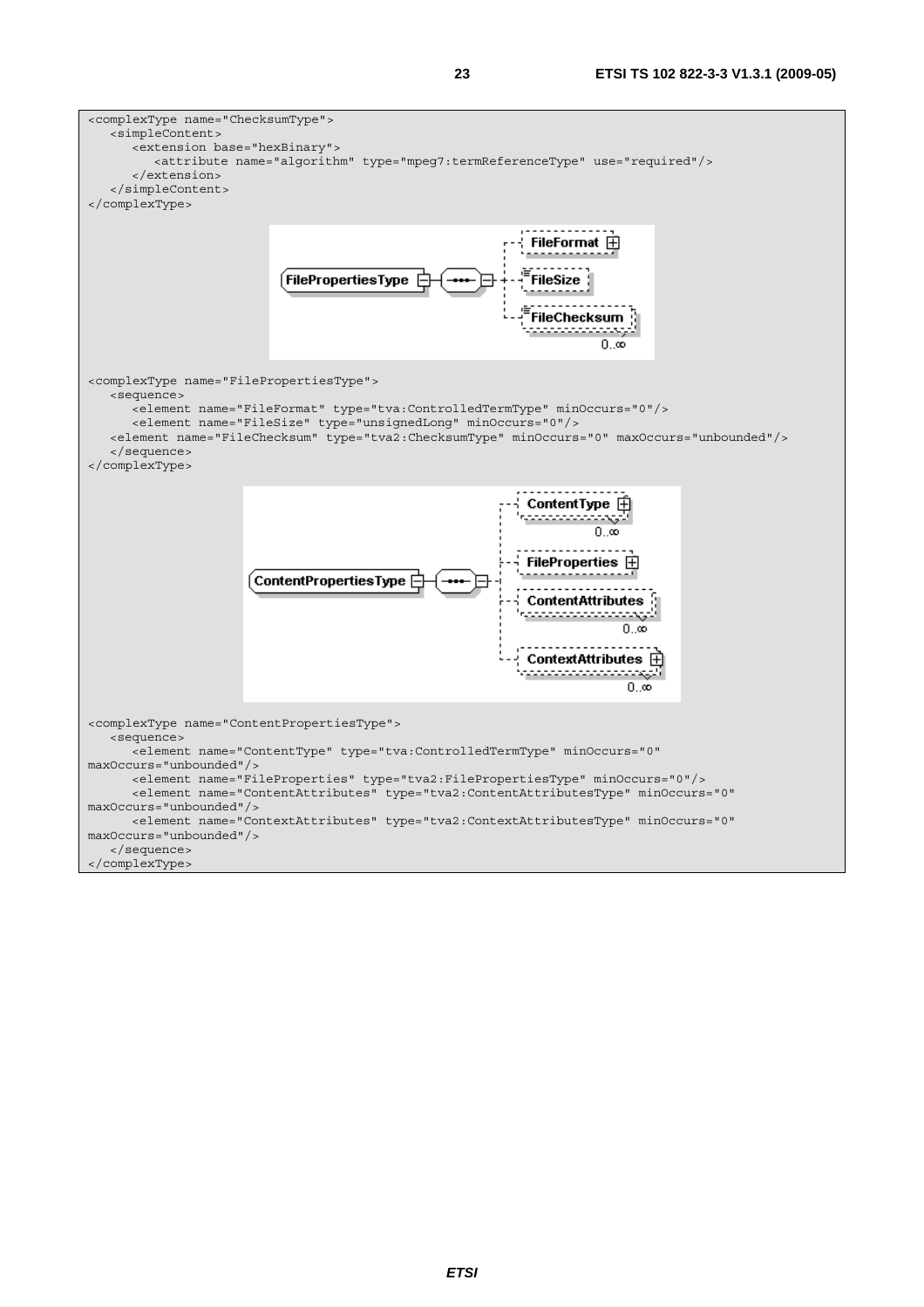```
<complexType name="ChecksumType">
   <simpleContent>
      <extension base="hexBinary">
         <attribute name="algorithm" type="mpeg7:termReferenceType" use="required"/>
      </extension>
   </simpleContent>
</complexType>
```

```
<complexType name="FilePropertiesType">
   <sequence>
      <element name="FileFormat" type="tva:ControlledTermType" minOccurs="0"/>
      <element name="FileSize" type="unsignedLong" minOccurs="0"/>
   <element name="FileChecksum" type="tva2:ChecksumType" minOccurs="0" maxOccurs="unbounded"/>
   </sequence>
</complexType>
```

```
<complexType name="ContentPropertiesType">
   <sequence>
      <element name="ContentType" type="tva:ControlledTermType" minOccurs="0"
maxOccurs="unbounded"/>
      <element name="FileProperties" type="tva2:FilePropertiesType" minOccurs="0"/>
      <element name="ContentAttributes" type="tva2:ContentAttributesType" minOccurs="0"
maxOccurs="unbounded"/>
      <element name="ContextAttributes" type="tva2:ContextAttributesType" minOccurs="0"
maxOccurs="unbounded"/>
   </sequence>
</complexType>
```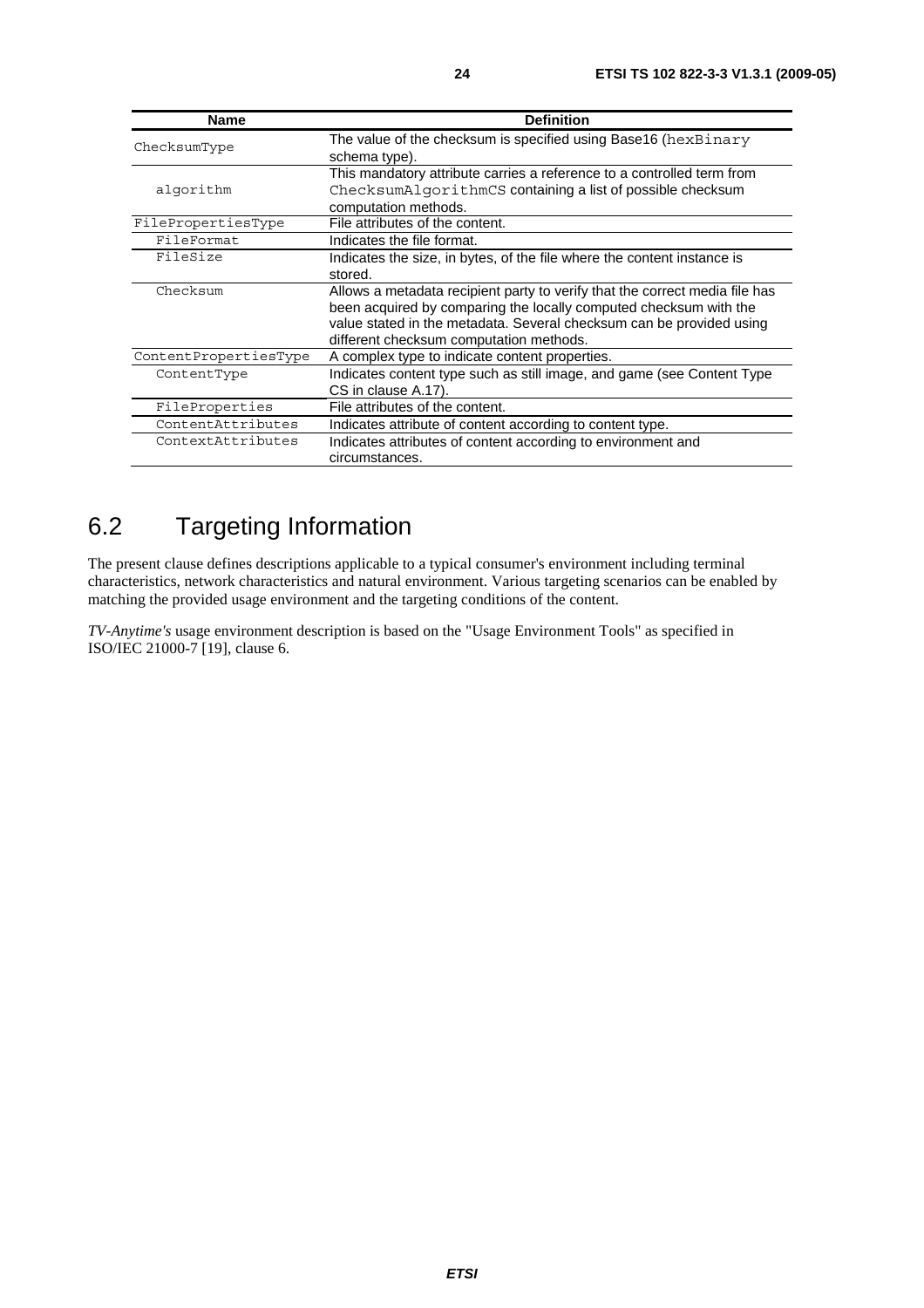| Name | Definition |
| --- | --- |
| ChecksumType | The value of the checksum is specified using Base16 (hexBinary schema type). |
| algorithm | This mandatory attribute carries a reference to a controlled term from ChecksumAlgorithmCS containing a list of possible checksum computation methods. |
| FilePropertiesType | File attributes of the content. |
| FileFormat | Indicates the file format. |
| FileSize | Indicates the size, in bytes, of the file where the content instance is stored. |
| Checksum | Allows a metadata recipient party to verify that the correct media file has been acquired by comparing the locally computed checksum with the value stated in the metadata. Several checksum can be provided using different checksum computation methods. |
| ContentPropertiesType | A complex type to indicate content properties. |
| ContentType | Indicates content type such as still image, and game (see Content Type CS in clause A.17). |
| FileProperties | File attributes of the content. |
| ContentAttributes | Indicates attribute of content according to content type. |
| ContextAttributes | Indicates attributes of content according to environment and circumstances. |

## 6.2 Targeting Information

The present clause defines descriptions applicable to a typical consumer's environment including terminal characteristics, network characteristics and natural environment. Various targeting scenarios can be enabled by matching the provided usage environment and the targeting conditions of the content.

*TV-Anytime's* usage environment description is based on the "Usage Environment Tools" as specified in ISO/IEC 21000-7 [19], clause 6.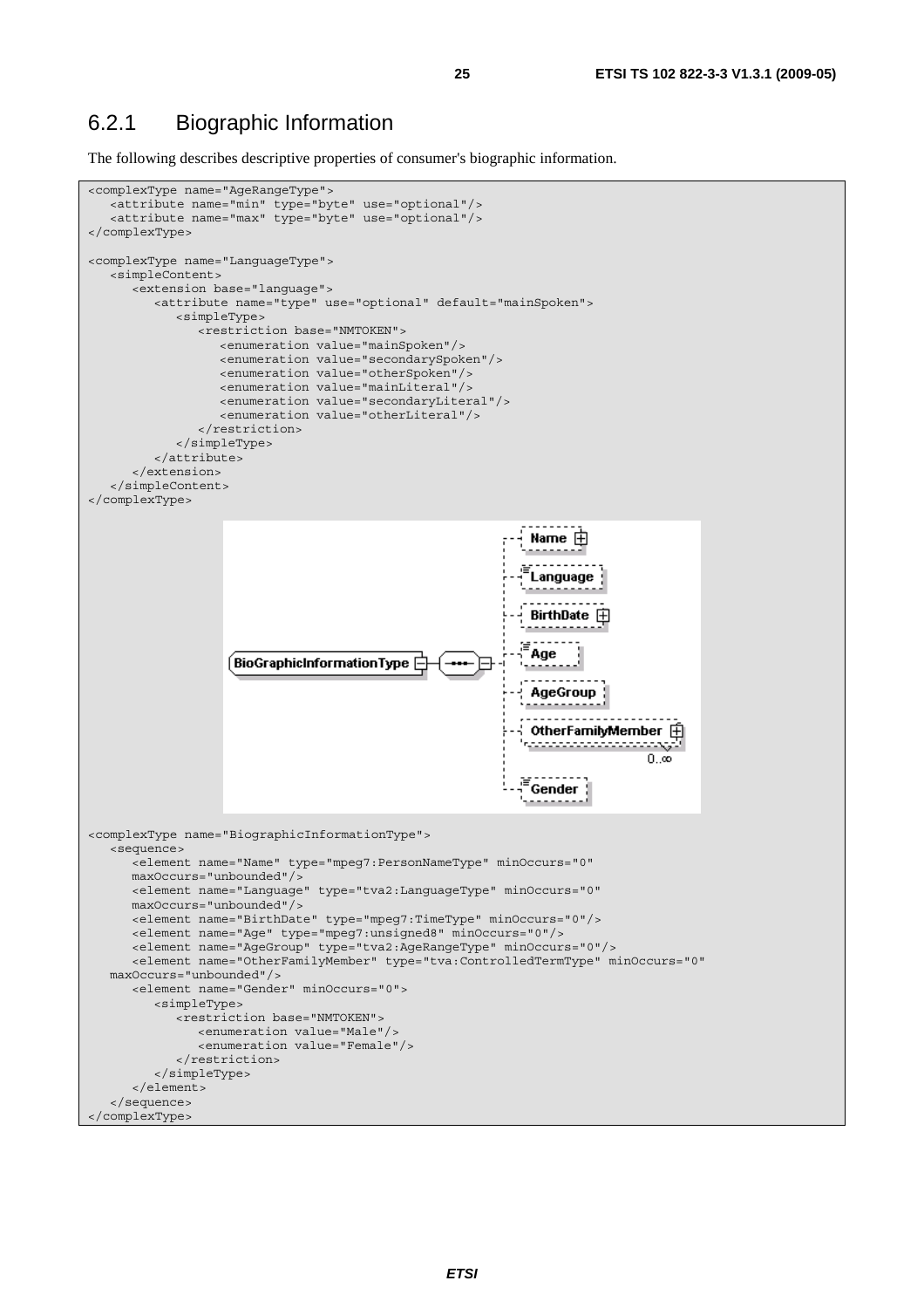### 6.2.1 Biographic Information

The following describes descriptive properties of consumer's biographic information.

```
<complexType name="AgeRangeType">
   <attribute name="min" type="byte" use="optional"/>
   <attribute name="max" type="byte" use="optional"/>
</complexType>

<complexType name="LanguageType">
   <simpleContent>
      <extension base="language">
         <attribute name="type" use="optional" default="mainSpoken">
            <simpleType>
               <restriction base="NMTOKEN">
                  <enumeration value="mainSpoken"/>
                  <enumeration value="secondarySpoken"/>
                  <enumeration value="otherSpoken"/>
                  <enumeration value="mainLiteral"/>
                  <enumeration value="secondaryLiteral"/>
                  <enumeration value="otherLiteral"/>
               </restriction>
            </simpleType>
         </attribute>
      </extension>
   </simpleContent>
</complexType>
```

```
<complexType name="BiographicInformationType">
   <sequence>
      <element name="Name" type="mpeg7:PersonNameType" minOccurs="0"
      maxOccurs="unbounded"/>
      <element name="Language" type="tva2:LanguageType" minOccurs="0"
      maxOccurs="unbounded"/>
      <element name="BirthDate" type="mpeg7:TimeType" minOccurs="0"/>
      <element name="Age" type="mpeg7:unsigned8" minOccurs="0"/>
      <element name="AgeGroup" type="tva2:AgeRangeType" minOccurs="0"/>
      <element name="OtherFamilyMember" type="tva:ControlledTermType" minOccurs="0"
   maxOccurs="unbounded"/>
      <element name="Gender" minOccurs="0">
         <simpleType>
            <restriction base="NMTOKEN">
               <enumeration value="Male"/>
               <enumeration value="Female"/>
            </restriction>
         </simpleType>
      </element>
   </sequence>
</complexType>
```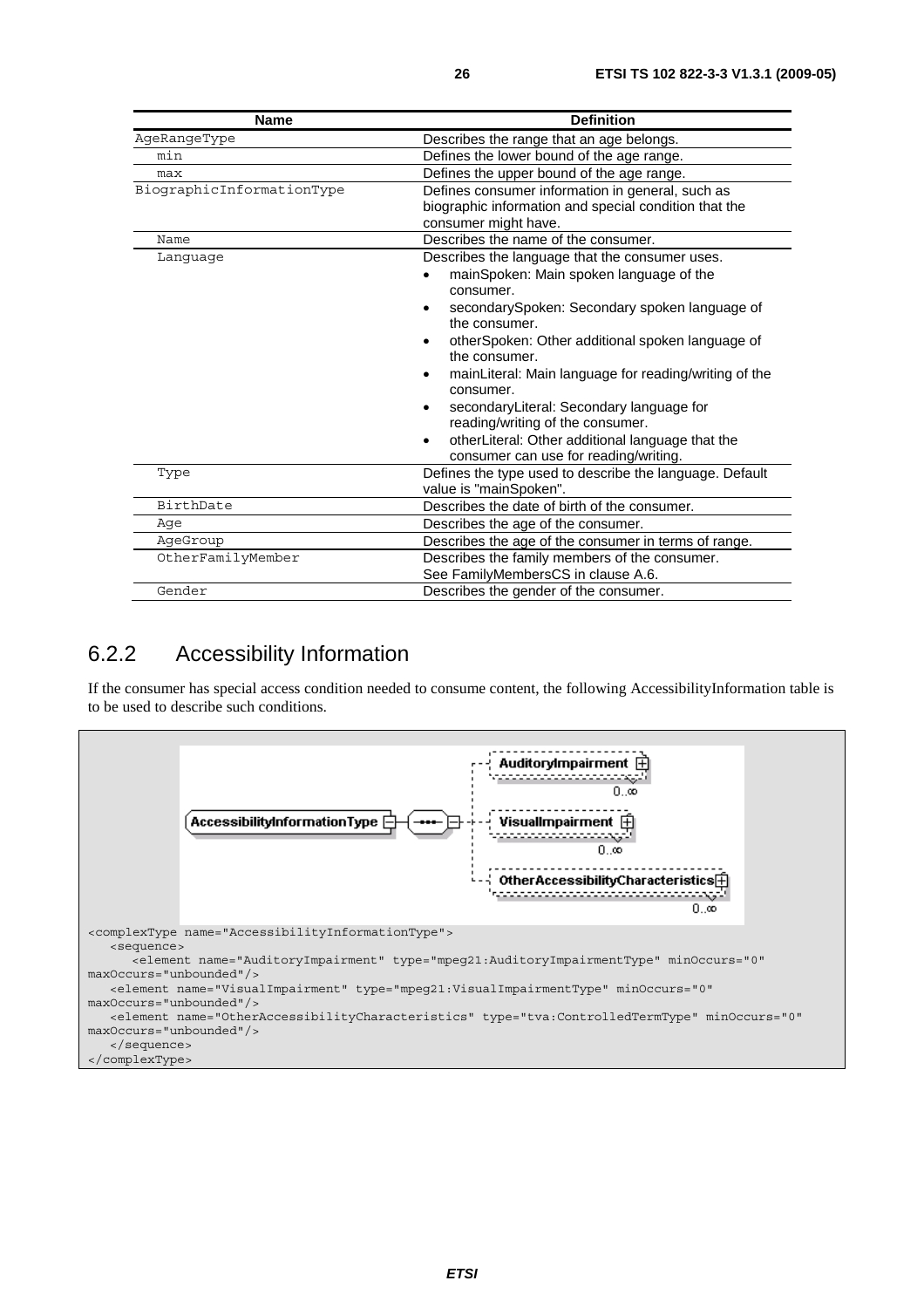| Name | Definition |
| --- | --- |
| AgeRangeType | Describes the range that an age belongs. |
| min | Defines the lower bound of the age range. |
| max | Defines the upper bound of the age range. |
| BiographicInformationType | Defines consumer information in general, such as biographic information and special condition that the consumer might have. |
| Name | Describes the name of the consumer. |
| Language | Describes the language that the consumer uses.<br>• mainSpoken: Main spoken language of the consumer.<br>• secondarySpoken: Secondary spoken language of the consumer.<br>• otherSpoken: Other additional spoken language of the consumer.<br>• mainLiteral: Main language for reading/writing of the consumer.<br>• secondaryLiteral: Secondary language for reading/writing of the consumer.<br>• otherLiteral: Other additional language that the consumer can use for reading/writing. |
| Type | Defines the type used to describe the language. Default value is "mainSpoken". |
| BirthDate | Describes the date of birth of the consumer. |
| Age | Describes the age of the consumer. |
| AgeGroup | Describes the age of the consumer in terms of range. |
| OtherFamilyMember | Describes the family members of the consumer. See FamilyMembersCS in clause A.6. |
| Gender | Describes the gender of the consumer. |

### 6.2.2 Accessibility Information

If the consumer has special access condition needed to consume content, the following AccessibilityInformation table is to be used to describe such conditions.

```
<complexType name="AccessibilityInformationType">
   <sequence>
      <element name="AuditoryImpairment" type="mpeg21:AuditoryImpairmentType" minOccurs="0"
maxOccurs="unbounded"/>
   <element name="VisualImpairment" type="mpeg21:VisualImpairmentType" minOccurs="0"
maxOccurs="unbounded"/>
   <element name="OtherAccessibilityCharacteristics" type="tva:ControlledTermType" minOccurs="0"
maxOccurs="unbounded"/>
   </sequence>
</complexType>
```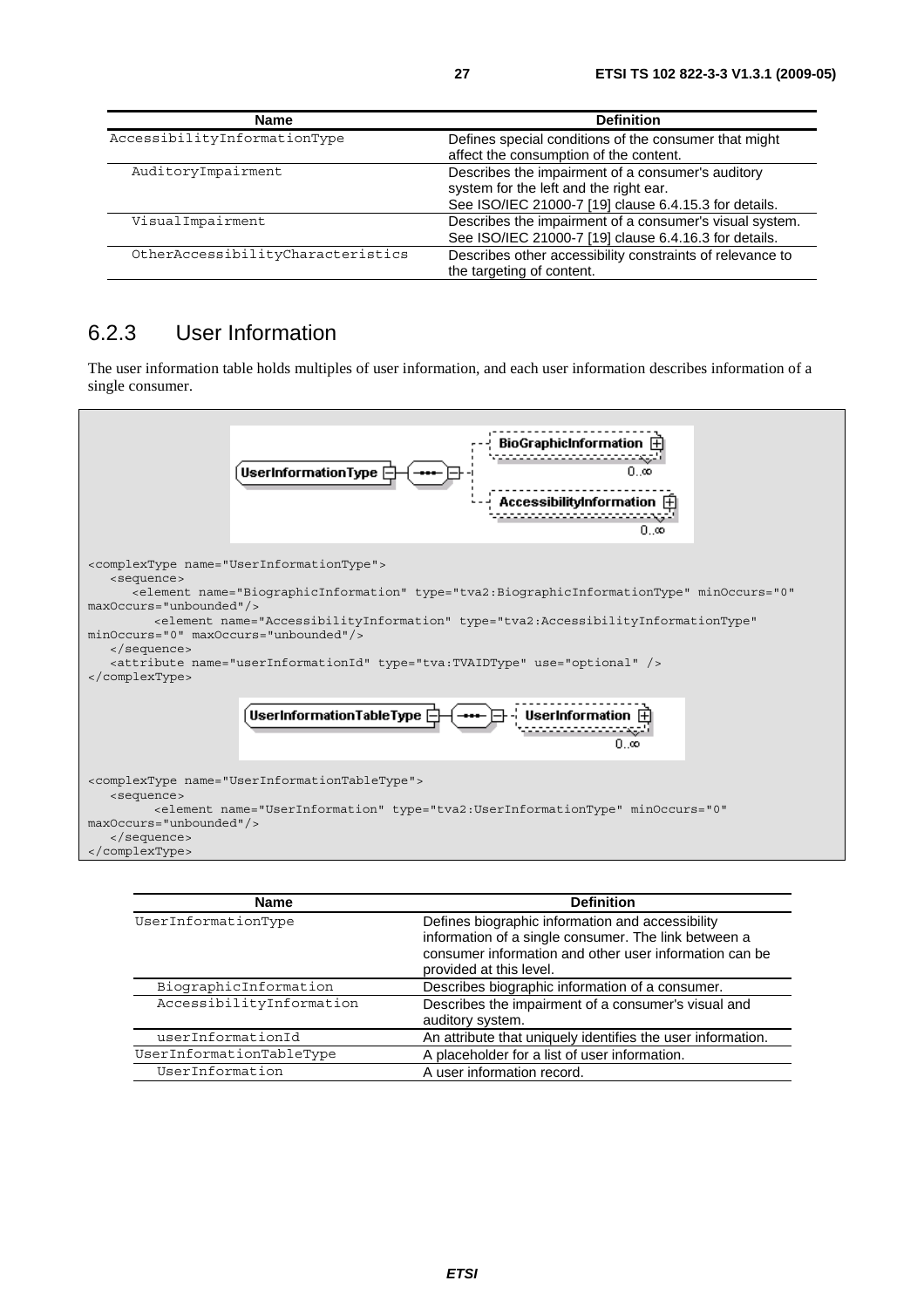| Name | Definition |
| --- | --- |
| AccessibilityInformationType | Defines special conditions of the consumer that might affect the consumption of the content. |
| AuditoryImpairment | Describes the impairment of a consumer's auditory system for the left and the right ear. See ISO/IEC 21000-7 [19] clause 6.4.15.3 for details. |
| VisualImpairment | Describes the impairment of a consumer's visual system. See ISO/IEC 21000-7 [19] clause 6.4.16.3 for details. |
| OtherAccessibilityCharacteristics | Describes other accessibility constraints of relevance to the targeting of content. |

## 6.2.3 User Information

The user information table holds multiples of user information, and each user information describes information of a single consumer.

```
<complexType name="UserInformationType">
   <sequence>
      <element name="BiographicInformation" type="tva2:BiographicInformationType" minOccurs="0"
maxOccurs="unbounded"/>
         <element name="AccessibilityInformation" type="tva2:AccessibilityInformationType"
minOccurs="0" maxOccurs="unbounded"/>
   </sequence>
   <attribute name="userInformationId" type="tva:TVAIDType" use="optional" />
</complexType>
```

```
<complexType name="UserInformationTableType">
   <sequence>
         <element name="UserInformation" type="tva2:UserInformationType" minOccurs="0"
maxOccurs="unbounded"/>
   </sequence>
</complexType>
```

| Name | Definition |
| --- | --- |
| UserInformationType | Defines biographic information and accessibility information of a single consumer. The link between a consumer information and other user information can be provided at this level. |
| BiographicInformation | Describes biographic information of a consumer. |
| AccessibilityInformation | Describes the impairment of a consumer's visual and auditory system. |
| userInformationId | An attribute that uniquely identifies the user information. |
| UserInformationTableType | A placeholder for a list of user information. |
| UserInformation | A user information record. |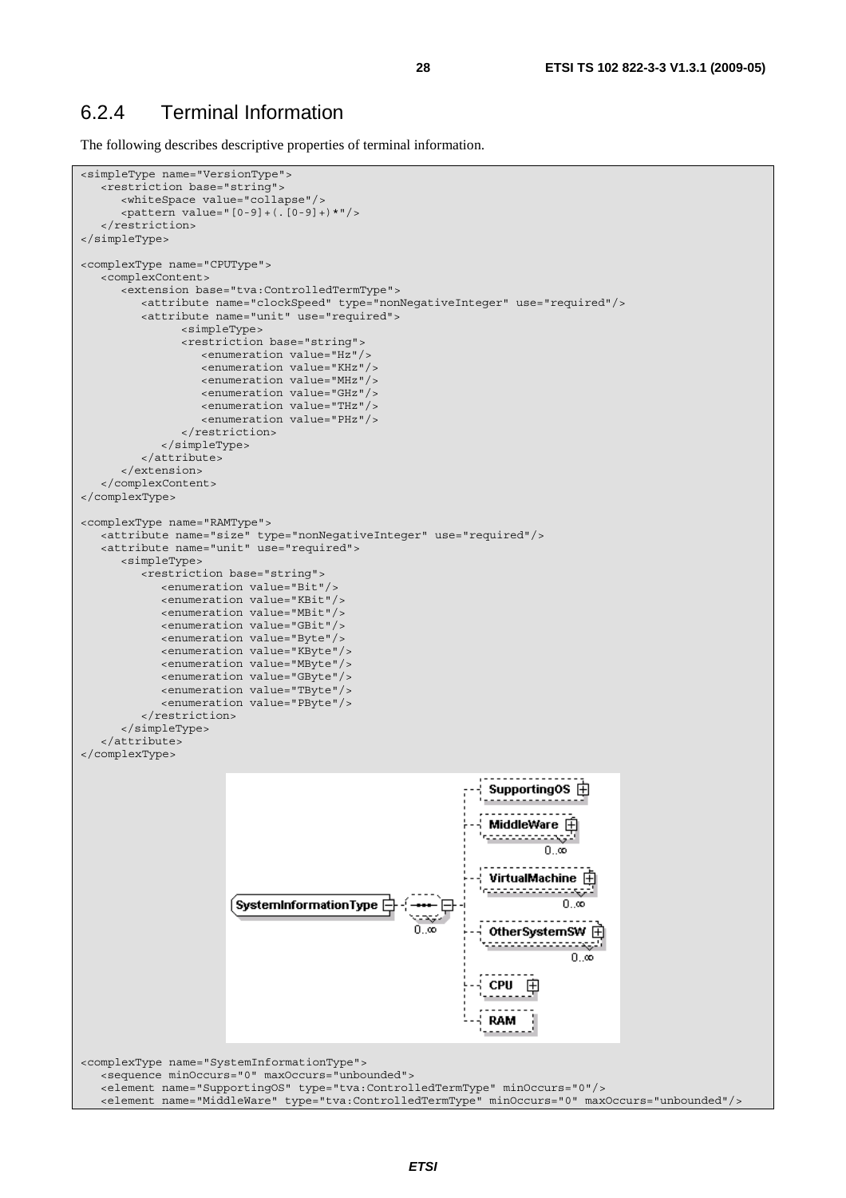## 6.2.4 Terminal Information

The following describes descriptive properties of terminal information.

```
<simpleType name="VersionType">
   <restriction base="string">
      <whiteSpace value="collapse"/>
      <pattern value="[0-9]+(.[0-9]+)*"/>
   </restriction>
</simpleType>

<complexType name="CPUType">
   <complexContent>
      <extension base="tva:ControlledTermType">
         <attribute name="clockSpeed" type="nonNegativeInteger" use="required"/>
         <attribute name="unit" use="required">
               <simpleType>
               <restriction base="string">
                  <enumeration value="Hz"/>
                  <enumeration value="KHz"/>
                  <enumeration value="MHz"/>
                  <enumeration value="GHz"/>
                  <enumeration value="THz"/>
                  <enumeration value="PHz"/>
               </restriction>
            </simpleType>
         </attribute>
      </extension>
   </complexContent>
</complexType>

<complexType name="RAMType">
   <attribute name="size" type="nonNegativeInteger" use="required"/>
   <attribute name="unit" use="required">
      <simpleType>
         <restriction base="string">
            <enumeration value="Bit"/>
            <enumeration value="KBit"/>
            <enumeration value="MBit"/>
            <enumeration value="GBit"/>
            <enumeration value="Byte"/>
            <enumeration value="KByte"/>
            <enumeration value="MByte"/>
            <enumeration value="GByte"/>
            <enumeration value="TByte"/>
            <enumeration value="PByte"/>
         </restriction>
      </simpleType>
   </attribute>
</complexType>
```

```
<complexType name="SystemInformationType">
   <sequence minOccurs="0" maxOccurs="unbounded">
   <element name="SupportingOS" type="tva:ControlledTermType" minOccurs="0"/>
   <element name="MiddleWare" type="tva:ControlledTermType" minOccurs="0" maxOccurs="unbounded"/>
```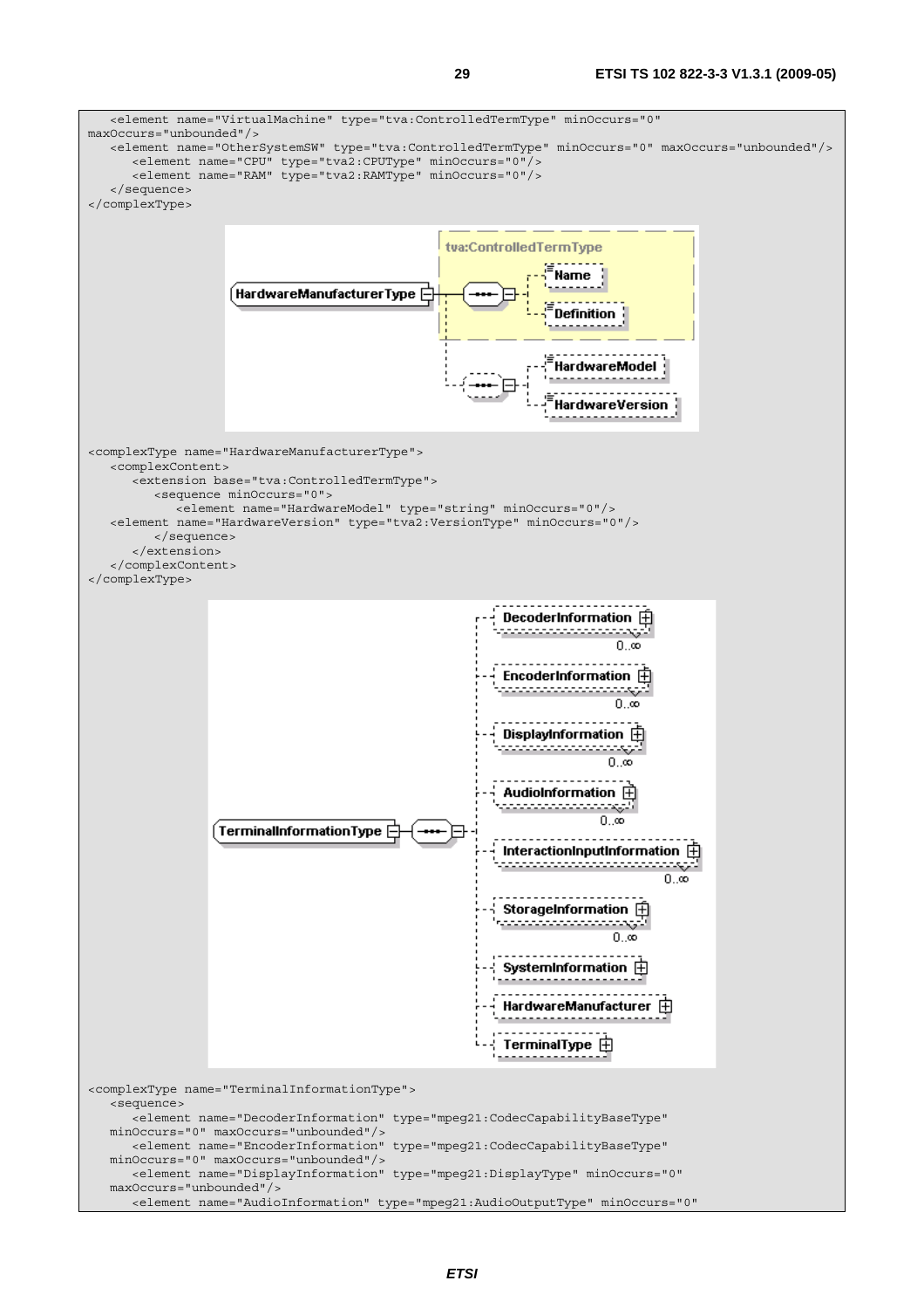```
    <element name="VirtualMachine" type="tva:ControlledTermType" minOccurs="0"
maxOccurs="unbounded"/>
    <element name="OtherSystemSW" type="tva:ControlledTermType" minOccurs="0" maxOccurs="unbounded"/>
        <element name="CPU" type="tva2:CPUType" minOccurs="0"/>
        <element name="RAM" type="tva2:RAMType" minOccurs="0"/>
    </sequence>
</complexType>
```

```
<complexType name="HardwareManufacturerType">
    <complexContent>
        <extension base="tva:ControlledTermType">
            <sequence minOccurs="0">
                <element name="HardwareModel" type="string" minOccurs="0"/>
    <element name="HardwareVersion" type="tva2:VersionType" minOccurs="0"/>
            </sequence>
        </extension>
    </complexContent>
</complexType>
```

```
<complexType name="TerminalInformationType">
    <sequence>
        <element name="DecoderInformation" type="mpeg21:CodecCapabilityBaseType"
    minOccurs="0" maxOccurs="unbounded"/>
        <element name="EncoderInformation" type="mpeg21:CodecCapabilityBaseType"
    minOccurs="0" maxOccurs="unbounded"/>
        <element name="DisplayInformation" type="mpeg21:DisplayType" minOccurs="0"
    maxOccurs="unbounded"/>
        <element name="AudioInformation" type="mpeg21:AudioOutputType" minOccurs="0"
```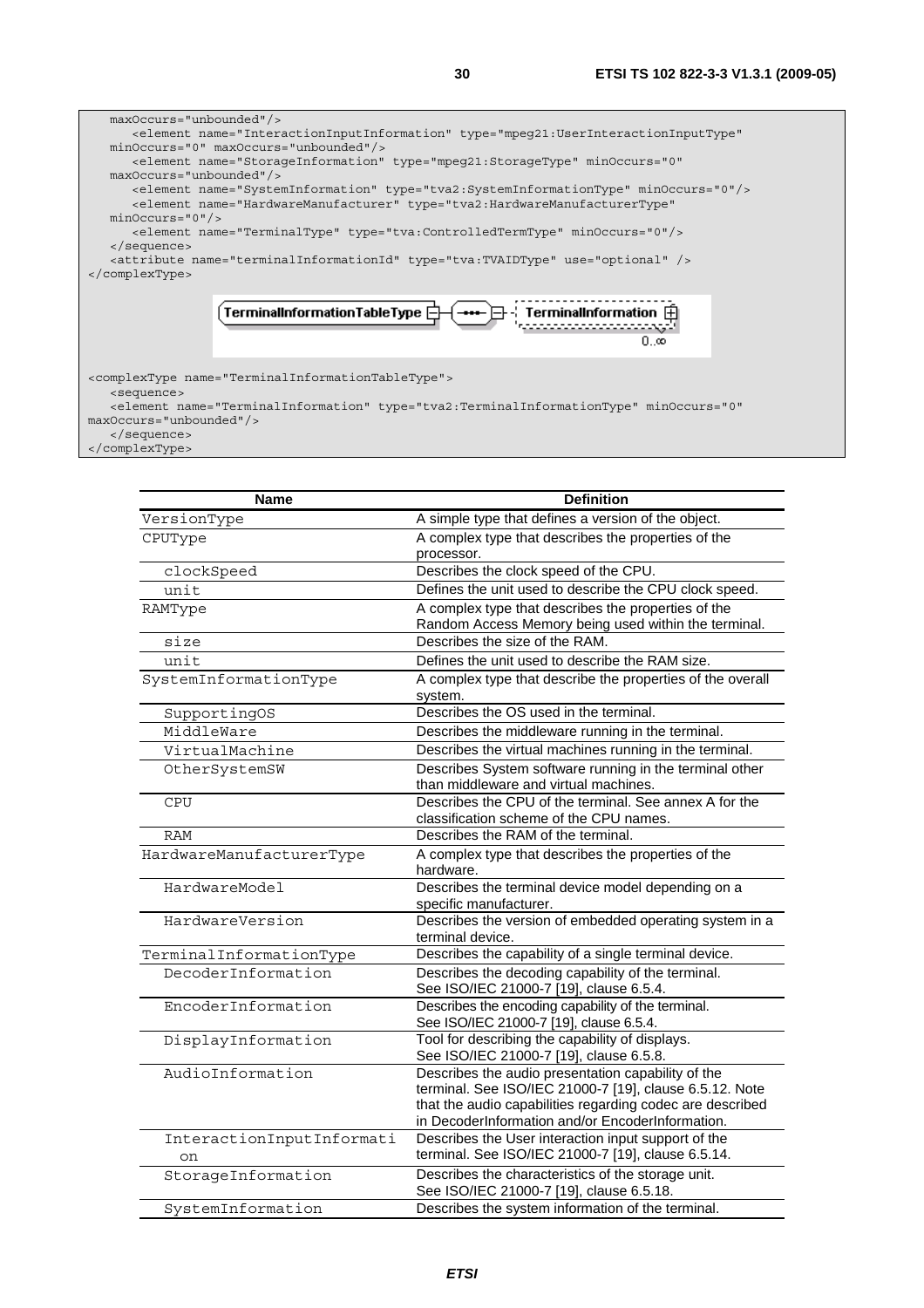```
    maxOccurs="unbounded"/>
       <element name="InteractionInputInformation" type="mpeg21:UserInteractionInputType"
    minOccurs="0" maxOccurs="unbounded"/>
       <element name="StorageInformation" type="mpeg21:StorageType" minOccurs="0"
    maxOccurs="unbounded"/>
       <element name="SystemInformation" type="tva2:SystemInformationType" minOccurs="0"/>
       <element name="HardwareManufacturer" type="tva2:HardwareManufacturerType"
    minOccurs="0"/>
       <element name="TerminalType" type="tva:ControlledTermType" minOccurs="0"/>
    </sequence>
    <attribute name="terminalInformationId" type="tva:TVAIDType" use="optional" />
</complexType>
```

TerminalInformationTableType — TerminalInformation 0..∞

```
<complexType name="TerminalInformationTableType">
    <sequence>
    <element name="TerminalInformation" type="tva2:TerminalInformationType" minOccurs="0"
maxOccurs="unbounded"/>
    </sequence>
</complexType>
```

| Name | Definition |
|---|---|
| VersionType | A simple type that defines a version of the object. |
| CPUType | A complex type that describes the properties of the processor. |
| clockSpeed | Describes the clock speed of the CPU. |
| unit | Defines the unit used to describe the CPU clock speed. |
| RAMType | A complex type that describes the properties of the Random Access Memory being used within the terminal. |
| size | Describes the size of the RAM. |
| unit | Defines the unit used to describe the RAM size. |
| SystemInformationType | A complex type that describe the properties of the overall system. |
| SupportingOS | Describes the OS used in the terminal. |
| MiddleWare | Describes the middleware running in the terminal. |
| VirtualMachine | Describes the virtual machines running in the terminal. |
| OtherSystemSW | Describes System software running in the terminal other than middleware and virtual machines. |
| CPU | Describes the CPU of the terminal. See annex A for the classification scheme of the CPU names. |
| RAM | Describes the RAM of the terminal. |
| HardwareManufacturerType | A complex type that describes the properties of the hardware. |
| HardwareModel | Describes the terminal device model depending on a specific manufacturer. |
| HardwareVersion | Describes the version of embedded operating system in a terminal device. |
| TerminalInformationType | Describes the capability of a single terminal device. |
| DecoderInformation | Describes the decoding capability of the terminal. See ISO/IEC 21000-7 [19], clause 6.5.4. |
| EncoderInformation | Describes the encoding capability of the terminal. See ISO/IEC 21000-7 [19], clause 6.5.4. |
| DisplayInformation | Tool for describing the capability of displays. See ISO/IEC 21000-7 [19], clause 6.5.8. |
| AudioInformation | Describes the audio presentation capability of the terminal. See ISO/IEC 21000-7 [19], clause 6.5.12. Note that the audio capabilities regarding codec are described in DecoderInformation and/or EncoderInformation. |
| InteractionInputInformation | Describes the User interaction input support of the terminal. See ISO/IEC 21000-7 [19], clause 6.5.14. |
| StorageInformation | Describes the characteristics of the storage unit. See ISO/IEC 21000-7 [19], clause 6.5.18. |
| SystemInformation | Describes the system information of the terminal. |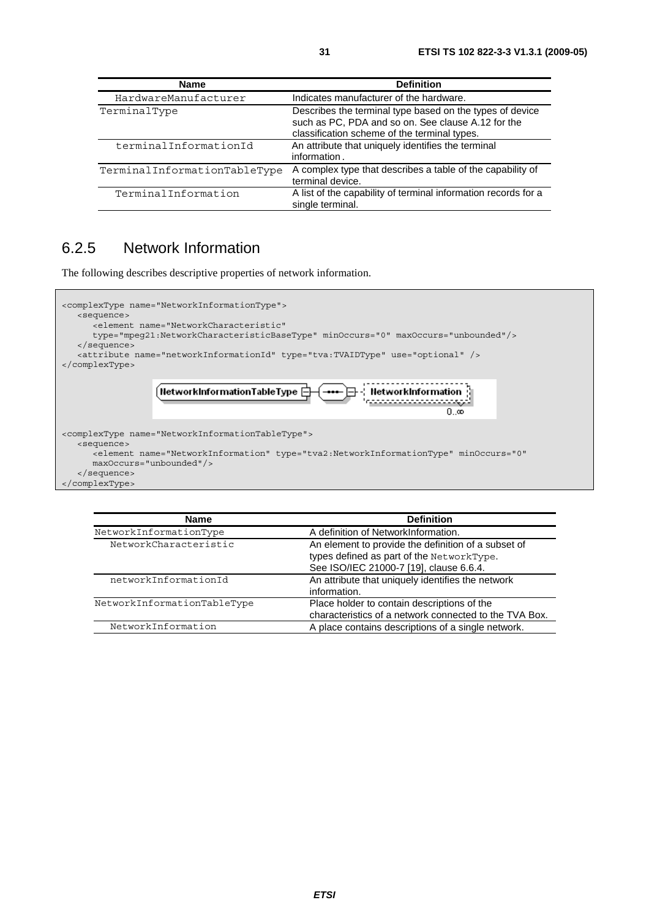| Name | Definition |
| --- | --- |
| HardwareManufacturer | Indicates manufacturer of the hardware. |
| TerminalType | Describes the terminal type based on the types of device such as PC, PDA and so on. See clause A.12 for the classification scheme of the terminal types. |
| terminalInformationId | An attribute that uniquely identifies the terminal information. |
| TerminalInformationTableType | A complex type that describes a table of the capability of terminal device. |
| TerminalInformation | A list of the capability of terminal information records for a single terminal. |

## 6.2.5 Network Information

The following describes descriptive properties of network information.

```
<complexType name="NetworkInformationType">
   <sequence>
      <element name="NetworkCharacteristic"
      type="mpeg21:NetworkCharacteristicBaseType" minOccurs="0" maxOccurs="unbounded"/>
   </sequence>
   <attribute name="networkInformationId" type="tva:TVAIDType" use="optional" />
</complexType>
```

```
<complexType name="NetworkInformationTableType">
   <sequence>
      <element name="NetworkInformation" type="tva2:NetworkInformationType" minOccurs="0"
      maxOccurs="unbounded"/>
   </sequence>
</complexType>
```

| Name | Definition |
| --- | --- |
| NetworkInformationType | A definition of NetworkInformation. |
| NetworkCharacteristic | An element to provide the definition of a subset of types defined as part of the NetworkType. See ISO/IEC 21000-7 [19], clause 6.6.4. |
| networkInformationId | An attribute that uniquely identifies the network information. |
| NetworkInformationTableType | Place holder to contain descriptions of the characteristics of a network connected to the TVA Box. |
| NetworkInformation | A place contains descriptions of a single network. |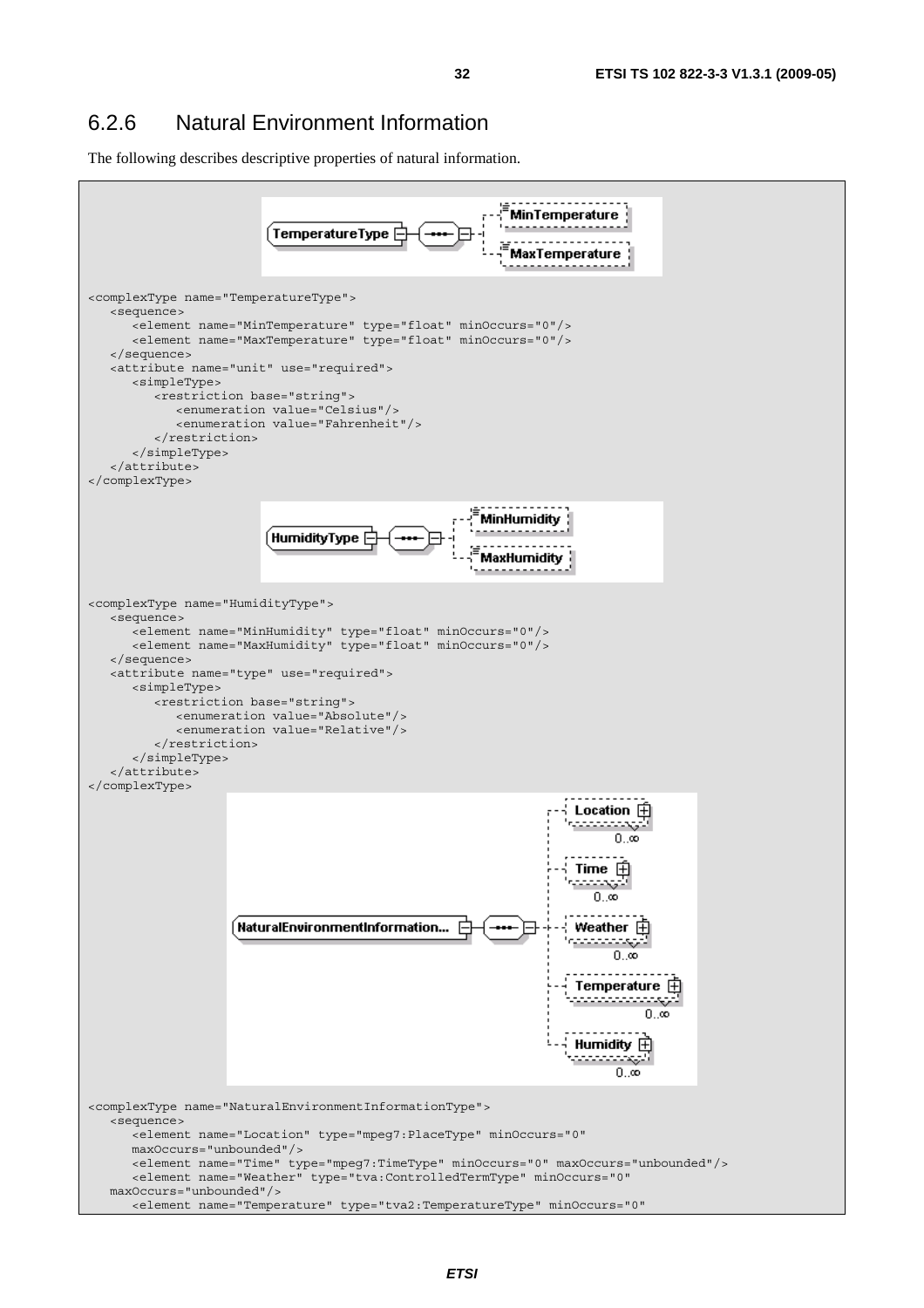## 6.2.6 Natural Environment Information

The following describes descriptive properties of natural information.

```
<complexType name="TemperatureType">
   <sequence>
      <element name="MinTemperature" type="float" minOccurs="0"/>
      <element name="MaxTemperature" type="float" minOccurs="0"/>
   </sequence>
   <attribute name="unit" use="required">
      <simpleType>
         <restriction base="string">
            <enumeration value="Celsius"/>
            <enumeration value="Fahrenheit"/>
         </restriction>
      </simpleType>
   </attribute>
</complexType>
```

```
<complexType name="HumidityType">
   <sequence>
      <element name="MinHumidity" type="float" minOccurs="0"/>
      <element name="MaxHumidity" type="float" minOccurs="0"/>
   </sequence>
   <attribute name="type" use="required">
      <simpleType>
         <restriction base="string">
            <enumeration value="Absolute"/>
            <enumeration value="Relative"/>
         </restriction>
      </simpleType>
   </attribute>
</complexType>
```

```
<complexType name="NaturalEnvironmentInformationType">
   <sequence>
      <element name="Location" type="mpeg7:PlaceType" minOccurs="0"
      maxOccurs="unbounded"/>
      <element name="Time" type="mpeg7:TimeType" minOccurs="0" maxOccurs="unbounded"/>
      <element name="Weather" type="tva:ControlledTermType" minOccurs="0"
   maxOccurs="unbounded"/>
      <element name="Temperature" type="tva2:TemperatureType" minOccurs="0"
```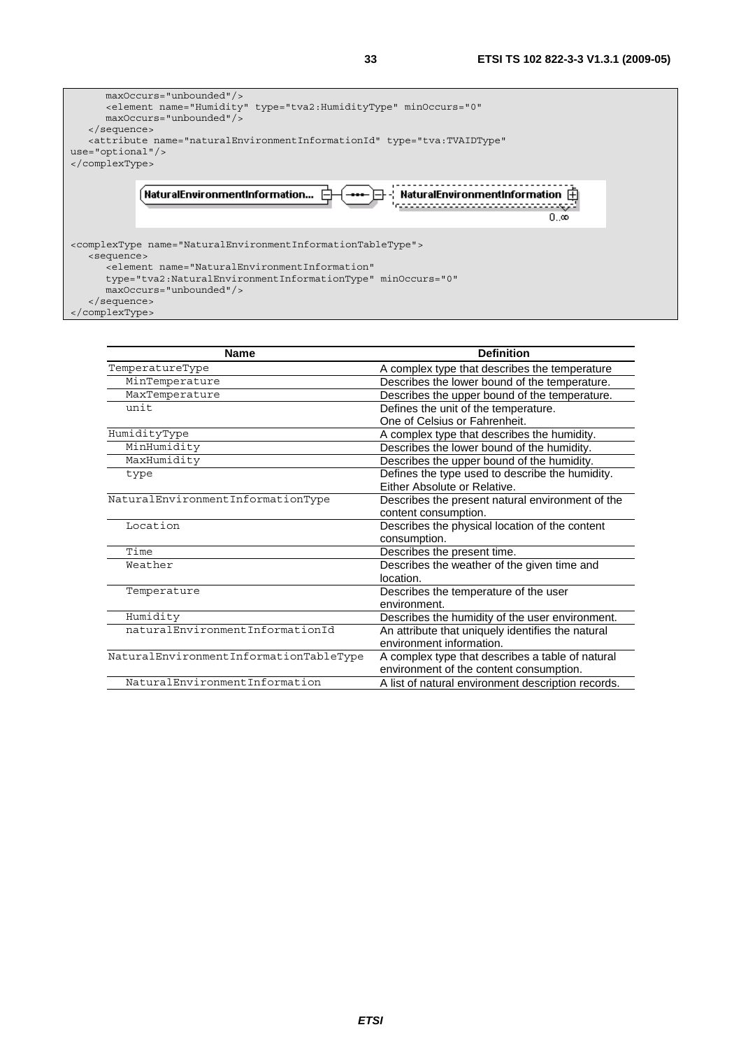```
      maxOccurs="unbounded"/>
      <element name="Humidity" type="tva2:HumidityType" minOccurs="0"
      maxOccurs="unbounded"/>
   </sequence>
   <attribute name="naturalEnvironmentInformationId" type="tva:TVAIDType"
use="optional"/>
</complexType>
```

```
<complexType name="NaturalEnvironmentInformationTableType">
   <sequence>
      <element name="NaturalEnvironmentInformation"
      type="tva2:NaturalEnvironmentInformationType" minOccurs="0"
      maxOccurs="unbounded"/>
   </sequence>
</complexType>
```

| Name | Definition |
|---|---|
| TemperatureType | A complex type that describes the temperature |
| MinTemperature | Describes the lower bound of the temperature. |
| MaxTemperature | Describes the upper bound of the temperature. |
| unit | Defines the unit of the temperature. One of Celsius or Fahrenheit. |
| HumidityType | A complex type that describes the humidity. |
| MinHumidity | Describes the lower bound of the humidity. |
| MaxHumidity | Describes the upper bound of the humidity. |
| type | Defines the type used to describe the humidity. Either Absolute or Relative. |
| NaturalEnvironmentInformationType | Describes the present natural environment of the content consumption. |
| Location | Describes the physical location of the content consumption. |
| Time | Describes the present time. |
| Weather | Describes the weather of the given time and location. |
| Temperature | Describes the temperature of the user environment. |
| Humidity | Describes the humidity of the user environment. |
| naturalEnvironmentInformationId | An attribute that uniquely identifies the natural environment information. |
| NaturalEnvironmentInformationTableType | A complex type that describes a table of natural environment of the content consumption. |
| NaturalEnvironmentInformation | A list of natural environment description records. |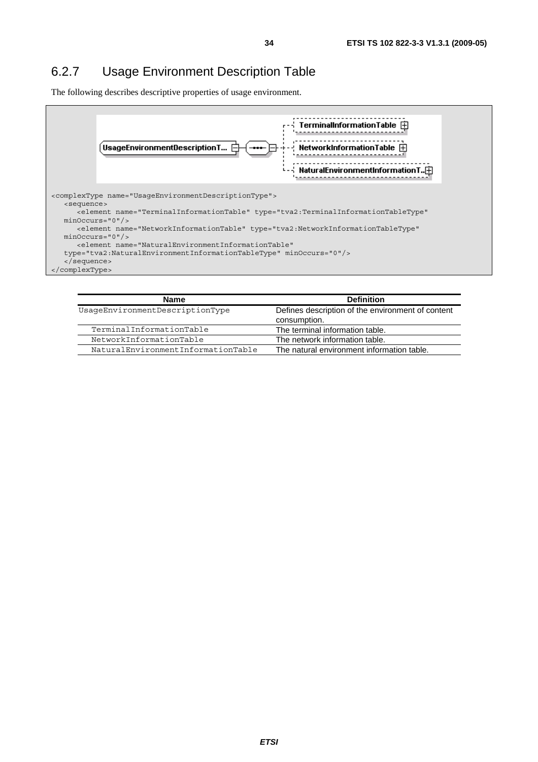## 6.2.7 Usage Environment Description Table

The following describes descriptive properties of usage environment.

```
<complexType name="UsageEnvironmentDescriptionType">
   <sequence>
      <element name="TerminalInformationTable" type="tva2:TerminalInformationTableType"
   minOccurs="0"/>
      <element name="NetworkInformationTable" type="tva2:NetworkInformationTableType"
   minOccurs="0"/>
      <element name="NaturalEnvironmentInformationTable"
   type="tva2:NaturalEnvironmentInformationTableType" minOccurs="0"/>
   </sequence>
</complexType>
```

| Name | Definition |
|---|---|
| UsageEnvironmentDescriptionType | Defines description of the environment of content consumption. |
| TerminalInformationTable | The terminal information table. |
| NetworkInformationTable | The network information table. |
| NaturalEnvironmentInformationTable | The natural environment information table. |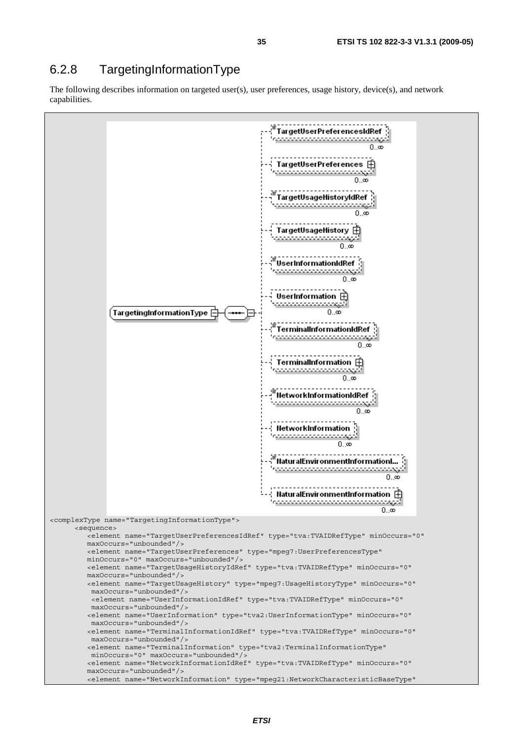## 6.2.8 TargetingInformationType

The following describes information on targeted user(s), user preferences, usage history, device(s), and network capabilities.

```
<complexType name="TargetingInformationType">
      <sequence>
         <element name="TargetUserPreferencesIdRef" type="tva:TVAIDRefType" minOccurs="0"
         maxOccurs="unbounded"/>
         <element name="TargetUserPreferences" type="mpeg7:UserPreferencesType"
         minOccurs="0" maxOccurs="unbounded"/>
         <element name="TargetUsageHistoryIdRef" type="tva:TVAIDRefType" minOccurs="0"
         maxOccurs="unbounded"/>
         <element name="TargetUsageHistory" type="mpeg7:UsageHistoryType" minOccurs="0"
          maxOccurs="unbounded"/>
          <element name="UserInformationIdRef" type="tva:TVAIDRefType" minOccurs="0"
          maxOccurs="unbounded"/>
         <element name="UserInformation" type="tva2:UserInformationType" minOccurs="0"
          maxOccurs="unbounded"/>
         <element name="TerminalInformationIdRef" type="tva:TVAIDRefType" minOccurs="0"
          maxOccurs="unbounded"/>
         <element name="TerminalInformation" type="tva2:TerminalInformationType"
          minOccurs="0" maxOccurs="unbounded"/>
         <element name="NetworkInformationIdRef" type="tva:TVAIDRefType" minOccurs="0"
         maxOccurs="unbounded"/>
         <element name="NetworkInformation" type="mpeg21:NetworkCharacteristicBaseType"
```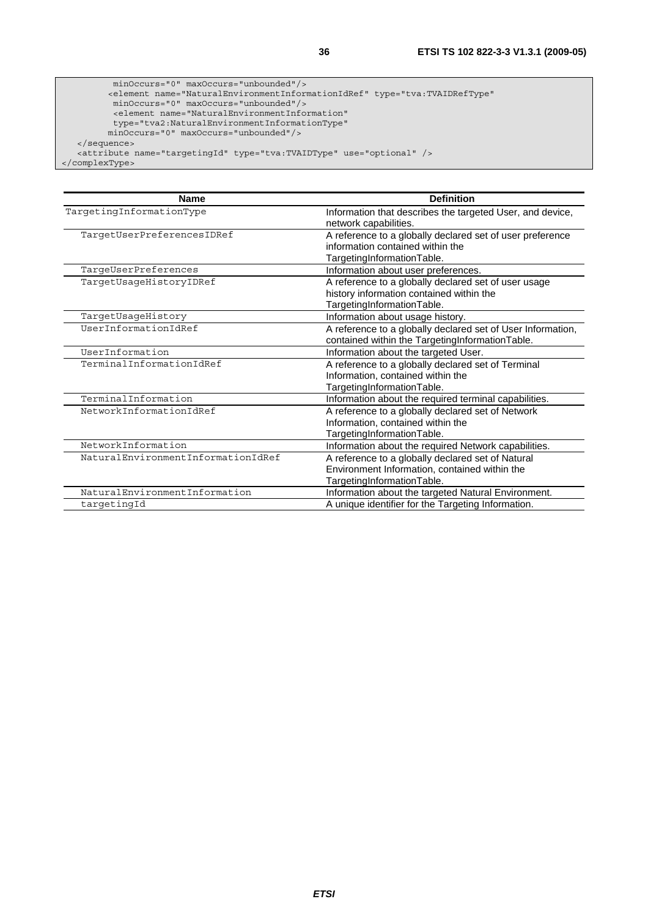```
          minOccurs="0" maxOccurs="unbounded"/>
         <element name="NaturalEnvironmentInformationIdRef" type="tva:TVAIDRefType"
          minOccurs="0" maxOccurs="unbounded"/>
          <element name="NaturalEnvironmentInformation"
          type="tva2:NaturalEnvironmentInformationType"
         minOccurs="0" maxOccurs="unbounded"/>
   </sequence>
   <attribute name="targetingId" type="tva:TVAIDType" use="optional" />
</complexType>
```

| Name | Definition |
|---|---|
| TargetingInformationType | Information that describes the targeted User, and device, network capabilities. |
| TargetUserPreferencesIDRef | A reference to a globally declared set of user preference information contained within the TargetingInformationTable. |
| TargeUserPreferences | Information about user preferences. |
| TargetUsageHistoryIDRef | A reference to a globally declared set of user usage history information contained within the TargetingInformationTable. |
| TargetUsageHistory | Information about usage history. |
| UserInformationIdRef | A reference to a globally declared set of User Information, contained within the TargetingInformationTable. |
| UserInformation | Information about the targeted User. |
| TerminalInformationIdRef | A reference to a globally declared set of Terminal Information, contained within the TargetingInformationTable. |
| TerminalInformation | Information about the required terminal capabilities. |
| NetworkInformationIdRef | A reference to a globally declared set of Network Information, contained within the TargetingInformationTable. |
| NetworkInformation | Information about the required Network capabilities. |
| NaturalEnvironmentInformationIdRef | A reference to a globally declared set of Natural Environment Information, contained within the TargetingInformationTable. |
| NaturalEnvironmentInformation | Information about the targeted Natural Environment. |
| targetingId | A unique identifier for the Targeting Information. |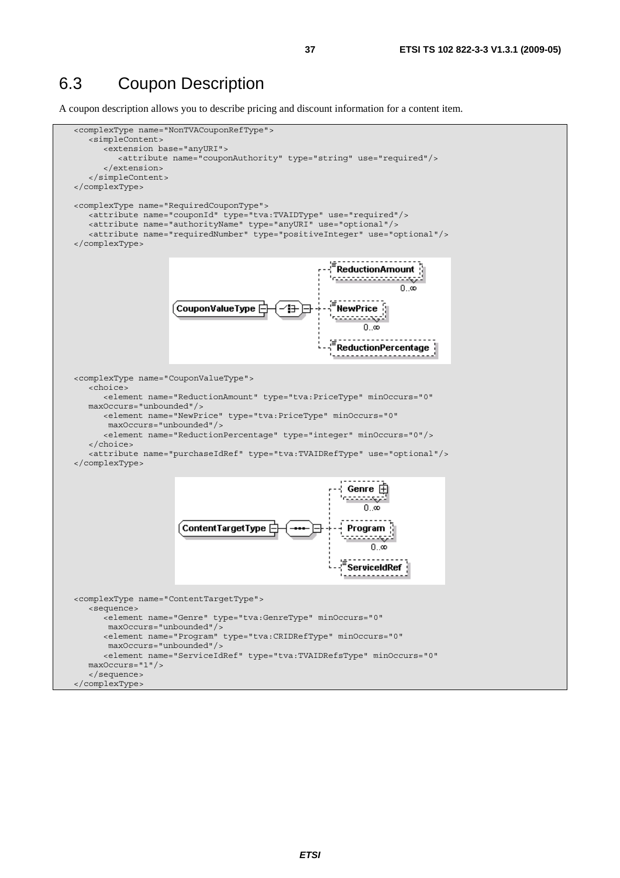## 6.3 Coupon Description

A coupon description allows you to describe pricing and discount information for a content item.

```
<complexType name="NonTVACouponRefType">
   <simpleContent>
      <extension base="anyURI">
         <attribute name="couponAuthority" type="string" use="required"/>
      </extension>
   </simpleContent>
</complexType>

<complexType name="RequiredCouponType">
   <attribute name="couponId" type="tva:TVAIDType" use="required"/>
   <attribute name="authorityName" type="anyURI" use="optional"/>
   <attribute name="requiredNumber" type="positiveInteger" use="optional"/>
</complexType>
```

```
<complexType name="CouponValueType">
   <choice>
      <element name="ReductionAmount" type="tva:PriceType" minOccurs="0"
   maxOccurs="unbounded"/>
      <element name="NewPrice" type="tva:PriceType" minOccurs="0"
       maxOccurs="unbounded"/>
      <element name="ReductionPercentage" type="integer" minOccurs="0"/>
   </choice>
   <attribute name="purchaseIdRef" type="tva:TVAIDRefType" use="optional"/>
</complexType>
```

```
<complexType name="ContentTargetType">
   <sequence>
      <element name="Genre" type="tva:GenreType" minOccurs="0"
       maxOccurs="unbounded"/>
      <element name="Program" type="tva:CRIDRefType" minOccurs="0"
       maxOccurs="unbounded"/>
      <element name="ServiceIdRef" type="tva:TVAIDRefsType" minOccurs="0"
   maxOccurs="1"/>
   </sequence>
</complexType>
```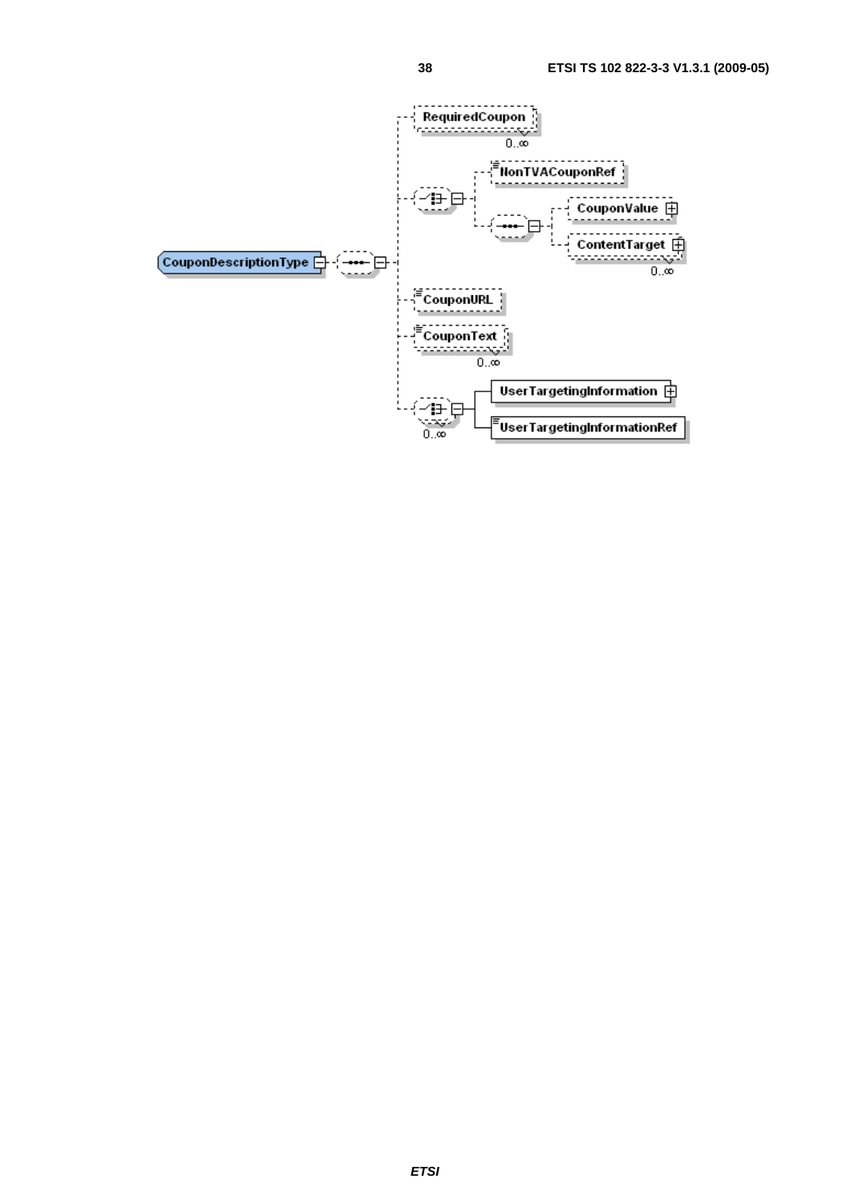CouponDescriptionType

RequiredCoupon 0..∞

NonTVACouponRef

CouponValue

ContentTarget 0..∞

CouponURL

CouponText 0..∞

UserTargetingInformation

UserTargetingInformationRef

0..∞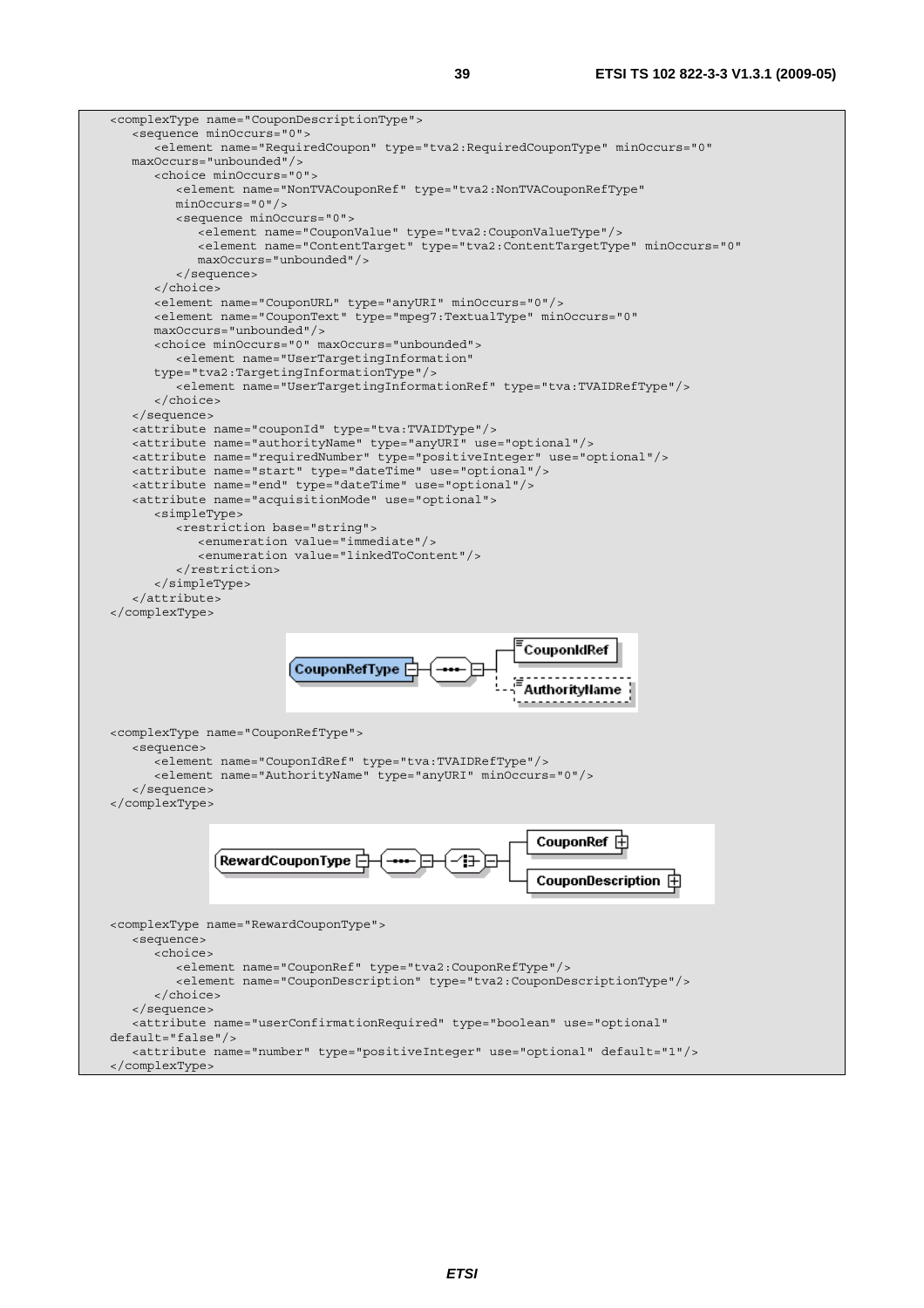```
<complexType name="CouponDescriptionType">
   <sequence minOccurs="0">
      <element name="RequiredCoupon" type="tva2:RequiredCouponType" minOccurs="0"
   maxOccurs="unbounded"/>
      <choice minOccurs="0">
         <element name="NonTVACouponRef" type="tva2:NonTVACouponRefType"
         minOccurs="0"/>
         <sequence minOccurs="0">
            <element name="CouponValue" type="tva2:CouponValueType"/>
            <element name="ContentTarget" type="tva2:ContentTargetType" minOccurs="0"
            maxOccurs="unbounded"/>
         </sequence>
      </choice>
      <element name="CouponURL" type="anyURI" minOccurs="0"/>
      <element name="CouponText" type="mpeg7:TextualType" minOccurs="0"
      maxOccurs="unbounded"/>
      <choice minOccurs="0" maxOccurs="unbounded">
         <element name="UserTargetingInformation"
      type="tva2:TargetingInformationType"/>
         <element name="UserTargetingInformationRef" type="tva:TVAIDRefType"/>
      </choice>
   </sequence>
   <attribute name="couponId" type="tva:TVAIDType"/>
   <attribute name="authorityName" type="anyURI" use="optional"/>
   <attribute name="requiredNumber" type="positiveInteger" use="optional"/>
   <attribute name="start" type="dateTime" use="optional"/>
   <attribute name="end" type="dateTime" use="optional"/>
   <attribute name="acquisitionMode" use="optional">
      <simpleType>
         <restriction base="string">
            <enumeration value="immediate"/>
            <enumeration value="linkedToContent"/>
         </restriction>
      </simpleType>
   </attribute>
</complexType>
```

```
<complexType name="CouponRefType">
   <sequence>
      <element name="CouponIdRef" type="tva:TVAIDRefType"/>
      <element name="AuthorityName" type="anyURI" minOccurs="0"/>
   </sequence>
</complexType>
```

```
<complexType name="RewardCouponType">
   <sequence>
      <choice>
         <element name="CouponRef" type="tva2:CouponRefType"/>
         <element name="CouponDescription" type="tva2:CouponDescriptionType"/>
      </choice>
   </sequence>
   <attribute name="userConfirmationRequired" type="boolean" use="optional"
default="false"/>
   <attribute name="number" type="positiveInteger" use="optional" default="1"/>
</complexType>
```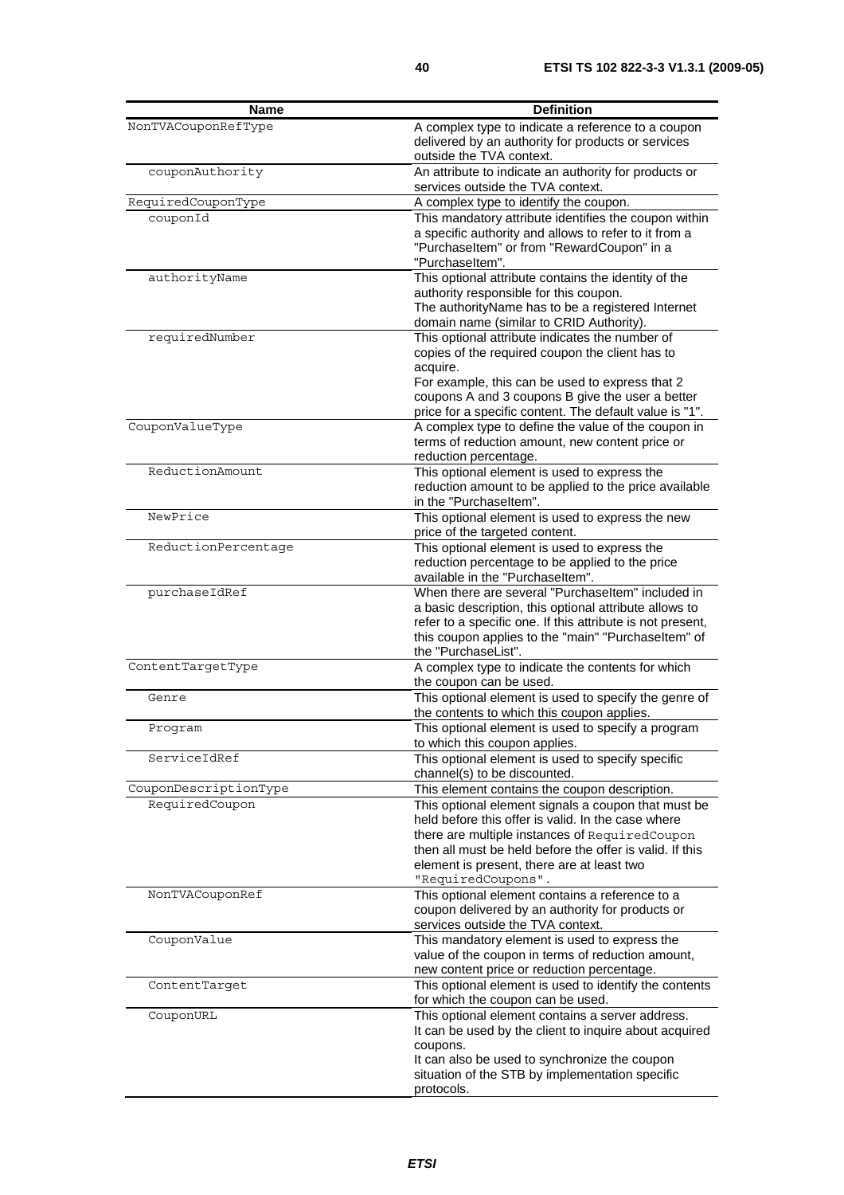| Name | Definition |
| --- | --- |
| NonTVACouponRefType | A complex type to indicate a reference to a coupon delivered by an authority for products or services outside the TVA context. |
| couponAuthority | An attribute to indicate an authority for products or services outside the TVA context. |
| RequiredCouponType | A complex type to identify the coupon. |
| couponId | This mandatory attribute identifies the coupon within a specific authority and allows to refer to it from a "PurchaseItem" or from "RewardCoupon" in a "PurchaseItem". |
| authorityName | This optional attribute contains the identity of the authority responsible for this coupon.<br>The authorityName has to be a registered Internet domain name (similar to CRID Authority). |
| requiredNumber | This optional attribute indicates the number of copies of the required coupon the client has to acquire.<br>For example, this can be used to express that 2 coupons A and 3 coupons B give the user a better price for a specific content. The default value is "1". |
| CouponValueType | A complex type to define the value of the coupon in terms of reduction amount, new content price or reduction percentage. |
| ReductionAmount | This optional element is used to express the reduction amount to be applied to the price available in the "PurchaseItem". |
| NewPrice | This optional element is used to express the new price of the targeted content. |
| ReductionPercentage | This optional element is used to express the reduction percentage to be applied to the price available in the "PurchaseItem". |
| purchaseIdRef | When there are several "PurchaseItem" included in a basic description, this optional attribute allows to refer to a specific one. If this attribute is not present, this coupon applies to the "main" "PurchaseItem" of the "PurchaseList". |
| ContentTargetType | A complex type to indicate the contents for which the coupon can be used. |
| Genre | This optional element is used to specify the genre of the contents to which this coupon applies. |
| Program | This optional element is used to specify a program to which this coupon applies. |
| ServiceIdRef | This optional element is used to specify specific channel(s) to be discounted. |
| CouponDescriptionType | This element contains the coupon description. |
| RequiredCoupon | This optional element signals a coupon that must be held before this offer is valid. In the case where there are multiple instances of RequiredCoupon then all must be held before the offer is valid. If this element is present, there are at least two "RequiredCoupons". |
| NonTVACouponRef | This optional element contains a reference to a coupon delivered by an authority for products or services outside the TVA context. |
| CouponValue | This mandatory element is used to express the value of the coupon in terms of reduction amount, new content price or reduction percentage. |
| ContentTarget | This optional element is used to identify the contents for which the coupon can be used. |
| CouponURL | This optional element contains a server address.<br>It can be used by the client to inquire about acquired coupons.<br>It can also be used to synchronize the coupon situation of the STB by implementation specific protocols. |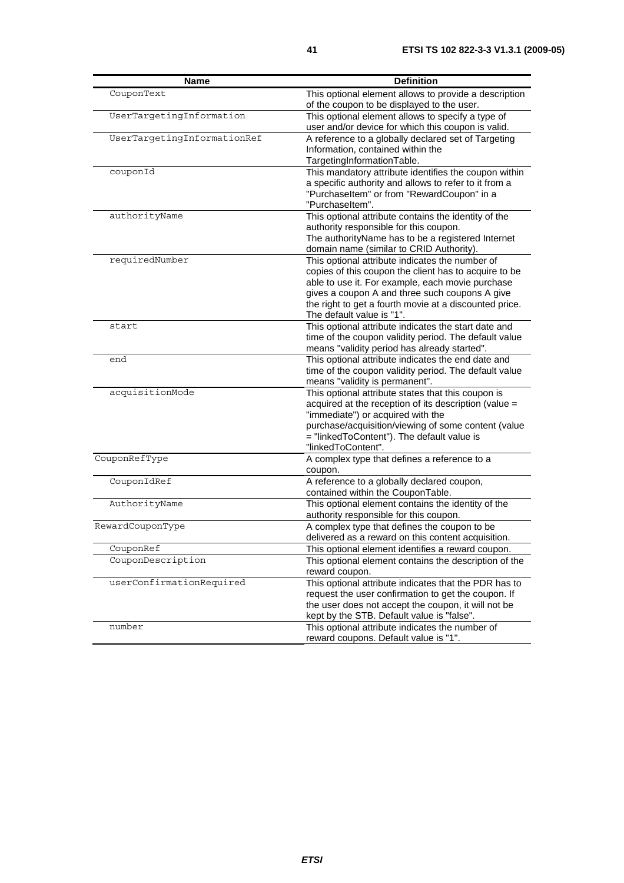| Name | Definition |
|---|---|
| CouponText | This optional element allows to provide a description of the coupon to be displayed to the user. |
| UserTargetingInformation | This optional element allows to specify a type of user and/or device for which this coupon is valid. |
| UserTargetingInformationRef | A reference to a globally declared set of Targeting Information, contained within the TargetingInformationTable. |
| couponId | This mandatory attribute identifies the coupon within a specific authority and allows to refer to it from a "PurchaseItem" or from "RewardCoupon" in a "PurchaseItem". |
| authorityName | This optional attribute contains the identity of the authority responsible for this coupon. The authorityName has to be a registered Internet domain name (similar to CRID Authority). |
| requiredNumber | This optional attribute indicates the number of copies of this coupon the client has to acquire to be able to use it. For example, each movie purchase gives a coupon A and three such coupons A give the right to get a fourth movie at a discounted price. The default value is "1". |
| start | This optional attribute indicates the start date and time of the coupon validity period. The default value means "validity period has already started". |
| end | This optional attribute indicates the end date and time of the coupon validity period. The default value means "validity is permanent". |
| acquisitionMode | This optional attribute states that this coupon is acquired at the reception of its description (value = "immediate") or acquired with the purchase/acquisition/viewing of some content (value = "linkedToContent"). The default value is "linkedToContent". |
| CouponRefType | A complex type that defines a reference to a coupon. |
| CouponIdRef | A reference to a globally declared coupon, contained within the CouponTable. |
| AuthorityName | This optional element contains the identity of the authority responsible for this coupon. |
| RewardCouponType | A complex type that defines the coupon to be delivered as a reward on this content acquisition. |
| CouponRef | This optional element identifies a reward coupon. |
| CouponDescription | This optional element contains the description of the reward coupon. |
| userConfirmationRequired | This optional attribute indicates that the PDR has to request the user confirmation to get the coupon. If the user does not accept the coupon, it will not be kept by the STB. Default value is "false". |
| number | This optional attribute indicates the number of reward coupons. Default value is "1". |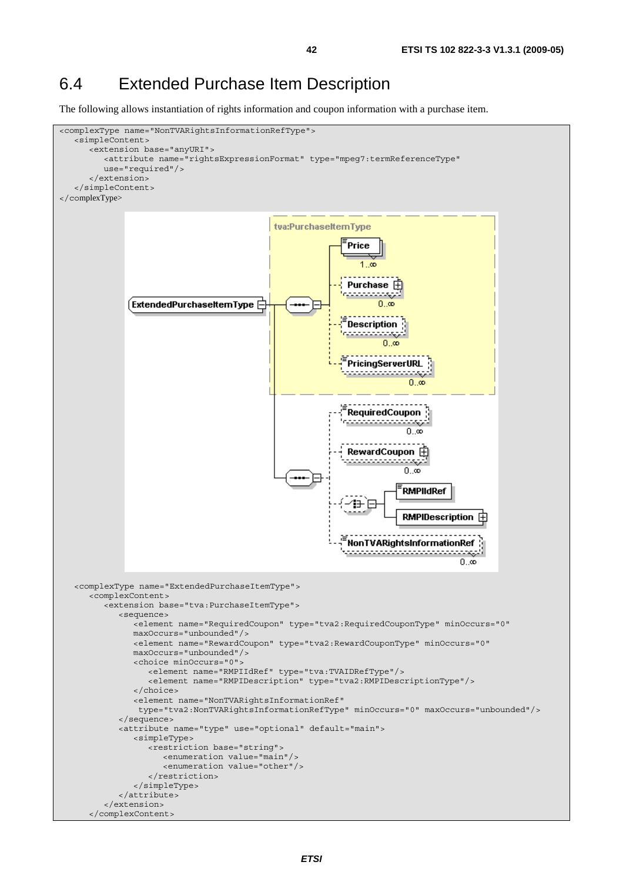## 6.4 Extended Purchase Item Description

The following allows instantiation of rights information and coupon information with a purchase item.

```
<complexType name="NonTVARightsInformationRefType">
   <simpleContent>
      <extension base="anyURI">
         <attribute name="rightsExpressionFormat" type="mpeg7:termReferenceType"
         use="required"/>
      </extension>
   </simpleContent>
</complexType>
```

```
   <complexType name="ExtendedPurchaseItemType">
      <complexContent>
         <extension base="tva:PurchaseItemType">
            <sequence>
               <element name="RequiredCoupon" type="tva2:RequiredCouponType" minOccurs="0"
               maxOccurs="unbounded"/>
               <element name="RewardCoupon" type="tva2:RewardCouponType" minOccurs="0"
               maxOccurs="unbounded"/>
               <choice minOccurs="0">
                  <element name="RMPIIdRef" type="tva:TVAIDRefType"/>
                  <element name="RMPIDescription" type="tva2:RMPIDescriptionType"/>
               </choice>
               <element name="NonTVARightsInformationRef"
                type="tva2:NonTVARightsInformationRefType" minOccurs="0" maxOccurs="unbounded"/>
            </sequence>
            <attribute name="type" use="optional" default="main">
               <simpleType>
                  <restriction base="string">
                     <enumeration value="main"/>
                     <enumeration value="other"/>
                  </restriction>
               </simpleType>
            </attribute>
         </extension>
      </complexContent>
```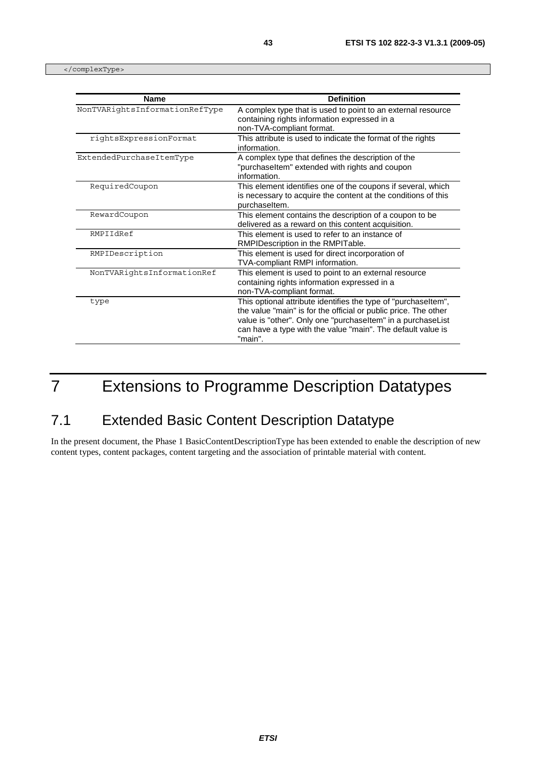```
</complexType>
```

| Name | Definition |
| --- | --- |
| NonTVARightsInformationRefType | A complex type that is used to point to an external resource containing rights information expressed in a non-TVA-compliant format. |
| rightsExpressionFormat | This attribute is used to indicate the format of the rights information. |
| ExtendedPurchaseItemType | A complex type that defines the description of the "purchaseItem" extended with rights and coupon information. |
| RequiredCoupon | This element identifies one of the coupons if several, which is necessary to acquire the content at the conditions of this purchaseItem. |
| RewardCoupon | This element contains the description of a coupon to be delivered as a reward on this content acquisition. |
| RMPIIdRef | This element is used to refer to an instance of RMPIDescription in the RMPITable. |
| RMPIDescription | This element is used for direct incorporation of TVA-compliant RMPI information. |
| NonTVARightsInformationRef | This element is used to point to an external resource containing rights information expressed in a non-TVA-compliant format. |
| type | This optional attribute identifies the type of "purchaseItem", the value "main" is for the official or public price. The other value is "other". Only one "purchaseItem" in a purchaseList can have a type with the value "main". The default value is "main". |

# 7 Extensions to Programme Description Datatypes

## 7.1 Extended Basic Content Description Datatype

In the present document, the Phase 1 BasicContentDescriptionType has been extended to enable the description of new content types, content packages, content targeting and the association of printable material with content.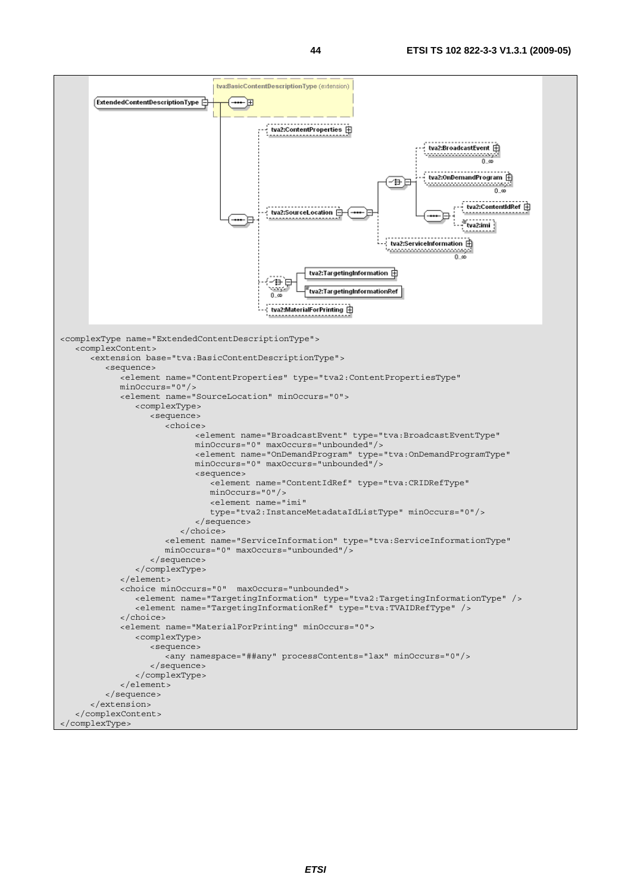```
<complexType name="ExtendedContentDescriptionType">
   <complexContent>
      <extension base="tva:BasicContentDescriptionType">
         <sequence>
            <element name="ContentProperties" type="tva2:ContentPropertiesType"
            minOccurs="0"/>
            <element name="SourceLocation" minOccurs="0">
               <complexType>
                  <sequence>
                     <choice>
                           <element name="BroadcastEvent" type="tva:BroadcastEventType"
                           minOccurs="0" maxOccurs="unbounded"/>
                           <element name="OnDemandProgram" type="tva:OnDemandProgramType"
                           minOccurs="0" maxOccurs="unbounded"/>
                           <sequence>
                              <element name="ContentIdRef" type="tva:CRIDRefType"
                              minOccurs="0"/>
                              <element name="imi"
                              type="tva2:InstanceMetadataIdListType" minOccurs="0"/>
                           </sequence>
                        </choice>
                     <element name="ServiceInformation" type="tva:ServiceInformationType"
                     minOccurs="0" maxOccurs="unbounded"/>
                  </sequence>
               </complexType>
            </element>
            <choice minOccurs="0"  maxOccurs="unbounded">
               <element name="TargetingInformation" type="tva2:TargetingInformationType" />
               <element name="TargetingInformationRef" type="tva:TVAIDRefType" />
            </choice>
            <element name="MaterialForPrinting" minOccurs="0">
               <complexType>
                  <sequence>
                     <any namespace="##any" processContents="lax" minOccurs="0"/>
                  </sequence>
               </complexType>
            </element>
         </sequence>
      </extension>
   </complexContent>
</complexType>
```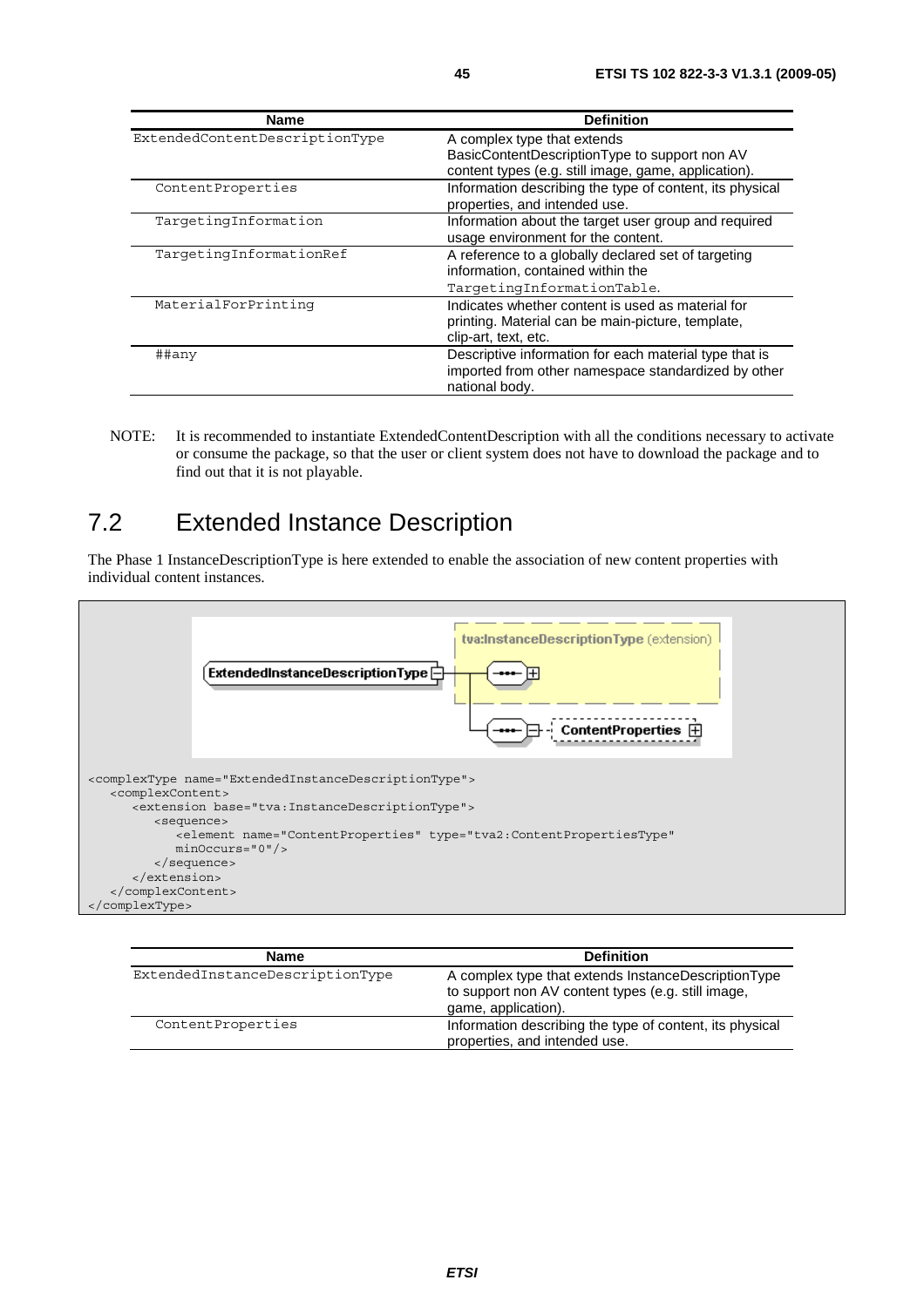| Name | Definition |
|---|---|
| ExtendedContentDescriptionType | A complex type that extends BasicContentDescriptionType to support non AV content types (e.g. still image, game, application). |
| ContentProperties | Information describing the type of content, its physical properties, and intended use. |
| TargetingInformation | Information about the target user group and required usage environment for the content. |
| TargetingInformationRef | A reference to a globally declared set of targeting information, contained within the TargetingInformationTable. |
| MaterialForPrinting | Indicates whether content is used as material for printing. Material can be main-picture, template, clip-art, text, etc. |
| ##any | Descriptive information for each material type that is imported from other namespace standardized by other national body. |

NOTE: It is recommended to instantiate ExtendedContentDescription with all the conditions necessary to activate or consume the package, so that the user or client system does not have to download the package and to find out that it is not playable.

## 7.2 Extended Instance Description

The Phase 1 InstanceDescriptionType is here extended to enable the association of new content properties with individual content instances.

```
<complexType name="ExtendedInstanceDescriptionType">
   <complexContent>
      <extension base="tva:InstanceDescriptionType">
         <sequence>
            <element name="ContentProperties" type="tva2:ContentPropertiesType"
            minOccurs="0"/>
         </sequence>
      </extension>
   </complexContent>
</complexType>
```

| Name | Definition |
|---|---|
| ExtendedInstanceDescriptionType | A complex type that extends InstanceDescriptionType to support non AV content types (e.g. still image, game, application). |
| ContentProperties | Information describing the type of content, its physical properties, and intended use. |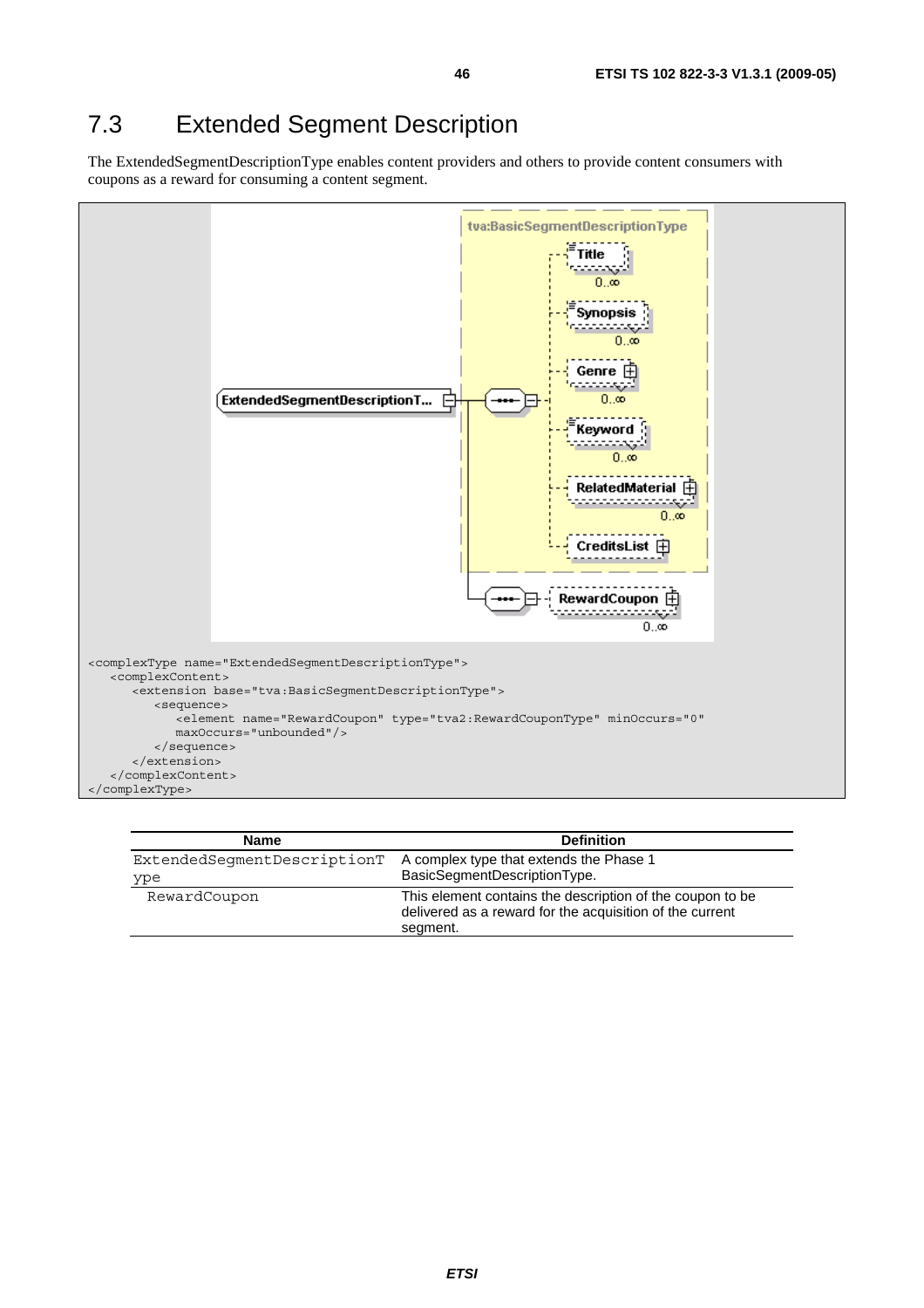## 7.3 Extended Segment Description

The ExtendedSegmentDescriptionType enables content providers and others to provide content consumers with coupons as a reward for consuming a content segment.

```
<complexType name="ExtendedSegmentDescriptionType">
   <complexContent>
      <extension base="tva:BasicSegmentDescriptionType">
         <sequence>
            <element name="RewardCoupon" type="tva2:RewardCouponType" minOccurs="0"
            maxOccurs="unbounded"/>
         </sequence>
      </extension>
   </complexContent>
</complexType>
```

| Name | Definition |
|---|---|
| ExtendedSegmentDescriptionType | A complex type that extends the Phase 1 BasicSegmentDescriptionType. |
| RewardCoupon | This element contains the description of the coupon to be delivered as a reward for the acquisition of the current segment. |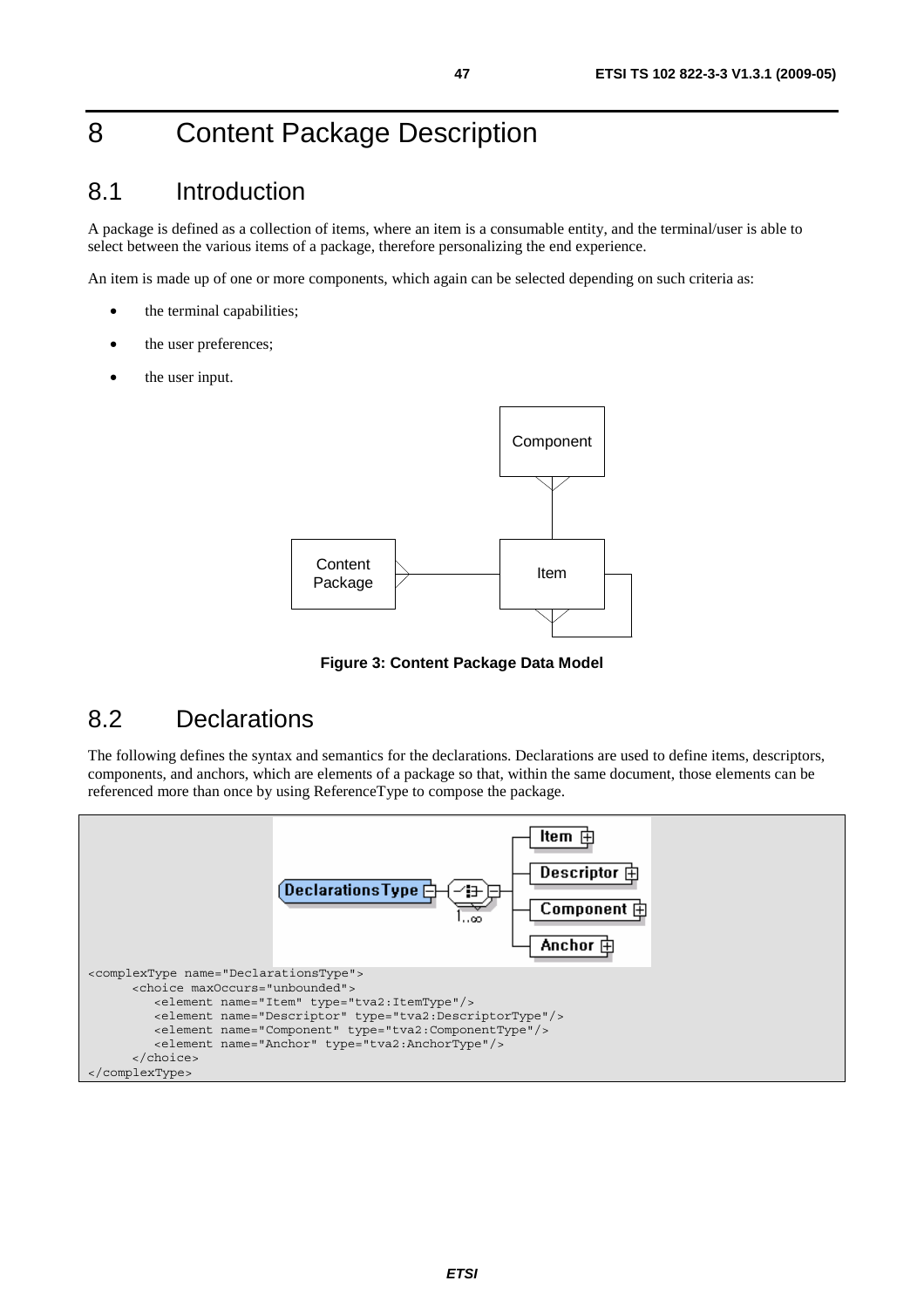# 8 Content Package Description

## 8.1 Introduction

A package is defined as a collection of items, where an item is a consumable entity, and the terminal/user is able to select between the various items of a package, therefore personalizing the end experience.

An item is made up of one or more components, which again can be selected depending on such criteria as:

- the terminal capabilities;
- the user preferences;
- the user input.

**Figure 3: Content Package Data Model**

## 8.2 Declarations

The following defines the syntax and semantics for the declarations. Declarations are used to define items, descriptors, components, and anchors, which are elements of a package so that, within the same document, those elements can be referenced more than once by using ReferenceType to compose the package.

```
<complexType name="DeclarationsType">
      <choice maxOccurs="unbounded">
         <element name="Item" type="tva2:ItemType"/>
         <element name="Descriptor" type="tva2:DescriptorType"/>
         <element name="Component" type="tva2:ComponentType"/>
         <element name="Anchor" type="tva2:AnchorType"/>
      </choice>
</complexType>
```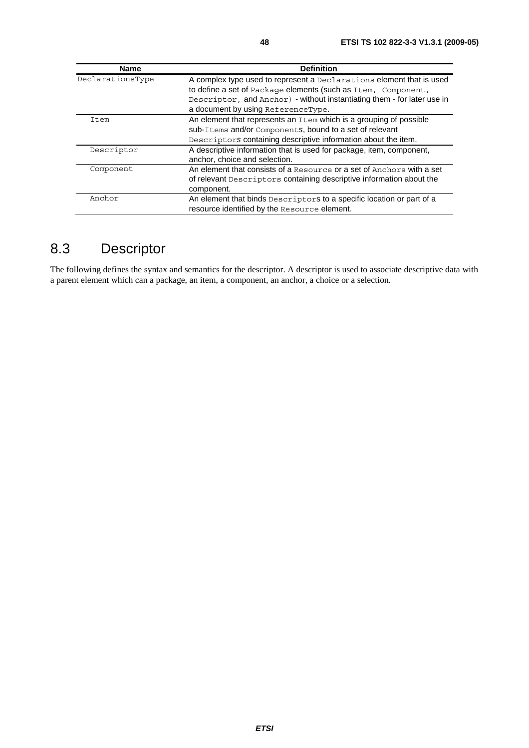| Name | Definition |
| --- | --- |
| DeclarationsType | A complex type used to represent a Declarations element that is used to define a set of Package elements (such as Item, Component, Descriptor, and Anchor) - without instantiating them - for later use in a document by using ReferenceType. |
| Item | An element that represents an Item which is a grouping of possible sub-Items and/or Components, bound to a set of relevant Descriptors containing descriptive information about the item. |
| Descriptor | A descriptive information that is used for package, item, component, anchor, choice and selection. |
| Component | An element that consists of a Resource or a set of Anchors with a set of relevant Descriptors containing descriptive information about the component. |
| Anchor | An element that binds Descriptors to a specific location or part of a resource identified by the Resource element. |

## 8.3 Descriptor

The following defines the syntax and semantics for the descriptor. A descriptor is used to associate descriptive data with a parent element which can a package, an item, a component, an anchor, a choice or a selection.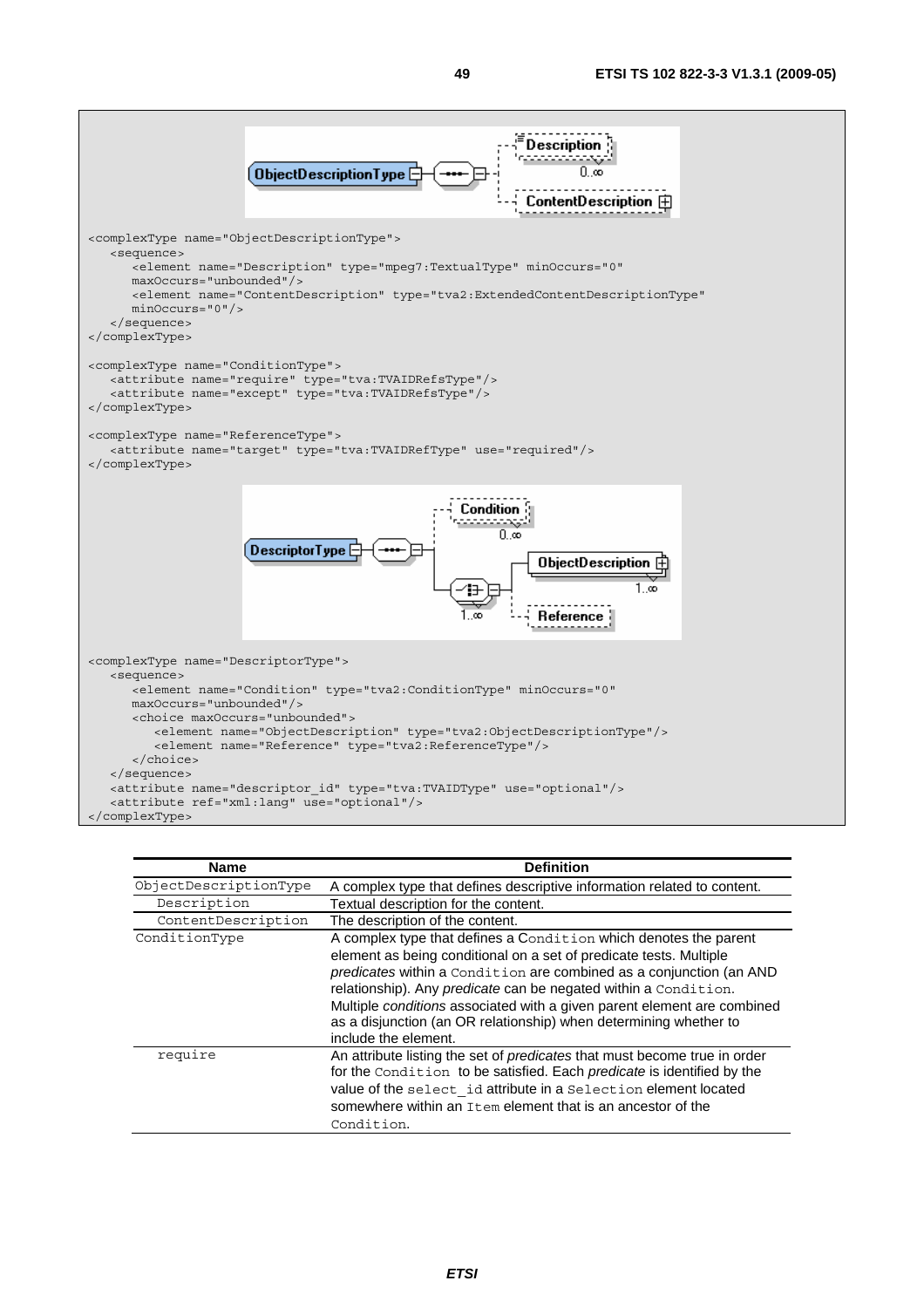```
<complexType name="ObjectDescriptionType">
   <sequence>
      <element name="Description" type="mpeg7:TextualType" minOccurs="0"
      maxOccurs="unbounded"/>
      <element name="ContentDescription" type="tva2:ExtendedContentDescriptionType"
      minOccurs="0"/>
   </sequence>
</complexType>

<complexType name="ConditionType">
   <attribute name="require" type="tva:TVAIDRefsType"/>
   <attribute name="except" type="tva:TVAIDRefsType"/>
</complexType>

<complexType name="ReferenceType">
   <attribute name="target" type="tva:TVAIDRefType" use="required"/>
</complexType>
```

```
<complexType name="DescriptorType">
   <sequence>
      <element name="Condition" type="tva2:ConditionType" minOccurs="0"
      maxOccurs="unbounded"/>
      <choice maxOccurs="unbounded">
         <element name="ObjectDescription" type="tva2:ObjectDescriptionType"/>
         <element name="Reference" type="tva2:ReferenceType"/>
      </choice>
   </sequence>
   <attribute name="descriptor_id" type="tva:TVAIDType" use="optional"/>
   <attribute ref="xml:lang" use="optional"/>
</complexType>
```

| Name | Definition |
|---|---|
| ObjectDescriptionType | A complex type that defines descriptive information related to content. |
| Description | Textual description for the content. |
| ContentDescription | The description of the content. |
| ConditionType | A complex type that defines a Condition which denotes the parent element as being conditional on a set of predicate tests. Multiple *predicates* within a Condition are combined as a conjunction (an AND relationship). Any *predicate* can be negated within a Condition. Multiple *conditions* associated with a given parent element are combined as a disjunction (an OR relationship) when determining whether to include the element. |
| require | An attribute listing the set of *predicates* that must become true in order for the Condition to be satisfied. Each *predicate* is identified by the value of the select_id attribute in a Selection element located somewhere within an Item element that is an ancestor of the Condition. |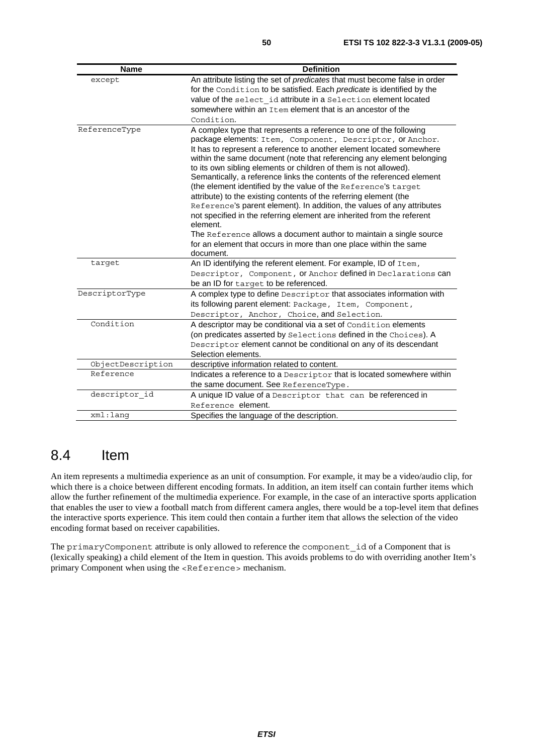| Name | Definition |
| --- | --- |
| except | An attribute listing the set of *predicates* that must become false in order for the Condition to be satisfied. Each *predicate* is identified by the value of the select_id attribute in a Selection element located somewhere within an Item element that is an ancestor of the Condition. |
| ReferenceType | A complex type that represents a reference to one of the following package elements: Item, Component, Descriptor, or Anchor. It has to represent a reference to another element located somewhere within the same document (note that referencing any element belonging to its own sibling elements or children of them is not allowed). Semantically, a reference links the contents of the referenced element (the element identified by the value of the Reference's target attribute) to the existing contents of the referring element (the Reference's parent element). In addition, the values of any attributes not specified in the referring element are inherited from the referent element. The Reference allows a document author to maintain a single source for an element that occurs in more than one place within the same document. |
| target | An ID identifying the referent element. For example, ID of Item, Descriptor, Component, or Anchor defined in Declarations can be an ID for target to be referenced. |
| DescriptorType | A complex type to define Descriptor that associates information with its following parent element: Package, Item, Component, Descriptor, Anchor, Choice, and Selection. |
| Condition | A descriptor may be conditional via a set of Condition elements (on predicates asserted by Selections defined in the Choices). A Descriptor element cannot be conditional on any of its descendant Selection elements. |
| ObjectDescription | descriptive information related to content. |
| Reference | Indicates a reference to a Descriptor that is located somewhere within the same document. See ReferenceType. |
| descriptor_id | A unique ID value of a Descriptor that can be referenced in Reference element. |
| xml:lang | Specifies the language of the description. |

## 8.4 Item

An item represents a multimedia experience as an unit of consumption. For example, it may be a video/audio clip, for which there is a choice between different encoding formats. In addition, an item itself can contain further items which allow the further refinement of the multimedia experience. For example, in the case of an interactive sports application that enables the user to view a football match from different camera angles, there would be a top-level item that defines the interactive sports experience. This item could then contain a further item that allows the selection of the video encoding format based on receiver capabilities.

The primaryComponent attribute is only allowed to reference the component_id of a Component that is (lexically speaking) a child element of the Item in question. This avoids problems to do with overriding another Item's primary Component when using the <Reference> mechanism.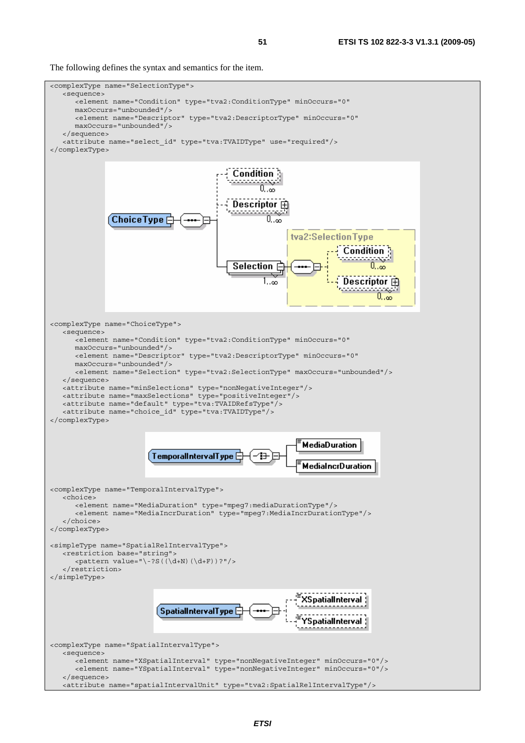The following defines the syntax and semantics for the item.

```
<complexType name="SelectionType">
   <sequence>
      <element name="Condition" type="tva2:ConditionType" minOccurs="0"
      maxOccurs="unbounded"/>
      <element name="Descriptor" type="tva2:DescriptorType" minOccurs="0"
      maxOccurs="unbounded"/>
   </sequence>
   <attribute name="select_id" type="tva:TVAIDType" use="required"/>
</complexType>
```

```
<complexType name="ChoiceType">
   <sequence>
      <element name="Condition" type="tva2:ConditionType" minOccurs="0"
      maxOccurs="unbounded"/>
      <element name="Descriptor" type="tva2:DescriptorType" minOccurs="0"
      maxOccurs="unbounded"/>
      <element name="Selection" type="tva2:SelectionType" maxOccurs="unbounded"/>
   </sequence>
   <attribute name="minSelections" type="nonNegativeInteger"/>
   <attribute name="maxSelections" type="positiveInteger"/>
   <attribute name="default" type="tva:TVAIDRefsType"/>
   <attribute name="choice_id" type="tva:TVAIDType"/>
</complexType>
```

```
<complexType name="TemporalIntervalType">
   <choice>
      <element name="MediaDuration" type="mpeg7:mediaDurationType"/>
      <element name="MediaIncrDuration" type="mpeg7:MediaIncrDurationType"/>
   </choice>
</complexType>

<simpleType name="SpatialRelIntervalType">
   <restriction base="string">
      <pattern value="\-?S((\d+N)(\d+F))?"/>
   </restriction>
</simpleType>
```

```
<complexType name="SpatialIntervalType">
   <sequence>
      <element name="XSpatialInterval" type="nonNegativeInteger" minOccurs="0"/>
      <element name="YSpatialInterval" type="nonNegativeInteger" minOccurs="0"/>
   </sequence>
   <attribute name="spatialIntervalUnit" type="tva2:SpatialRelIntervalType"/>
```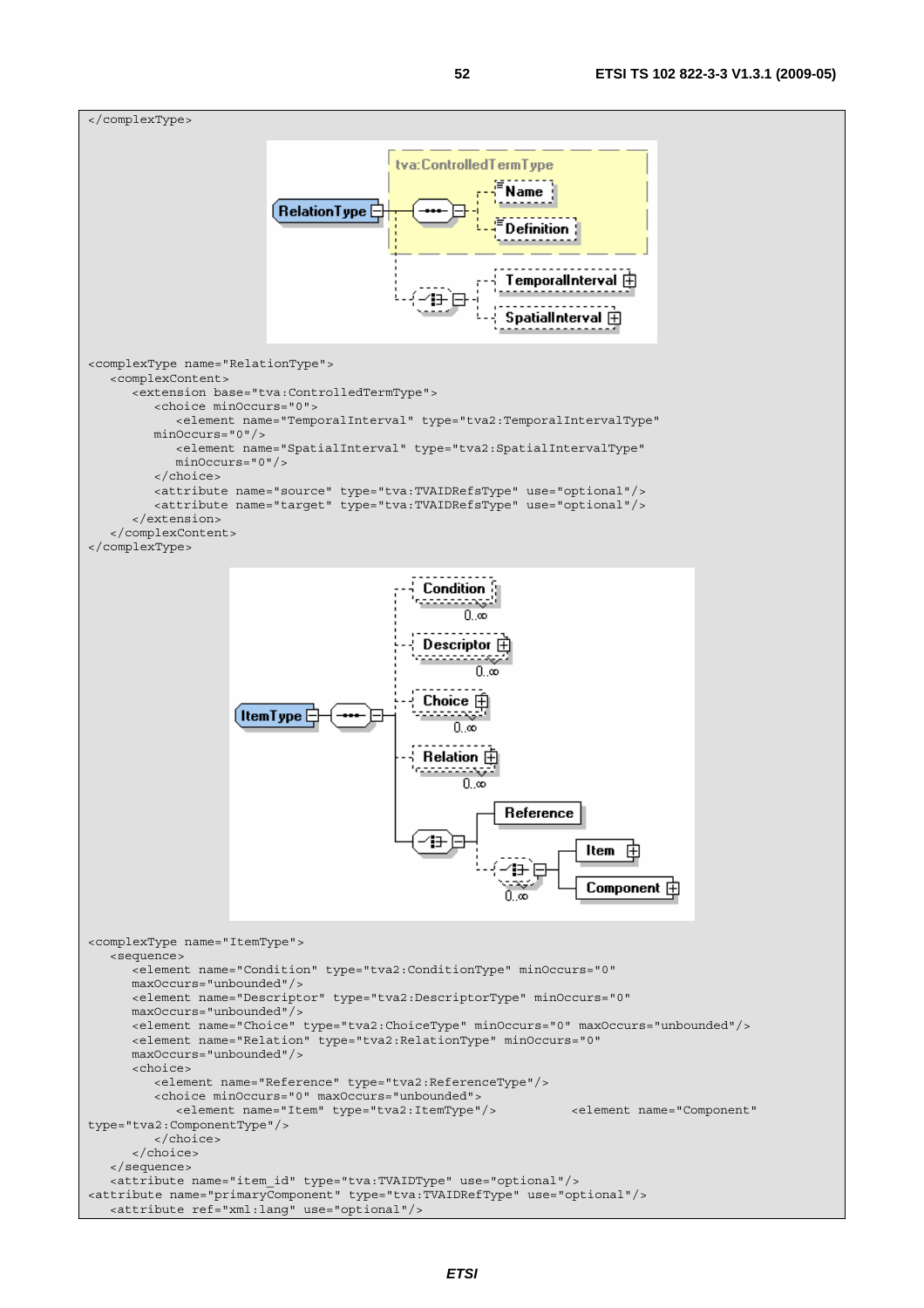```
</complexType>
```

```
<complexType name="RelationType">
   <complexContent>
      <extension base="tva:ControlledTermType">
         <choice minOccurs="0">
            <element name="TemporalInterval" type="tva2:TemporalIntervalType"
         minOccurs="0"/>
            <element name="SpatialInterval" type="tva2:SpatialIntervalType"
            minOccurs="0"/>
         </choice>
         <attribute name="source" type="tva:TVAIDRefsType" use="optional"/>
         <attribute name="target" type="tva:TVAIDRefsType" use="optional"/>
      </extension>
   </complexContent>
</complexType>
```

```
<complexType name="ItemType">
   <sequence>
      <element name="Condition" type="tva2:ConditionType" minOccurs="0"
      maxOccurs="unbounded"/>
      <element name="Descriptor" type="tva2:DescriptorType" minOccurs="0"
      maxOccurs="unbounded"/>
      <element name="Choice" type="tva2:ChoiceType" minOccurs="0" maxOccurs="unbounded"/>
      <element name="Relation" type="tva2:RelationType" minOccurs="0"
      maxOccurs="unbounded"/>
      <choice>
         <element name="Reference" type="tva2:ReferenceType"/>
         <choice minOccurs="0" maxOccurs="unbounded">
            <element name="Item" type="tva2:ItemType"/>          <element name="Component"
type="tva2:ComponentType"/>
         </choice>
      </choice>
   </sequence>
   <attribute name="item_id" type="tva:TVAIDType" use="optional"/>
<attribute name="primaryComponent" type="tva:TVAIDRefType" use="optional"/>
   <attribute ref="xml:lang" use="optional"/>
```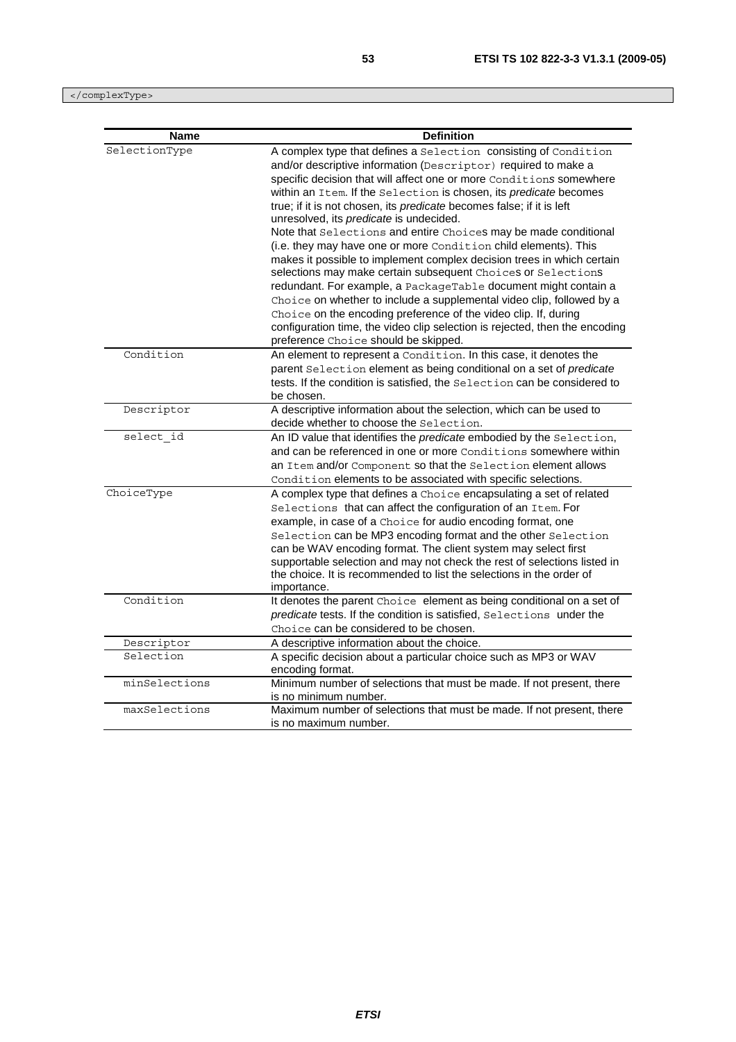```
</complexType>
```

| Name | Definition |
|---|---|
| SelectionType | A complex type that defines a `Selection` consisting of `Condition` and/or descriptive information (`Descriptor`) required to make a specific decision that will affect one or more `Condition`s somewhere within an `Item`. If the `Selection` is chosen, its *predicate* becomes true; if it is not chosen, its *predicate* becomes false; if it is left unresolved, its *predicate* is undecided.<br>Note that `Selections` and entire `Choice`s may be made conditional (i.e. they may have one or more `Condition` child elements). This makes it possible to implement complex decision trees in which certain selections may make certain subsequent `Choice`s or `Selection`s redundant. For example, a `PackageTable` document might contain a `Choice` on whether to include a supplemental video clip, followed by a `Choice` on the encoding preference of the video clip. If, during configuration time, the video clip selection is rejected, then the encoding preference `Choice` should be skipped. |
| Condition | An element to represent a `Condition`. In this case, it denotes the parent `Selection` element as being conditional on a set of *predicate* tests. If the condition is satisfied, the `Selection` can be considered to be chosen. |
| Descriptor | A descriptive information about the selection, which can be used to decide whether to choose the `Selection`. |
| select_id | An ID value that identifies the *predicate* embodied by the `Selection`, and can be referenced in one or more `Conditions` somewhere within an `Item` and/or `Component` so that the `Selection` element allows `Condition` elements to be associated with specific selections. |
| ChoiceType | A complex type that defines a `Choice` encapsulating a set of related `Selections` that can affect the configuration of an `Item`. For example, in case of a `Choice` for audio encoding format, one `Selection` can be MP3 encoding format and the other `Selection` can be WAV encoding format. The client system may select first supportable selection and may not check the rest of selections listed in the choice. It is recommended to list the selections in the order of importance. |
| Condition | It denotes the parent `Choice` element as being conditional on a set of *predicate* tests. If the condition is satisfied, `Selections` under the `Choice` can be considered to be chosen. |
| Descriptor | A descriptive information about the choice. |
| Selection | A specific decision about a particular choice such as MP3 or WAV encoding format. |
| minSelections | Minimum number of selections that must be made. If not present, there is no minimum number. |
| maxSelections | Maximum number of selections that must be made. If not present, there is no maximum number. |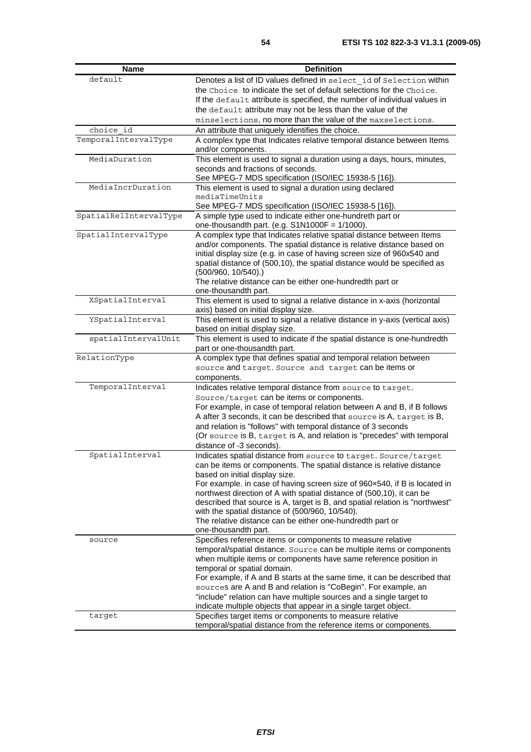| Name | Definition |
|---|---|
| default | Denotes a list of ID values defined in select_id of Selection within the Choice to indicate the set of default selections for the Choice. If the default attribute is specified, the number of individual values in the default attribute may not be less than the value of the minselections, no more than the value of the maxselections. |
| choice_id | An attribute that uniquely identifies the choice. |
| TemporalIntervalType | A complex type that Indicates relative temporal distance between Items and/or components. |
| MediaDuration | This element is used to signal a duration using a days, hours, minutes, seconds and fractions of seconds. See MPEG-7 MDS specification (ISO/IEC 15938-5 [16]). |
| MediaIncrDuration | This element is used to signal a duration using declared mediaTimeUnits See MPEG-7 MDS specification (ISO/IEC 15938-5 [16]). |
| SpatialRelIntervalType | A simple type used to indicate either one-hundreth part or one-thousandth part. (e.g. S1N1000F = 1/1000). |
| SpatialIntervalType | A complex type that Indicates relative spatial distance between Items and/or components. The spatial distance is relative distance based on initial display size (e.g. in case of having screen size of 960x540 and spatial distance of (500,10), the spatial distance would be specified as (500/960, 10/540).) The relative distance can be either one-hundredth part or one-thousandth part. |
| XSpatialInterval | This element is used to signal a relative distance in x-axis (horizontal axis) based on initial display size. |
| YSpatialInterval | This element is used to signal a relative distance in y-axis (vertical axis) based on initial display size. |
| spatialIntervalUnit | This element is used to indicate if the spatial distance is one-hundredth part or one-thousandth part. |
| RelationType | A complex type that defines spatial and temporal relation between source and target. Source and target can be items or components. |
| TemporalInterval | Indicates relative temporal distance from source to target. Source/target can be items or components. For example, in case of temporal relation between A and B, if B follows A after 3 seconds, it can be described that source is A, target is B, and relation is "follows" with temporal distance of 3 seconds (Or source is B, target is A, and relation is "precedes" with temporal distance of -3 seconds). |
| SpatialInterval | Indicates spatial distance from source to target. Source/target can be items or components. The spatial distance is relative distance based on initial display size. For example. in case of having screen size of 960×540, if B is located in northwest direction of A with spatial distance of (500,10), it can be described that source is A, target is B, and spatial relation is "northwest" with the spatial distance of (500/960, 10/540). The relative distance can be either one-hundredth part or one-thousandth part. |
| source | Specifies reference items or components to measure relative temporal/spatial distance. Source can be multiple items or components when multiple items or components have same reference position in temporal or spatial domain. For example, if A and B starts at the same time, it can be described that sources are A and B and relation is "CoBegin". For example, an "include" relation can have multiple sources and a single target to indicate multiple objects that appear in a single target object. |
| target | Specifies target items or components to measure relative temporal/spatial distance from the reference items or components. |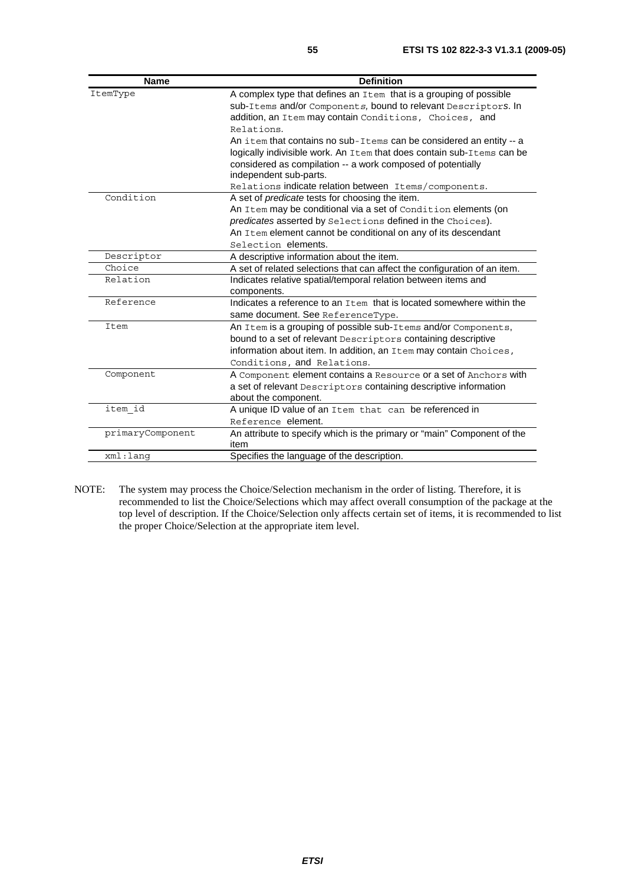| Name | Definition |
| --- | --- |
| ItemType | A complex type that defines an Item that is a grouping of possible sub-Items and/or Components, bound to relevant Descriptors. In addition, an Item may contain Conditions, Choices, and Relations.<br>An item that contains no sub-Items can be considered an entity -- a logically indivisible work. An Item that does contain sub-Items can be considered as compilation -- a work composed of potentially independent sub-parts.<br>Relations indicate relation between Items/components. |
| Condition | A set of *predicate* tests for choosing the item.<br>An Item may be conditional via a set of Condition elements (on *predicates* asserted by Selections defined in the Choices).<br>An Item element cannot be conditional on any of its descendant Selection elements. |
| Descriptor | A descriptive information about the item. |
| Choice | A set of related selections that can affect the configuration of an item. |
| Relation | Indicates relative spatial/temporal relation between items and components. |
| Reference | Indicates a reference to an Item that is located somewhere within the same document. See ReferenceType. |
| Item | An Item is a grouping of possible sub-Items and/or Components, bound to a set of relevant Descriptors containing descriptive information about item. In addition, an Item may contain Choices, Conditions, and Relations. |
| Component | A Component element contains a Resource or a set of Anchors with a set of relevant Descriptors containing descriptive information about the component. |
| item_id | A unique ID value of an Item that can be referenced in Reference element. |
| primaryComponent | An attribute to specify which is the primary or "main" Component of the item |
| xml:lang | Specifies the language of the description. |

NOTE: The system may process the Choice/Selection mechanism in the order of listing. Therefore, it is recommended to list the Choice/Selections which may affect overall consumption of the package at the top level of description. If the Choice/Selection only affects certain set of items, it is recommended to list the proper Choice/Selection at the appropriate item level.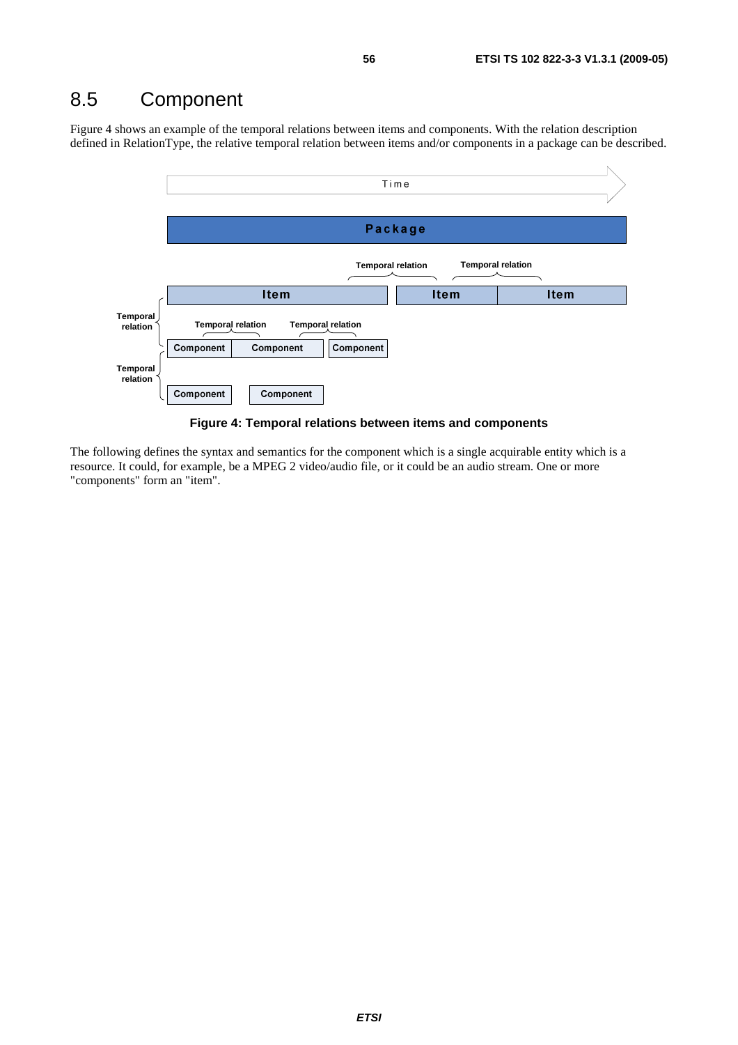## 8.5 Component

Figure 4 shows an example of the temporal relations between items and components. With the relation description defined in RelationType, the relative temporal relation between items and/or components in a package can be described.

**Figure 4: Temporal relations between items and components**

The following defines the syntax and semantics for the component which is a single acquirable entity which is a resource. It could, for example, be a MPEG 2 video/audio file, or it could be an audio stream. One or more "components" form an "item".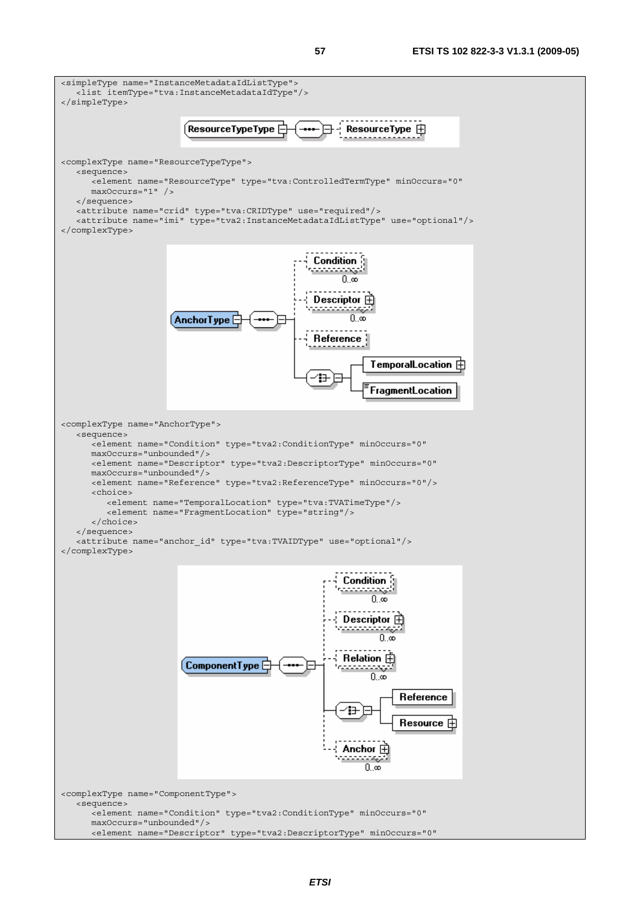```
<simpleType name="InstanceMetadataIdListType">
   <list itemType="tva:InstanceMetadataIdType"/>
</simpleType>
```

```
<complexType name="ResourceTypeType">
   <sequence>
      <element name="ResourceType" type="tva:ControlledTermType" minOccurs="0"
      maxOccurs="1" />
   </sequence>
   <attribute name="crid" type="tva:CRIDType" use="required"/>
   <attribute name="imi" type="tva2:InstanceMetadataIdListType" use="optional"/>
</complexType>
```

```
<complexType name="AnchorType">
   <sequence>
      <element name="Condition" type="tva2:ConditionType" minOccurs="0"
      maxOccurs="unbounded"/>
      <element name="Descriptor" type="tva2:DescriptorType" minOccurs="0"
      maxOccurs="unbounded"/>
      <element name="Reference" type="tva2:ReferenceType" minOccurs="0"/>
      <choice>
         <element name="TemporalLocation" type="tva:TVATimeType"/>
         <element name="FragmentLocation" type="string"/>
      </choice>
   </sequence>
   <attribute name="anchor_id" type="tva:TVAIDType" use="optional"/>
</complexType>
```

```
<complexType name="ComponentType">
   <sequence>
      <element name="Condition" type="tva2:ConditionType" minOccurs="0"
      maxOccurs="unbounded"/>
      <element name="Descriptor" type="tva2:DescriptorType" minOccurs="0"
```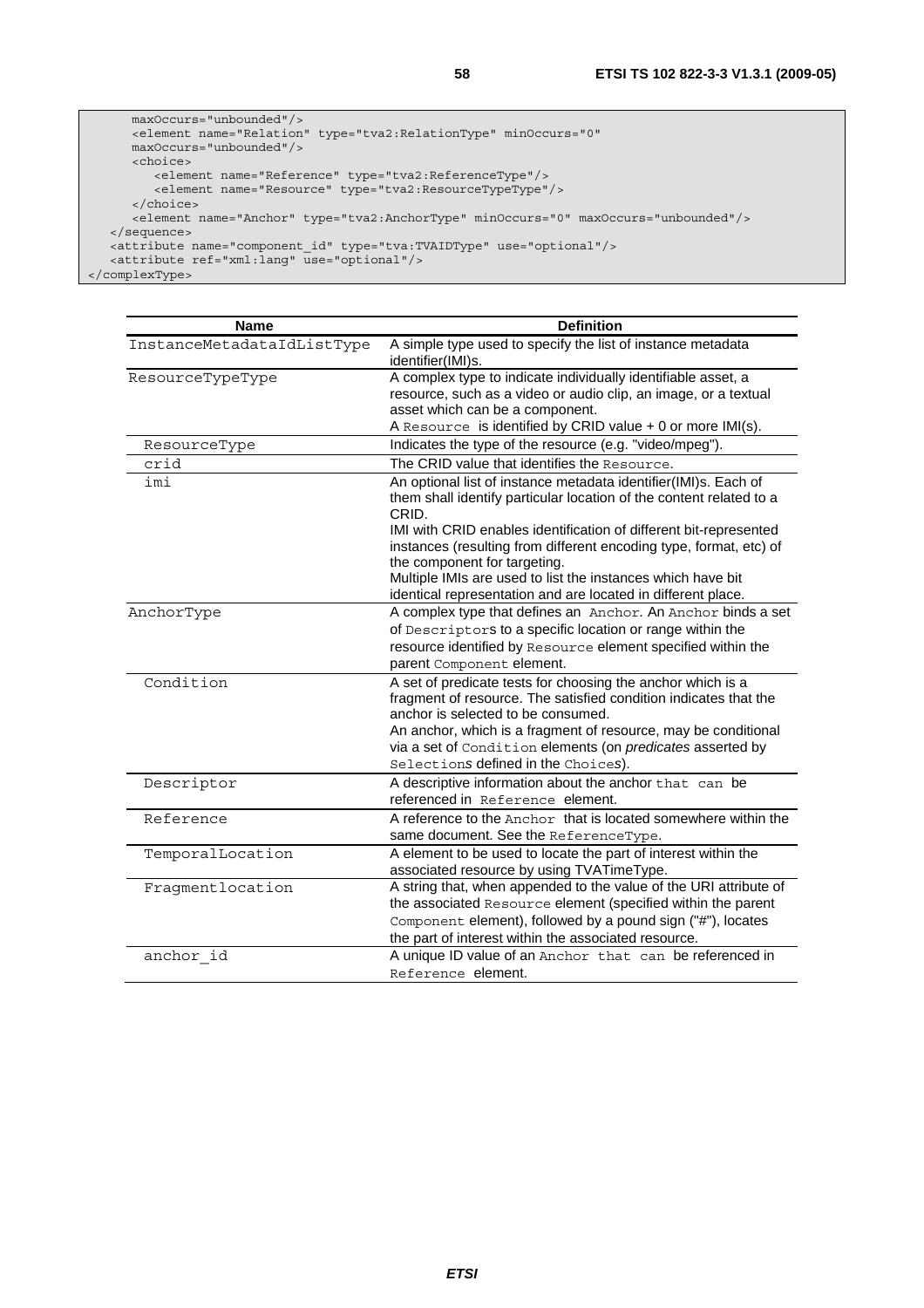```
      maxOccurs="unbounded"/>
      <element name="Relation" type="tva2:RelationType" minOccurs="0"
      maxOccurs="unbounded"/>
      <choice>
         <element name="Reference" type="tva2:ReferenceType"/>
         <element name="Resource" type="tva2:ResourceTypeType"/>
      </choice>
      <element name="Anchor" type="tva2:AnchorType" minOccurs="0" maxOccurs="unbounded"/>
   </sequence>
   <attribute name="component_id" type="tva:TVAIDType" use="optional"/>
   <attribute ref="xml:lang" use="optional"/>
</complexType>
```

| Name | Definition |
|---|---|
| InstanceMetadataIdListType | A simple type used to specify the list of instance metadata identifier(IMI)s. |
| ResourceTypeType | A complex type to indicate individually identifiable asset, a resource, such as a video or audio clip, an image, or a textual asset which can be a component.<br>A Resource is identified by CRID value + 0 or more IMI(s). |
| ResourceType | Indicates the type of the resource (e.g. "video/mpeg"). |
| crid | The CRID value that identifies the Resource. |
| imi | An optional list of instance metadata identifier(IMI)s. Each of them shall identify particular location of the content related to a CRID.<br>IMI with CRID enables identification of different bit-represented instances (resulting from different encoding type, format, etc) of the component for targeting.<br>Multiple IMIs are used to list the instances which have bit identical representation and are located in different place. |
| AnchorType | A complex type that defines an Anchor. An Anchor binds a set of Descriptors to a specific location or range within the resource identified by Resource element specified within the parent Component element. |
| Condition | A set of predicate tests for choosing the anchor which is a fragment of resource. The satisfied condition indicates that the anchor is selected to be consumed.<br>An anchor, which is a fragment of resource, may be conditional via a set of Condition elements (on *predicates* asserted by Selection*s* defined in the Choice*s*). |
| Descriptor | A descriptive information about the anchor that can be referenced in Reference element. |
| Reference | A reference to the Anchor that is located somewhere within the same document. See the ReferenceType. |
| TemporalLocation | A element to be used to locate the part of interest within the associated resource by using TVATimeType. |
| Fragmentlocation | A string that, when appended to the value of the URI attribute of the associated Resource element (specified within the parent Component element), followed by a pound sign ("#"), locates the part of interest within the associated resource. |
| anchor_id | A unique ID value of an Anchor that can be referenced in Reference element. |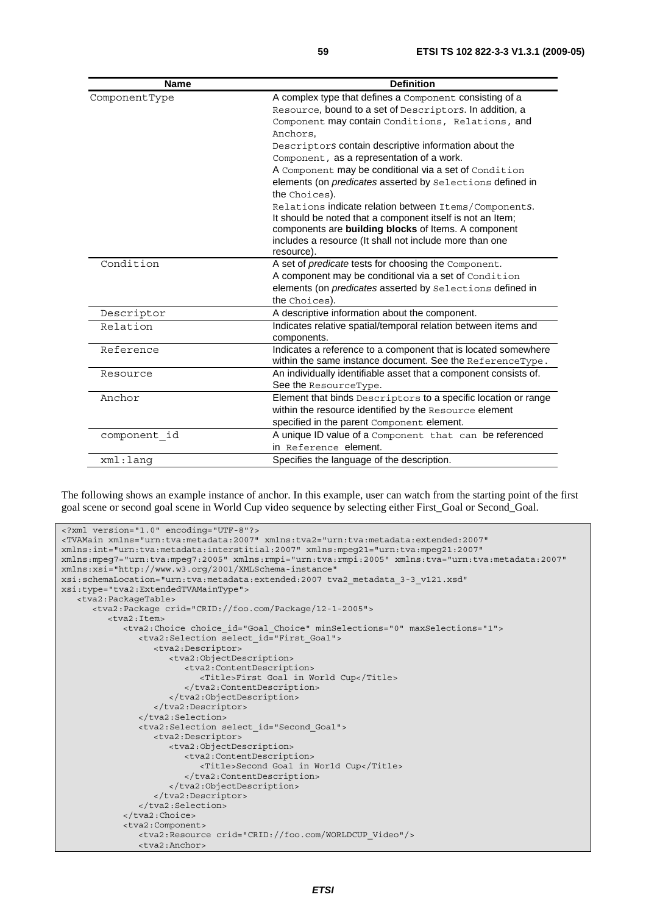| Name | Definition |
| --- | --- |
| ComponentType | A complex type that defines a Component consisting of a Resource, bound to a set of Descriptors. In addition, a Component may contain Conditions, Relations, and Anchors.<br>Descriptors contain descriptive information about the Component, as a representation of a work.<br>A Component may be conditional via a set of Condition elements (on *predicates* asserted by Selections defined in the Choices).<br>Relations indicate relation between Items/Components. It should be noted that a component itself is not an Item; components are **building blocks** of Items. A component includes a resource (It shall not include more than one resource). |
| Condition | A set of *predicate* tests for choosing the Component.<br>A component may be conditional via a set of Condition elements (on *predicates* asserted by Selections defined in the Choices). |
| Descriptor | A descriptive information about the component. |
| Relation | Indicates relative spatial/temporal relation between items and components. |
| Reference | Indicates a reference to a component that is located somewhere within the same instance document. See the ReferenceType. |
| Resource | An individually identifiable asset that a component consists of. See the ResourceType. |
| Anchor | Element that binds Descriptors to a specific location or range within the resource identified by the Resource element specified in the parent Component element. |
| component_id | A unique ID value of a Component that can be referenced in Reference element. |
| xml:lang | Specifies the language of the description. |

The following shows an example instance of anchor. In this example, user can watch from the starting point of the first goal scene or second goal scene in World Cup video sequence by selecting either First_Goal or Second_Goal.

```
<?xml version="1.0" encoding="UTF-8"?>
<TVAMain xmlns="urn:tva:metadata:2007" xmlns:tva2="urn:tva:metadata:extended:2007"
xmlns:int="urn:tva:metadata:interstitial:2007" xmlns:mpeg21="urn:tva:mpeg21:2007"
xmlns:mpeg7="urn:tva:mpeg7:2005" xmlns:rmpi="urn:tva:rmpi:2005" xmlns:tva="urn:tva:metadata:2007"
xmlns:xsi="http://www.w3.org/2001/XMLSchema-instance"
xsi:schemaLocation="urn:tva:metadata:extended:2007 tva2_metadata_3-3_v121.xsd"
xsi:type="tva2:ExtendedTVAMainType">
   <tva2:PackageTable>
      <tva2:Package crid="CRID://foo.com/Package/12-1-2005">
         <tva2:Item>
            <tva2:Choice choice_id="Goal_Choice" minSelections="0" maxSelections="1">
               <tva2:Selection select_id="First_Goal">
                  <tva2:Descriptor>
                     <tva2:ObjectDescription>
                        <tva2:ContentDescription>
                           <Title>First Goal in World Cup</Title>
                        </tva2:ContentDescription>
                     </tva2:ObjectDescription>
                  </tva2:Descriptor>
               </tva2:Selection>
               <tva2:Selection select_id="Second_Goal">
                  <tva2:Descriptor>
                     <tva2:ObjectDescription>
                        <tva2:ContentDescription>
                           <Title>Second Goal in World Cup</Title>
                        </tva2:ContentDescription>
                     </tva2:ObjectDescription>
                  </tva2:Descriptor>
               </tva2:Selection>
            </tva2:Choice>
            <tva2:Component>
               <tva2:Resource crid="CRID://foo.com/WORLDCUP_Video"/>
               <tva2:Anchor>
```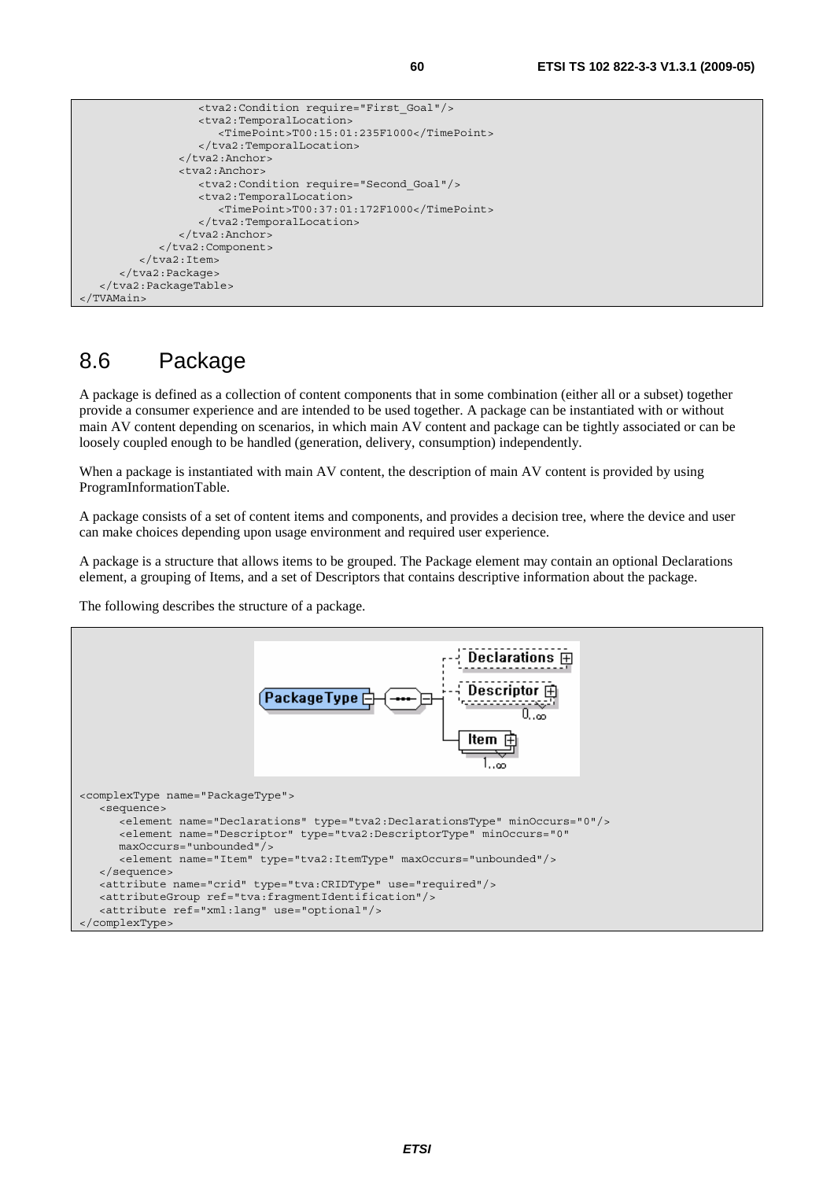```
                <tva2:Condition require="First_Goal"/>
                <tva2:TemporalLocation>
                    <TimePoint>T00:15:01:235F1000</TimePoint>
                </tva2:TemporalLocation>
            </tva2:Anchor>
            <tva2:Anchor>
                <tva2:Condition require="Second_Goal"/>
                <tva2:TemporalLocation>
                    <TimePoint>T00:37:01:172F1000</TimePoint>
                </tva2:TemporalLocation>
            </tva2:Anchor>
          </tva2:Component>
        </tva2:Item>
      </tva2:Package>
   </tva2:PackageTable>
</TVAMain>
```

## 8.6 Package

A package is defined as a collection of content components that in some combination (either all or a subset) together provide a consumer experience and are intended to be used together. A package can be instantiated with or without main AV content depending on scenarios, in which main AV content and package can be tightly associated or can be loosely coupled enough to be handled (generation, delivery, consumption) independently.

When a package is instantiated with main AV content, the description of main AV content is provided by using ProgramInformationTable.

A package consists of a set of content items and components, and provides a decision tree, where the device and user can make choices depending upon usage environment and required user experience.

A package is a structure that allows items to be grouped. The Package element may contain an optional Declarations element, a grouping of Items, and a set of Descriptors that contains descriptive information about the package.

The following describes the structure of a package.

```
<complexType name="PackageType">
   <sequence>
      <element name="Declarations" type="tva2:DeclarationsType" minOccurs="0"/>
      <element name="Descriptor" type="tva2:DescriptorType" minOccurs="0"
      maxOccurs="unbounded"/>
      <element name="Item" type="tva2:ItemType" maxOccurs="unbounded"/>
   </sequence>
   <attribute name="crid" type="tva:CRIDType" use="required"/>
   <attributeGroup ref="tva:fragmentIdentification"/>
   <attribute ref="xml:lang" use="optional"/>
</complexType>
```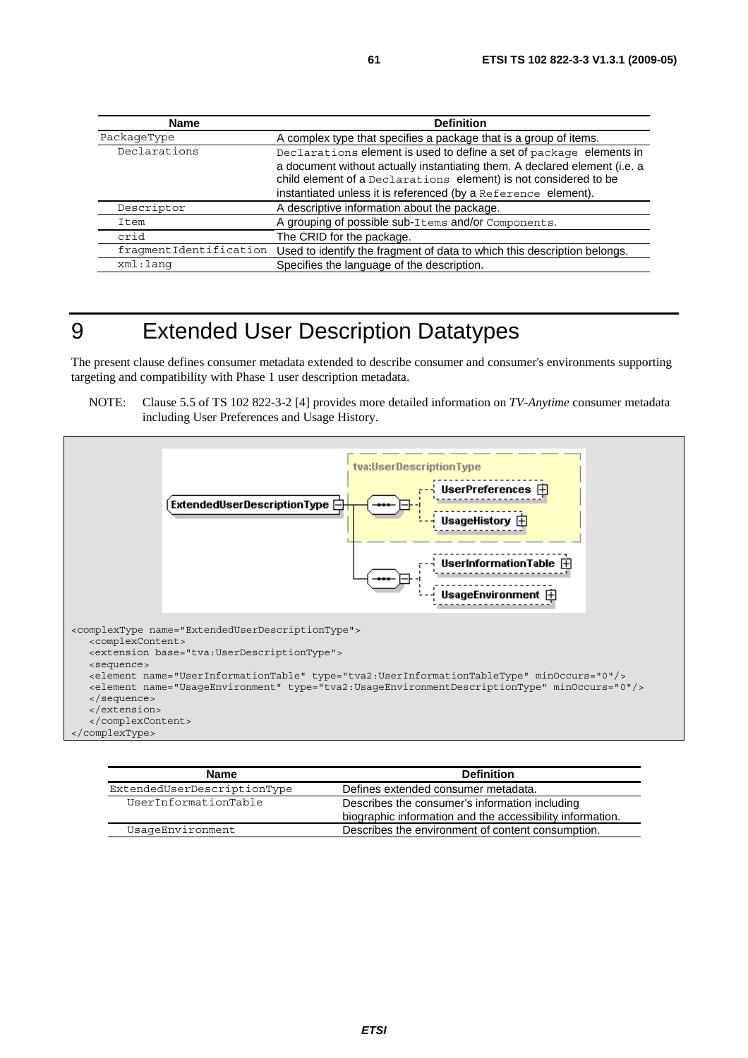| Name | Definition |
| --- | --- |
| PackageType | A complex type that specifies a package that is a group of items. |
| Declarations | Declarations element is used to define a set of package elements in a document without actually instantiating them. A declared element (i.e. a child element of a Declarations element) is not considered to be instantiated unless it is referenced (by a Reference element). |
| Descriptor | A descriptive information about the package. |
| Item | A grouping of possible sub-Items and/or Components. |
| crid | The CRID for the package. |
| fragmentIdentification | Used to identify the fragment of data to which this description belongs. |
| xml:lang | Specifies the language of the description. |

# 9 Extended User Description Datatypes

The present clause defines consumer metadata extended to describe consumer and consumer's environments supporting targeting and compatibility with Phase 1 user description metadata.

NOTE: Clause 5.5 of TS 102 822-3-2 [4] provides more detailed information on *TV-Anytime* consumer metadata including User Preferences and Usage History.

```
<complexType name="ExtendedUserDescriptionType">
    <complexContent>
    <extension base="tva:UserDescriptionType">
    <sequence>
    <element name="UserInformationTable" type="tva2:UserInformationTableType" minOccurs="0"/>
    <element name="UsageEnvironment" type="tva2:UsageEnvironmentDescriptionType" minOccurs="0"/>
    </sequence>
    </extension>
    </complexContent>
</complexType>
```

| Name | Definition |
| --- | --- |
| ExtendedUserDescriptionType | Defines extended consumer metadata. |
| UserInformationTable | Describes the consumer's information including biographic information and the accessibility information. |
| UsageEnvironment | Describes the environment of content consumption. |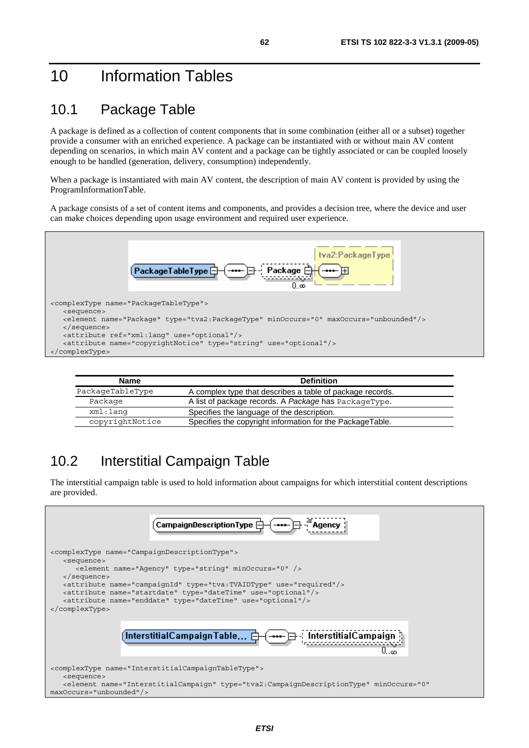# 10 Information Tables

## 10.1 Package Table

A package is defined as a collection of content components that in some combination (either all or a subset) together provide a consumer with an enriched experience. A package can be instantiated with or without main AV content depending on scenarios, in which main AV content and a package can be tightly associated or can be coupled loosely enough to be handled (generation, delivery, consumption) independently.

When a package is instantiated with main AV content, the description of main AV content is provided by using the ProgramInformationTable.

A package consists of a set of content items and components, and provides a decision tree, where the device and user can make choices depending upon usage environment and required user experience.

```
<complexType name="PackageTableType">
   <sequence>
   <element name="Package" type="tva2:PackageType" minOccurs="0" maxOccurs="unbounded"/>
   </sequence>
   <attribute ref="xml:lang" use="optional"/>
   <attribute name="copyrightNotice" type="string" use="optional"/>
</complexType>
```

| Name | Definition |
|---|---|
| PackageTableType | A complex type that describes a table of package records. |
| Package | A list of package records. A *Package* has PackageType. |
| xml:lang | Specifies the language of the description. |
| copyrightNotice | Specifies the copyright information for the PackageTable. |

## 10.2 Interstitial Campaign Table

The interstitial campaign table is used to hold information about campaigns for which interstitial content descriptions are provided.

```
<complexType name="CampaignDescriptionType">
   <sequence>
      <element name="Agency" type="string" minOccurs="0" />
   </sequence>
   <attribute name="campaignId" type="tva:TVAIDType" use="required"/>
   <attribute name="startdate" type="dateTime" use="optional"/>
   <attribute name="enddate" type="dateTime" use="optional"/>
</complexType>
```

```
<complexType name="InterstitialCampaignTableType">
   <sequence>
   <element name="InterstitialCampaign" type="tva2:CampaignDescriptionType" minOccurs="0"
maxOccurs="unbounded"/>
```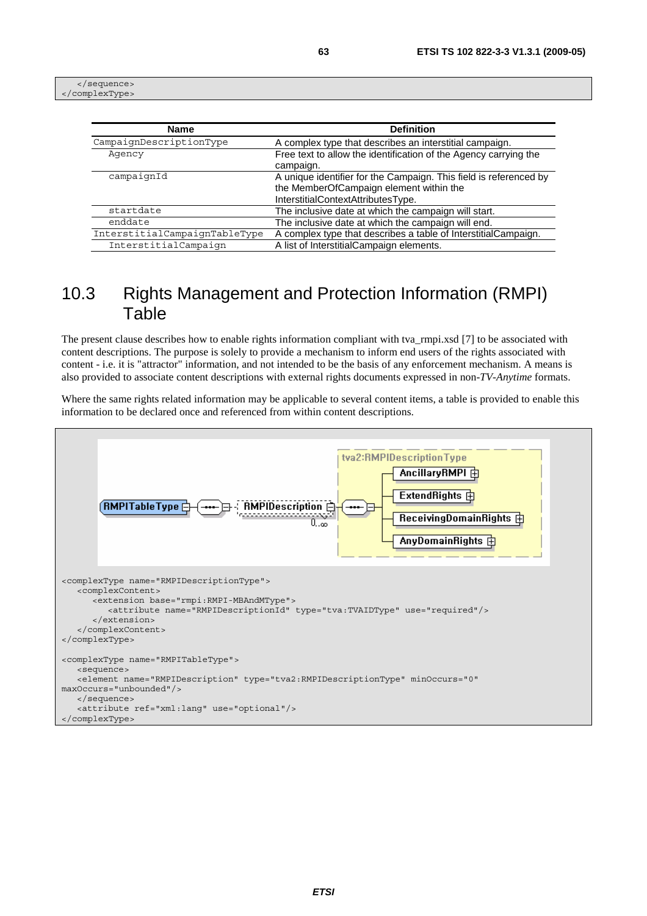```
   </sequence>
</complexType>
```

| Name | Definition |
| --- | --- |
| CampaignDescriptionType | A complex type that describes an interstitial campaign. |
| Agency | Free text to allow the identification of the Agency carrying the campaign. |
| campaignId | A unique identifier for the Campaign. This field is referenced by the MemberOfCampaign element within the InterstitialContextAttributesType. |
| startdate | The inclusive date at which the campaign will start. |
| enddate | The inclusive date at which the campaign will end. |
| InterstitialCampaignTableType | A complex type that describes a table of InterstitialCampaign. |
| InterstitialCampaign | A list of InterstitialCampaign elements. |

# 10.3 Rights Management and Protection Information (RMPI) Table

The present clause describes how to enable rights information compliant with tva_rmpi.xsd [7] to be associated with content descriptions. The purpose is solely to provide a mechanism to inform end users of the rights associated with content - i.e. it is "attractor" information, and not intended to be the basis of any enforcement mechanism. A means is also provided to associate content descriptions with external rights documents expressed in non-*TV-Anytime* formats.

Where the same rights related information may be applicable to several content items, a table is provided to enable this information to be declared once and referenced from within content descriptions.

```
<complexType name="RMPIDescriptionType">
   <complexContent>
      <extension base="rmpi:RMPI-MBAndMType">
         <attribute name="RMPIDescriptionId" type="tva:TVAIDType" use="required"/>
      </extension>
   </complexContent>
</complexType>

<complexType name="RMPITableType">
   <sequence>
   <element name="RMPIDescription" type="tva2:RMPIDescriptionType" minOccurs="0"
maxOccurs="unbounded"/>
   </sequence>
   <attribute ref="xml:lang" use="optional"/>
</complexType>
```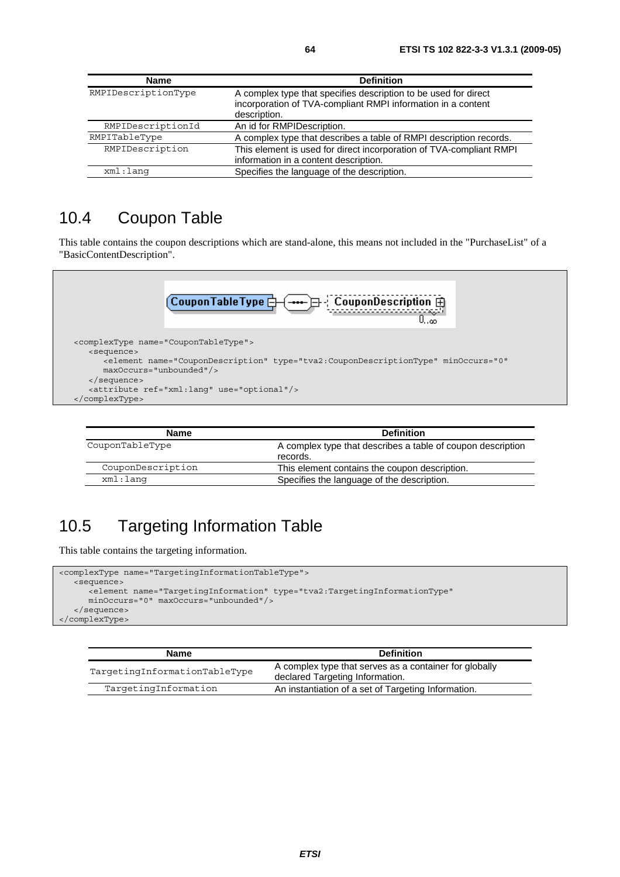| Name | Definition |
| --- | --- |
| RMPIDescriptionType | A complex type that specifies description to be used for direct incorporation of TVA-compliant RMPI information in a content description. |
| RMPIDescriptionId | An id for RMPIDescription. |
| RMPITableType | A complex type that describes a table of RMPI description records. |
| RMPIDescription | This element is used for direct incorporation of TVA-compliant RMPI information in a content description. |
| xml:lang | Specifies the language of the description. |

## 10.4 Coupon Table

This table contains the coupon descriptions which are stand-alone, this means not included in the "PurchaseList" of a "BasicContentDescription".

```
<complexType name="CouponTableType">
   <sequence>
      <element name="CouponDescription" type="tva2:CouponDescriptionType" minOccurs="0"
      maxOccurs="unbounded"/>
   </sequence>
   <attribute ref="xml:lang" use="optional"/>
</complexType>
```

| Name | Definition |
| --- | --- |
| CouponTableType | A complex type that describes a table of coupon description records. |
| CouponDescription | This element contains the coupon description. |
| xml:lang | Specifies the language of the description. |

## 10.5 Targeting Information Table

This table contains the targeting information.

```
<complexType name="TargetingInformationTableType">
   <sequence>
      <element name="TargetingInformation" type="tva2:TargetingInformationType"
      minOccurs="0" maxOccurs="unbounded"/>
   </sequence>
</complexType>
```

| Name | Definition |
| --- | --- |
| TargetingInformationTableType | A complex type that serves as a container for globally declared Targeting Information. |
| TargetingInformation | An instantiation of a set of Targeting Information. |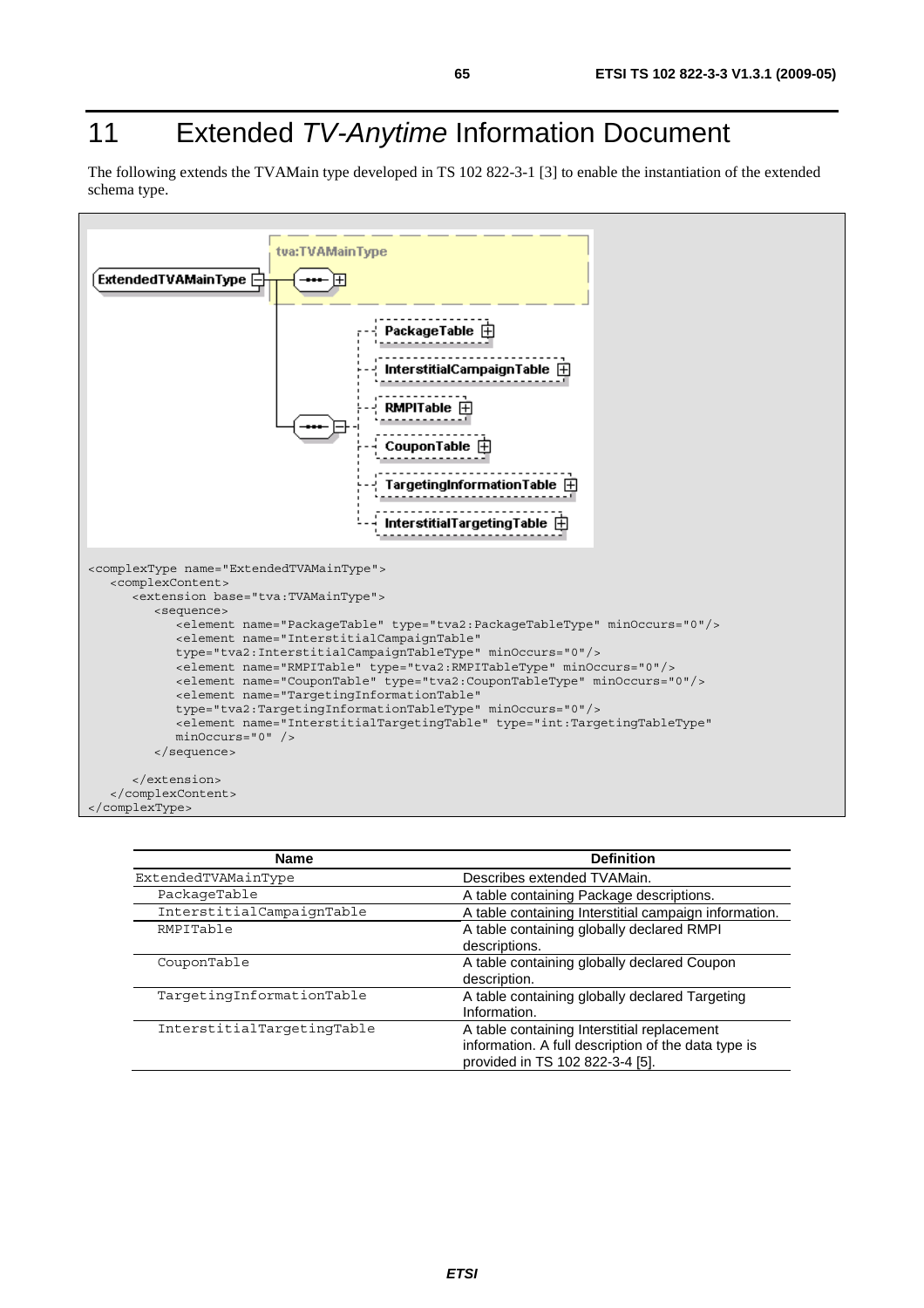# 11 Extended *TV-Anytime* Information Document

The following extends the TVAMain type developed in TS 102 822-3-1 [3] to enable the instantiation of the extended schema type.

```
<complexType name="ExtendedTVAMainType">
   <complexContent>
      <extension base="tva:TVAMainType">
         <sequence>
            <element name="PackageTable" type="tva2:PackageTableType" minOccurs="0"/>
            <element name="InterstitialCampaignTable"
            type="tva2:InterstitialCampaignTableType" minOccurs="0"/>
            <element name="RMPITable" type="tva2:RMPITableType" minOccurs="0"/>
            <element name="CouponTable" type="tva2:CouponTableType" minOccurs="0"/>
            <element name="TargetingInformationTable"
            type="tva2:TargetingInformationTableType" minOccurs="0"/>
            <element name="InterstitialTargetingTable" type="int:TargetingTableType"
            minOccurs="0" />
         </sequence>

      </extension>
   </complexContent>
</complexType>
```

| Name | Definition |
|---|---|
| ExtendedTVAMainType | Describes extended TVAMain. |
| PackageTable | A table containing Package descriptions. |
| InterstitialCampaignTable | A table containing Interstitial campaign information. |
| RMPITable | A table containing globally declared RMPI descriptions. |
| CouponTable | A table containing globally declared Coupon description. |
| TargetingInformationTable | A table containing globally declared Targeting Information. |
| InterstitialTargetingTable | A table containing Interstitial replacement information. A full description of the data type is provided in TS 102 822-3-4 [5]. |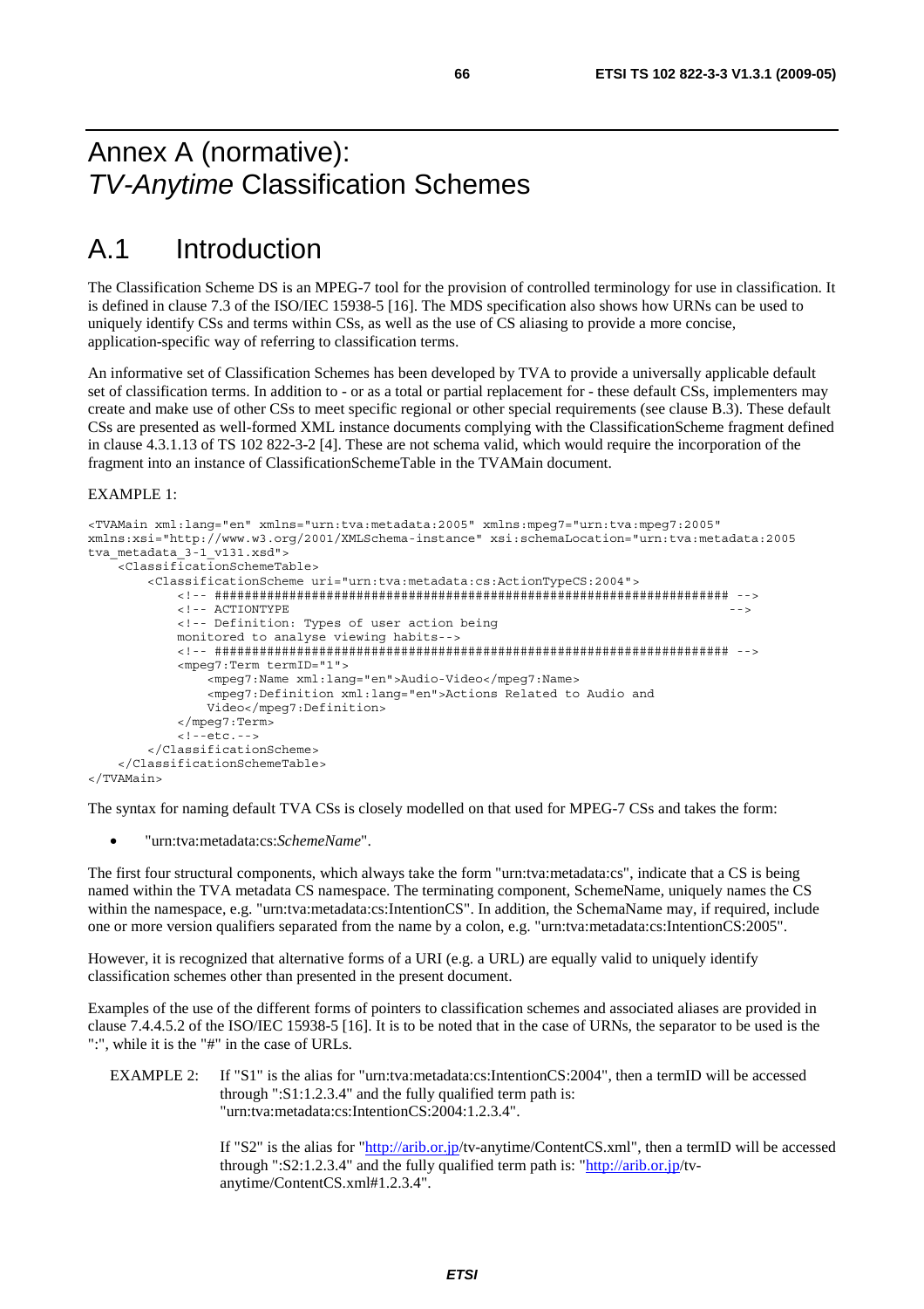# Annex A (normative): *TV-Anytime* Classification Schemes

# A.1 Introduction

The Classification Scheme DS is an MPEG-7 tool for the provision of controlled terminology for use in classification. It is defined in clause 7.3 of the ISO/IEC 15938-5 [16]. The MDS specification also shows how URNs can be used to uniquely identify CSs and terms within CSs, as well as the use of CS aliasing to provide a more concise, application-specific way of referring to classification terms.

An informative set of Classification Schemes has been developed by TVA to provide a universally applicable default set of classification terms. In addition to - or as a total or partial replacement for - these default CSs, implementers may create and make use of other CSs to meet specific regional or other special requirements (see clause B.3). These default CSs are presented as well-formed XML instance documents complying with the ClassificationScheme fragment defined in clause 4.3.1.13 of TS 102 822-3-2 [4]. These are not schema valid, which would require the incorporation of the fragment into an instance of ClassificationSchemeTable in the TVAMain document.

EXAMPLE 1:

```
<TVAMain xml:lang="en" xmlns="urn:tva:metadata:2005" xmlns:mpeg7="urn:tva:mpeg7:2005"
xmlns:xsi="http://www.w3.org/2001/XMLSchema-instance" xsi:schemaLocation="urn:tva:metadata:2005
tva_metadata_3-1_v131.xsd">
    <ClassificationSchemeTable>
        <ClassificationScheme uri="urn:tva:metadata:cs:ActionTypeCS:2004">
            <!-- ##################################################################### -->
            <!-- ACTIONTYPE                                                            -->
            <!-- Definition: Types of user action being
            monitored to analyse viewing habits-->
            <!-- ##################################################################### -->
            <mpeg7:Term termID="1">
                <mpeg7:Name xml:lang="en">Audio-Video</mpeg7:Name>
                <mpeg7:Definition xml:lang="en">Actions Related to Audio and
                Video</mpeg7:Definition>
            </mpeg7:Term>
            <!--etc.-->
        </ClassificationScheme>
    </ClassificationSchemeTable>
</TVAMain>
```

The syntax for naming default TVA CSs is closely modelled on that used for MPEG-7 CSs and takes the form:

- "urn:tva:metadata:cs:*SchemeName*".

The first four structural components, which always take the form "urn:tva:metadata:cs", indicate that a CS is being named within the TVA metadata CS namespace. The terminating component, SchemeName, uniquely names the CS within the namespace, e.g. "urn:tva:metadata:cs:IntentionCS". In addition, the SchemaName may, if required, include one or more version qualifiers separated from the name by a colon, e.g. "urn:tva:metadata:cs:IntentionCS:2005".

However, it is recognized that alternative forms of a URI (e.g. a URL) are equally valid to uniquely identify classification schemes other than presented in the present document.

Examples of the use of the different forms of pointers to classification schemes and associated aliases are provided in clause 7.4.4.5.2 of the ISO/IEC 15938-5 [16]. It is to be noted that in the case of URNs, the separator to be used is the ":", while it is the "#" in the case of URLs.

EXAMPLE 2: If "S1" is the alias for "urn:tva:metadata:cs:IntentionCS:2004", then a termID will be accessed through ":S1:1.2.3.4" and the fully qualified term path is: "urn:tva:metadata:cs:IntentionCS:2004:1.2.3.4".

If "S2" is the alias for "http://arib.or.jp/tv-anytime/ContentCS.xml", then a termID will be accessed through ":S2:1.2.3.4" and the fully qualified term path is: "http://arib.or.jp/tv-anytime/ContentCS.xml#1.2.3.4".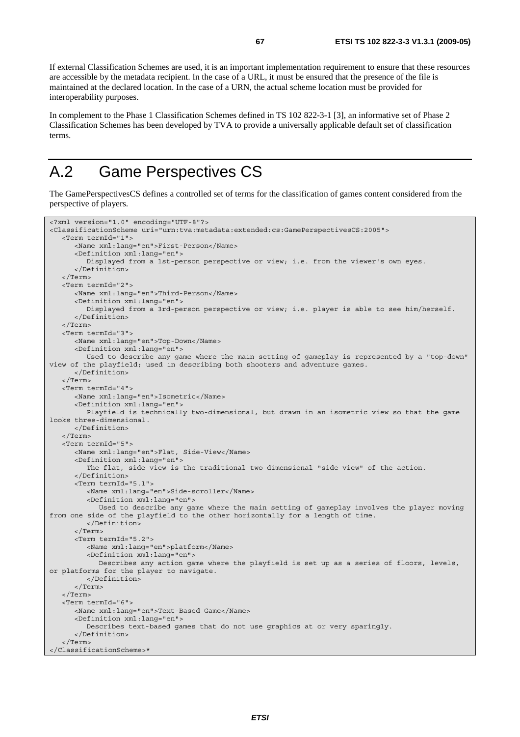If external Classification Schemes are used, it is an important implementation requirement to ensure that these resources are accessible by the metadata recipient. In the case of a URL, it must be ensured that the presence of the file is maintained at the declared location. In the case of a URN, the actual scheme location must be provided for interoperability purposes.

In complement to the Phase 1 Classification Schemes defined in TS 102 822-3-1 [3], an informative set of Phase 2 Classification Schemes has been developed by TVA to provide a universally applicable default set of classification terms.

# A.2 Game Perspectives CS

The GamePerspectivesCS defines a controlled set of terms for the classification of games content considered from the perspective of players.

```
<?xml version="1.0" encoding="UTF-8"?>
<ClassificationScheme uri="urn:tva:metadata:extended:cs:GamePerspectivesCS:2005">
   <Term termId="1">
      <Name xml:lang="en">First-Person</Name>
      <Definition xml:lang="en">
         Displayed from a 1st-person perspective or view; i.e. from the viewer's own eyes.
      </Definition>
   </Term>
   <Term termId="2">
      <Name xml:lang="en">Third-Person</Name>
      <Definition xml:lang="en">
         Displayed from a 3rd-person perspective or view; i.e. player is able to see him/herself.
      </Definition>
   </Term>
   <Term termId="3">
      <Name xml:lang="en">Top-Down</Name>
      <Definition xml:lang="en">
         Used to describe any game where the main setting of gameplay is represented by a "top-down" 
view of the playfield; used in describing both shooters and adventure games.
      </Definition>
   </Term>
   <Term termId="4">
      <Name xml:lang="en">Isometric</Name>
      <Definition xml:lang="en">
         Playfield is technically two-dimensional, but drawn in an isometric view so that the game 
looks three-dimensional.
      </Definition>
   </Term>
   <Term termId="5">
      <Name xml:lang="en">Flat, Side-View</Name>
      <Definition xml:lang="en">
         The flat, side-view is the traditional two-dimensional "side view" of the action.
      </Definition>
      <Term termId="5.1">
         <Name xml:lang="en">Side-scroller</Name>
         <Definition xml:lang="en">
            Used to describe any game where the main setting of gameplay involves the player moving 
from one side of the playfield to the other horizontally for a length of time.
         </Definition>
      </Term>
      <Term termId="5.2">
         <Name xml:lang="en">platform</Name>
         <Definition xml:lang="en">
            Describes any action game where the playfield is set up as a series of floors, levels, 
or platforms for the player to navigate.
         </Definition>
      </Term>
   </Term>
   <Term termId="6">
      <Name xml:lang="en">Text-Based Game</Name>
      <Definition xml:lang="en">
         Describes text-based games that do not use graphics at or very sparingly.
      </Definition>
   </Term>
</ClassificationScheme>*
```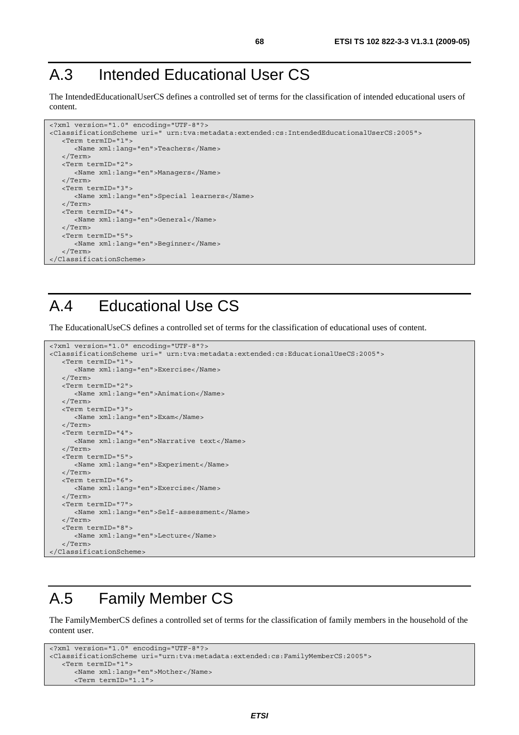# A.3 Intended Educational User CS

The IntendedEducationalUserCS defines a controlled set of terms for the classification of intended educational users of content.

```
<?xml version="1.0" encoding="UTF-8"?>
<ClassificationScheme uri=" urn:tva:metadata:extended:cs:IntendedEducationalUserCS:2005">
   <Term termID="1">
      <Name xml:lang="en">Teachers</Name>
   </Term>
   <Term termID="2">
      <Name xml:lang="en">Managers</Name>
   </Term>
   <Term termID="3">
      <Name xml:lang="en">Special learners</Name>
   </Term>
   <Term termID="4">
      <Name xml:lang="en">General</Name>
   </Term>
   <Term termID="5">
      <Name xml:lang="en">Beginner</Name>
   </Term>
</ClassificationScheme>
```

# A.4 Educational Use CS

The EducationalUseCS defines a controlled set of terms for the classification of educational uses of content.

```
<?xml version="1.0" encoding="UTF-8"?>
<ClassificationScheme uri=" urn:tva:metadata:extended:cs:EducationalUseCS:2005">
   <Term termID="1">
      <Name xml:lang="en">Exercise</Name>
   </Term>
   <Term termID="2">
      <Name xml:lang="en">Animation</Name>
   </Term>
   <Term termID="3">
      <Name xml:lang="en">Exam</Name>
   </Term>
   <Term termID="4">
      <Name xml:lang="en">Narrative text</Name>
   </Term>
   <Term termID="5">
      <Name xml:lang="en">Experiment</Name>
   </Term>
   <Term termID="6">
      <Name xml:lang="en">Exercise</Name>
   </Term>
   <Term termID="7">
      <Name xml:lang="en">Self-assessment</Name>
   </Term>
   <Term termID="8">
      <Name xml:lang="en">Lecture</Name>
   </Term>
</ClassificationScheme>
```

# A.5 Family Member CS

The FamilyMemberCS defines a controlled set of terms for the classification of family members in the household of the content user.

```
<?xml version="1.0" encoding="UTF-8"?>
<ClassificationScheme uri="urn:tva:metadata:extended:cs:FamilyMemberCS:2005">
   <Term termID="1">
      <Name xml:lang="en">Mother</Name>
      <Term termID="1.1">
```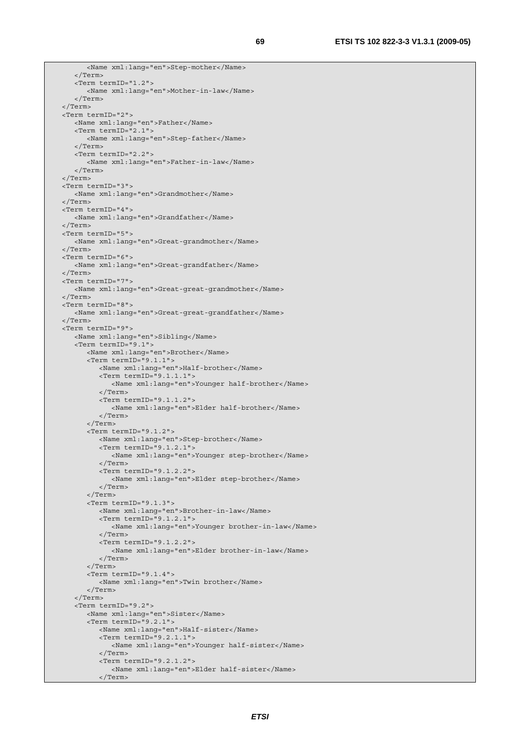```
         <Name xml:lang="en">Step-mother</Name>
      </Term>
      <Term termID="1.2">
         <Name xml:lang="en">Mother-in-law</Name>
      </Term>
   </Term>
   <Term termID="2">
      <Name xml:lang="en">Father</Name>
      <Term termID="2.1">
         <Name xml:lang="en">Step-father</Name>
      </Term>
      <Term termID="2.2">
         <Name xml:lang="en">Father-in-law</Name>
      </Term>
   </Term>
   <Term termID="3">
      <Name xml:lang="en">Grandmother</Name>
   </Term>
   <Term termID="4">
      <Name xml:lang="en">Grandfather</Name>
   </Term>
   <Term termID="5">
      <Name xml:lang="en">Great-grandmother</Name>
   </Term>
   <Term termID="6">
      <Name xml:lang="en">Great-grandfather</Name>
   </Term>
   <Term termID="7">
      <Name xml:lang="en">Great-great-grandmother</Name>
   </Term>
   <Term termID="8">
      <Name xml:lang="en">Great-great-grandfather</Name>
   </Term>
   <Term termID="9">
      <Name xml:lang="en">Sibling</Name>
      <Term termID="9.1">
         <Name xml:lang="en">Brother</Name>
         <Term termID="9.1.1">
            <Name xml:lang="en">Half-brother</Name>
            <Term termID="9.1.1.1">
               <Name xml:lang="en">Younger half-brother</Name>
            </Term>
            <Term termID="9.1.1.2">
               <Name xml:lang="en">Elder half-brother</Name>
            </Term>
         </Term>
         <Term termID="9.1.2">
            <Name xml:lang="en">Step-brother</Name>
            <Term termID="9.1.2.1">
               <Name xml:lang="en">Younger step-brother</Name>
            </Term>
            <Term termID="9.1.2.2">
               <Name xml:lang="en">Elder step-brother</Name>
            </Term>
         </Term>
         <Term termID="9.1.3">
            <Name xml:lang="en">Brother-in-law</Name>
            <Term termID="9.1.2.1">
               <Name xml:lang="en">Younger brother-in-law</Name>
            </Term>
            <Term termID="9.1.2.2">
               <Name xml:lang="en">Elder brother-in-law</Name>
            </Term>
         </Term>
         <Term termID="9.1.4">
            <Name xml:lang="en">Twin brother</Name>
         </Term>
      </Term>
      <Term termID="9.2">
         <Name xml:lang="en">Sister</Name>
         <Term termID="9.2.1">
            <Name xml:lang="en">Half-sister</Name>
            <Term termID="9.2.1.1">
               <Name xml:lang="en">Younger half-sister</Name>
            </Term>
            <Term termID="9.2.1.2">
               <Name xml:lang="en">Elder half-sister</Name>
            </Term>
```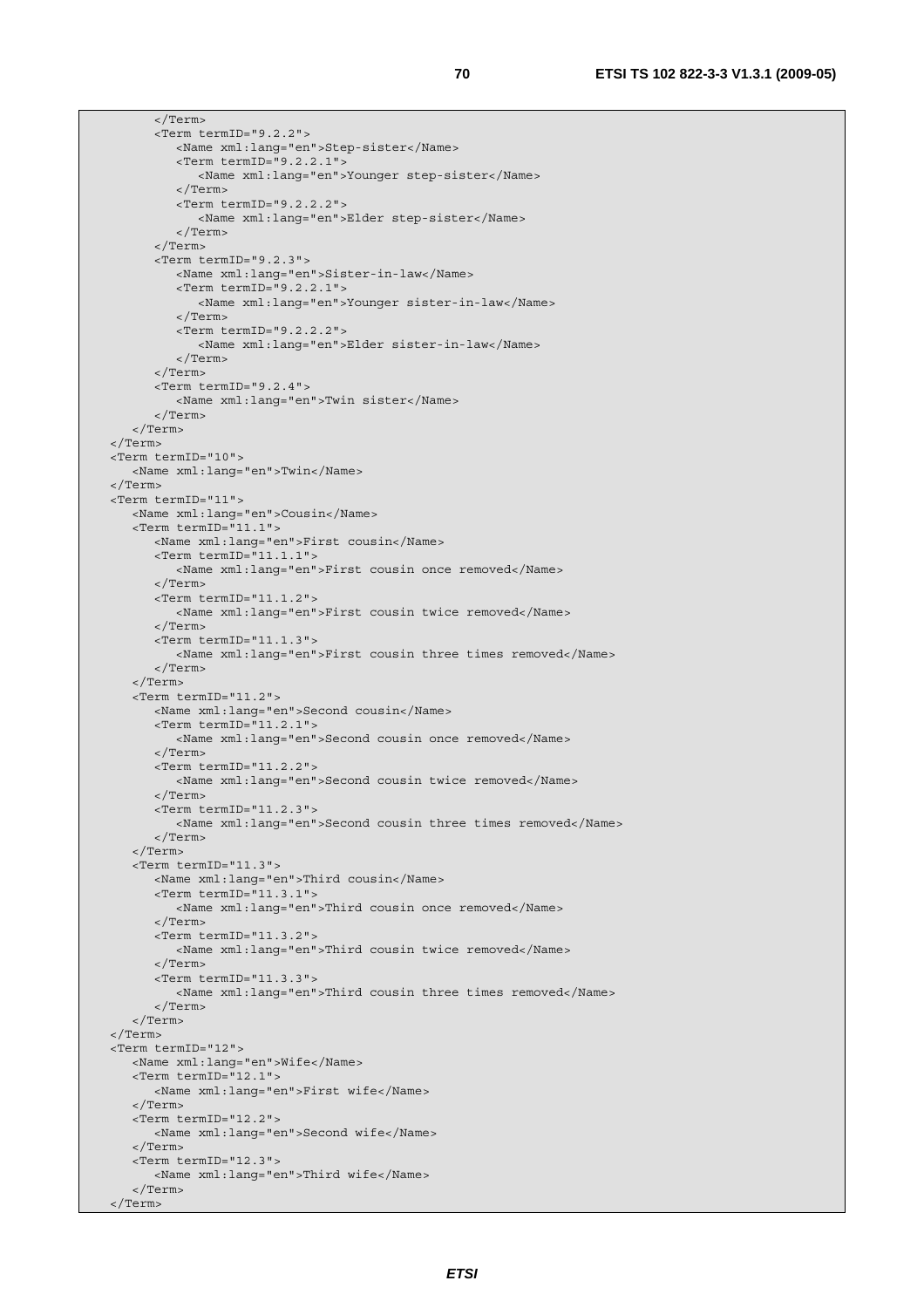```
      </Term>
      <Term termID="9.2.2">
         <Name xml:lang="en">Step-sister</Name>
         <Term termID="9.2.2.1">
            <Name xml:lang="en">Younger step-sister</Name>
         </Term>
         <Term termID="9.2.2.2">
            <Name xml:lang="en">Elder step-sister</Name>
         </Term>
      </Term>
      <Term termID="9.2.3">
         <Name xml:lang="en">Sister-in-law</Name>
         <Term termID="9.2.2.1">
            <Name xml:lang="en">Younger sister-in-law</Name>
         </Term>
         <Term termID="9.2.2.2">
            <Name xml:lang="en">Elder sister-in-law</Name>
         </Term>
      </Term>
      <Term termID="9.2.4">
         <Name xml:lang="en">Twin sister</Name>
      </Term>
   </Term>
</Term>
<Term termID="10">
   <Name xml:lang="en">Twin</Name>
</Term>
<Term termID="11">
   <Name xml:lang="en">Cousin</Name>
   <Term termID="11.1">
      <Name xml:lang="en">First cousin</Name>
      <Term termID="11.1.1">
         <Name xml:lang="en">First cousin once removed</Name>
      </Term>
      <Term termID="11.1.2">
         <Name xml:lang="en">First cousin twice removed</Name>
      </Term>
      <Term termID="11.1.3">
         <Name xml:lang="en">First cousin three times removed</Name>
      </Term>
   </Term>
   <Term termID="11.2">
      <Name xml:lang="en">Second cousin</Name>
      <Term termID="11.2.1">
         <Name xml:lang="en">Second cousin once removed</Name>
      </Term>
      <Term termID="11.2.2">
         <Name xml:lang="en">Second cousin twice removed</Name>
      </Term>
      <Term termID="11.2.3">
         <Name xml:lang="en">Second cousin three times removed</Name>
      </Term>
   </Term>
   <Term termID="11.3">
      <Name xml:lang="en">Third cousin</Name>
      <Term termID="11.3.1">
         <Name xml:lang="en">Third cousin once removed</Name>
      </Term>
      <Term termID="11.3.2">
         <Name xml:lang="en">Third cousin twice removed</Name>
      </Term>
      <Term termID="11.3.3">
         <Name xml:lang="en">Third cousin three times removed</Name>
      </Term>
   </Term>
</Term>
<Term termID="12">
   <Name xml:lang="en">Wife</Name>
   <Term termID="12.1">
      <Name xml:lang="en">First wife</Name>
   </Term>
   <Term termID="12.2">
      <Name xml:lang="en">Second wife</Name>
   </Term>
   <Term termID="12.3">
      <Name xml:lang="en">Third wife</Name>
   </Term>
</Term>
```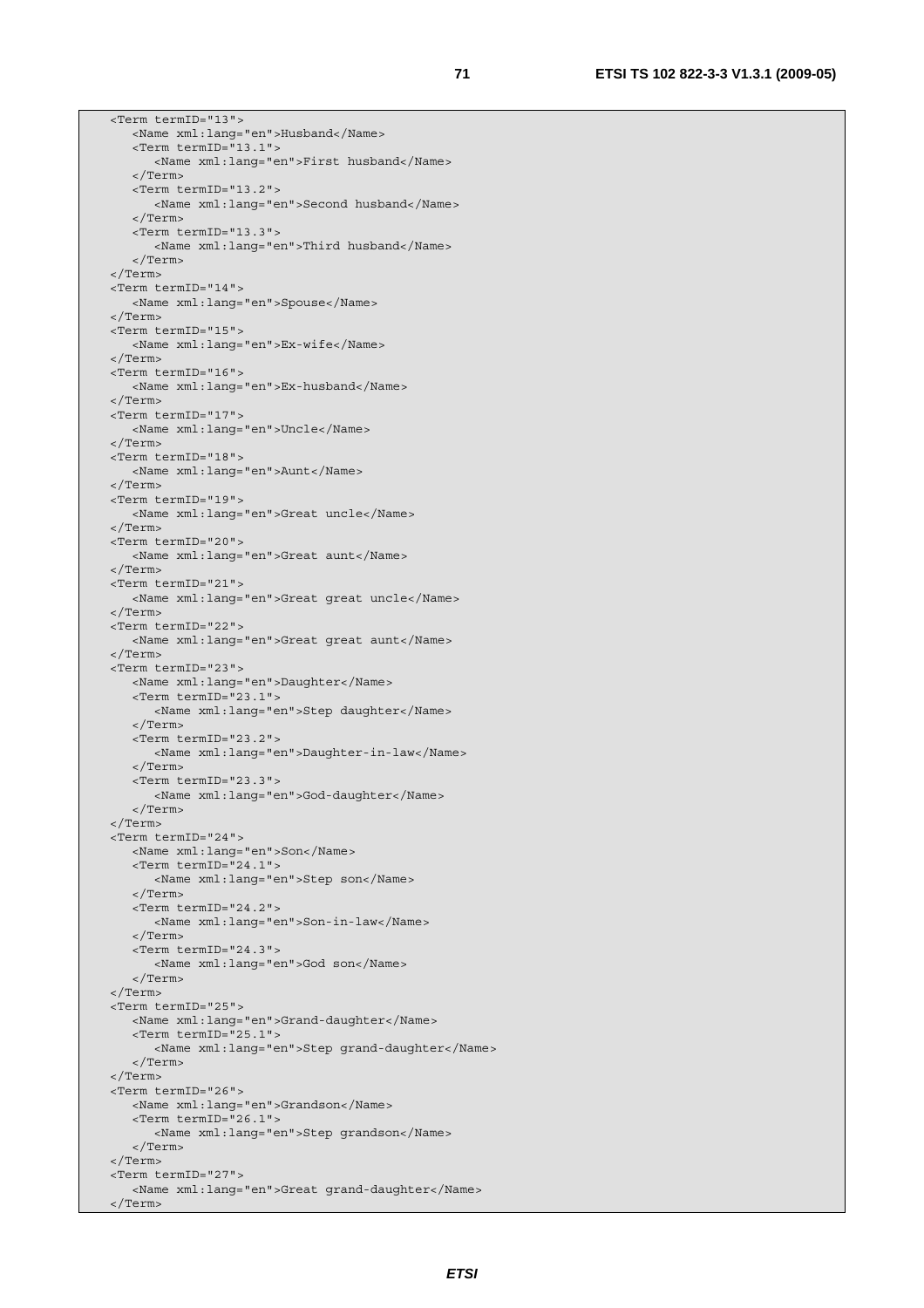```
   <Term termID="13">
      <Name xml:lang="en">Husband</Name>
      <Term termID="13.1">
         <Name xml:lang="en">First husband</Name>
      </Term>
      <Term termID="13.2">
         <Name xml:lang="en">Second husband</Name>
      </Term>
      <Term termID="13.3">
         <Name xml:lang="en">Third husband</Name>
      </Term>
   </Term>
   <Term termID="14">
      <Name xml:lang="en">Spouse</Name>
   </Term>
   <Term termID="15">
      <Name xml:lang="en">Ex-wife</Name>
   </Term>
   <Term termID="16">
      <Name xml:lang="en">Ex-husband</Name>
   </Term>
   <Term termID="17">
      <Name xml:lang="en">Uncle</Name>
   </Term>
   <Term termID="18">
      <Name xml:lang="en">Aunt</Name>
   </Term>
   <Term termID="19">
      <Name xml:lang="en">Great uncle</Name>
   </Term>
   <Term termID="20">
      <Name xml:lang="en">Great aunt</Name>
   </Term>
   <Term termID="21">
      <Name xml:lang="en">Great great uncle</Name>
   </Term>
   <Term termID="22">
      <Name xml:lang="en">Great great aunt</Name>
   </Term>
   <Term termID="23">
      <Name xml:lang="en">Daughter</Name>
      <Term termID="23.1">
         <Name xml:lang="en">Step daughter</Name>
      </Term>
      <Term termID="23.2">
         <Name xml:lang="en">Daughter-in-law</Name>
      </Term>
      <Term termID="23.3">
         <Name xml:lang="en">God-daughter</Name>
      </Term>
   </Term>
   <Term termID="24">
      <Name xml:lang="en">Son</Name>
      <Term termID="24.1">
         <Name xml:lang="en">Step son</Name>
      </Term>
      <Term termID="24.2">
         <Name xml:lang="en">Son-in-law</Name>
      </Term>
      <Term termID="24.3">
         <Name xml:lang="en">God son</Name>
      </Term>
   </Term>
   <Term termID="25">
      <Name xml:lang="en">Grand-daughter</Name>
      <Term termID="25.1">
         <Name xml:lang="en">Step grand-daughter</Name>
      </Term>
   </Term>
   <Term termID="26">
      <Name xml:lang="en">Grandson</Name>
      <Term termID="26.1">
         <Name xml:lang="en">Step grandson</Name>
      </Term>
   </Term>
   <Term termID="27">
      <Name xml:lang="en">Great grand-daughter</Name>
   </Term>
```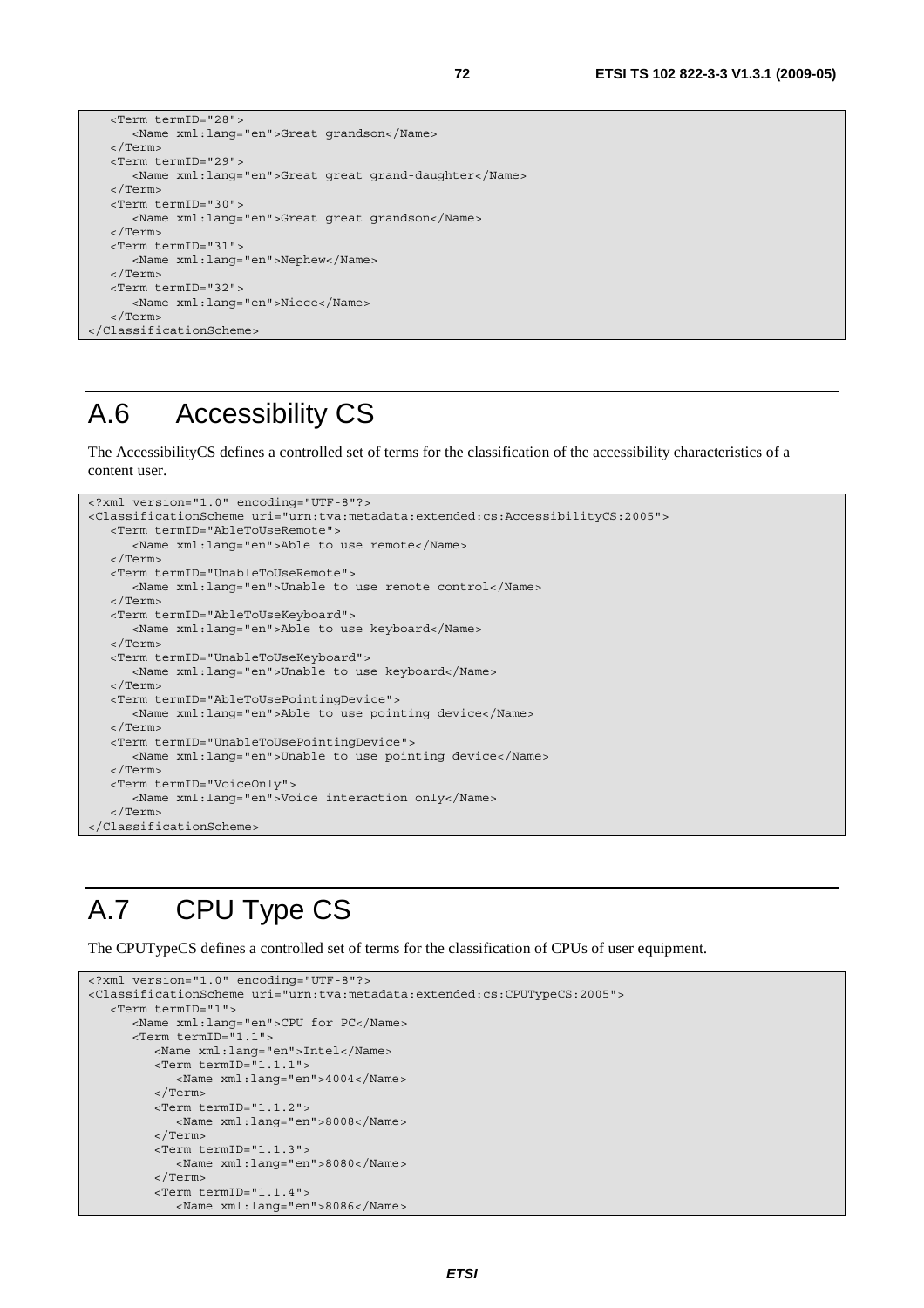```
   <Term termID="28">
      <Name xml:lang="en">Great grandson</Name>
   </Term>
   <Term termID="29">
      <Name xml:lang="en">Great great grand-daughter</Name>
   </Term>
   <Term termID="30">
      <Name xml:lang="en">Great great grandson</Name>
   </Term>
   <Term termID="31">
      <Name xml:lang="en">Nephew</Name>
   </Term>
   <Term termID="32">
      <Name xml:lang="en">Niece</Name>
   </Term>
</ClassificationScheme>
```

# A.6 Accessibility CS

The AccessibilityCS defines a controlled set of terms for the classification of the accessibility characteristics of a content user.

```
<?xml version="1.0" encoding="UTF-8"?>
<ClassificationScheme uri="urn:tva:metadata:extended:cs:AccessibilityCS:2005">
   <Term termID="AbleToUseRemote">
      <Name xml:lang="en">Able to use remote</Name>
   </Term>
   <Term termID="UnableToUseRemote">
      <Name xml:lang="en">Unable to use remote control</Name>
   </Term>
   <Term termID="AbleToUseKeyboard">
      <Name xml:lang="en">Able to use keyboard</Name>
   </Term>
   <Term termID="UnableToUseKeyboard">
      <Name xml:lang="en">Unable to use keyboard</Name>
   </Term>
   <Term termID="AbleToUsePointingDevice">
      <Name xml:lang="en">Able to use pointing device</Name>
   </Term>
   <Term termID="UnableToUsePointingDevice">
      <Name xml:lang="en">Unable to use pointing device</Name>
   </Term>
   <Term termID="VoiceOnly">
      <Name xml:lang="en">Voice interaction only</Name>
   </Term>
</ClassificationScheme>
```

# A.7 CPU Type CS

The CPUTypeCS defines a controlled set of terms for the classification of CPUs of user equipment.

```
<?xml version="1.0" encoding="UTF-8"?>
<ClassificationScheme uri="urn:tva:metadata:extended:cs:CPUTypeCS:2005">
   <Term termID="1">
      <Name xml:lang="en">CPU for PC</Name>
      <Term termID="1.1">
         <Name xml:lang="en">Intel</Name>
         <Term termID="1.1.1">
            <Name xml:lang="en">4004</Name>
         </Term>
         <Term termID="1.1.2">
            <Name xml:lang="en">8008</Name>
         </Term>
         <Term termID="1.1.3">
            <Name xml:lang="en">8080</Name>
         </Term>
         <Term termID="1.1.4">
            <Name xml:lang="en">8086</Name>
```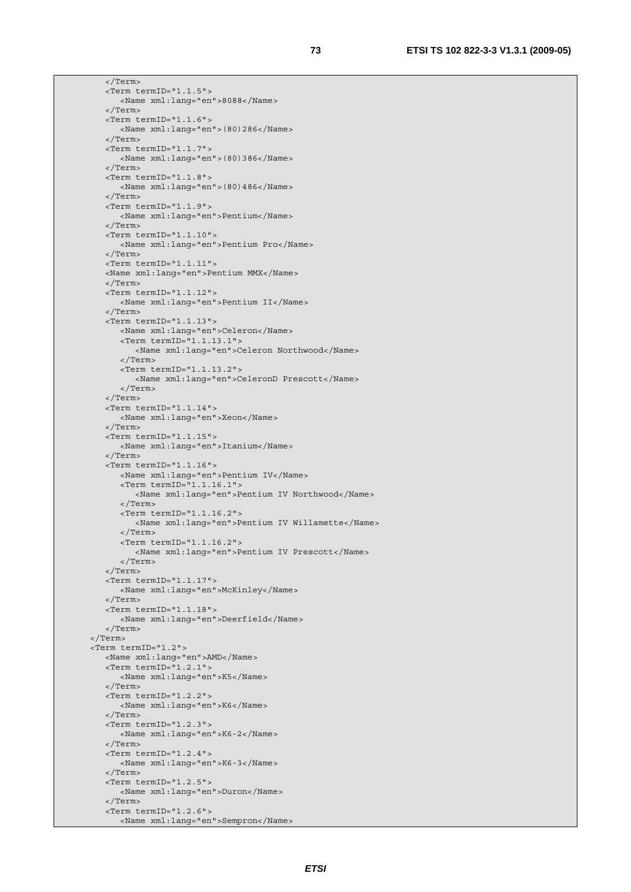```
        </Term>
        <Term termID="1.1.5">
           <Name xml:lang="en">8088</Name>
        </Term>
        <Term termID="1.1.6">
           <Name xml:lang="en">(80)286</Name>
        </Term>
        <Term termID="1.1.7">
           <Name xml:lang="en">(80)386</Name>
        </Term>
        <Term termID="1.1.8">
           <Name xml:lang="en">(80)486</Name>
        </Term>
        <Term termID="1.1.9">
           <Name xml:lang="en">Pentium</Name>
        </Term>
        <Term termID="1.1.10">
           <Name xml:lang="en">Pentium Pro</Name>
        </Term>
        <Term termID="1.1.11">
        <Name xml:lang="en">Pentium MMX</Name>
        </Term>
        <Term termID="1.1.12">
           <Name xml:lang="en">Pentium II</Name>
        </Term>
        <Term termID="1.1.13">
           <Name xml:lang="en">Celeron</Name>
           <Term termID="1.1.13.1">
              <Name xml:lang="en">Celeron Northwood</Name>
           </Term>
           <Term termID="1.1.13.2">
              <Name xml:lang="en">CeleronD Prescott</Name>
           </Term>
        </Term>
        <Term termID="1.1.14">
           <Name xml:lang="en">Xeon</Name>
        </Term>
        <Term termID="1.1.15">
           <Name xml:lang="en">Itanium</Name>
        </Term>
        <Term termID="1.1.16">
           <Name xml:lang="en">Pentium IV</Name>
           <Term termID="1.1.16.1">
              <Name xml:lang="en">Pentium IV Northwood</Name>
           </Term>
           <Term termID="1.1.16.2">
              <Name xml:lang="en">Pentium IV Willamette</Name>
           </Term>
           <Term termID="1.1.16.2">
              <Name xml:lang="en">Pentium IV Prescott</Name>
           </Term>
        </Term>
        <Term termID="1.1.17">
           <Name xml:lang="en">McKinley</Name>
        </Term>
        <Term termID="1.1.18">
           <Name xml:lang="en">Deerfield</Name>
        </Term>
     </Term>
     <Term termID="1.2">
        <Name xml:lang="en">AMD</Name>
        <Term termID="1.2.1">
           <Name xml:lang="en">K5</Name>
        </Term>
        <Term termID="1.2.2">
           <Name xml:lang="en">K6</Name>
        </Term>
        <Term termID="1.2.3">
           <Name xml:lang="en">K6-2</Name>
        </Term>
        <Term termID="1.2.4">
           <Name xml:lang="en">K6-3</Name>
        </Term>
        <Term termID="1.2.5">
           <Name xml:lang="en">Duron</Name>
        </Term>
        <Term termID="1.2.6">
           <Name xml:lang="en">Sempron</Name>
```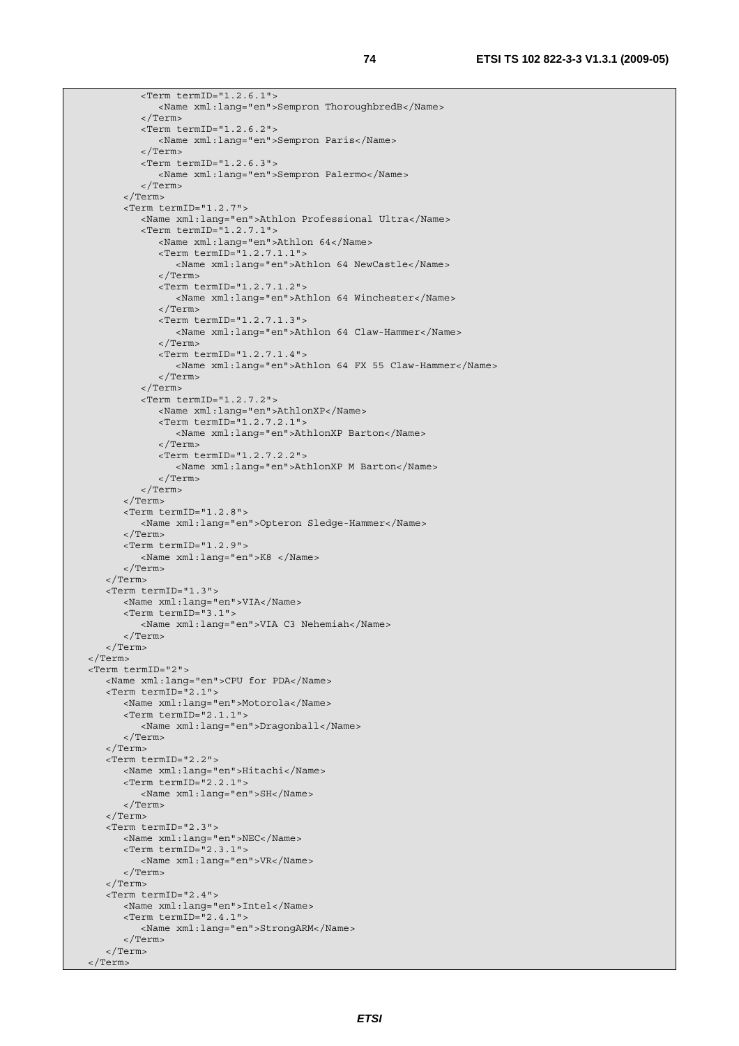```
            <Term termID="1.2.6.1">
               <Name xml:lang="en">Sempron ThoroughbredB</Name>
            </Term>
            <Term termID="1.2.6.2">
               <Name xml:lang="en">Sempron Paris</Name>
            </Term>
            <Term termID="1.2.6.3">
               <Name xml:lang="en">Sempron Palermo</Name>
            </Term>
         </Term>
         <Term termID="1.2.7">
            <Name xml:lang="en">Athlon Professional Ultra</Name>
            <Term termID="1.2.7.1">
               <Name xml:lang="en">Athlon 64</Name>
               <Term termID="1.2.7.1.1">
                  <Name xml:lang="en">Athlon 64 NewCastle</Name>
               </Term>
               <Term termID="1.2.7.1.2">
                  <Name xml:lang="en">Athlon 64 Winchester</Name>
               </Term>
               <Term termID="1.2.7.1.3">
                  <Name xml:lang="en">Athlon 64 Claw-Hammer</Name>
               </Term>
               <Term termID="1.2.7.1.4">
                  <Name xml:lang="en">Athlon 64 FX 55 Claw-Hammer</Name>
               </Term>
            </Term>
            <Term termID="1.2.7.2">
               <Name xml:lang="en">AthlonXP</Name>
               <Term termID="1.2.7.2.1">
                  <Name xml:lang="en">AthlonXP Barton</Name>
               </Term>
               <Term termID="1.2.7.2.2">
                  <Name xml:lang="en">AthlonXP M Barton</Name>
               </Term>
            </Term>
         </Term>
         <Term termID="1.2.8">
            <Name xml:lang="en">Opteron Sledge-Hammer</Name>
         </Term>
         <Term termID="1.2.9">
            <Name xml:lang="en">K8 </Name>
         </Term>
      </Term>
      <Term termID="1.3">
         <Name xml:lang="en">VIA</Name>
         <Term termID="3.1">
            <Name xml:lang="en">VIA C3 Nehemiah</Name>
         </Term>
      </Term>
   </Term>
   <Term termID="2">
      <Name xml:lang="en">CPU for PDA</Name>
      <Term termID="2.1">
         <Name xml:lang="en">Motorola</Name>
         <Term termID="2.1.1">
            <Name xml:lang="en">Dragonball</Name>
         </Term>
      </Term>
      <Term termID="2.2">
         <Name xml:lang="en">Hitachi</Name>
         <Term termID="2.2.1">
            <Name xml:lang="en">SH</Name>
         </Term>
      </Term>
      <Term termID="2.3">
         <Name xml:lang="en">NEC</Name>
         <Term termID="2.3.1">
            <Name xml:lang="en">VR</Name>
         </Term>
      </Term>
      <Term termID="2.4">
         <Name xml:lang="en">Intel</Name>
         <Term termID="2.4.1">
            <Name xml:lang="en">StrongARM</Name>
         </Term>
      </Term>
   </Term>
```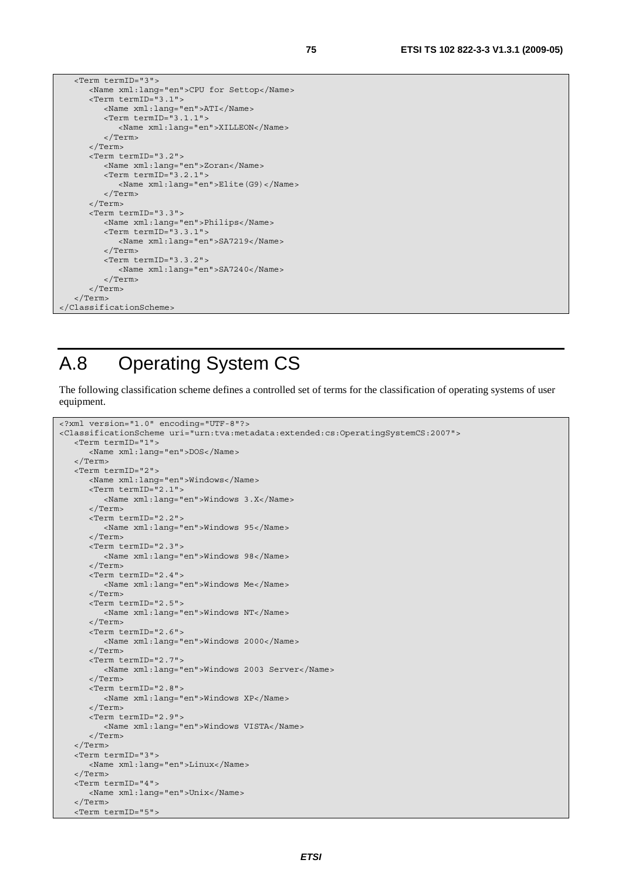```
   <Term termID="3">
      <Name xml:lang="en">CPU for Settop</Name>
      <Term termID="3.1">
         <Name xml:lang="en">ATI</Name>
         <Term termID="3.1.1">
            <Name xml:lang="en">XILLEON</Name>
         </Term>
      </Term>
      <Term termID="3.2">
         <Name xml:lang="en">Zoran</Name>
         <Term termID="3.2.1">
            <Name xml:lang="en">Elite(G9)</Name>
         </Term>
      </Term>
      <Term termID="3.3">
         <Name xml:lang="en">Philips</Name>
         <Term termID="3.3.1">
            <Name xml:lang="en">SA7219</Name>
         </Term>
         <Term termID="3.3.2">
            <Name xml:lang="en">SA7240</Name>
         </Term>
      </Term>
   </Term>
</ClassificationScheme>
```

# A.8 Operating System CS

The following classification scheme defines a controlled set of terms for the classification of operating systems of user equipment.

```
<?xml version="1.0" encoding="UTF-8"?>
<ClassificationScheme uri="urn:tva:metadata:extended:cs:OperatingSystemCS:2007">
   <Term termID="1">
      <Name xml:lang="en">DOS</Name>
   </Term>
   <Term termID="2">
      <Name xml:lang="en">Windows</Name>
      <Term termID="2.1">
         <Name xml:lang="en">Windows 3.X</Name>
      </Term>
      <Term termID="2.2">
         <Name xml:lang="en">Windows 95</Name>
      </Term>
      <Term termID="2.3">
         <Name xml:lang="en">Windows 98</Name>
      </Term>
      <Term termID="2.4">
         <Name xml:lang="en">Windows Me</Name>
      </Term>
      <Term termID="2.5">
         <Name xml:lang="en">Windows NT</Name>
      </Term>
      <Term termID="2.6">
         <Name xml:lang="en">Windows 2000</Name>
      </Term>
      <Term termID="2.7">
         <Name xml:lang="en">Windows 2003 Server</Name>
      </Term>
      <Term termID="2.8">
         <Name xml:lang="en">Windows XP</Name>
      </Term>
      <Term termID="2.9">
         <Name xml:lang="en">Windows VISTA</Name>
      </Term>
   </Term>
   <Term termID="3">
      <Name xml:lang="en">Linux</Name>
   </Term>
   <Term termID="4">
      <Name xml:lang="en">Unix</Name>
   </Term>
   <Term termID="5">
```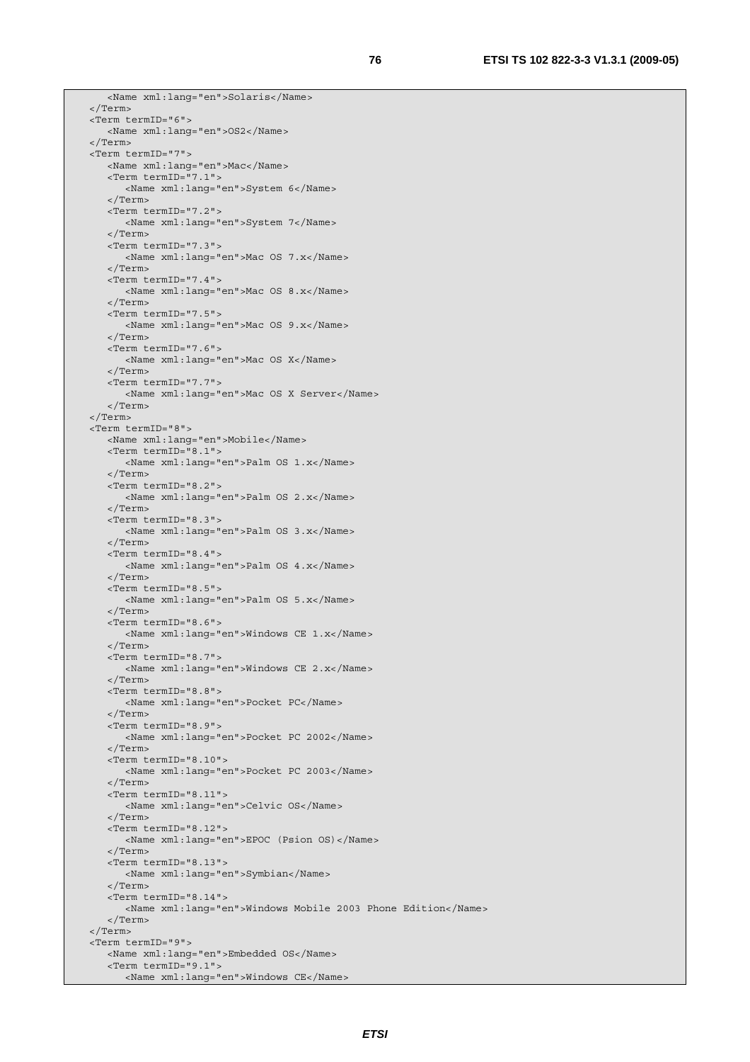```
      <Name xml:lang="en">Solaris</Name>
   </Term>
   <Term termID="6">
      <Name xml:lang="en">OS2</Name>
   </Term>
   <Term termID="7">
      <Name xml:lang="en">Mac</Name>
      <Term termID="7.1">
         <Name xml:lang="en">System 6</Name>
      </Term>
      <Term termID="7.2">
         <Name xml:lang="en">System 7</Name>
      </Term>
      <Term termID="7.3">
         <Name xml:lang="en">Mac OS 7.x</Name>
      </Term>
      <Term termID="7.4">
         <Name xml:lang="en">Mac OS 8.x</Name>
      </Term>
      <Term termID="7.5">
         <Name xml:lang="en">Mac OS 9.x</Name>
      </Term>
      <Term termID="7.6">
         <Name xml:lang="en">Mac OS X</Name>
      </Term>
      <Term termID="7.7">
         <Name xml:lang="en">Mac OS X Server</Name>
      </Term>
   </Term>
   <Term termID="8">
      <Name xml:lang="en">Mobile</Name>
      <Term termID="8.1">
         <Name xml:lang="en">Palm OS 1.x</Name>
      </Term>
      <Term termID="8.2">
         <Name xml:lang="en">Palm OS 2.x</Name>
      </Term>
      <Term termID="8.3">
         <Name xml:lang="en">Palm OS 3.x</Name>
      </Term>
      <Term termID="8.4">
         <Name xml:lang="en">Palm OS 4.x</Name>
      </Term>
      <Term termID="8.5">
         <Name xml:lang="en">Palm OS 5.x</Name>
      </Term>
      <Term termID="8.6">
         <Name xml:lang="en">Windows CE 1.x</Name>
      </Term>
      <Term termID="8.7">
         <Name xml:lang="en">Windows CE 2.x</Name>
      </Term>
      <Term termID="8.8">
         <Name xml:lang="en">Pocket PC</Name>
      </Term>
      <Term termID="8.9">
         <Name xml:lang="en">Pocket PC 2002</Name>
      </Term>
      <Term termID="8.10">
         <Name xml:lang="en">Pocket PC 2003</Name>
      </Term>
      <Term termID="8.11">
         <Name xml:lang="en">Celvic OS</Name>
      </Term>
      <Term termID="8.12">
         <Name xml:lang="en">EPOC (Psion OS)</Name>
      </Term>
      <Term termID="8.13">
         <Name xml:lang="en">Symbian</Name>
      </Term>
      <Term termID="8.14">
         <Name xml:lang="en">Windows Mobile 2003 Phone Edition</Name>
      </Term>
   </Term>
   <Term termID="9">
      <Name xml:lang="en">Embedded OS</Name>
      <Term termID="9.1">
         <Name xml:lang="en">Windows CE</Name>
```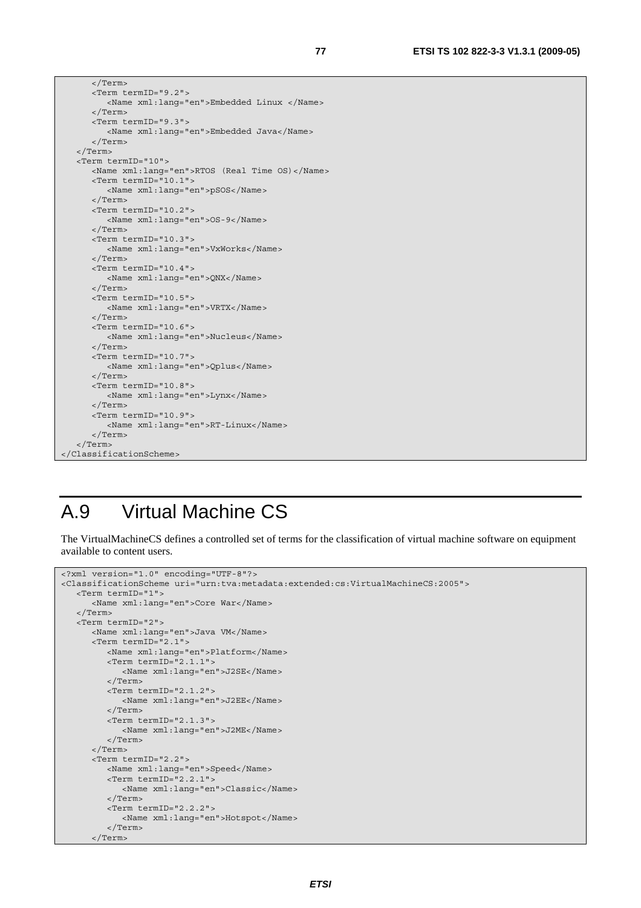```
      </Term>
      <Term termID="9.2">
         <Name xml:lang="en">Embedded Linux </Name>
      </Term>
      <Term termID="9.3">
         <Name xml:lang="en">Embedded Java</Name>
      </Term>
   </Term>
   <Term termID="10">
      <Name xml:lang="en">RTOS (Real Time OS)</Name>
      <Term termID="10.1">
         <Name xml:lang="en">pSOS</Name>
      </Term>
      <Term termID="10.2">
         <Name xml:lang="en">OS-9</Name>
      </Term>
      <Term termID="10.3">
         <Name xml:lang="en">VxWorks</Name>
      </Term>
      <Term termID="10.4">
         <Name xml:lang="en">QNX</Name>
      </Term>
      <Term termID="10.5">
         <Name xml:lang="en">VRTX</Name>
      </Term>
      <Term termID="10.6">
         <Name xml:lang="en">Nucleus</Name>
      </Term>
      <Term termID="10.7">
         <Name xml:lang="en">Qplus</Name>
      </Term>
      <Term termID="10.8">
         <Name xml:lang="en">Lynx</Name>
      </Term>
      <Term termID="10.9">
         <Name xml:lang="en">RT-Linux</Name>
      </Term>
   </Term>
</ClassificationScheme>
```

# A.9 Virtual Machine CS

The VirtualMachineCS defines a controlled set of terms for the classification of virtual machine software on equipment available to content users.

```
<?xml version="1.0" encoding="UTF-8"?>
<ClassificationScheme uri="urn:tva:metadata:extended:cs:VirtualMachineCS:2005">
   <Term termID="1">
      <Name xml:lang="en">Core War</Name>
   </Term>
   <Term termID="2">
      <Name xml:lang="en">Java VM</Name>
      <Term termID="2.1">
         <Name xml:lang="en">Platform</Name>
         <Term termID="2.1.1">
            <Name xml:lang="en">J2SE</Name>
         </Term>
         <Term termID="2.1.2">
            <Name xml:lang="en">J2EE</Name>
         </Term>
         <Term termID="2.1.3">
            <Name xml:lang="en">J2ME</Name>
         </Term>
      </Term>
      <Term termID="2.2">
         <Name xml:lang="en">Speed</Name>
         <Term termID="2.2.1">
            <Name xml:lang="en">Classic</Name>
         </Term>
         <Term termID="2.2.2">
            <Name xml:lang="en">Hotspot</Name>
         </Term>
      </Term>
```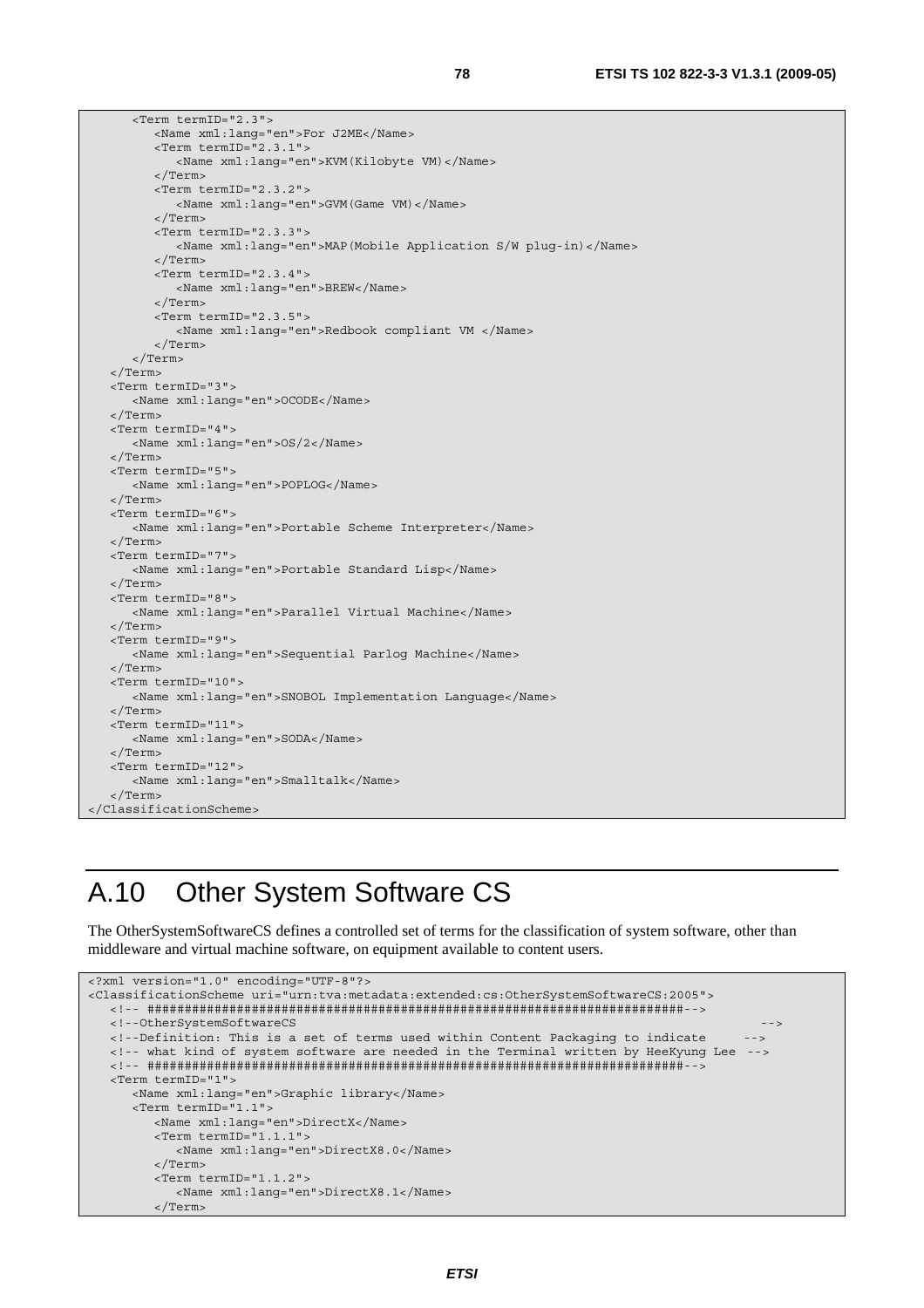```
      <Term termID="2.3">
         <Name xml:lang="en">For J2ME</Name>
         <Term termID="2.3.1">
            <Name xml:lang="en">KVM(Kilobyte VM)</Name>
         </Term>
         <Term termID="2.3.2">
            <Name xml:lang="en">GVM(Game VM)</Name>
         </Term>
         <Term termID="2.3.3">
            <Name xml:lang="en">MAP(Mobile Application S/W plug-in)</Name>
         </Term>
         <Term termID="2.3.4">
            <Name xml:lang="en">BREW</Name>
         </Term>
         <Term termID="2.3.5">
            <Name xml:lang="en">Redbook compliant VM </Name>
         </Term>
      </Term>
   </Term>
   <Term termID="3">
      <Name xml:lang="en">OCODE</Name>
   </Term>
   <Term termID="4">
      <Name xml:lang="en">OS/2</Name>
   </Term>
   <Term termID="5">
      <Name xml:lang="en">POPLOG</Name>
   </Term>
   <Term termID="6">
      <Name xml:lang="en">Portable Scheme Interpreter</Name>
   </Term>
   <Term termID="7">
      <Name xml:lang="en">Portable Standard Lisp</Name>
   </Term>
   <Term termID="8">
      <Name xml:lang="en">Parallel Virtual Machine</Name>
   </Term>
   <Term termID="9">
      <Name xml:lang="en">Sequential Parlog Machine</Name>
   </Term>
   <Term termID="10">
      <Name xml:lang="en">SNOBOL Implementation Language</Name>
   </Term>
   <Term termID="11">
      <Name xml:lang="en">SODA</Name>
   </Term>
   <Term termID="12">
      <Name xml:lang="en">Smalltalk</Name>
   </Term>
</ClassificationScheme>
```

# A.10 Other System Software CS

The OtherSystemSoftwareCS defines a controlled set of terms for the classification of system software, other than middleware and virtual machine software, on equipment available to content users.

```
<?xml version="1.0" encoding="UTF-8"?>
<ClassificationScheme uri="urn:tva:metadata:extended:cs:OtherSystemSoftwareCS:2005">
   <!-- ##################################################################-->
   <!--OtherSystemSoftwareCS                                                  -->
   <!--Definition: This is a set of terms used within Content Packaging to indicate     -->
   <!-- what kind of system software are needed in the Terminal written by HeeKyung Lee  -->
   <!-- ##################################################################-->
   <Term termID="1">
      <Name xml:lang="en">Graphic library</Name>
      <Term termID="1.1">
         <Name xml:lang="en">DirectX</Name>
         <Term termID="1.1.1">
            <Name xml:lang="en">DirectX8.0</Name>
         </Term>
         <Term termID="1.1.2">
            <Name xml:lang="en">DirectX8.1</Name>
         </Term>
```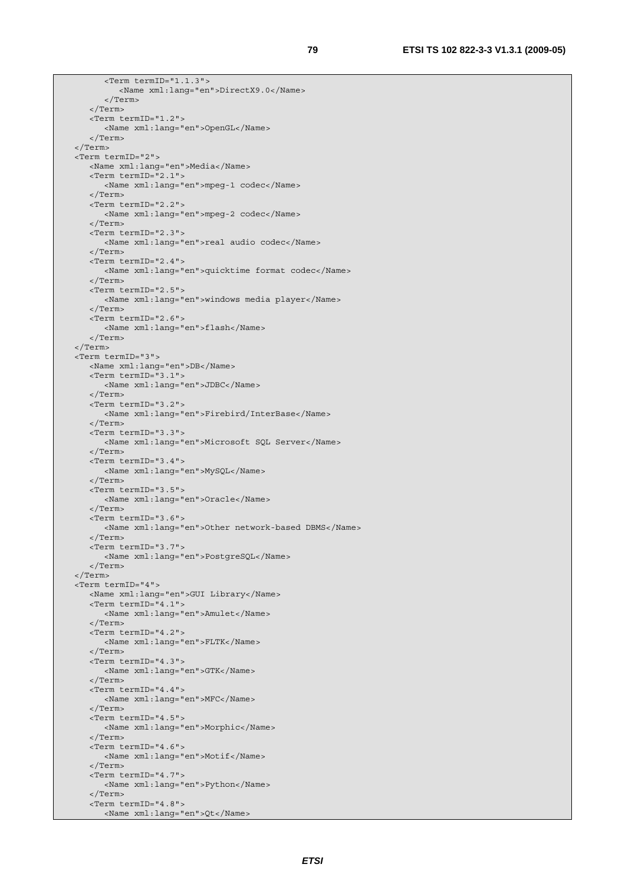```
            <Term termID="1.1.3">
               <Name xml:lang="en">DirectX9.0</Name>
            </Term>
         </Term>
         <Term termID="1.2">
            <Name xml:lang="en">OpenGL</Name>
         </Term>
      </Term>
      <Term termID="2">
         <Name xml:lang="en">Media</Name>
         <Term termID="2.1">
            <Name xml:lang="en">mpeg-1 codec</Name>
         </Term>
         <Term termID="2.2">
            <Name xml:lang="en">mpeg-2 codec</Name>
         </Term>
         <Term termID="2.3">
            <Name xml:lang="en">real audio codec</Name>
         </Term>
         <Term termID="2.4">
            <Name xml:lang="en">quicktime format codec</Name>
         </Term>
         <Term termID="2.5">
            <Name xml:lang="en">windows media player</Name>
         </Term>
         <Term termID="2.6">
            <Name xml:lang="en">flash</Name>
         </Term>
      </Term>
      <Term termID="3">
         <Name xml:lang="en">DB</Name>
         <Term termID="3.1">
            <Name xml:lang="en">JDBC</Name>
         </Term>
         <Term termID="3.2">
            <Name xml:lang="en">Firebird/InterBase</Name>
         </Term>
         <Term termID="3.3">
            <Name xml:lang="en">Microsoft SQL Server</Name>
         </Term>
         <Term termID="3.4">
            <Name xml:lang="en">MySQL</Name>
         </Term>
         <Term termID="3.5">
            <Name xml:lang="en">Oracle</Name>
         </Term>
         <Term termID="3.6">
            <Name xml:lang="en">Other network-based DBMS</Name>
         </Term>
         <Term termID="3.7">
            <Name xml:lang="en">PostgreSQL</Name>
         </Term>
      </Term>
      <Term termID="4">
         <Name xml:lang="en">GUI Library</Name>
         <Term termID="4.1">
            <Name xml:lang="en">Amulet</Name>
         </Term>
         <Term termID="4.2">
            <Name xml:lang="en">FLTK</Name>
         </Term>
         <Term termID="4.3">
            <Name xml:lang="en">GTK</Name>
         </Term>
         <Term termID="4.4">
            <Name xml:lang="en">MFC</Name>
         </Term>
         <Term termID="4.5">
            <Name xml:lang="en">Morphic</Name>
         </Term>
         <Term termID="4.6">
            <Name xml:lang="en">Motif</Name>
         </Term>
         <Term termID="4.7">
            <Name xml:lang="en">Python</Name>
         </Term>
         <Term termID="4.8">
            <Name xml:lang="en">Qt</Name>
```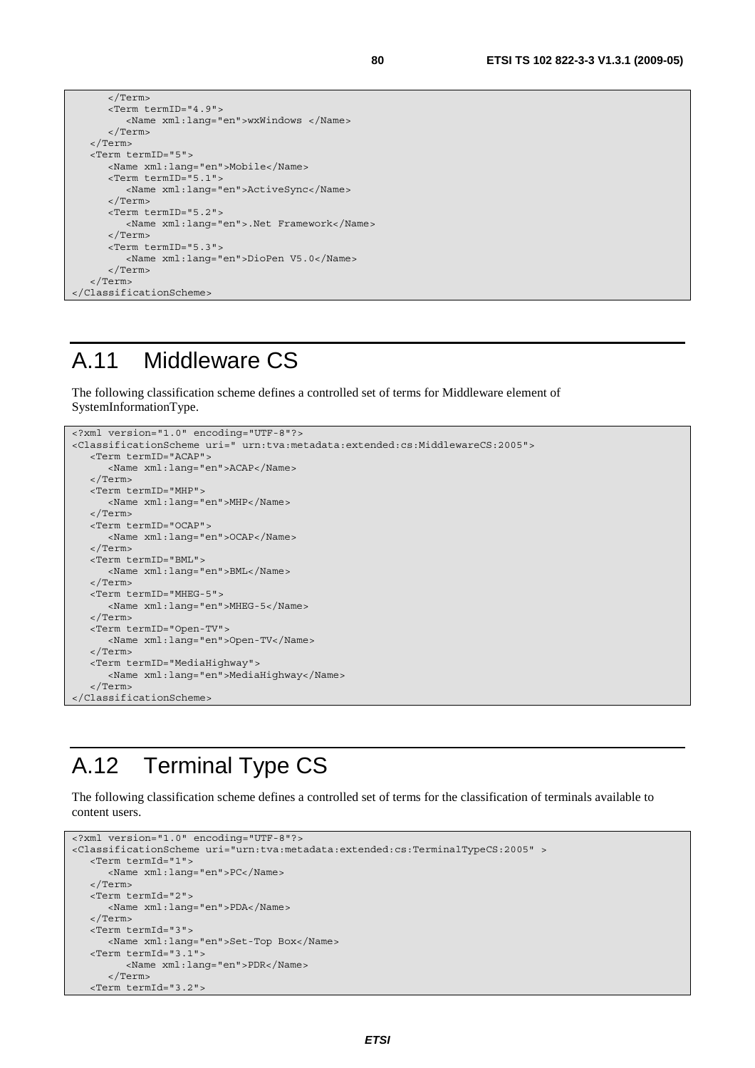```
      </Term>
      <Term termID="4.9">
         <Name xml:lang="en">wxWindows </Name>
      </Term>
   </Term>
   <Term termID="5">
      <Name xml:lang="en">Mobile</Name>
      <Term termID="5.1">
         <Name xml:lang="en">ActiveSync</Name>
      </Term>
      <Term termID="5.2">
         <Name xml:lang="en">.Net Framework</Name>
      </Term>
      <Term termID="5.3">
         <Name xml:lang="en">DioPen V5.0</Name>
      </Term>
   </Term>
</ClassificationScheme>
```

# A.11 Middleware CS

The following classification scheme defines a controlled set of terms for Middleware element of SystemInformationType.

```
<?xml version="1.0" encoding="UTF-8"?>
<ClassificationScheme uri=" urn:tva:metadata:extended:cs:MiddlewareCS:2005">
   <Term termID="ACAP">
      <Name xml:lang="en">ACAP</Name>
   </Term>
   <Term termID="MHP">
      <Name xml:lang="en">MHP</Name>
   </Term>
   <Term termID="OCAP">
      <Name xml:lang="en">OCAP</Name>
   </Term>
   <Term termID="BML">
      <Name xml:lang="en">BML</Name>
   </Term>
   <Term termID="MHEG-5">
      <Name xml:lang="en">MHEG-5</Name>
   </Term>
   <Term termID="Open-TV">
      <Name xml:lang="en">Open-TV</Name>
   </Term>
   <Term termID="MediaHighway">
      <Name xml:lang="en">MediaHighway</Name>
   </Term>
</ClassificationScheme>
```

# A.12 Terminal Type CS

The following classification scheme defines a controlled set of terms for the classification of terminals available to content users.

```
<?xml version="1.0" encoding="UTF-8"?>
<ClassificationScheme uri="urn:tva:metadata:extended:cs:TerminalTypeCS:2005" >
   <Term termId="1">
      <Name xml:lang="en">PC</Name>
   </Term>
   <Term termId="2">
      <Name xml:lang="en">PDA</Name>
   </Term>
   <Term termId="3">
      <Name xml:lang="en">Set-Top Box</Name>
   <Term termId="3.1">
         <Name xml:lang="en">PDR</Name>
      </Term>
   <Term termId="3.2">
```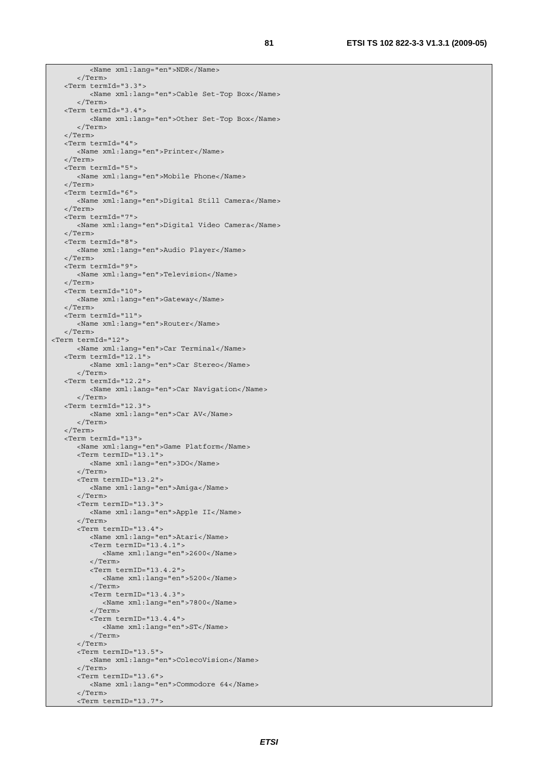```
         <Name xml:lang="en">NDR</Name>
      </Term>
   <Term termId="3.3">
         <Name xml:lang="en">Cable Set-Top Box</Name>
      </Term>
   <Term termId="3.4">
         <Name xml:lang="en">Other Set-Top Box</Name>
      </Term>
   </Term>
   <Term termId="4">
      <Name xml:lang="en">Printer</Name>
   </Term>
   <Term termId="5">
      <Name xml:lang="en">Mobile Phone</Name>
   </Term>
   <Term termId="6">
      <Name xml:lang="en">Digital Still Camera</Name>
   </Term>
   <Term termId="7">
      <Name xml:lang="en">Digital Video Camera</Name>
   </Term>
   <Term termId="8">
      <Name xml:lang="en">Audio Player</Name>
   </Term>
   <Term termId="9">
      <Name xml:lang="en">Television</Name>
   </Term>
   <Term termId="10">
      <Name xml:lang="en">Gateway</Name>
   </Term>
   <Term termId="11">
      <Name xml:lang="en">Router</Name>
   </Term>
<Term termId="12">
      <Name xml:lang="en">Car Terminal</Name>
   <Term termId="12.1">
         <Name xml:lang="en">Car Stereo</Name>
      </Term>
   <Term termId="12.2">
         <Name xml:lang="en">Car Navigation</Name>
      </Term>
   <Term termId="12.3">
         <Name xml:lang="en">Car AV</Name>
      </Term>
   </Term>
   <Term termId="13">
      <Name xml:lang="en">Game Platform</Name>
      <Term termID="13.1">
         <Name xml:lang="en">3DO</Name>
      </Term>
      <Term termID="13.2">
         <Name xml:lang="en">Amiga</Name>
      </Term>
      <Term termID="13.3">
         <Name xml:lang="en">Apple II</Name>
      </Term>
      <Term termID="13.4">
         <Name xml:lang="en">Atari</Name>
         <Term termID="13.4.1">
            <Name xml:lang="en">2600</Name>
         </Term>
         <Term termID="13.4.2">
            <Name xml:lang="en">5200</Name>
         </Term>
         <Term termID="13.4.3">
            <Name xml:lang="en">7800</Name>
         </Term>
         <Term termID="13.4.4">
            <Name xml:lang="en">ST</Name>
         </Term>
      </Term>
      <Term termID="13.5">
         <Name xml:lang="en">ColecoVision</Name>
      </Term>
      <Term termID="13.6">
         <Name xml:lang="en">Commodore 64</Name>
      </Term>
      <Term termID="13.7">
```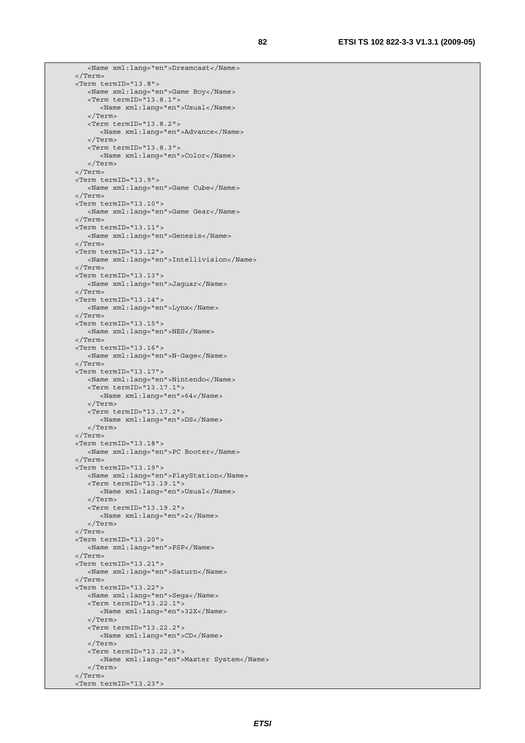```
         <Name xml:lang="en">Dreamcast</Name>
      </Term>
      <Term termID="13.8">
         <Name xml:lang="en">Game Boy</Name>
         <Term termID="13.8.1">
            <Name xml:lang="en">Usual</Name>
         </Term>
         <Term termID="13.8.2">
            <Name xml:lang="en">Advance</Name>
         </Term>
         <Term termID="13.8.3">
            <Name xml:lang="en">Color</Name>
         </Term>
      </Term>
      <Term termID="13.9">
         <Name xml:lang="en">Game Cube</Name>
      </Term>
      <Term termID="13.10">
         <Name xml:lang="en">Game Gear</Name>
      </Term>
      <Term termID="13.11">
         <Name xml:lang="en">Genesis</Name>
      </Term>
      <Term termID="13.12">
         <Name xml:lang="en">Intellivision</Name>
      </Term>
      <Term termID="13.13">
         <Name xml:lang="en">Jaguar</Name>
      </Term>
      <Term termID="13.14">
         <Name xml:lang="en">Lynx</Name>
      </Term>
      <Term termID="13.15">
         <Name xml:lang="en">NES</Name>
      </Term>
      <Term termID="13.16">
         <Name xml:lang="en">N-Gage</Name>
      </Term>
      <Term termID="13.17">
         <Name xml:lang="en">Nintendo</Name>
         <Term termID="13.17.1">
            <Name xml:lang="en">64</Name>
         </Term>
         <Term termID="13.17.2">
            <Name xml:lang="en">DS</Name>
         </Term>
      </Term>
      <Term termID="13.18">
         <Name xml:lang="en">PC Booter</Name>
      </Term>
      <Term termID="13.19">
         <Name xml:lang="en">PlayStation</Name>
         <Term termID="13.19.1">
            <Name xml:lang="en">Usual</Name>
         </Term>
         <Term termID="13.19.2">
            <Name xml:lang="en">2</Name>
         </Term>
      </Term>
      <Term termID="13.20">
         <Name xml:lang="en">PSP</Name>
      </Term>
      <Term termID="13.21">
         <Name xml:lang="en">Saturn</Name>
      </Term>
      <Term termID="13.22">
         <Name xml:lang="en">Sega</Name>
         <Term termID="13.22.1">
            <Name xml:lang="en">32X</Name>
         </Term>
         <Term termID="13.22.2">
            <Name xml:lang="en">CD</Name>
         </Term>
         <Term termID="13.22.3">
            <Name xml:lang="en">Master System</Name>
         </Term>
      </Term>
      <Term termID="13.23">
```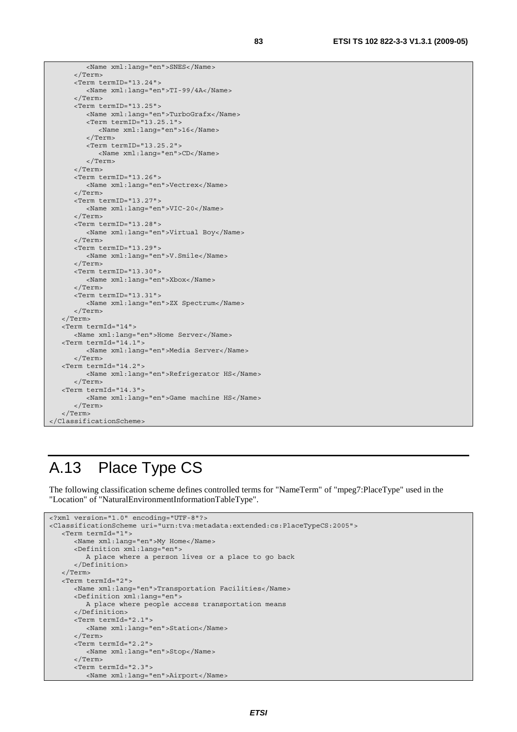```
         <Name xml:lang="en">SNES</Name>
      </Term>
      <Term termID="13.24">
         <Name xml:lang="en">TI-99/4A</Name>
      </Term>
      <Term termID="13.25">
         <Name xml:lang="en">TurboGrafx</Name>
         <Term termID="13.25.1">
            <Name xml:lang="en">16</Name>
         </Term>
         <Term termID="13.25.2">
            <Name xml:lang="en">CD</Name>
         </Term>
      </Term>
      <Term termID="13.26">
         <Name xml:lang="en">Vectrex</Name>
      </Term>
      <Term termID="13.27">
         <Name xml:lang="en">VIC-20</Name>
      </Term>
      <Term termID="13.28">
         <Name xml:lang="en">Virtual Boy</Name>
      </Term>
      <Term termID="13.29">
         <Name xml:lang="en">V.Smile</Name>
      </Term>
      <Term termID="13.30">
         <Name xml:lang="en">Xbox</Name>
      </Term>
      <Term termID="13.31">
         <Name xml:lang="en">ZX Spectrum</Name>
      </Term>
   </Term>
   <Term termId="14">
      <Name xml:lang="en">Home Server</Name>
   <Term termId="14.1">
         <Name xml:lang="en">Media Server</Name>
      </Term>
   <Term termId="14.2">
         <Name xml:lang="en">Refrigerator HS</Name>
      </Term>
   <Term termId="14.3">
         <Name xml:lang="en">Game machine HS</Name>
      </Term>
   </Term>
</ClassificationScheme>
```

# A.13 Place Type CS

The following classification scheme defines controlled terms for "NameTerm" of "mpeg7:PlaceType" used in the "Location" of "NaturalEnvironmentInformationTableType".

```
<?xml version="1.0" encoding="UTF-8"?>
<ClassificationScheme uri="urn:tva:metadata:extended:cs:PlaceTypeCS:2005">
   <Term termId="1">
      <Name xml:lang="en">My Home</Name>
      <Definition xml:lang="en">
         A place where a person lives or a place to go back
      </Definition>
   </Term>
   <Term termId="2">
      <Name xml:lang="en">Transportation Facilities</Name>
      <Definition xml:lang="en">
         A place where people access transportation means
      </Definition>
      <Term termId="2.1">
         <Name xml:lang="en">Station</Name>
      </Term>
      <Term termId="2.2">
         <Name xml:lang="en">Stop</Name>
      </Term>
      <Term termId="2.3">
         <Name xml:lang="en">Airport</Name>
```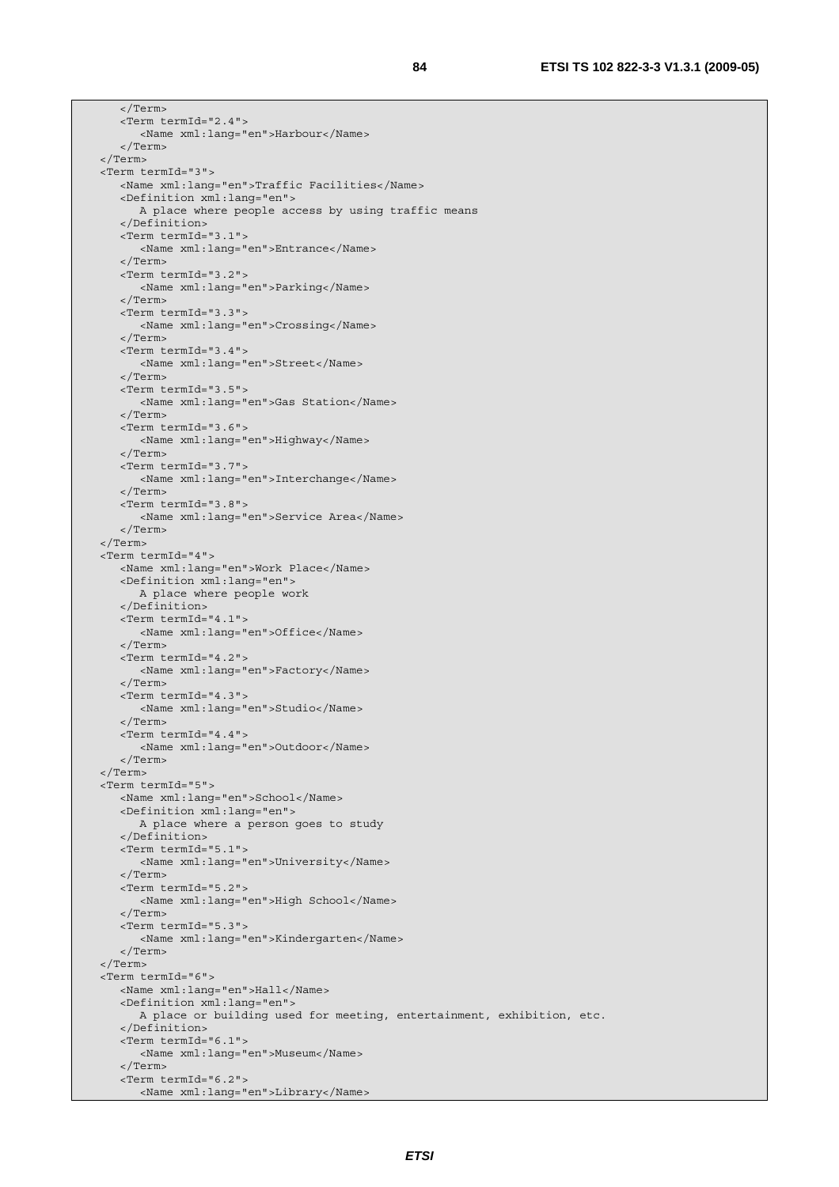```
      </Term>
      <Term termId="2.4">
         <Name xml:lang="en">Harbour</Name>
      </Term>
   </Term>
   <Term termId="3">
      <Name xml:lang="en">Traffic Facilities</Name>
      <Definition xml:lang="en">
         A place where people access by using traffic means
      </Definition>
      <Term termId="3.1">
         <Name xml:lang="en">Entrance</Name>
      </Term>
      <Term termId="3.2">
         <Name xml:lang="en">Parking</Name>
      </Term>
      <Term termId="3.3">
         <Name xml:lang="en">Crossing</Name>
      </Term>
      <Term termId="3.4">
         <Name xml:lang="en">Street</Name>
      </Term>
      <Term termId="3.5">
         <Name xml:lang="en">Gas Station</Name>
      </Term>
      <Term termId="3.6">
         <Name xml:lang="en">Highway</Name>
      </Term>
      <Term termId="3.7">
         <Name xml:lang="en">Interchange</Name>
      </Term>
      <Term termId="3.8">
         <Name xml:lang="en">Service Area</Name>
      </Term>
   </Term>
   <Term termId="4">
      <Name xml:lang="en">Work Place</Name>
      <Definition xml:lang="en">
         A place where people work
      </Definition>
      <Term termId="4.1">
         <Name xml:lang="en">Office</Name>
      </Term>
      <Term termId="4.2">
         <Name xml:lang="en">Factory</Name>
      </Term>
      <Term termId="4.3">
         <Name xml:lang="en">Studio</Name>
      </Term>
      <Term termId="4.4">
         <Name xml:lang="en">Outdoor</Name>
      </Term>
   </Term>
   <Term termId="5">
      <Name xml:lang="en">School</Name>
      <Definition xml:lang="en">
         A place where a person goes to study
      </Definition>
      <Term termId="5.1">
         <Name xml:lang="en">University</Name>
      </Term>
      <Term termId="5.2">
         <Name xml:lang="en">High School</Name>
      </Term>
      <Term termId="5.3">
         <Name xml:lang="en">Kindergarten</Name>
      </Term>
   </Term>
   <Term termId="6">
      <Name xml:lang="en">Hall</Name>
      <Definition xml:lang="en">
         A place or building used for meeting, entertainment, exhibition, etc.
      </Definition>
      <Term termId="6.1">
         <Name xml:lang="en">Museum</Name>
      </Term>
      <Term termId="6.2">
         <Name xml:lang="en">Library</Name>
```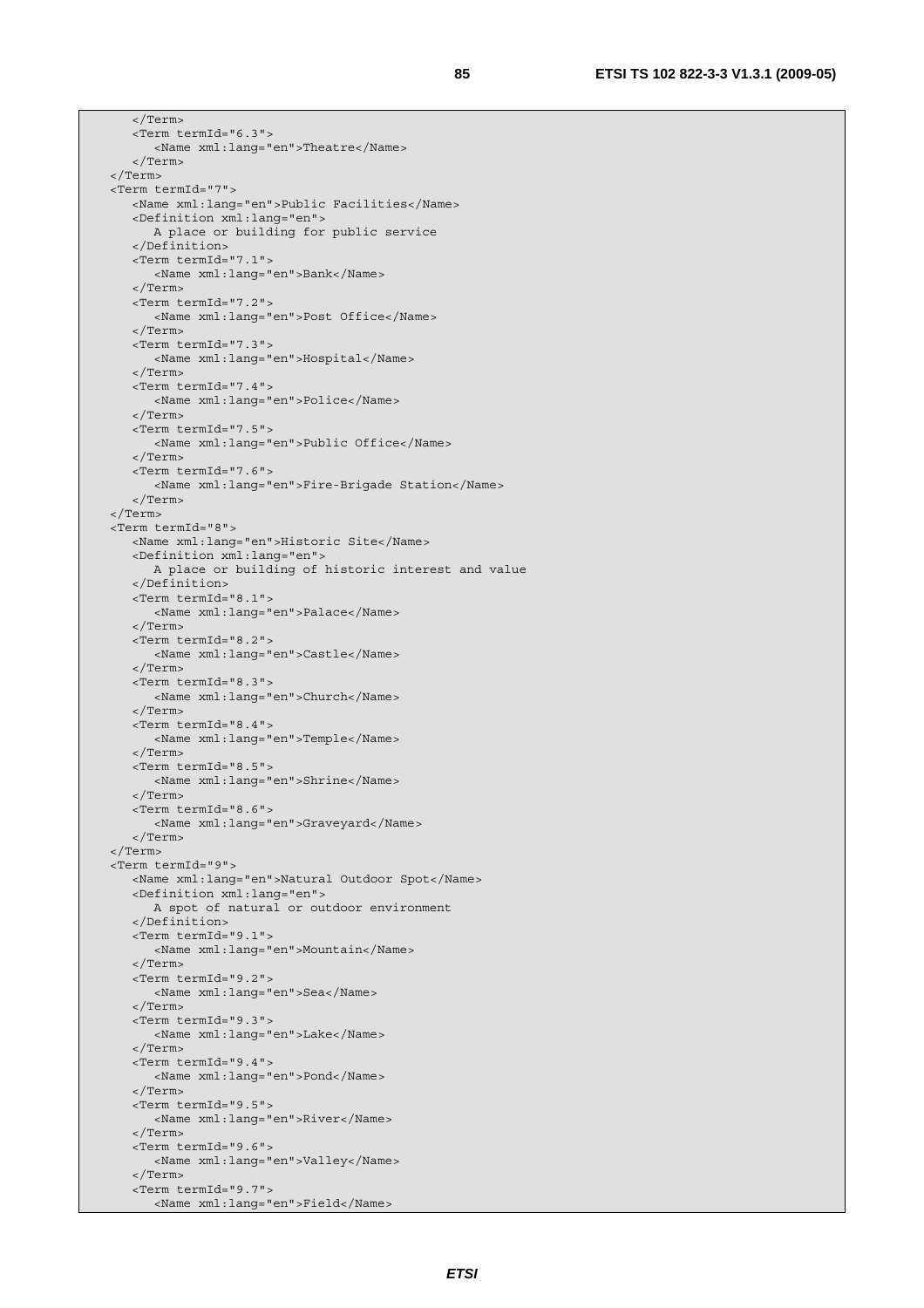```
      </Term>
      <Term termId="6.3">
         <Name xml:lang="en">Theatre</Name>
      </Term>
   </Term>
   <Term termId="7">
      <Name xml:lang="en">Public Facilities</Name>
      <Definition xml:lang="en">
         A place or building for public service
      </Definition>
      <Term termId="7.1">
         <Name xml:lang="en">Bank</Name>
      </Term>
      <Term termId="7.2">
         <Name xml:lang="en">Post Office</Name>
      </Term>
      <Term termId="7.3">
         <Name xml:lang="en">Hospital</Name>
      </Term>
      <Term termId="7.4">
         <Name xml:lang="en">Police</Name>
      </Term>
      <Term termId="7.5">
         <Name xml:lang="en">Public Office</Name>
      </Term>
      <Term termId="7.6">
         <Name xml:lang="en">Fire-Brigade Station</Name>
      </Term>
   </Term>
   <Term termId="8">
      <Name xml:lang="en">Historic Site</Name>
      <Definition xml:lang="en">
         A place or building of historic interest and value
      </Definition>
      <Term termId="8.1">
         <Name xml:lang="en">Palace</Name>
      </Term>
      <Term termId="8.2">
         <Name xml:lang="en">Castle</Name>
      </Term>
      <Term termId="8.3">
         <Name xml:lang="en">Church</Name>
      </Term>
      <Term termId="8.4">
         <Name xml:lang="en">Temple</Name>
      </Term>
      <Term termId="8.5">
         <Name xml:lang="en">Shrine</Name>
      </Term>
      <Term termId="8.6">
         <Name xml:lang="en">Graveyard</Name>
      </Term>
   </Term>
   <Term termId="9">
      <Name xml:lang="en">Natural Outdoor Spot</Name>
      <Definition xml:lang="en">
         A spot of natural or outdoor environment
      </Definition>
      <Term termId="9.1">
         <Name xml:lang="en">Mountain</Name>
      </Term>
      <Term termId="9.2">
         <Name xml:lang="en">Sea</Name>
      </Term>
      <Term termId="9.3">
         <Name xml:lang="en">Lake</Name>
      </Term>
      <Term termId="9.4">
         <Name xml:lang="en">Pond</Name>
      </Term>
      <Term termId="9.5">
         <Name xml:lang="en">River</Name>
      </Term>
      <Term termId="9.6">
         <Name xml:lang="en">Valley</Name>
      </Term>
      <Term termId="9.7">
         <Name xml:lang="en">Field</Name>
```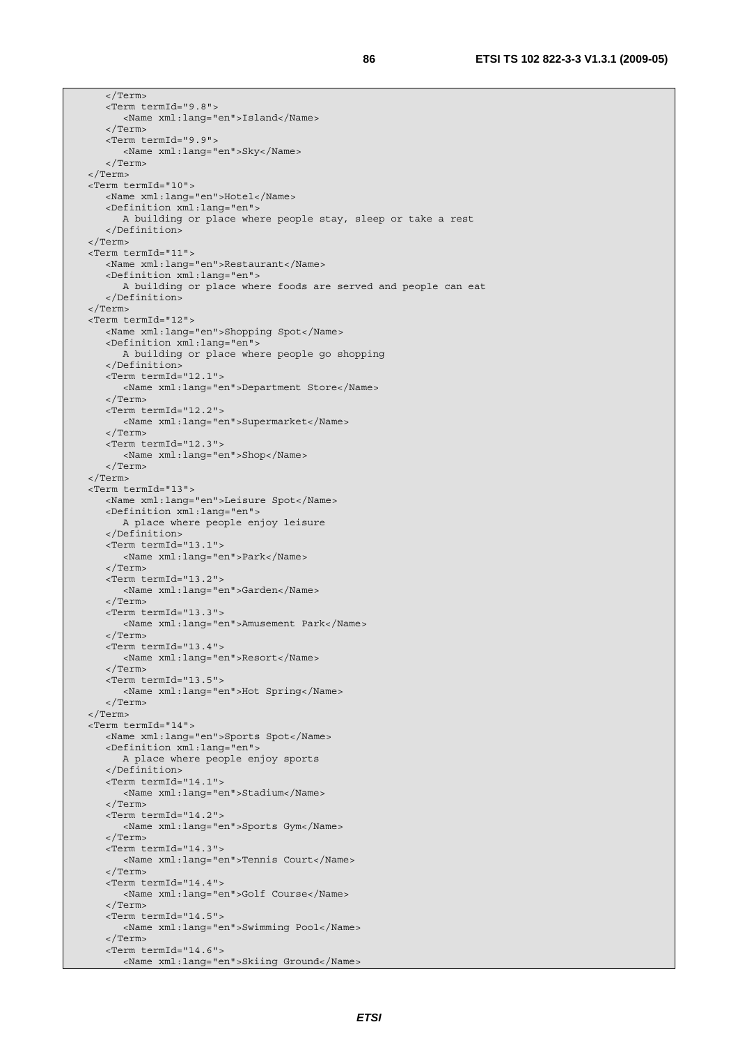```
      </Term>
      <Term termId="9.8">
         <Name xml:lang="en">Island</Name>
      </Term>
      <Term termId="9.9">
         <Name xml:lang="en">Sky</Name>
      </Term>
   </Term>
   <Term termId="10">
      <Name xml:lang="en">Hotel</Name>
      <Definition xml:lang="en">
         A building or place where people stay, sleep or take a rest
      </Definition>
   </Term>
   <Term termId="11">
      <Name xml:lang="en">Restaurant</Name>
      <Definition xml:lang="en">
         A building or place where foods are served and people can eat
      </Definition>
   </Term>
   <Term termId="12">
      <Name xml:lang="en">Shopping Spot</Name>
      <Definition xml:lang="en">
         A building or place where people go shopping
      </Definition>
      <Term termId="12.1">
         <Name xml:lang="en">Department Store</Name>
      </Term>
      <Term termId="12.2">
         <Name xml:lang="en">Supermarket</Name>
      </Term>
      <Term termId="12.3">
         <Name xml:lang="en">Shop</Name>
      </Term>
   </Term>
   <Term termId="13">
      <Name xml:lang="en">Leisure Spot</Name>
      <Definition xml:lang="en">
         A place where people enjoy leisure
      </Definition>
      <Term termId="13.1">
         <Name xml:lang="en">Park</Name>
      </Term>
      <Term termId="13.2">
         <Name xml:lang="en">Garden</Name>
      </Term>
      <Term termId="13.3">
         <Name xml:lang="en">Amusement Park</Name>
      </Term>
      <Term termId="13.4">
         <Name xml:lang="en">Resort</Name>
      </Term>
      <Term termId="13.5">
         <Name xml:lang="en">Hot Spring</Name>
      </Term>
   </Term>
   <Term termId="14">
      <Name xml:lang="en">Sports Spot</Name>
      <Definition xml:lang="en">
         A place where people enjoy sports
      </Definition>
      <Term termId="14.1">
         <Name xml:lang="en">Stadium</Name>
      </Term>
      <Term termId="14.2">
         <Name xml:lang="en">Sports Gym</Name>
      </Term>
      <Term termId="14.3">
         <Name xml:lang="en">Tennis Court</Name>
      </Term>
      <Term termId="14.4">
         <Name xml:lang="en">Golf Course</Name>
      </Term>
      <Term termId="14.5">
         <Name xml:lang="en">Swimming Pool</Name>
      </Term>
      <Term termId="14.6">
         <Name xml:lang="en">Skiing Ground</Name>
```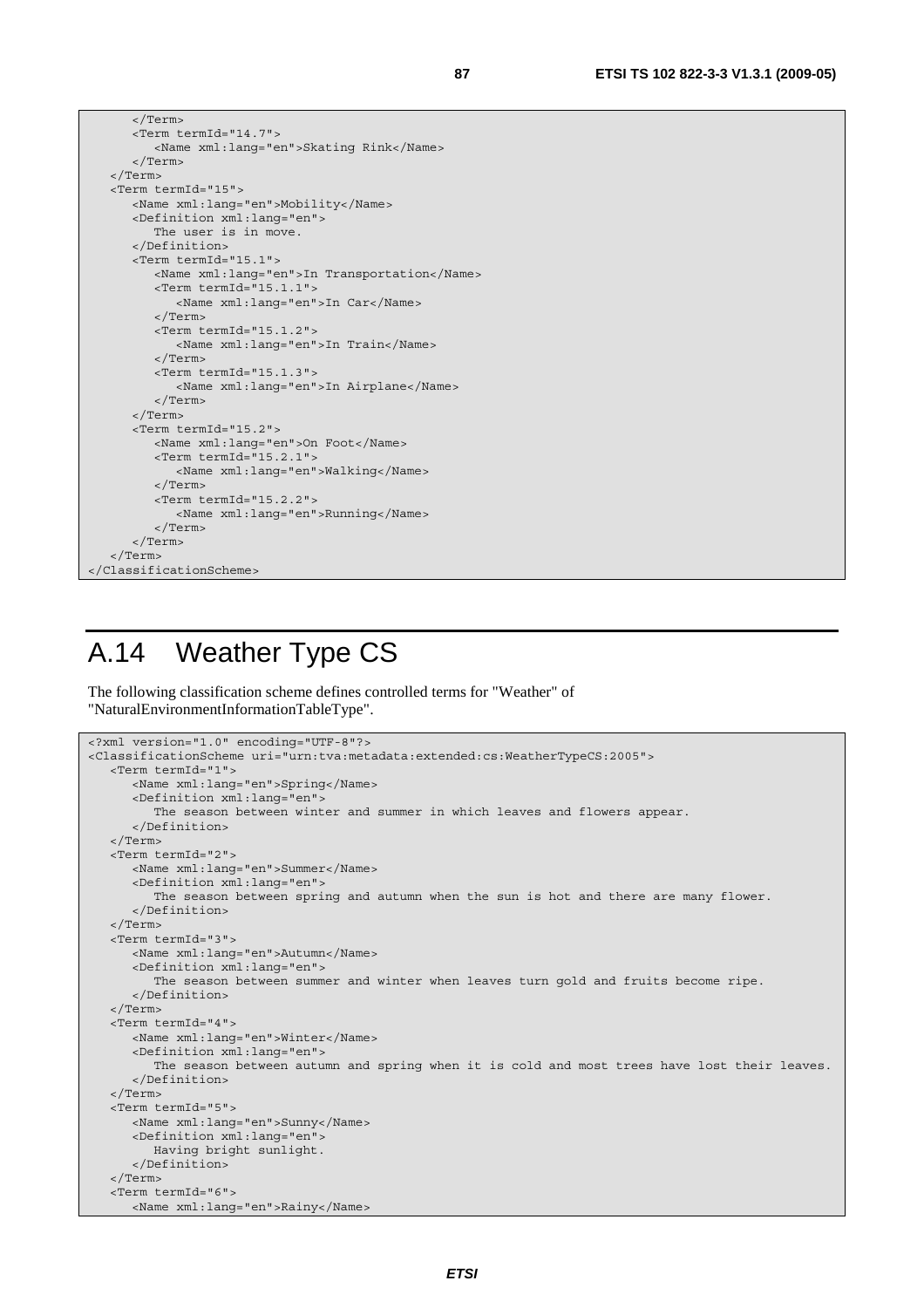```
      </Term>
      <Term termId="14.7">
         <Name xml:lang="en">Skating Rink</Name>
      </Term>
   </Term>
   <Term termId="15">
      <Name xml:lang="en">Mobility</Name>
      <Definition xml:lang="en">
         The user is in move.
      </Definition>
      <Term termId="15.1">
         <Name xml:lang="en">In Transportation</Name>
         <Term termId="15.1.1">
            <Name xml:lang="en">In Car</Name>
         </Term>
         <Term termId="15.1.2">
            <Name xml:lang="en">In Train</Name>
         </Term>
         <Term termId="15.1.3">
            <Name xml:lang="en">In Airplane</Name>
         </Term>
      </Term>
      <Term termId="15.2">
         <Name xml:lang="en">On Foot</Name>
         <Term termId="15.2.1">
            <Name xml:lang="en">Walking</Name>
         </Term>
         <Term termId="15.2.2">
            <Name xml:lang="en">Running</Name>
         </Term>
      </Term>
   </Term>
</ClassificationScheme>
```

# A.14 Weather Type CS

The following classification scheme defines controlled terms for "Weather" of "NaturalEnvironmentInformationTableType".

```
<?xml version="1.0" encoding="UTF-8"?>
<ClassificationScheme uri="urn:tva:metadata:extended:cs:WeatherTypeCS:2005">
   <Term termId="1">
      <Name xml:lang="en">Spring</Name>
      <Definition xml:lang="en">
         The season between winter and summer in which leaves and flowers appear.
      </Definition>
   </Term>
   <Term termId="2">
      <Name xml:lang="en">Summer</Name>
      <Definition xml:lang="en">
         The season between spring and autumn when the sun is hot and there are many flower.
      </Definition>
   </Term>
   <Term termId="3">
      <Name xml:lang="en">Autumn</Name>
      <Definition xml:lang="en">
         The season between summer and winter when leaves turn gold and fruits become ripe.
      </Definition>
   </Term>
   <Term termId="4">
      <Name xml:lang="en">Winter</Name>
      <Definition xml:lang="en">
         The season between autumn and spring when it is cold and most trees have lost their leaves.
      </Definition>
   </Term>
   <Term termId="5">
      <Name xml:lang="en">Sunny</Name>
      <Definition xml:lang="en">
         Having bright sunlight.
      </Definition>
   </Term>
   <Term termId="6">
      <Name xml:lang="en">Rainy</Name>
```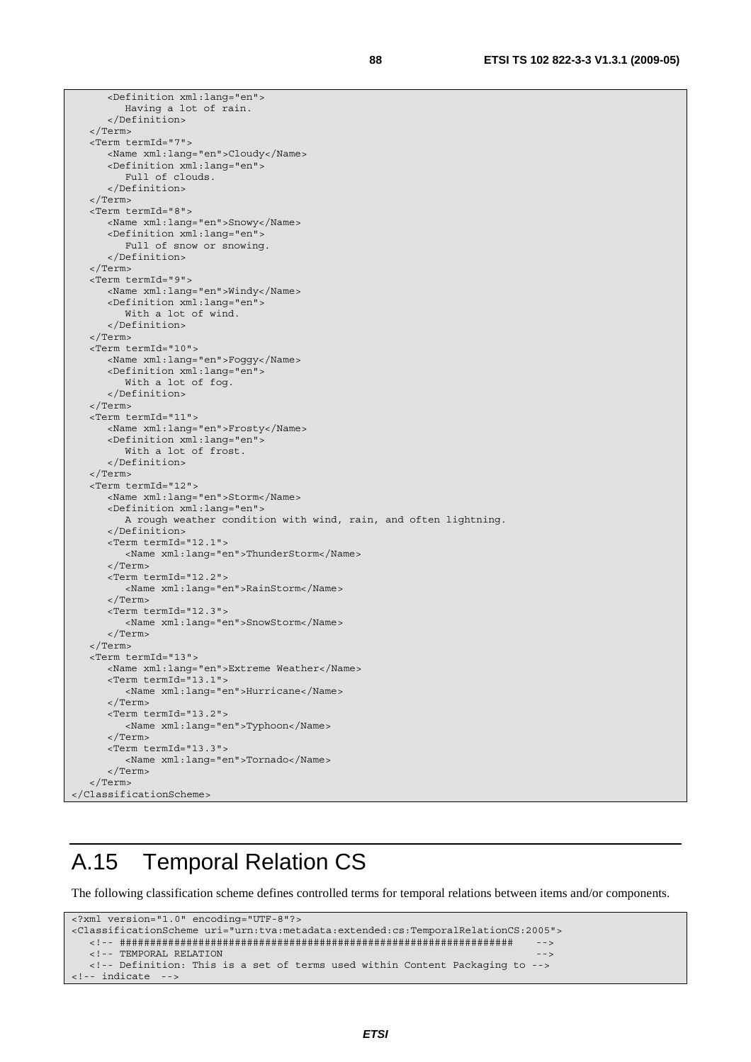```
      <Definition xml:lang="en">
         Having a lot of rain.
      </Definition>
   </Term>
   <Term termId="7">
      <Name xml:lang="en">Cloudy</Name>
      <Definition xml:lang="en">
         Full of clouds.
      </Definition>
   </Term>
   <Term termId="8">
      <Name xml:lang="en">Snowy</Name>
      <Definition xml:lang="en">
         Full of snow or snowing.
      </Definition>
   </Term>
   <Term termId="9">
      <Name xml:lang="en">Windy</Name>
      <Definition xml:lang="en">
         With a lot of wind.
      </Definition>
   </Term>
   <Term termId="10">
      <Name xml:lang="en">Foggy</Name>
      <Definition xml:lang="en">
         With a lot of fog.
      </Definition>
   </Term>
   <Term termId="11">
      <Name xml:lang="en">Frosty</Name>
      <Definition xml:lang="en">
         With a lot of frost.
      </Definition>
   </Term>
   <Term termId="12">
      <Name xml:lang="en">Storm</Name>
      <Definition xml:lang="en">
         A rough weather condition with wind, rain, and often lightning.
      </Definition>
      <Term termId="12.1">
         <Name xml:lang="en">ThunderStorm</Name>
      </Term>
      <Term termId="12.2">
         <Name xml:lang="en">RainStorm</Name>
      </Term>
      <Term termId="12.3">
         <Name xml:lang="en">SnowStorm</Name>
      </Term>
   </Term>
   <Term termId="13">
      <Name xml:lang="en">Extreme Weather</Name>
      <Term termId="13.1">
         <Name xml:lang="en">Hurricane</Name>
      </Term>
      <Term termId="13.2">
         <Name xml:lang="en">Typhoon</Name>
      </Term>
      <Term termId="13.3">
         <Name xml:lang="en">Tornado</Name>
      </Term>
   </Term>
</ClassificationScheme>
```

# A.15 Temporal Relation CS

The following classification scheme defines controlled terms for temporal relations between items and/or components.

```
<?xml version="1.0" encoding="UTF-8"?>
<ClassificationScheme uri="urn:tva:metadata:extended:cs:TemporalRelationCS:2005">
   <!-- ################################################################    -->
   <!-- TEMPORAL RELATION                                                    -->
   <!-- Definition: This is a set of terms used within Content Packaging to -->
<!-- indicate  -->
```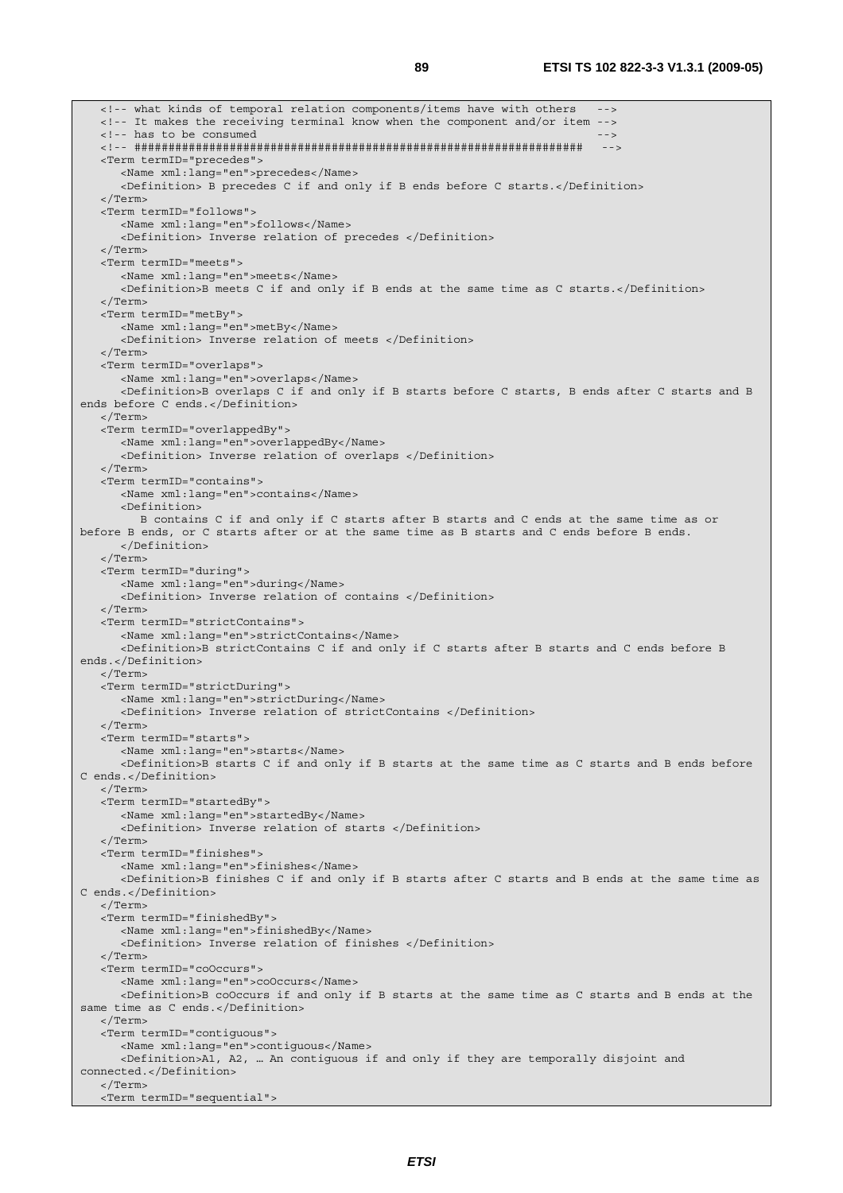```
   <!-- what kinds of temporal relation components/items have with others   -->
   <!-- It makes the receiving terminal know when the component and/or item -->
   <!-- has to be consumed                                                   -->
   <!-- ################################################################   -->
   <Term termID="precedes">
      <Name xml:lang="en">precedes</Name>
      <Definition> B precedes C if and only if B ends before C starts.</Definition>
   </Term>
   <Term termID="follows">
      <Name xml:lang="en">follows</Name>
      <Definition> Inverse relation of precedes </Definition>
   </Term>
   <Term termID="meets">
      <Name xml:lang="en">meets</Name>
      <Definition>B meets C if and only if B ends at the same time as C starts.</Definition>
   </Term>
   <Term termID="metBy">
      <Name xml:lang="en">metBy</Name>
      <Definition> Inverse relation of meets </Definition>
   </Term>
   <Term termID="overlaps">
      <Name xml:lang="en">overlaps</Name>
      <Definition>B overlaps C if and only if B starts before C starts, B ends after C starts and B 
ends before C ends.</Definition>
   </Term>
   <Term termID="overlappedBy">
      <Name xml:lang="en">overlappedBy</Name>
      <Definition> Inverse relation of overlaps </Definition>
   </Term>
   <Term termID="contains">
      <Name xml:lang="en">contains</Name>
      <Definition>
         B contains C if and only if C starts after B starts and C ends at the same time as or 
before B ends, or C starts after or at the same time as B starts and C ends before B ends.
      </Definition>
   </Term>
   <Term termID="during">
      <Name xml:lang="en">during</Name>
      <Definition> Inverse relation of contains </Definition>
   </Term>
   <Term termID="strictContains">
      <Name xml:lang="en">strictContains</Name>
      <Definition>B strictContains C if and only if C starts after B starts and C ends before B 
ends.</Definition>
   </Term>
   <Term termID="strictDuring">
      <Name xml:lang="en">strictDuring</Name>
      <Definition> Inverse relation of strictContains </Definition>
   </Term>
   <Term termID="starts">
      <Name xml:lang="en">starts</Name>
      <Definition>B starts C if and only if B starts at the same time as C starts and B ends before 
C ends.</Definition>
   </Term>
   <Term termID="startedBy">
      <Name xml:lang="en">startedBy</Name>
      <Definition> Inverse relation of starts </Definition>
   </Term>
   <Term termID="finishes">
      <Name xml:lang="en">finishes</Name>
      <Definition>B finishes C if and only if B starts after C starts and B ends at the same time as 
C ends.</Definition>
   </Term>
   <Term termID="finishedBy">
      <Name xml:lang="en">finishedBy</Name>
      <Definition> Inverse relation of finishes </Definition>
   </Term>
   <Term termID="coOccurs">
      <Name xml:lang="en">coOccurs</Name>
      <Definition>B coOccurs if and only if B starts at the same time as C starts and B ends at the 
same time as C ends.</Definition>
   </Term>
   <Term termID="contiguous">
      <Name xml:lang="en">contiguous</Name>
      <Definition>A1, A2, … An contiguous if and only if they are temporally disjoint and 
connected.</Definition>
   </Term>
   <Term termID="sequential">
```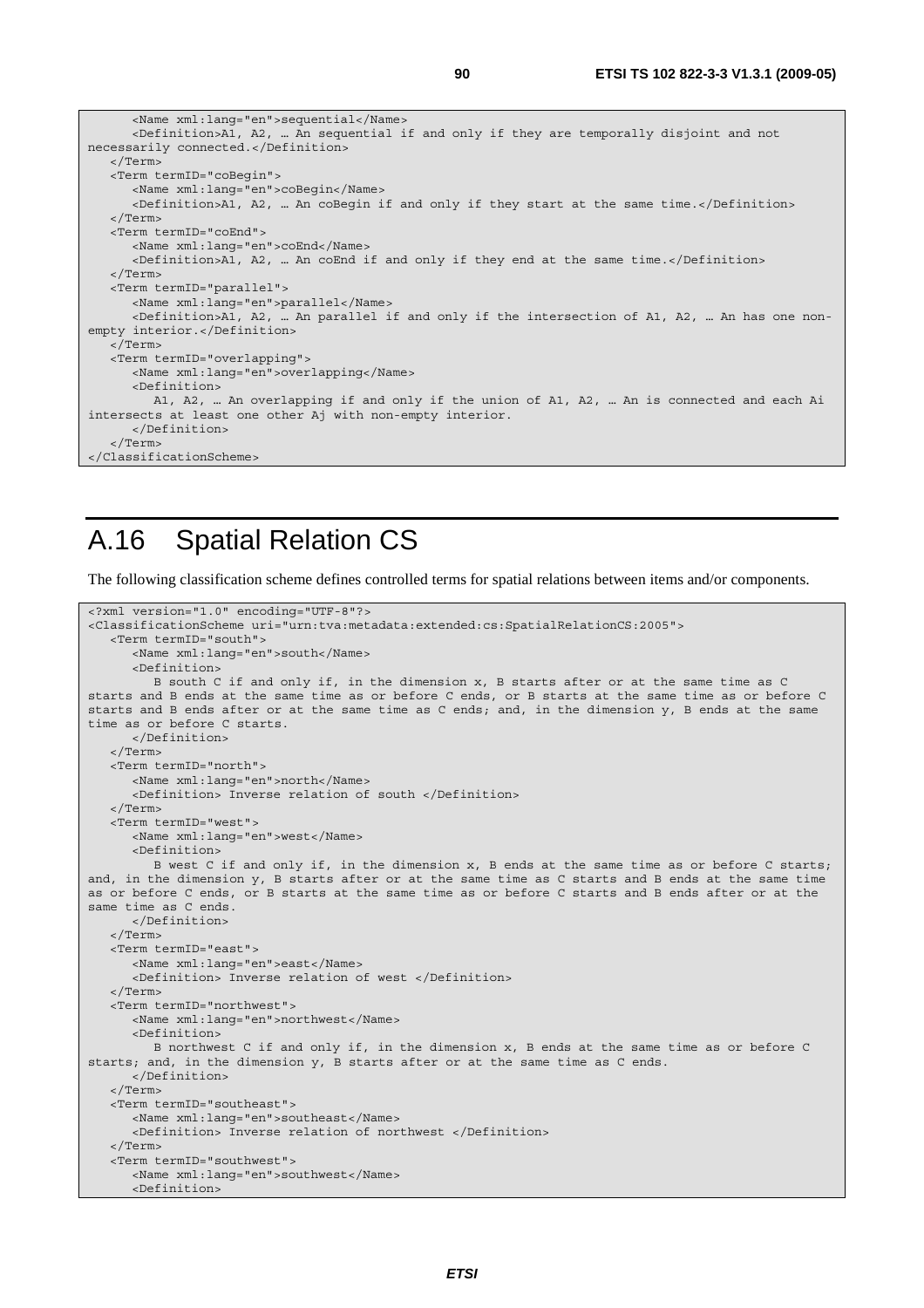```
      <Name xml:lang="en">sequential</Name>
      <Definition>A1, A2, … An sequential if and only if they are temporally disjoint and not 
necessarily connected.</Definition>
   </Term>
   <Term termID="coBegin">
      <Name xml:lang="en">coBegin</Name>
      <Definition>A1, A2, … An coBegin if and only if they start at the same time.</Definition>
   </Term>
   <Term termID="coEnd">
      <Name xml:lang="en">coEnd</Name>
      <Definition>A1, A2, … An coEnd if and only if they end at the same time.</Definition>
   </Term>
   <Term termID="parallel">
      <Name xml:lang="en">parallel</Name>
      <Definition>A1, A2, … An parallel if and only if the intersection of A1, A2, … An has one non-
empty interior.</Definition>
   </Term>
   <Term termID="overlapping">
      <Name xml:lang="en">overlapping</Name>
      <Definition>
         A1, A2, … An overlapping if and only if the union of A1, A2, … An is connected and each Ai 
intersects at least one other Aj with non-empty interior.
      </Definition>
   </Term>
</ClassificationScheme>
```

# A.16 Spatial Relation CS

The following classification scheme defines controlled terms for spatial relations between items and/or components.

```
<?xml version="1.0" encoding="UTF-8"?>
<ClassificationScheme uri="urn:tva:metadata:extended:cs:SpatialRelationCS:2005">
   <Term termID="south">
      <Name xml:lang="en">south</Name>
      <Definition>
         B south C if and only if, in the dimension x, B starts after or at the same time as C 
starts and B ends at the same time as or before C ends, or B starts at the same time as or before C 
starts and B ends after or at the same time as C ends; and, in the dimension y, B ends at the same 
time as or before C starts.
      </Definition>
   </Term>
   <Term termID="north">
      <Name xml:lang="en">north</Name>
      <Definition> Inverse relation of south </Definition>
   </Term>
   <Term termID="west">
      <Name xml:lang="en">west</Name>
      <Definition>
         B west C if and only if, in the dimension x, B ends at the same time as or before C starts; 
and, in the dimension y, B starts after or at the same time as C starts and B ends at the same time 
as or before C ends, or B starts at the same time as or before C starts and B ends after or at the 
same time as C ends.
      </Definition>
   </Term>
   <Term termID="east">
      <Name xml:lang="en">east</Name>
      <Definition> Inverse relation of west </Definition>
   </Term>
   <Term termID="northwest">
      <Name xml:lang="en">northwest</Name>
      <Definition>
         B northwest C if and only if, in the dimension x, B ends at the same time as or before C 
starts; and, in the dimension y, B starts after or at the same time as C ends.
      </Definition>
   </Term>
   <Term termID="southeast">
      <Name xml:lang="en">southeast</Name>
      <Definition> Inverse relation of northwest </Definition>
   </Term>
   <Term termID="southwest">
      <Name xml:lang="en">southwest</Name>
      <Definition>
```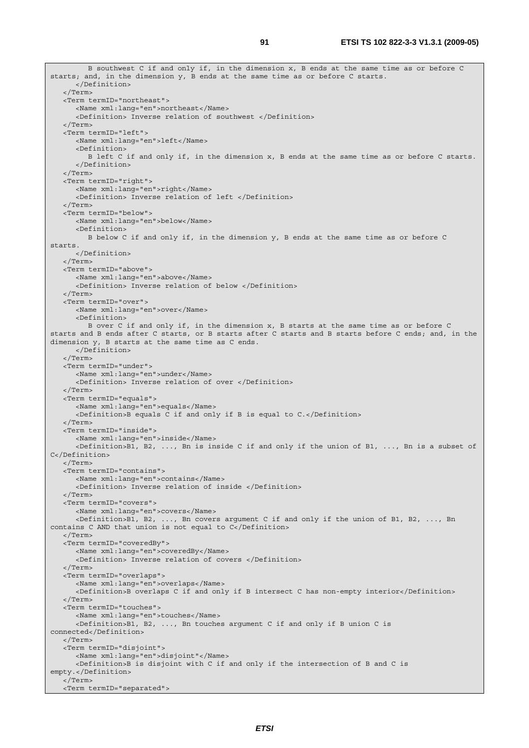```
        B southwest C if and only if, in the dimension x, B ends at the same time as or before C
starts; and, in the dimension y, B ends at the same time as or before C starts.
      </Definition>
   </Term>
   <Term termID="northeast">
      <Name xml:lang="en">northeast</Name>
      <Definition> Inverse relation of southwest </Definition>
   </Term>
   <Term termID="left">
      <Name xml:lang="en">left</Name>
      <Definition>
         B left C if and only if, in the dimension x, B ends at the same time as or before C starts.
      </Definition>
   </Term>
   <Term termID="right">
      <Name xml:lang="en">right</Name>
      <Definition> Inverse relation of left </Definition>
   </Term>
   <Term termID="below">
      <Name xml:lang="en">below</Name>
      <Definition>
         B below C if and only if, in the dimension y, B ends at the same time as or before C
starts.
      </Definition>
   </Term>
   <Term termID="above">
      <Name xml:lang="en">above</Name>
      <Definition> Inverse relation of below </Definition>
   </Term>
   <Term termID="over">
      <Name xml:lang="en">over</Name>
      <Definition>
         B over C if and only if, in the dimension x, B starts at the same time as or before C
starts and B ends after C starts, or B starts after C starts and B starts before C ends; and, in the
dimension y, B starts at the same time as C ends.
      </Definition>
   </Term>
   <Term termID="under">
      <Name xml:lang="en">under</Name>
      <Definition> Inverse relation of over </Definition>
   </Term>
   <Term termID="equals">
      <Name xml:lang="en">equals</Name>
      <Definition>B equals C if and only if B is equal to C.</Definition>
   </Term>
   <Term termID="inside">
      <Name xml:lang="en">inside</Name>
      <Definition>B1, B2, ..., Bn is inside C if and only if the union of B1, ..., Bn is a subset of
C</Definition>
   </Term>
   <Term termID="contains">
      <Name xml:lang="en">contains</Name>
      <Definition> Inverse relation of inside </Definition>
   </Term>
   <Term termID="covers">
      <Name xml:lang="en">covers</Name>
      <Definition>B1, B2, ..., Bn covers argument C if and only if the union of B1, B2, ..., Bn
contains C AND that union is not equal to C</Definition>
   </Term>
   <Term termID="coveredBy">
      <Name xml:lang="en">coveredBy</Name>
      <Definition> Inverse relation of covers </Definition>
   </Term>
   <Term termID="overlaps">
      <Name xml:lang="en">overlaps</Name>
      <Definition>B overlaps C if and only if B intersect C has non-empty interior</Definition>
   </Term>
   <Term termID="touches">
      <Name xml:lang="en">touches</Name>
      <Definition>B1, B2, ..., Bn touches argument C if and only if B union C is
connected</Definition>
   </Term>
   <Term termID="disjoint">
      <Name xml:lang="en">disjoint"</Name>
      <Definition>B is disjoint with C if and only if the intersection of B and C is
empty.</Definition>
   </Term>
   <Term termID="separated">
```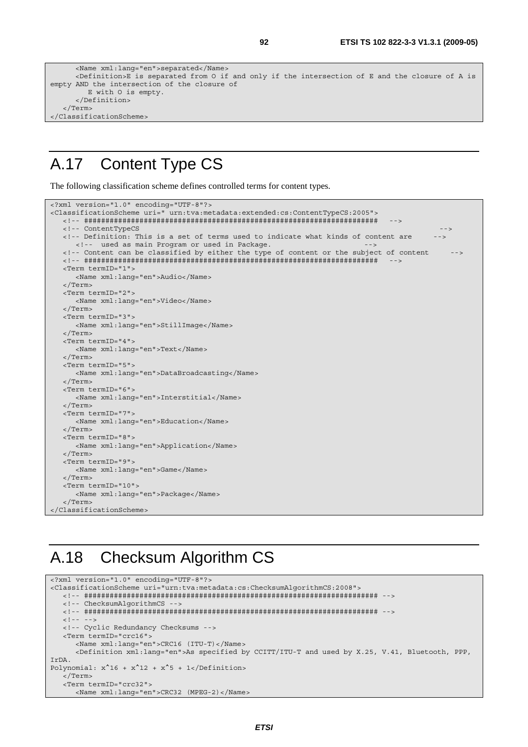```
      <Name xml:lang="en">separated</Name>
      <Definition>E is separated from O if and only if the intersection of E and the closure of A is
empty AND the intersection of the closure of
         E with O is empty.
      </Definition>
   </Term>
</ClassificationScheme>
```

# A.17 Content Type CS

The following classification scheme defines controlled terms for content types.

```
<?xml version="1.0" encoding="UTF-8"?>
<ClassificationScheme uri=" urn:tva:metadata:extended:cs:ContentTypeCS:2005">
   <!-- #####################################################################   -->
   <!-- ContentTypeCS                                                                      -->
   <!-- Definition: This is a set of terms used to indicate what kinds of content are     -->
      <!--  used as main Program or used in Package.                          -->
   <!-- Content can be classified by either the type of content or the subject of content     -->
   <!-- #####################################################################   -->
   <Term termID="1">
      <Name xml:lang="en">Audio</Name>
   </Term>
   <Term termID="2">
      <Name xml:lang="en">Video</Name>
   </Term>
   <Term termID="3">
      <Name xml:lang="en">StillImage</Name>
   </Term>
   <Term termID="4">
      <Name xml:lang="en">Text</Name>
   </Term>
   <Term termID="5">
      <Name xml:lang="en">DataBroadcasting</Name>
   </Term>
   <Term termID="6">
      <Name xml:lang="en">Interstitial</Name>
   </Term>
   <Term termID="7">
      <Name xml:lang="en">Education</Name>
   </Term>
   <Term termID="8">
      <Name xml:lang="en">Application</Name>
   </Term>
   <Term termID="9">
      <Name xml:lang="en">Game</Name>
   </Term>
   <Term termID="10">
      <Name xml:lang="en">Package</Name>
   </Term>
</ClassificationScheme>
```

# A.18 Checksum Algorithm CS

```
<?xml version="1.0" encoding="UTF-8"?>
<ClassificationScheme uri="urn:tva:metadata:cs:ChecksumAlgorithmCS:2008">
   <!-- ##################################################################### -->
   <!-- ChecksumAlgorithmCS -->
   <!-- ##################################################################### -->
   <!-- -->
   <!-- Cyclic Redundancy Checksums -->
   <Term termID="crc16">
      <Name xml:lang="en">CRC16 (ITU-T)</Name>
      <Definition xml:lang="en">As specified by CCITT/ITU-T and used by X.25, V.41, Bluetooth, PPP,
IrDA.
Polynomial: x^16 + x^12 + x^5 + 1</Definition>
   </Term>
   <Term termID="crc32">
      <Name xml:lang="en">CRC32 (MPEG-2)</Name>
```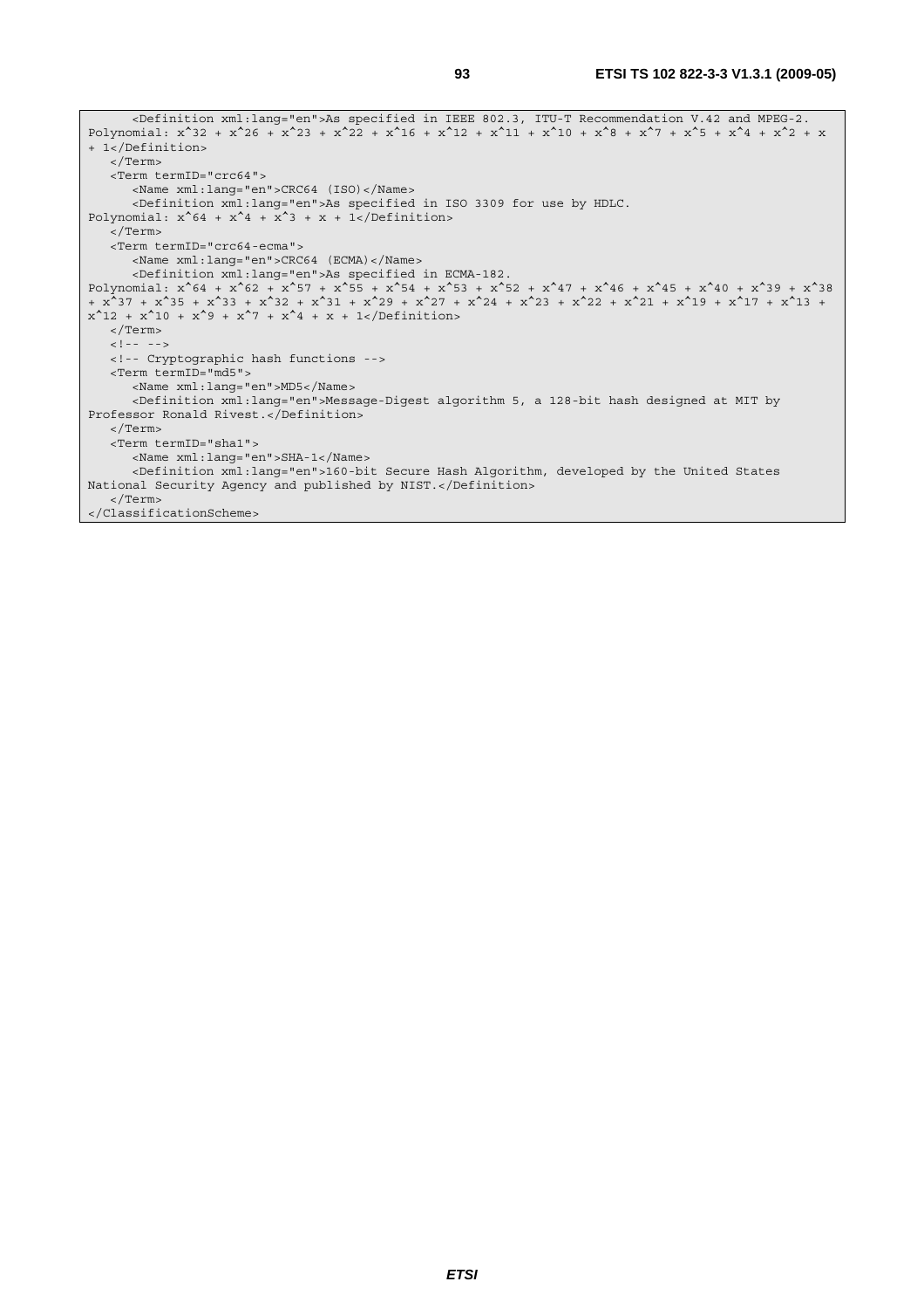```
      <Definition xml:lang="en">As specified in IEEE 802.3, ITU-T Recommendation V.42 and MPEG-2.
Polynomial: x^32 + x^26 + x^23 + x^22 + x^16 + x^12 + x^11 + x^10 + x^8 + x^7 + x^5 + x^4 + x^2 + x
+ 1</Definition>
   </Term>
   <Term termID="crc64">
      <Name xml:lang="en">CRC64 (ISO)</Name>
      <Definition xml:lang="en">As specified in ISO 3309 for use by HDLC.
Polynomial: x^64 + x^4 + x^3 + x + 1</Definition>
   </Term>
   <Term termID="crc64-ecma">
      <Name xml:lang="en">CRC64 (ECMA)</Name>
      <Definition xml:lang="en">As specified in ECMA-182.
Polynomial: x^64 + x^62 + x^57 + x^55 + x^54 + x^53 + x^52 + x^47 + x^46 + x^45 + x^40 + x^39 + x^38
+ x^37 + x^35 + x^33 + x^32 + x^31 + x^29 + x^27 + x^24 + x^23 + x^22 + x^21 + x^19 + x^17 + x^13 +
x^12 + x^10 + x^9 + x^7 + x^4 + x + 1</Definition>
   </Term>
   <!-- -->
   <!-- Cryptographic hash functions -->
   <Term termID="md5">
      <Name xml:lang="en">MD5</Name>
      <Definition xml:lang="en">Message-Digest algorithm 5, a 128-bit hash designed at MIT by
Professor Ronald Rivest.</Definition>
   </Term>
   <Term termID="sha1">
      <Name xml:lang="en">SHA-1</Name>
      <Definition xml:lang="en">160-bit Secure Hash Algorithm, developed by the United States
National Security Agency and published by NIST.</Definition>
   </Term>
</ClassificationScheme>
```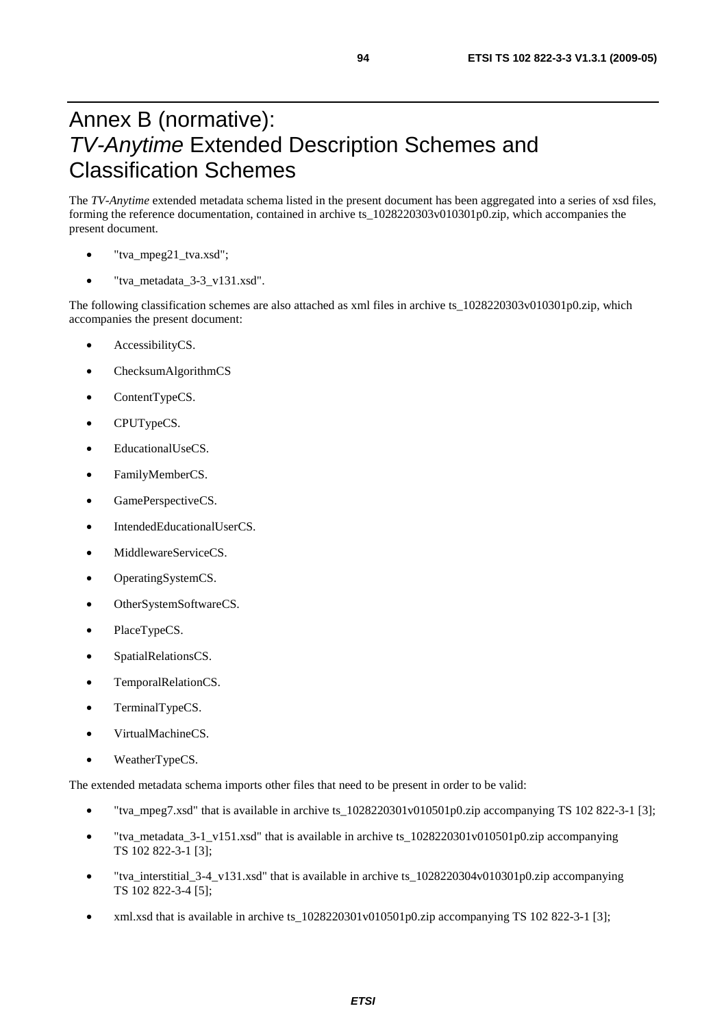# Annex B (normative): *TV-Anytime* Extended Description Schemes and Classification Schemes

The *TV-Anytime* extended metadata schema listed in the present document has been aggregated into a series of xsd files, forming the reference documentation, contained in archive ts_1028220303v010301p0.zip, which accompanies the present document.

- "tva_mpeg21_tva.xsd";
- "tva_metadata_3-3_v131.xsd".

The following classification schemes are also attached as xml files in archive ts_1028220303v010301p0.zip, which accompanies the present document:

- AccessibilityCS.
- ChecksumAlgorithmCS
- ContentTypeCS.
- CPUTypeCS.
- EducationalUseCS.
- FamilyMemberCS.
- GamePerspectiveCS.
- IntendedEducationalUserCS.
- MiddlewareServiceCS.
- OperatingSystemCS.
- OtherSystemSoftwareCS.
- PlaceTypeCS.
- SpatialRelationsCS.
- TemporalRelationCS.
- TerminalTypeCS.
- VirtualMachineCS.
- WeatherTypeCS.

The extended metadata schema imports other files that need to be present in order to be valid:

- "tva_mpeg7.xsd" that is available in archive ts_1028220301v010501p0.zip accompanying TS 102 822-3-1 [3];
- "tva_metadata_3-1_v151.xsd" that is available in archive ts_1028220301v010501p0.zip accompanying TS 102 822-3-1 [3];
- "tva_interstitial_3-4_v131.xsd" that is available in archive ts_1028220304v010301p0.zip accompanying TS 102 822-3-4 [5];
- xml.xsd that is available in archive ts_1028220301v010501p0.zip accompanying TS 102 822-3-1 [3];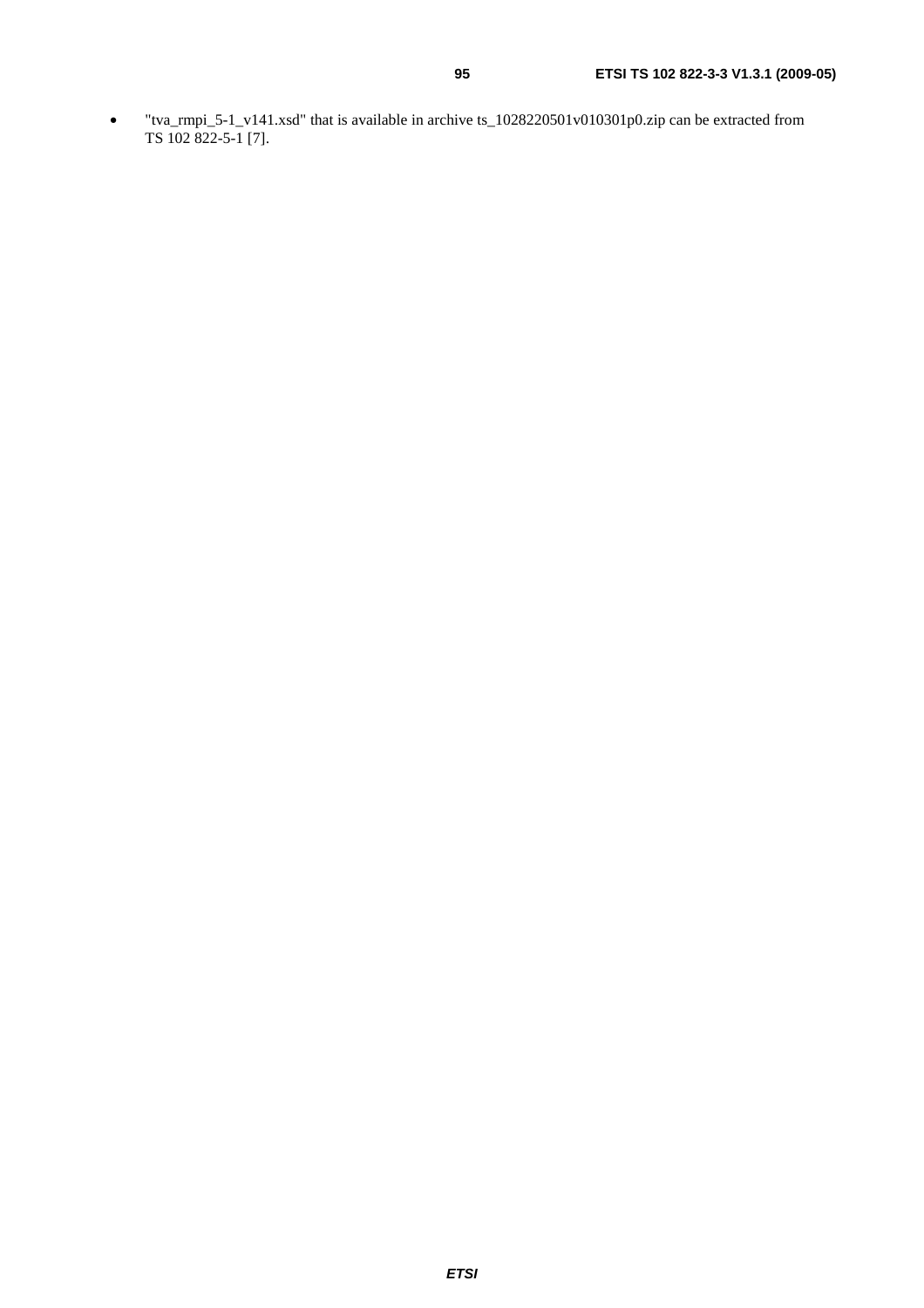- "tva_rmpi_5-1_v141.xsd" that is available in archive ts_1028220501v010301p0.zip can be extracted from TS 102 822-5-1 [7].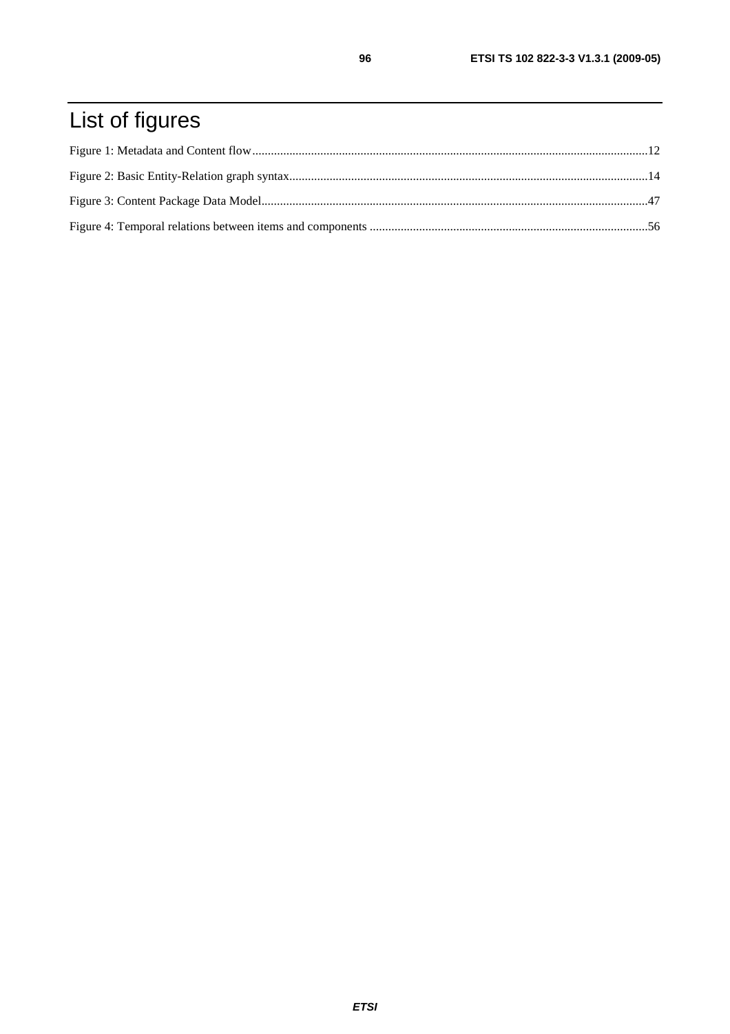# List of figures

Figure 1: Metadata and Content flow ... 12

Figure 2: Basic Entity-Relation graph syntax ... 14

Figure 3: Content Package Data Model ... 47

Figure 4: Temporal relations between items and components ... 56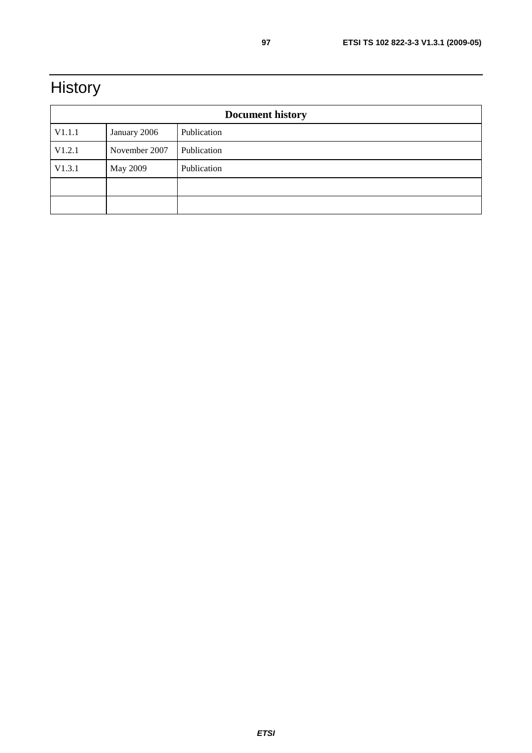# History

| Document history | | |
|---|---|---|
| V1.1.1 | January 2006 | Publication |
| V1.2.1 | November 2007 | Publication |
| V1.3.1 | May 2009 | Publication |
| | | |
| | | |